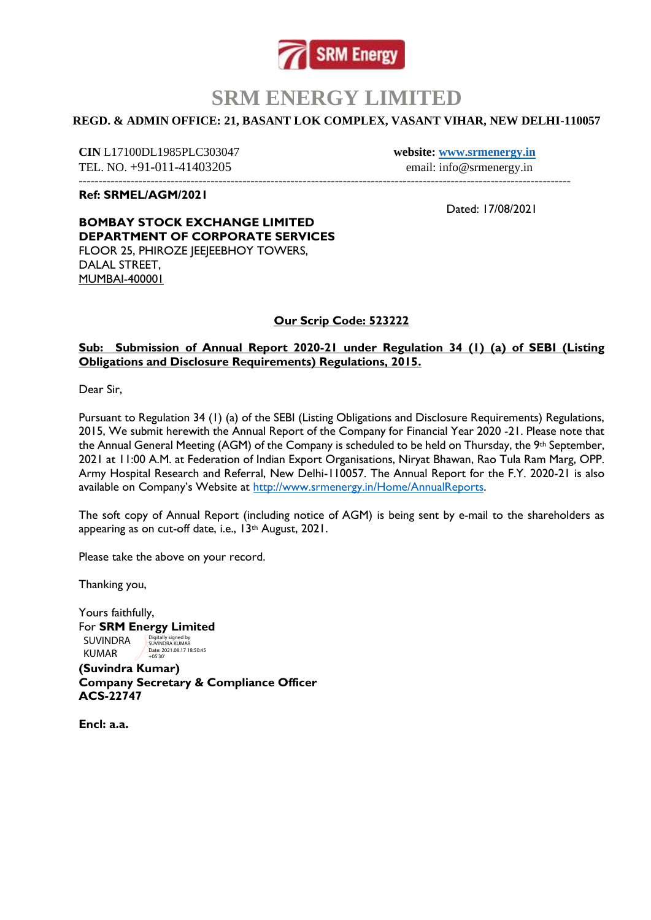# SRM ENERGY LIMITED

**REGD. & ADMIN OFFICE: 21, BASANT LOK COMPLEX, VASANT VIHAR, NEW DELHI-110057**

**CIN** L17100DL1985PLC303047
TEL. NO. +91-011-41403205

**website:** **www.srmenergy.in**
email: info@srmenergy.in

---

**Ref: SRMEL/AGM/2021**

Dated: 17/08/2021

**BOMBAY STOCK EXCHANGE LIMITED**
**DEPARTMENT OF CORPORATE SERVICES**
FLOOR 25, PHIROZE JEEJEEBHOY TOWERS,
DALAL STREET,
MUMBAI-400001

**Our Scrip Code: 523222**

**Sub: Submission of Annual Report 2020-21 under Regulation 34 (1) (a) of SEBI (Listing Obligations and Disclosure Requirements) Regulations, 2015.**

Dear Sir,

Pursuant to Regulation 34 (1) (a) of the SEBI (Listing Obligations and Disclosure Requirements) Regulations, 2015, We submit herewith the Annual Report of the Company for Financial Year 2020 -21. Please note that the Annual General Meeting (AGM) of the Company is scheduled to be held on Thursday, the 9th September, 2021 at 11:00 A.M. at Federation of Indian Export Organisations, Niryat Bhawan, Rao Tula Ram Marg, OPP. Army Hospital Research and Referral, New Delhi-110057. The Annual Report for the F.Y. 2020-21 is also available on Company's Website at http://www.srmenergy.in/Home/AnnualReports.

The soft copy of Annual Report (including notice of AGM) is being sent by e-mail to the shareholders as appearing as on cut-off date, i.e., 13th August, 2021.

Please take the above on your record.

Thanking you,

Yours faithfully,
For **SRM Energy Limited**
SUVINDRA KUMAR
Digitally signed by SUVINDRA KUMAR
Date: 2021.08.17 18:50:45 +05'30'

**(Suvindra Kumar)**
**Company Secretary & Compliance Officer**
**ACS-22747**

**Encl: a.a.**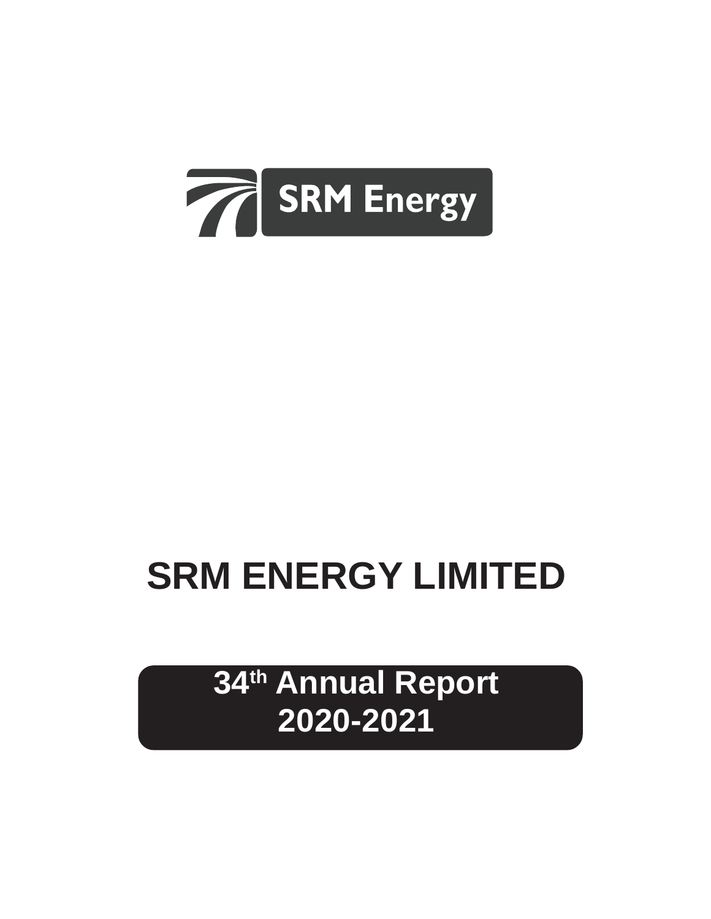SRM Energy

# SRM ENERGY LIMITED

## 34th Annual Report 2020-2021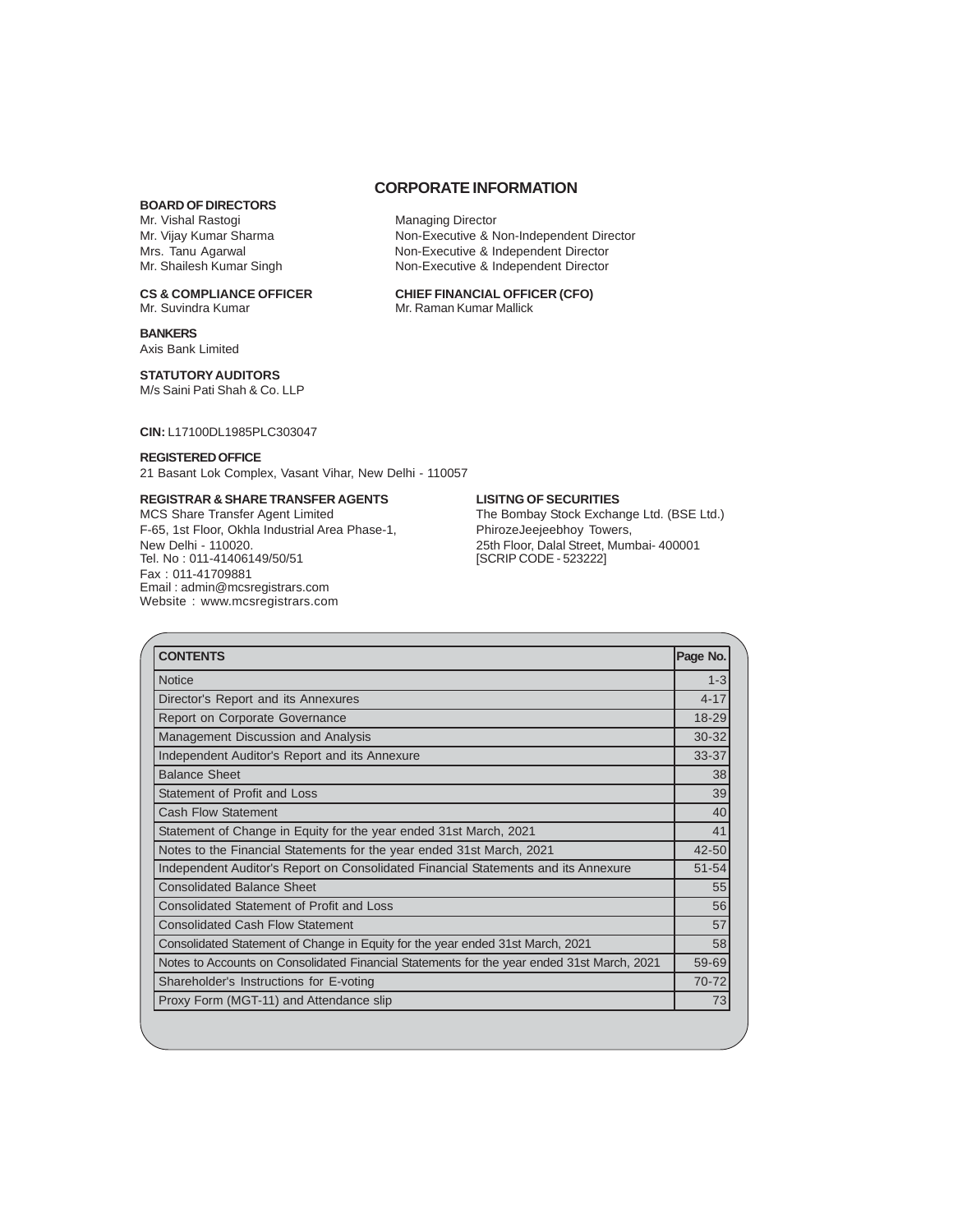# CORPORATE INFORMATION

**BOARD OF DIRECTORS**

| | |
|---|---|
| Mr. Vishal Rastogi | Managing Director |
| Mr. Vijay Kumar Sharma | Non-Executive & Non-Independent Director |
| Mrs. Tanu Agarwal | Non-Executive & Independent Director |
| Mr. Shailesh Kumar Singh | Non-Executive & Independent Director |

**CS & COMPLIANCE OFFICER**
Mr. Suvindra Kumar

**CHIEF FINANCIAL OFFICER (CFO)**
Mr. Raman Kumar Mallick

**BANKERS**
Axis Bank Limited

**STATUTORY AUDITORS**
M/s Saini Pati Shah & Co. LLP

**CIN:** L17100DL1985PLC303047

**REGISTERED OFFICE**
21 Basant Lok Complex, Vasant Vihar, New Delhi - 110057

**REGISTRAR & SHARE TRANSFER AGENTS**
MCS Share Transfer Agent Limited
F-65, 1st Floor, Okhla Industrial Area Phase-1,
New Delhi - 110020.
Tel. No : 011-41406149/50/51
Fax : 011-41709881
Email : admin@mcsregistrars.com
Website : www.mcsregistrars.com

**LISITNG OF SECURITIES**
The Bombay Stock Exchange Ltd. (BSE Ltd.)
PhirozeJeejeebhoy Towers,
25th Floor, Dalal Street, Mumbai- 400001
[SCRIP CODE - 523222]

| CONTENTS | Page No. |
|---|---|
| Notice | 1-3 |
| Director's Report and its Annexures | 4-17 |
| Report on Corporate Governance | 18-29 |
| Management Discussion and Analysis | 30-32 |
| Independent Auditor's Report and its Annexure | 33-37 |
| Balance Sheet | 38 |
| Statement of Profit and Loss | 39 |
| Cash Flow Statement | 40 |
| Statement of Change in Equity for the year ended 31st March, 2021 | 41 |
| Notes to the Financial Statements for the year ended 31st March, 2021 | 42-50 |
| Independent Auditor's Report on Consolidated Financial Statements and its Annexure | 51-54 |
| Consolidated Balance Sheet | 55 |
| Consolidated Statement of Profit and Loss | 56 |
| Consolidated Cash Flow Statement | 57 |
| Consolidated Statement of Change in Equity for the year ended 31st March, 2021 | 58 |
| Notes to Accounts on Consolidated Financial Statements for the year ended 31st March, 2021 | 59-69 |
| Shareholder's Instructions for E-voting | 70-72 |
| Proxy Form (MGT-11) and Attendance slip | 73 |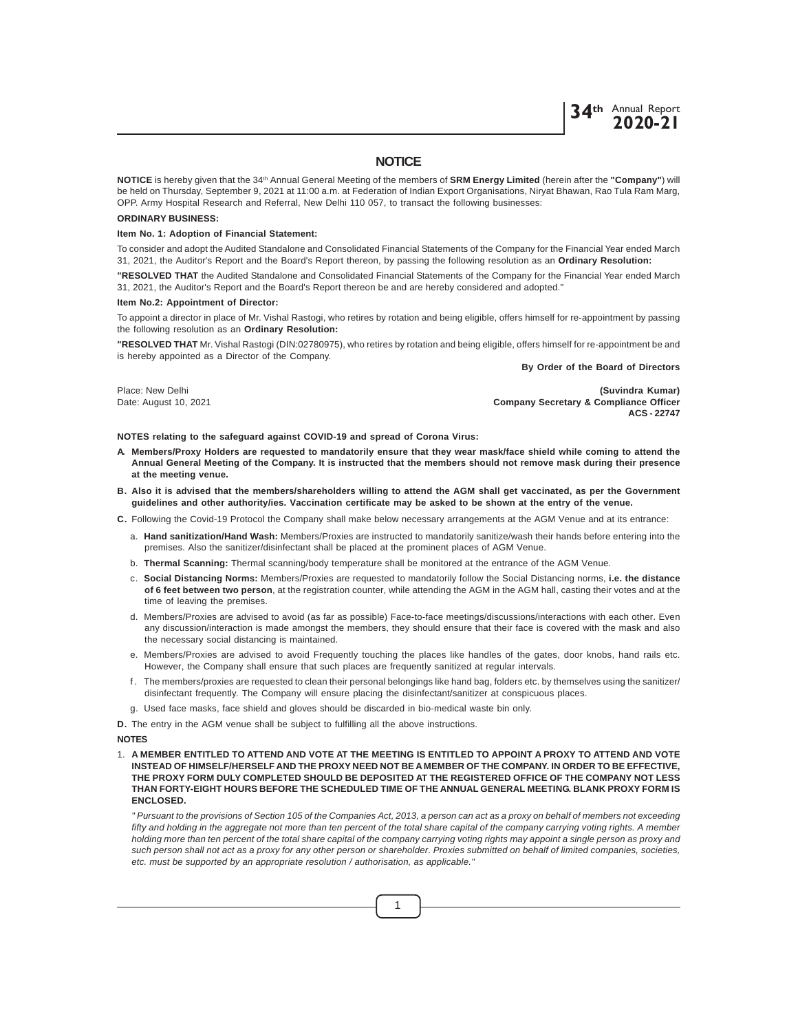# NOTICE

**NOTICE** is hereby given that the 34th Annual General Meeting of the members of **SRM Energy Limited** (herein after the **"Company"**) will be held on Thursday, September 9, 2021 at 11:00 a.m. at Federation of Indian Export Organisations, Niryat Bhawan, Rao Tula Ram Marg, OPP. Army Hospital Research and Referral, New Delhi 110 057, to transact the following businesses:

**ORDINARY BUSINESS:**

**Item No. 1: Adoption of Financial Statement:**

To consider and adopt the Audited Standalone and Consolidated Financial Statements of the Company for the Financial Year ended March 31, 2021, the Auditor's Report and the Board's Report thereon, by passing the following resolution as an **Ordinary Resolution:**

**"RESOLVED THAT** the Audited Standalone and Consolidated Financial Statements of the Company for the Financial Year ended March 31, 2021, the Auditor's Report and the Board's Report thereon be and are hereby considered and adopted."

**Item No.2: Appointment of Director:**

To appoint a director in place of Mr. Vishal Rastogi, who retires by rotation and being eligible, offers himself for re-appointment by passing the following resolution as an **Ordinary Resolution:**

**"RESOLVED THAT** Mr. Vishal Rastogi (DIN:02780975), who retires by rotation and being eligible, offers himself for re-appointment be and is hereby appointed as a Director of the Company.

**By Order of the Board of Directors**

Place: New Delhi
Date: August 10, 2021

**(Suvindra Kumar)**
**Company Secretary & Compliance Officer**
**ACS - 22747**

**NOTES relating to the safeguard against COVID-19 and spread of Corona Virus:**

**A. Members/Proxy Holders are requested to mandatorily ensure that they wear mask/face shield while coming to attend the Annual General Meeting of the Company. It is instructed that the members should not remove mask during their presence at the meeting venue.**

**B. Also it is advised that the members/shareholders willing to attend the AGM shall get vaccinated, as per the Government guidelines and other authority/ies. Vaccination certificate may be asked to be shown at the entry of the venue.**

**C.** Following the Covid-19 Protocol the Company shall make below necessary arrangements at the AGM Venue and at its entrance:

a. **Hand sanitization/Hand Wash:** Members/Proxies are instructed to mandatorily sanitize/wash their hands before entering into the premises. Also the sanitizer/disinfectant shall be placed at the prominent places of AGM Venue.

b. **Thermal Scanning:** Thermal scanning/body temperature shall be monitored at the entrance of the AGM Venue.

c. **Social Distancing Norms:** Members/Proxies are requested to mandatorily follow the Social Distancing norms, **i.e. the distance of 6 feet between two person**, at the registration counter, while attending the AGM in the AGM hall, casting their votes and at the time of leaving the premises.

d. Members/Proxies are advised to avoid (as far as possible) Face-to-face meetings/discussions/interactions with each other. Even any discussion/interaction is made amongst the members, they should ensure that their face is covered with the mask and also the necessary social distancing is maintained.

e. Members/Proxies are advised to avoid Frequently touching the places like handles of the gates, door knobs, hand rails etc. However, the Company shall ensure that such places are frequently sanitized at regular intervals.

f. The members/proxies are requested to clean their personal belongings like hand bag, folders etc. by themselves using the sanitizer/ disinfectant frequently. The Company will ensure placing the disinfectant/sanitizer at conspicuous places.

g. Used face masks, face shield and gloves should be discarded in bio-medical waste bin only.

**D.** The entry in the AGM venue shall be subject to fulfilling all the above instructions.

**NOTES**

1. **A MEMBER ENTITLED TO ATTEND AND VOTE AT THE MEETING IS ENTITLED TO APPOINT A PROXY TO ATTEND AND VOTE INSTEAD OF HIMSELF/HERSELF AND THE PROXY NEED NOT BE A MEMBER OF THE COMPANY. IN ORDER TO BE EFFECTIVE, THE PROXY FORM DULY COMPLETED SHOULD BE DEPOSITED AT THE REGISTERED OFFICE OF THE COMPANY NOT LESS THAN FORTY-EIGHT HOURS BEFORE THE SCHEDULED TIME OF THE ANNUAL GENERAL MEETING. BLANK PROXY FORM IS ENCLOSED.**

   *" Pursuant to the provisions of Section 105 of the Companies Act, 2013, a person can act as a proxy on behalf of members not exceeding fifty and holding in the aggregate not more than ten percent of the total share capital of the company carrying voting rights. A member holding more than ten percent of the total share capital of the company carrying voting rights may appoint a single person as proxy and such person shall not act as a proxy for any other person or shareholder. Proxies submitted on behalf of limited companies, societies, etc. must be supported by an appropriate resolution / authorisation, as applicable."*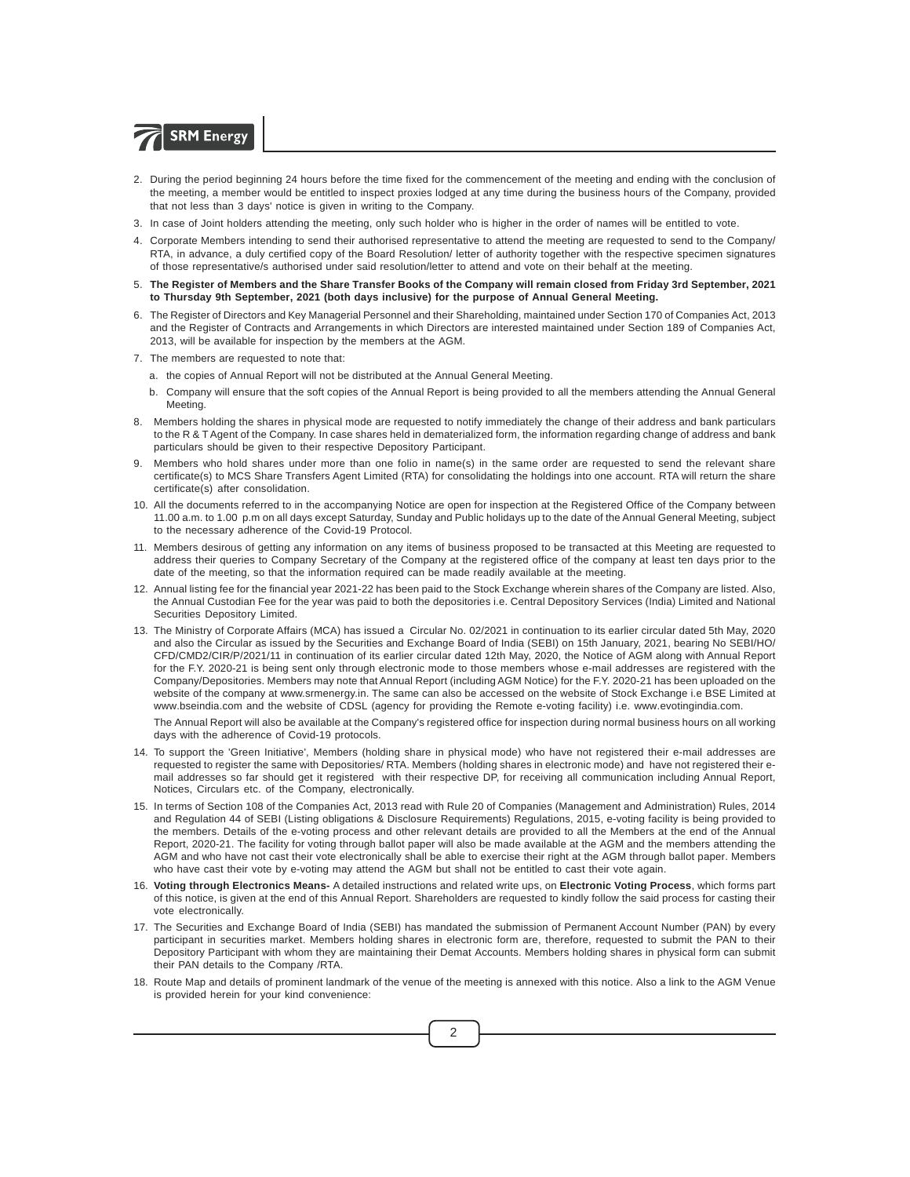2. During the period beginning 24 hours before the time fixed for the commencement of the meeting and ending with the conclusion of the meeting, a member would be entitled to inspect proxies lodged at any time during the business hours of the Company, provided that not less than 3 days' notice is given in writing to the Company.

3. In case of Joint holders attending the meeting, only such holder who is higher in the order of names will be entitled to vote.

4. Corporate Members intending to send their authorised representative to attend the meeting are requested to send to the Company/ RTA, in advance, a duly certified copy of the Board Resolution/ letter of authority together with the respective specimen signatures of those representative/s authorised under said resolution/letter to attend and vote on their behalf at the meeting.

5. **The Register of Members and the Share Transfer Books of the Company will remain closed from Friday 3rd September, 2021 to Thursday 9th September, 2021 (both days inclusive) for the purpose of Annual General Meeting.**

6. The Register of Directors and Key Managerial Personnel and their Shareholding, maintained under Section 170 of Companies Act, 2013 and the Register of Contracts and Arrangements in which Directors are interested maintained under Section 189 of Companies Act, 2013, will be available for inspection by the members at the AGM.

7. The members are requested to note that:

   a. the copies of Annual Report will not be distributed at the Annual General Meeting.

   b. Company will ensure that the soft copies of the Annual Report is being provided to all the members attending the Annual General Meeting.

8. Members holding the shares in physical mode are requested to notify immediately the change of their address and bank particulars to the R & T Agent of the Company. In case shares held in dematerialized form, the information regarding change of address and bank particulars should be given to their respective Depository Participant.

9. Members who hold shares under more than one folio in name(s) in the same order are requested to send the relevant share certificate(s) to MCS Share Transfers Agent Limited (RTA) for consolidating the holdings into one account. RTA will return the share certificate(s) after consolidation.

10. All the documents referred to in the accompanying Notice are open for inspection at the Registered Office of the Company between 11.00 a.m. to 1.00 p.m on all days except Saturday, Sunday and Public holidays up to the date of the Annual General Meeting, subject to the necessary adherence of the Covid-19 Protocol.

11. Members desirous of getting any information on any items of business proposed to be transacted at this Meeting are requested to address their queries to Company Secretary of the Company at the registered office of the company at least ten days prior to the date of the meeting, so that the information required can be made readily available at the meeting.

12. Annual listing fee for the financial year 2021-22 has been paid to the Stock Exchange wherein shares of the Company are listed. Also, the Annual Custodian Fee for the year was paid to both the depositories i.e. Central Depository Services (India) Limited and National Securities Depository Limited.

13. The Ministry of Corporate Affairs (MCA) has issued a Circular No. 02/2021 in continuation to its earlier circular dated 5th May, 2020 and also the Circular as issued by the Securities and Exchange Board of India (SEBI) on 15th January, 2021, bearing No SEBI/HO/ CFD/CMD2/CIR/P/2021/11 in continuation of its earlier circular dated 12th May, 2020, the Notice of AGM along with Annual Report for the F.Y. 2020-21 is being sent only through electronic mode to those members whose e-mail addresses are registered with the Company/Depositories. Members may note that Annual Report (including AGM Notice) for the F.Y. 2020-21 has been uploaded on the website of the company at www.srmenergy.in. The same can also be accessed on the website of Stock Exchange i.e BSE Limited at www.bseindia.com and the website of CDSL (agency for providing the Remote e-voting facility) i.e. www.evotingindia.com.

    The Annual Report will also be available at the Company's registered office for inspection during normal business hours on all working days with the adherence of Covid-19 protocols.

14. To support the 'Green Initiative', Members (holding share in physical mode) who have not registered their e-mail addresses are requested to register the same with Depositories/ RTA. Members (holding shares in electronic mode) and have not registered their e-mail addresses so far should get it registered with their respective DP, for receiving all communication including Annual Report, Notices, Circulars etc. of the Company, electronically.

15. In terms of Section 108 of the Companies Act, 2013 read with Rule 20 of Companies (Management and Administration) Rules, 2014 and Regulation 44 of SEBI (Listing obligations & Disclosure Requirements) Regulations, 2015, e-voting facility is being provided to the members. Details of the e-voting process and other relevant details are provided to all the Members at the end of the Annual Report, 2020-21. The facility for voting through ballot paper will also be made available at the AGM and the members attending the AGM and who have not cast their vote electronically shall be able to exercise their right at the AGM through ballot paper. Members who have cast their vote by e-voting may attend the AGM but shall not be entitled to cast their vote again.

16. **Voting through Electronics Means-** A detailed instructions and related write ups, on **Electronic Voting Process**, which forms part of this notice, is given at the end of this Annual Report. Shareholders are requested to kindly follow the said process for casting their vote electronically.

17. The Securities and Exchange Board of India (SEBI) has mandated the submission of Permanent Account Number (PAN) by every participant in securities market. Members holding shares in electronic form are, therefore, requested to submit the PAN to their Depository Participant with whom they are maintaining their Demat Accounts. Members holding shares in physical form can submit their PAN details to the Company /RTA.

18. Route Map and details of prominent landmark of the venue of the meeting is annexed with this notice. Also a link to the AGM Venue is provided herein for your kind convenience: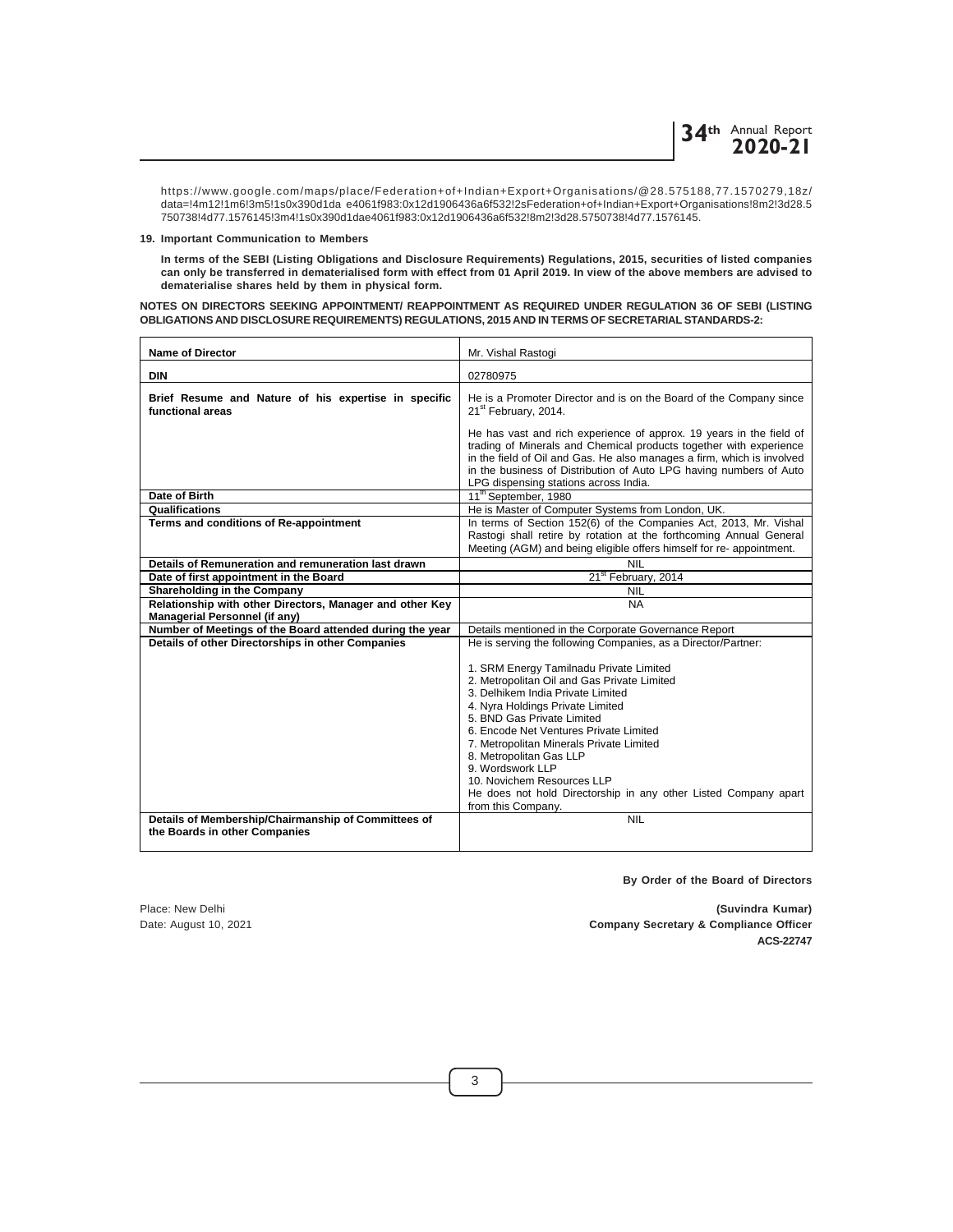https://www.google.com/maps/place/Federation+of+Indian+Export+Organisations/@28.575188,77.1570279,18z/data=!4m12!1m6!3m5!1s0x390d1da e4061f983:0x12d1906436a6f532!2sFederation+of+Indian+Export+Organisations!8m2!3d28.5750738!4d77.1576145!3m4!1s0x390d1dae4061f983:0x12d1906436a6f532!8m2!3d28.5750738!4d77.1576145.

**19. Important Communication to Members**

**In terms of the SEBI (Listing Obligations and Disclosure Requirements) Regulations, 2015, securities of listed companies can only be transferred in dematerialised form with effect from 01 April 2019. In view of the above members are advised to dematerialise shares held by them in physical form.**

**NOTES ON DIRECTORS SEEKING APPOINTMENT/ REAPPOINTMENT AS REQUIRED UNDER REGULATION 36 OF SEBI (LISTING OBLIGATIONS AND DISCLOSURE REQUIREMENTS) REGULATIONS, 2015 AND IN TERMS OF SECRETARIAL STANDARDS-2:**

| **Name of Director** | Mr. Vishal Rastogi |
|---|---|
| **DIN** | 02780975 |
| **Brief Resume and Nature of his expertise in specific functional areas** | He is a Promoter Director and is on the Board of the Company since 21st February, 2014.<br><br>He has vast and rich experience of approx. 19 years in the field of trading of Minerals and Chemical products together with experience in the field of Oil and Gas. He also manages a firm, which is involved in the business of Distribution of Auto LPG having numbers of Auto LPG dispensing stations across India. |
| **Date of Birth** | 11th September, 1980 |
| **Qualifications** | He is Master of Computer Systems from London, UK. |
| **Terms and conditions of Re-appointment** | In terms of Section 152(6) of the Companies Act, 2013, Mr. Vishal Rastogi shall retire by rotation at the forthcoming Annual General Meeting (AGM) and being eligible offers himself for re- appointment. |
| **Details of Remuneration and remuneration last drawn** | NIL |
| **Date of first appointment in the Board** | 21st February, 2014 |
| **Shareholding in the Company** | NIL |
| **Relationship with other Directors, Manager and other Key Managerial Personnel (if any)** | NA |
| **Number of Meetings of the Board attended during the year** | Details mentioned in the Corporate Governance Report |
| **Details of other Directorships in other Companies** | He is serving the following Companies, as a Director/Partner:<br><br>1. SRM Energy Tamilnadu Private Limited<br>2. Metropolitan Oil and Gas Private Limited<br>3. Delhikem India Private Limited<br>4. Nyra Holdings Private Limited<br>5. BND Gas Private Limited<br>6. Encode Net Ventures Private Limited<br>7. Metropolitan Minerals Private Limited<br>8. Metropolitan Gas LLP<br>9. Wordswork LLP<br>10. Novichem Resources LLP<br>He does not hold Directorship in any other Listed Company apart from this Company. |
| **Details of Membership/Chairmanship of Committees of the Boards in other Companies** | NIL |

**By Order of the Board of Directors**

Place: New Delhi
Date: August 10, 2021

**(Suvindra Kumar)**
**Company Secretary & Compliance Officer**
**ACS-22747**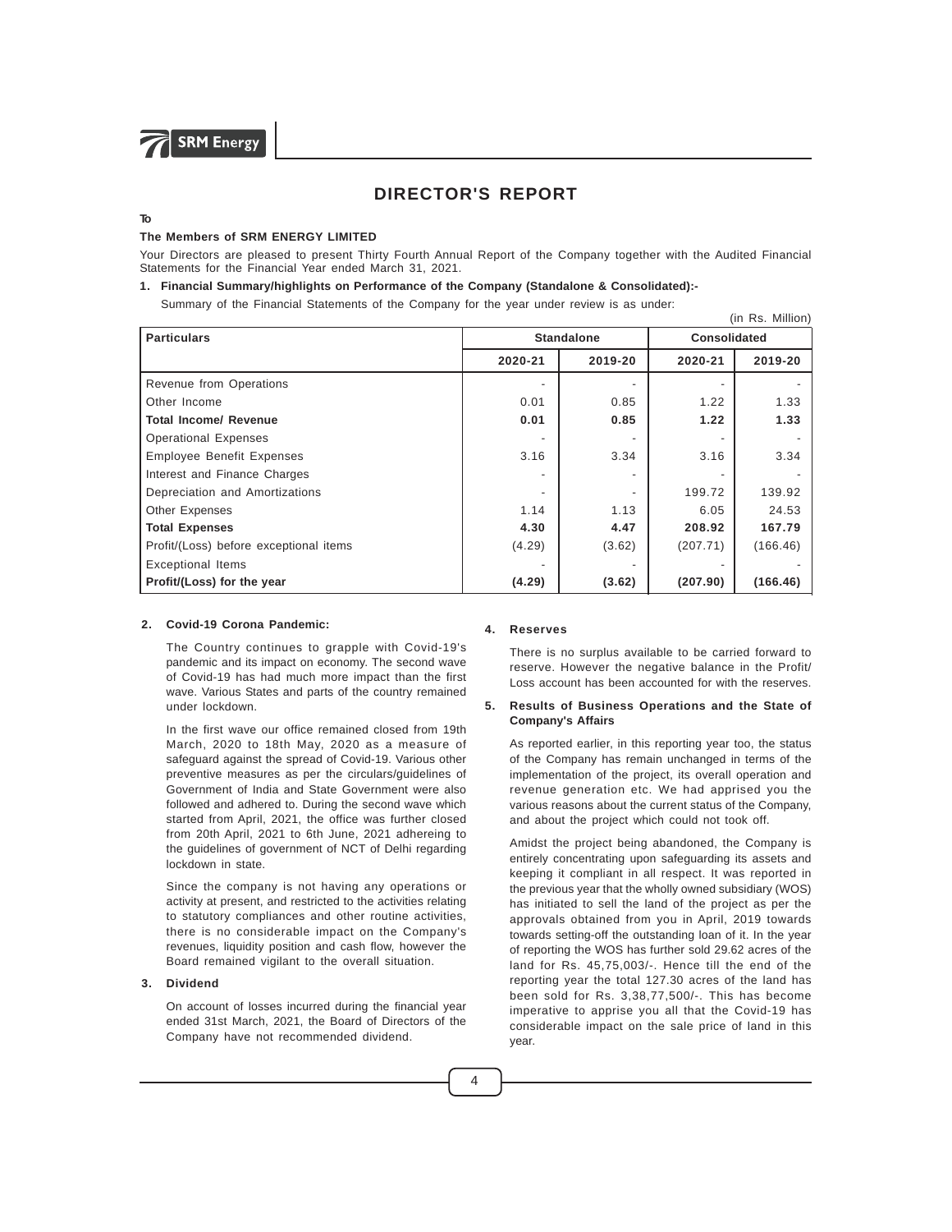# DIRECTOR'S REPORT

**To**

**The Members of SRM ENERGY LIMITED**

Your Directors are pleased to present Thirty Fourth Annual Report of the Company together with the Audited Financial Statements for the Financial Year ended March 31, 2021.

**1. Financial Summary/highlights on Performance of the Company (Standalone & Consolidated):-**

Summary of the Financial Statements of the Company for the year under review is as under:

(in Rs. Million)

| Particulars | Standalone | | Consolidated | |
|---|---|---|---|---|
| | 2020-21 | 2019-20 | 2020-21 | 2019-20 |
| Revenue from Operations | - | - | - | - |
| Other Income | 0.01 | 0.85 | 1.22 | 1.33 |
| **Total Income/ Revenue** | **0.01** | **0.85** | **1.22** | **1.33** |
| Operational Expenses | - | - | - | - |
| Employee Benefit Expenses | 3.16 | 3.34 | 3.16 | 3.34 |
| Interest and Finance Charges | - | - | - | - |
| Depreciation and Amortizations | - | - | 199.72 | 139.92 |
| Other Expenses | 1.14 | 1.13 | 6.05 | 24.53 |
| **Total Expenses** | **4.30** | **4.47** | **208.92** | **167.79** |
| Profit/(Loss) before exceptional items | (4.29) | (3.62) | (207.71) | (166.46) |
| Exceptional Items | - | - | - | - |
| **Profit/(Loss) for the year** | **(4.29)** | **(3.62)** | **(207.90)** | **(166.46)** |

**2. Covid-19 Corona Pandemic:**

The Country continues to grapple with Covid-19's pandemic and its impact on economy. The second wave of Covid-19 has had much more impact than the first wave. Various States and parts of the country remained under lockdown.

In the first wave our office remained closed from 19th March, 2020 to 18th May, 2020 as a measure of safeguard against the spread of Covid-19. Various other preventive measures as per the circulars/guidelines of Government of India and State Government were also followed and adhered to. During the second wave which started from April, 2021, the office was further closed from 20th April, 2021 to 6th June, 2021 adhereing to the guidelines of government of NCT of Delhi regarding lockdown in state.

Since the company is not having any operations or activity at present, and restricted to the activities relating to statutory compliances and other routine activities, there is no considerable impact on the Company's revenues, liquidity position and cash flow, however the Board remained vigilant to the overall situation.

**3. Dividend**

On account of losses incurred during the financial year ended 31st March, 2021, the Board of Directors of the Company have not recommended dividend.

**4. Reserves**

There is no surplus available to be carried forward to reserve. However the negative balance in the Profit/ Loss account has been accounted for with the reserves.

**5. Results of Business Operations and the State of Company's Affairs**

As reported earlier, in this reporting year too, the status of the Company has remain unchanged in terms of the implementation of the project, its overall operation and revenue generation etc. We had apprised you the various reasons about the current status of the Company, and about the project which could not took off.

Amidst the project being abandoned, the Company is entirely concentrating upon safeguarding its assets and keeping it compliant in all respect. It was reported in the previous year that the wholly owned subsidiary (WOS) has initiated to sell the land of the project as per the approvals obtained from you in April, 2019 towards towards setting-off the outstanding loan of it. In the year of reporting the WOS has further sold 29.62 acres of the land for Rs. 45,75,003/-. Hence till the end of the reporting year the total 127.30 acres of the land has been sold for Rs. 3,38,77,500/-. This has become imperative to apprise you all that the Covid-19 has considerable impact on the sale price of land in this year.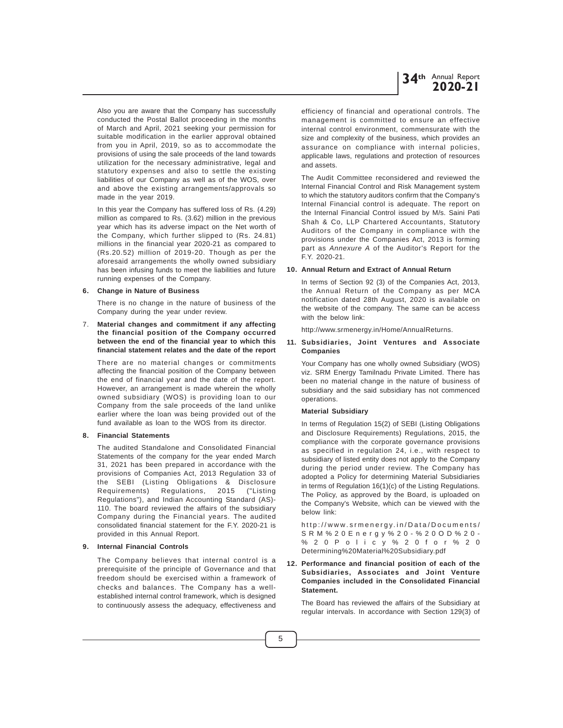Also you are aware that the Company has successfully conducted the Postal Ballot proceeding in the months of March and April, 2021 seeking your permission for suitable modification in the earlier approval obtained from you in April, 2019, so as to accommodate the provisions of using the sale proceeds of the land towards utilization for the necessary administrative, legal and statutory expenses and also to settle the existing liabilities of our Company as well as of the WOS, over and above the existing arrangements/approvals so made in the year 2019.

In this year the Company has suffered loss of Rs. (4.29) million as compared to Rs. (3.62) million in the previous year which has its adverse impact on the Net worth of the Company, which further slipped to (Rs. 24.81) millions in the financial year 2020-21 as compared to (Rs.20.52) million of 2019-20. Though as per the aforesaid arrangements the wholly owned subsidiary has been infusing funds to meet the liabilities and future running expenses of the Company.

**6. Change in Nature of Business**

There is no change in the nature of business of the Company during the year under review.

**7. Material changes and commitment if any affecting the financial position of the Company occurred between the end of the financial year to which this financial statement relates and the date of the report**

There are no material changes or commitments affecting the financial position of the Company between the end of financial year and the date of the report. However, an arrangement is made wherein the wholly owned subsidiary (WOS) is providing loan to our Company from the sale proceeds of the land unlike earlier where the loan was being provided out of the fund available as loan to the WOS from its director.

**8. Financial Statements**

The audited Standalone and Consolidated Financial Statements of the company for the year ended March 31, 2021 has been prepared in accordance with the provisions of Companies Act, 2013 Regulation 33 of the SEBI (Listing Obligations & Disclosure Requirements) Regulations, 2015 ("Listing Regulations"), and Indian Accounting Standard (AS)-110. The board reviewed the affairs of the subsidiary Company during the Financial years. The audited consolidated financial statement for the F.Y. 2020-21 is provided in this Annual Report.

**9. Internal Financial Controls**

The Company believes that internal control is a prerequisite of the principle of Governance and that freedom should be exercised within a framework of checks and balances. The Company has a well-established internal control framework, which is designed to continuously assess the adequacy, effectiveness and efficiency of financial and operational controls. The management is committed to ensure an effective internal control environment, commensurate with the size and complexity of the business, which provides an assurance on compliance with internal policies, applicable laws, regulations and protection of resources and assets.

The Audit Committee reconsidered and reviewed the Internal Financial Control and Risk Management system to which the statutory auditors confirm that the Company's Internal Financial control is adequate. The report on the Internal Financial Control issued by M/s. Saini Pati Shah & Co, LLP Chartered Accountants, Statutory Auditors of the Company in compliance with the provisions under the Companies Act, 2013 is forming part as *Annexure A* of the Auditor's Report for the F.Y. 2020-21.

**10. Annual Return and Extract of Annual Return**

In terms of Section 92 (3) of the Companies Act, 2013, the Annual Return of the Company as per MCA notification dated 28th August, 2020 is available on the website of the company. The same can be access with the below link:

http://www.srmenergy.in/Home/AnnualReturns.

**11. Subsidiaries, Joint Ventures and Associate Companies**

Your Company has one wholly owned Subsidiary (WOS) viz. SRM Energy Tamilnadu Private Limited. There has been no material change in the nature of business of subsidiary and the said subsidiary has not commenced operations.

**Material Subsidiary**

In terms of Regulation 15(2) of SEBI (Listing Obligations and Disclosure Requirements) Regulations, 2015, the compliance with the corporate governance provisions as specified in regulation 24, i.e., with respect to subsidiary of listed entity does not apply to the Company during the period under review. The Company has adopted a Policy for determining Material Subsidiaries in terms of Regulation 16(1)(c) of the Listing Regulations. The Policy, as approved by the Board, is uploaded on the Company's Website, which can be viewed with the below link:

http://www.srmenergy.in/Data/Documents/SRM%20Energy%20-%20OD%20-%20Policy%20for%20Determining%20Material%20Subsidiary.pdf

**12. Performance and financial position of each of the Subsidiaries, Associates and Joint Venture Companies included in the Consolidated Financial Statement.**

The Board has reviewed the affairs of the Subsidiary at regular intervals. In accordance with Section 129(3) of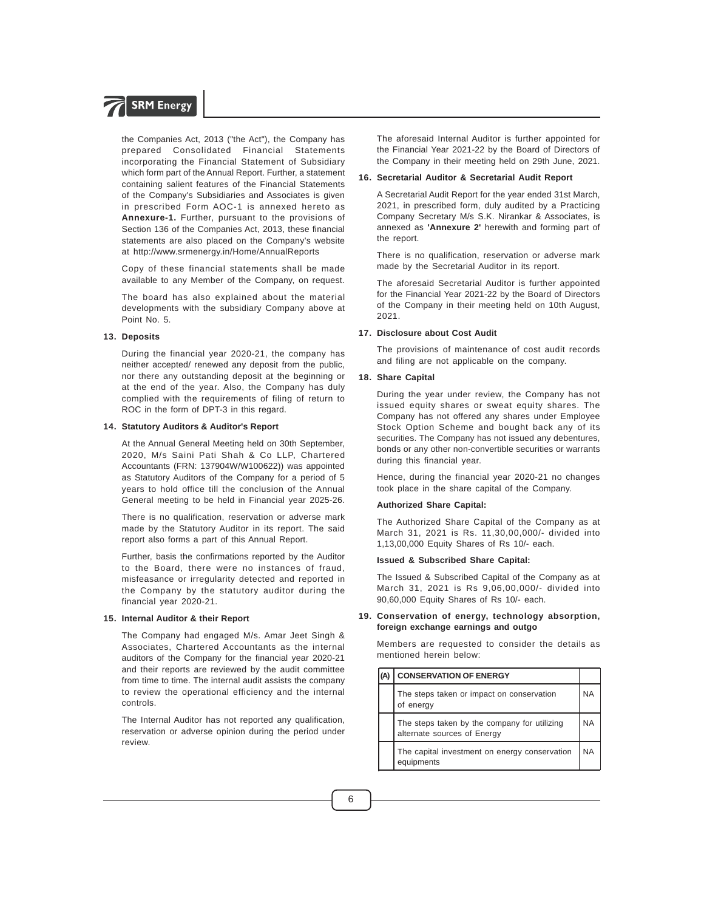the Companies Act, 2013 ("the Act"), the Company has prepared Consolidated Financial Statements incorporating the Financial Statement of Subsidiary which form part of the Annual Report. Further, a statement containing salient features of the Financial Statements of the Company's Subsidiaries and Associates is given in prescribed Form AOC-1 is annexed hereto as **Annexure-1.** Further, pursuant to the provisions of Section 136 of the Companies Act, 2013, these financial statements are also placed on the Company's website at http://www.srmenergy.in/Home/AnnualReports

Copy of these financial statements shall be made available to any Member of the Company, on request.

The board has also explained about the material developments with the subsidiary Company above at Point No. 5.

**13. Deposits**

During the financial year 2020-21, the company has neither accepted/ renewed any deposit from the public, nor there any outstanding deposit at the beginning or at the end of the year. Also, the Company has duly complied with the requirements of filing of return to ROC in the form of DPT-3 in this regard.

**14. Statutory Auditors & Auditor's Report**

At the Annual General Meeting held on 30th September, 2020, M/s Saini Pati Shah & Co LLP, Chartered Accountants (FRN: 137904W/W100622)) was appointed as Statutory Auditors of the Company for a period of 5 years to hold office till the conclusion of the Annual General meeting to be held in Financial year 2025-26.

There is no qualification, reservation or adverse mark made by the Statutory Auditor in its report. The said report also forms a part of this Annual Report.

Further, basis the confirmations reported by the Auditor to the Board, there were no instances of fraud, misfeasance or irregularity detected and reported in the Company by the statutory auditor during the financial year 2020-21.

**15. Internal Auditor & their Report**

The Company had engaged M/s. Amar Jeet Singh & Associates, Chartered Accountants as the internal auditors of the Company for the financial year 2020-21 and their reports are reviewed by the audit committee from time to time. The internal audit assists the company to review the operational efficiency and the internal controls.

The Internal Auditor has not reported any qualification, reservation or adverse opinion during the period under review.

The aforesaid Internal Auditor is further appointed for the Financial Year 2021-22 by the Board of Directors of the Company in their meeting held on 29th June, 2021.

**16. Secretarial Auditor & Secretarial Audit Report**

A Secretarial Audit Report for the year ended 31st March, 2021, in prescribed form, duly audited by a Practicing Company Secretary M/s S.K. Nirankar & Associates, is annexed as **'Annexure 2'** herewith and forming part of the report.

There is no qualification, reservation or adverse mark made by the Secretarial Auditor in its report.

The aforesaid Secretarial Auditor is further appointed for the Financial Year 2021-22 by the Board of Directors of the Company in their meeting held on 10th August, 2021.

**17. Disclosure about Cost Audit**

The provisions of maintenance of cost audit records and filing are not applicable on the company.

**18. Share Capital**

During the year under review, the Company has not issued equity shares or sweat equity shares. The Company has not offered any shares under Employee Stock Option Scheme and bought back any of its securities. The Company has not issued any debentures, bonds or any other non-convertible securities or warrants during this financial year.

Hence, during the financial year 2020-21 no changes took place in the share capital of the Company.

**Authorized Share Capital:**

The Authorized Share Capital of the Company as at March 31, 2021 is Rs. 11,30,00,000/- divided into 1,13,00,000 Equity Shares of Rs 10/- each.

**Issued & Subscribed Share Capital:**

The Issued & Subscribed Capital of the Company as at March 31, 2021 is Rs 9,06,00,000/- divided into 90,60,000 Equity Shares of Rs 10/- each.

**19. Conservation of energy, technology absorption, foreign exchange earnings and outgo**

Members are requested to consider the details as mentioned herein below:

| (A) | CONSERVATION OF ENERGY | |
|---|---|---|
| | The steps taken or impact on conservation of energy | NA |
| | The steps taken by the company for utilizing alternate sources of Energy | NA |
| | The capital investment on energy conservation equipments | NA |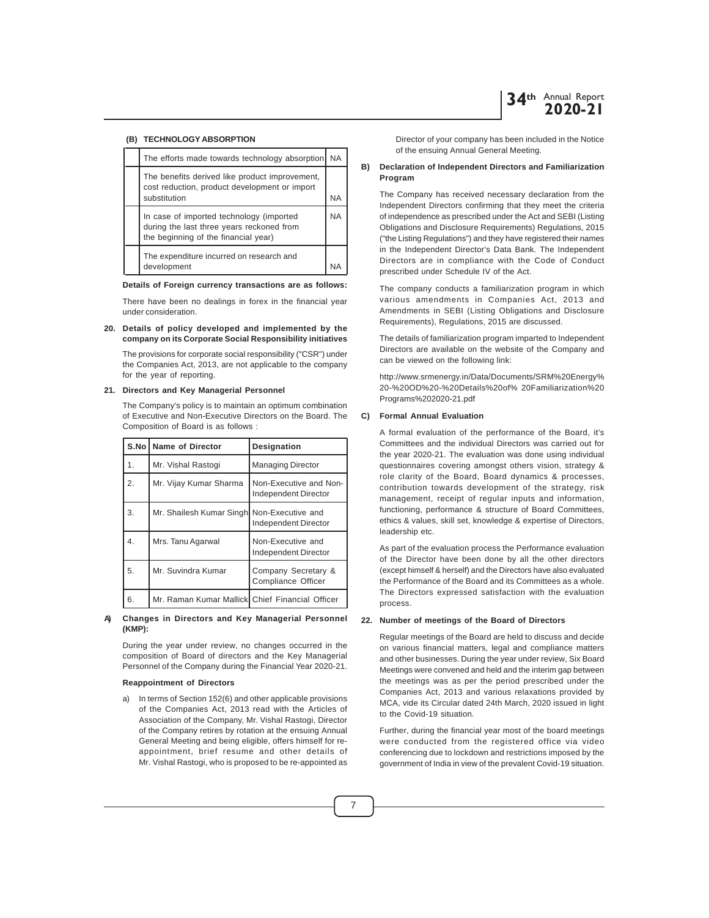### (B) TECHNOLOGY ABSORPTION

| | | |
|---|---|---|
| | The efforts made towards technology absorption | NA |
| | The benefits derived like product improvement, cost reduction, product development or import substitution | NA |
| | In case of imported technology (imported during the last three years reckoned from the beginning of the financial year) | NA |
| | The expenditure incurred on research and development | NA |

**Details of Foreign currency transactions are as follows:**

There have been no dealings in forex in the financial year under consideration.

**20. Details of policy developed and implemented by the company on its Corporate Social Responsibility initiatives**

The provisions for corporate social responsibility ("CSR") under the Companies Act, 2013, are not applicable to the company for the year of reporting.

**21. Directors and Key Managerial Personnel**

The Company's policy is to maintain an optimum combination of Executive and Non-Executive Directors on the Board. The Composition of Board is as follows :

| S.No | Name of Director | Designation |
|---|---|---|
| 1. | Mr. Vishal Rastogi | Managing Director |
| 2. | Mr. Vijay Kumar Sharma | Non-Executive and Non-Independent Director |
| 3. | Mr. Shailesh Kumar Singh | Non-Executive and Independent Director |
| 4. | Mrs. Tanu Agarwal | Non-Executive and Independent Director |
| 5. | Mr. Suvindra Kumar | Company Secretary & Compliance Officer |
| 6. | Mr. Raman Kumar Mallick | Chief Financial Officer |

**A) Changes in Directors and Key Managerial Personnel (KMP):**

During the year under review, no changes occurred in the composition of Board of directors and the Key Managerial Personnel of the Company during the Financial Year 2020-21.

**Reappointment of Directors**

a) In terms of Section 152(6) and other applicable provisions of the Companies Act, 2013 read with the Articles of Association of the Company, Mr. Vishal Rastogi, Director of the Company retires by rotation at the ensuing Annual General Meeting and being eligible, offers himself for re-appointment, brief resume and other details of Mr. Vishal Rastogi, who is proposed to be re-appointed as Director of your company has been included in the Notice of the ensuing Annual General Meeting.

**B) Declaration of Independent Directors and Familiarization Program**

The Company has received necessary declaration from the Independent Directors confirming that they meet the criteria of independence as prescribed under the Act and SEBI (Listing Obligations and Disclosure Requirements) Regulations, 2015 ("the Listing Regulations") and they have registered their names in the Independent Director's Data Bank. The Independent Directors are in compliance with the Code of Conduct prescribed under Schedule IV of the Act.

The company conducts a familiarization program in which various amendments in Companies Act, 2013 and Amendments in SEBI (Listing Obligations and Disclosure Requirements), Regulations, 2015 are discussed.

The details of familiarization program imparted to Independent Directors are available on the website of the Company and can be viewed on the following link:

http://www.srmenergy.in/Data/Documents/SRM%20Energy%20-%20OD%20-%20Details%20of% 20Familiarization%20Programs%202020-21.pdf

**C) Formal Annual Evaluation**

A formal evaluation of the performance of the Board, it's Committees and the individual Directors was carried out for the year 2020-21. The evaluation was done using individual questionnaires covering amongst others vision, strategy & role clarity of the Board, Board dynamics & processes, contribution towards development of the strategy, risk management, receipt of regular inputs and information, functioning, performance & structure of Board Committees, ethics & values, skill set, knowledge & expertise of Directors, leadership etc.

As part of the evaluation process the Performance evaluation of the Director have been done by all the other directors (except himself & herself) and the Directors have also evaluated the Performance of the Board and its Committees as a whole. The Directors expressed satisfaction with the evaluation process.

**22. Number of meetings of the Board of Directors**

Regular meetings of the Board are held to discuss and decide on various financial matters, legal and compliance matters and other businesses. During the year under review, Six Board Meetings were convened and held and the interim gap between the meetings was as per the period prescribed under the Companies Act, 2013 and various relaxations provided by MCA, vide its Circular dated 24th March, 2020 issued in light to the Covid-19 situation.

Further, during the financial year most of the board meetings were conducted from the registered office via video conferencing due to lockdown and restrictions imposed by the government of India in view of the prevalent Covid-19 situation.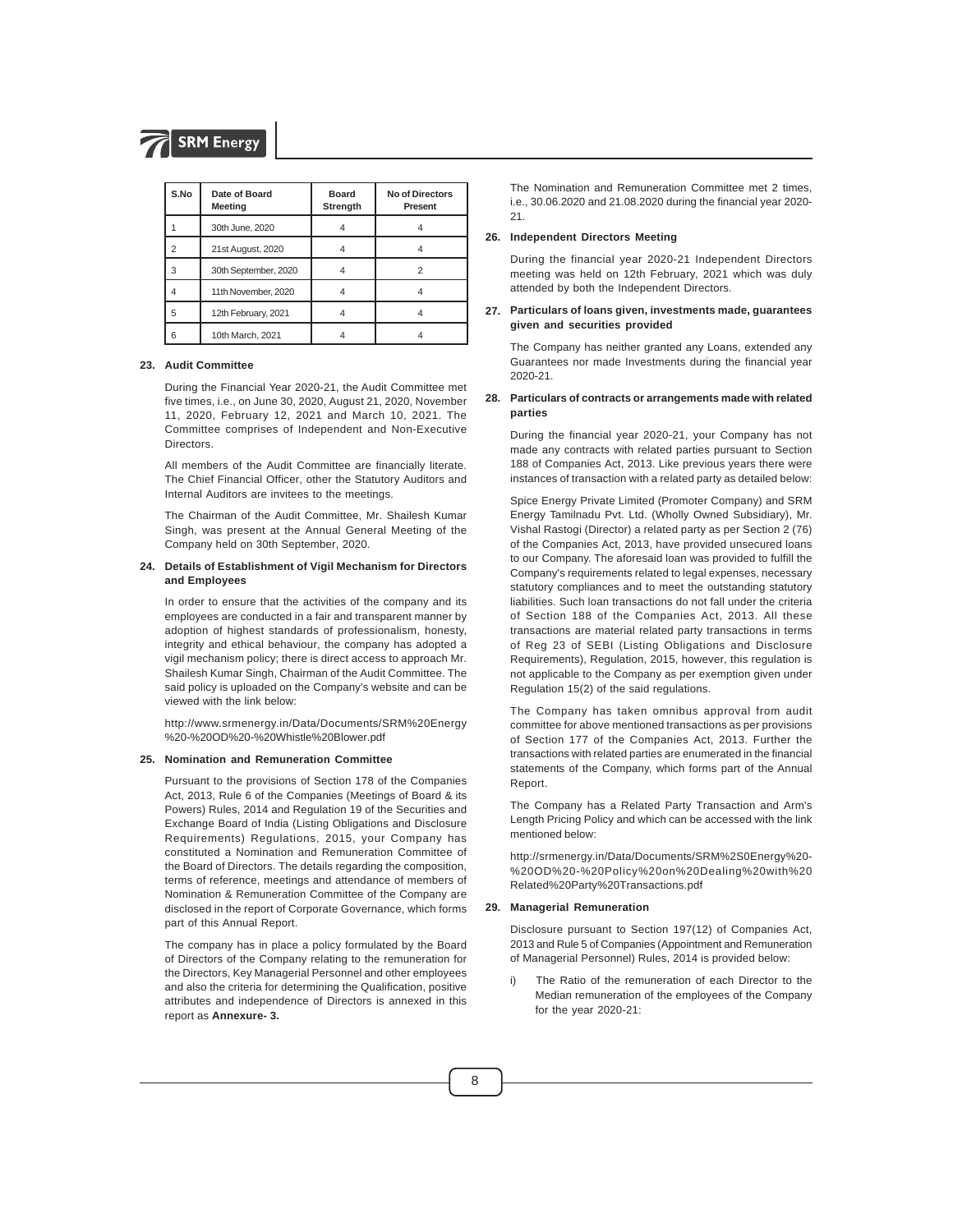| S.No | Date of Board Meeting | Board Strength | No of Directors Present |
|---|---|---|---|
| 1 | 30th June, 2020 | 4 | 4 |
| 2 | 21st August, 2020 | 4 | 4 |
| 3 | 30th September, 2020 | 4 | 2 |
| 4 | 11th November, 2020 | 4 | 4 |
| 5 | 12th February, 2021 | 4 | 4 |
| 6 | 10th March, 2021 | 4 | 4 |

**23. Audit Committee**

During the Financial Year 2020-21, the Audit Committee met five times, i.e., on June 30, 2020, August 21, 2020, November 11, 2020, February 12, 2021 and March 10, 2021. The Committee comprises of Independent and Non-Executive Directors.

All members of the Audit Committee are financially literate. The Chief Financial Officer, other the Statutory Auditors and Internal Auditors are invitees to the meetings.

The Chairman of the Audit Committee, Mr. Shailesh Kumar Singh, was present at the Annual General Meeting of the Company held on 30th September, 2020.

**24. Details of Establishment of Vigil Mechanism for Directors and Employees**

In order to ensure that the activities of the company and its employees are conducted in a fair and transparent manner by adoption of highest standards of professionalism, honesty, integrity and ethical behaviour, the company has adopted a vigil mechanism policy; there is direct access to approach Mr. Shailesh Kumar Singh, Chairman of the Audit Committee. The said policy is uploaded on the Company's website and can be viewed with the link below:

http://www.srmenergy.in/Data/Documents/SRM%20Energy%20-%20OD%20-%20Whistle%20Blower.pdf

**25. Nomination and Remuneration Committee**

Pursuant to the provisions of Section 178 of the Companies Act, 2013, Rule 6 of the Companies (Meetings of Board & its Powers) Rules, 2014 and Regulation 19 of the Securities and Exchange Board of India (Listing Obligations and Disclosure Requirements) Regulations, 2015, your Company has constituted a Nomination and Remuneration Committee of the Board of Directors. The details regarding the composition, terms of reference, meetings and attendance of members of Nomination & Remuneration Committee of the Company are disclosed in the report of Corporate Governance, which forms part of this Annual Report.

The company has in place a policy formulated by the Board of Directors of the Company relating to the remuneration for the Directors, Key Managerial Personnel and other employees and also the criteria for determining the Qualification, positive attributes and independence of Directors is annexed in this report as **Annexure- 3.**

The Nomination and Remuneration Committee met 2 times, i.e., 30.06.2020 and 21.08.2020 during the financial year 2020-21.

**26. Independent Directors Meeting**

During the financial year 2020-21 Independent Directors meeting was held on 12th February, 2021 which was duly attended by both the Independent Directors.

**27. Particulars of loans given, investments made, guarantees given and securities provided**

The Company has neither granted any Loans, extended any Guarantees nor made Investments during the financial year 2020-21.

**28. Particulars of contracts or arrangements made with related parties**

During the financial year 2020-21, your Company has not made any contracts with related parties pursuant to Section 188 of Companies Act, 2013. Like previous years there were instances of transaction with a related party as detailed below:

Spice Energy Private Limited (Promoter Company) and SRM Energy Tamilnadu Pvt. Ltd. (Wholly Owned Subsidiary), Mr. Vishal Rastogi (Director) a related party as per Section 2 (76) of the Companies Act, 2013, have provided unsecured loans to our Company. The aforesaid loan was provided to fulfill the Company's requirements related to legal expenses, necessary statutory compliances and to meet the outstanding statutory liabilities. Such loan transactions do not fall under the criteria of Section 188 of the Companies Act, 2013. All these transactions are material related party transactions in terms of Reg 23 of SEBI (Listing Obligations and Disclosure Requirements), Regulation, 2015, however, this regulation is not applicable to the Company as per exemption given under Regulation 15(2) of the said regulations.

The Company has taken omnibus approval from audit committee for above mentioned transactions as per provisions of Section 177 of the Companies Act, 2013. Further the transactions with related parties are enumerated in the financial statements of the Company, which forms part of the Annual Report.

The Company has a Related Party Transaction and Arm's Length Pricing Policy and which can be accessed with the link mentioned below:

http://srmenergy.in/Data/Documents/SRM%2S0Energy%20-%20OD%20-%20Policy%20on%20Dealing%20with%20Related%20Party%20Transactions.pdf

**29. Managerial Remuneration**

Disclosure pursuant to Section 197(12) of Companies Act, 2013 and Rule 5 of Companies (Appointment and Remuneration of Managerial Personnel) Rules, 2014 is provided below:

i) The Ratio of the remuneration of each Director to the Median remuneration of the employees of the Company for the year 2020-21: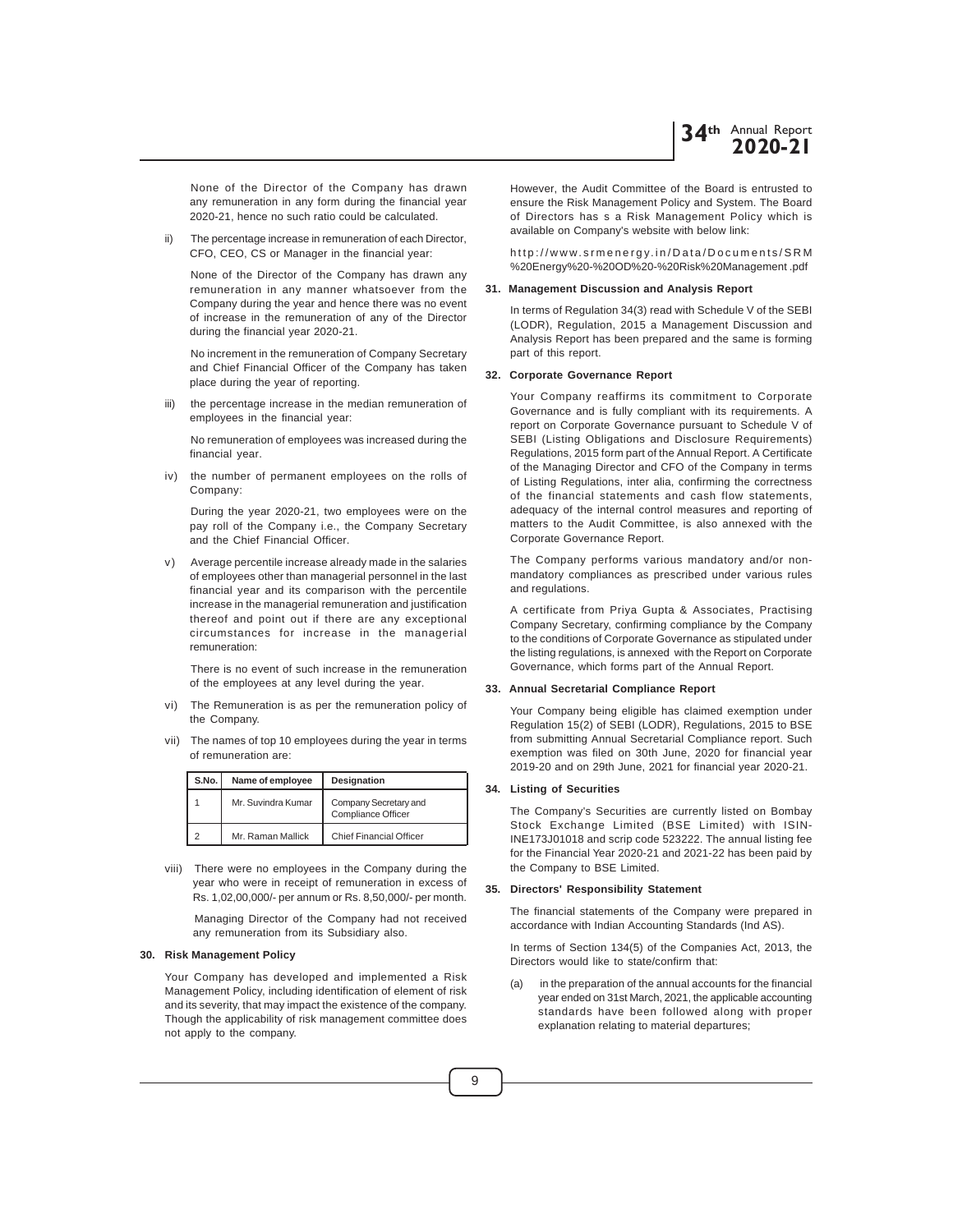None of the Director of the Company has drawn any remuneration in any form during the financial year 2020-21, hence no such ratio could be calculated.

ii) The percentage increase in remuneration of each Director, CFO, CEO, CS or Manager in the financial year:

None of the Director of the Company has drawn any remuneration in any manner whatsoever from the Company during the year and hence there was no event of increase in the remuneration of any of the Director during the financial year 2020-21.

No increment in the remuneration of Company Secretary and Chief Financial Officer of the Company has taken place during the year of reporting.

iii) the percentage increase in the median remuneration of employees in the financial year:

No remuneration of employees was increased during the financial year.

iv) the number of permanent employees on the rolls of Company:

During the year 2020-21, two employees were on the pay roll of the Company i.e., the Company Secretary and the Chief Financial Officer.

v) Average percentile increase already made in the salaries of employees other than managerial personnel in the last financial year and its comparison with the percentile increase in the managerial remuneration and justification thereof and point out if there are any exceptional circumstances for increase in the managerial remuneration:

There is no event of such increase in the remuneration of the employees at any level during the year.

vi) The Remuneration is as per the remuneration policy of the Company.

vii) The names of top 10 employees during the year in terms of remuneration are:

| S.No. | Name of employee | Designation |
|---|---|---|
| 1 | Mr. Suvindra Kumar | Company Secretary and Compliance Officer |
| 2 | Mr. Raman Mallick | Chief Financial Officer |

viii) There were no employees in the Company during the year who were in receipt of remuneration in excess of Rs. 1,02,00,000/- per annum or Rs. 8,50,000/- per month.

Managing Director of the Company had not received any remuneration from its Subsidiary also.

**30. Risk Management Policy**

Your Company has developed and implemented a Risk Management Policy, including identification of element of risk and its severity, that may impact the existence of the company. Though the applicability of risk management committee does not apply to the company.

However, the Audit Committee of the Board is entrusted to ensure the Risk Management Policy and System. The Board of Directors has s a Risk Management Policy which is available on Company's website with below link:

http://www.srmenergy.in/Data/Documents/SRM%20Energy%20-%20OD%20-%20Risk%20Management .pdf

**31. Management Discussion and Analysis Report**

In terms of Regulation 34(3) read with Schedule V of the SEBI (LODR), Regulation, 2015 a Management Discussion and Analysis Report has been prepared and the same is forming part of this report.

**32. Corporate Governance Report**

Your Company reaffirms its commitment to Corporate Governance and is fully compliant with its requirements. A report on Corporate Governance pursuant to Schedule V of SEBI (Listing Obligations and Disclosure Requirements) Regulations, 2015 form part of the Annual Report. A Certificate of the Managing Director and CFO of the Company in terms of Listing Regulations, inter alia, confirming the correctness of the financial statements and cash flow statements, adequacy of the internal control measures and reporting of matters to the Audit Committee, is also annexed with the Corporate Governance Report.

The Company performs various mandatory and/or non-mandatory compliances as prescribed under various rules and regulations.

A certificate from Priya Gupta & Associates, Practising Company Secretary, confirming compliance by the Company to the conditions of Corporate Governance as stipulated under the listing regulations, is annexed with the Report on Corporate Governance, which forms part of the Annual Report.

**33. Annual Secretarial Compliance Report**

Your Company being eligible has claimed exemption under Regulation 15(2) of SEBI (LODR), Regulations, 2015 to BSE from submitting Annual Secretarial Compliance report. Such exemption was filed on 30th June, 2020 for financial year 2019-20 and on 29th June, 2021 for financial year 2020-21.

**34. Listing of Securities**

The Company's Securities are currently listed on Bombay Stock Exchange Limited (BSE Limited) with ISIN-INE173J01018 and scrip code 523222. The annual listing fee for the Financial Year 2020-21 and 2021-22 has been paid by the Company to BSE Limited.

**35. Directors' Responsibility Statement**

The financial statements of the Company were prepared in accordance with Indian Accounting Standards (Ind AS).

In terms of Section 134(5) of the Companies Act, 2013, the Directors would like to state/confirm that:

(a) in the preparation of the annual accounts for the financial year ended on 31st March, 2021, the applicable accounting standards have been followed along with proper explanation relating to material departures;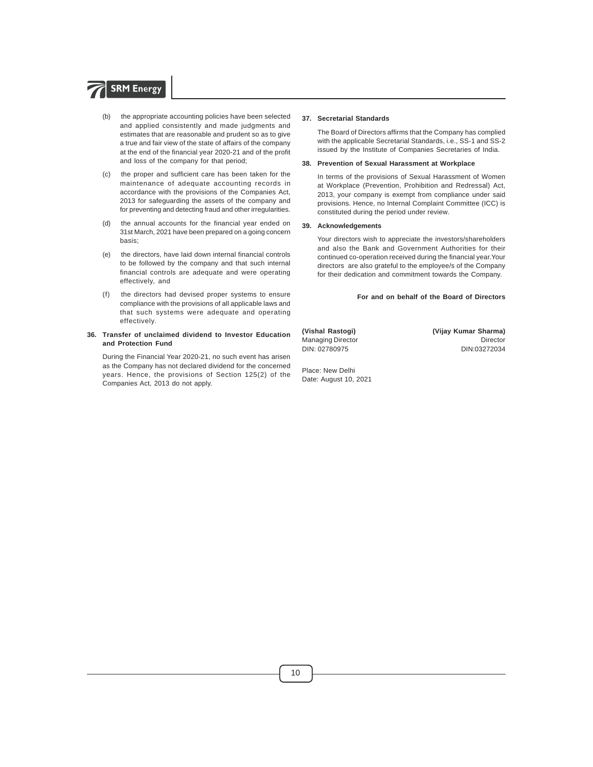(b) the appropriate accounting policies have been selected and applied consistently and made judgments and estimates that are reasonable and prudent so as to give a true and fair view of the state of affairs of the company at the end of the financial year 2020-21 and of the profit and loss of the company for that period;

(c) the proper and sufficient care has been taken for the maintenance of adequate accounting records in accordance with the provisions of the Companies Act, 2013 for safeguarding the assets of the company and for preventing and detecting fraud and other irregularities.

(d) the annual accounts for the financial year ended on 31st March, 2021 have been prepared on a going concern basis;

(e) the directors, have laid down internal financial controls to be followed by the company and that such internal financial controls are adequate and were operating effectively, and

(f) the directors had devised proper systems to ensure compliance with the provisions of all applicable laws and that such systems were adequate and operating effectively.

**36. Transfer of unclaimed dividend to Investor Education and Protection Fund**

During the Financial Year 2020-21, no such event has arisen as the Company has not declared dividend for the concerned years. Hence, the provisions of Section 125(2) of the Companies Act, 2013 do not apply.

**37. Secretarial Standards**

The Board of Directors affirms that the Company has complied with the applicable Secretarial Standards, i.e., SS-1 and SS-2 issued by the Institute of Companies Secretaries of India.

**38. Prevention of Sexual Harassment at Workplace**

In terms of the provisions of Sexual Harassment of Women at Workplace (Prevention, Prohibition and Redressal) Act, 2013, your company is exempt from compliance under said provisions. Hence, no Internal Complaint Committee (ICC) is constituted during the period under review.

**39. Acknowledgements**

Your directors wish to appreciate the investors/shareholders and also the Bank and Government Authorities for their continued co-operation received during the financial year.Your directors are also grateful to the employee/s of the Company for their dedication and commitment towards the Company.

**For and on behalf of the Board of Directors**

**(Vishal Rastogi)**
Managing Director
DIN: 02780975

**(Vijay Kumar Sharma)**
Director
DIN:03272034

Place: New Delhi
Date: August 10, 2021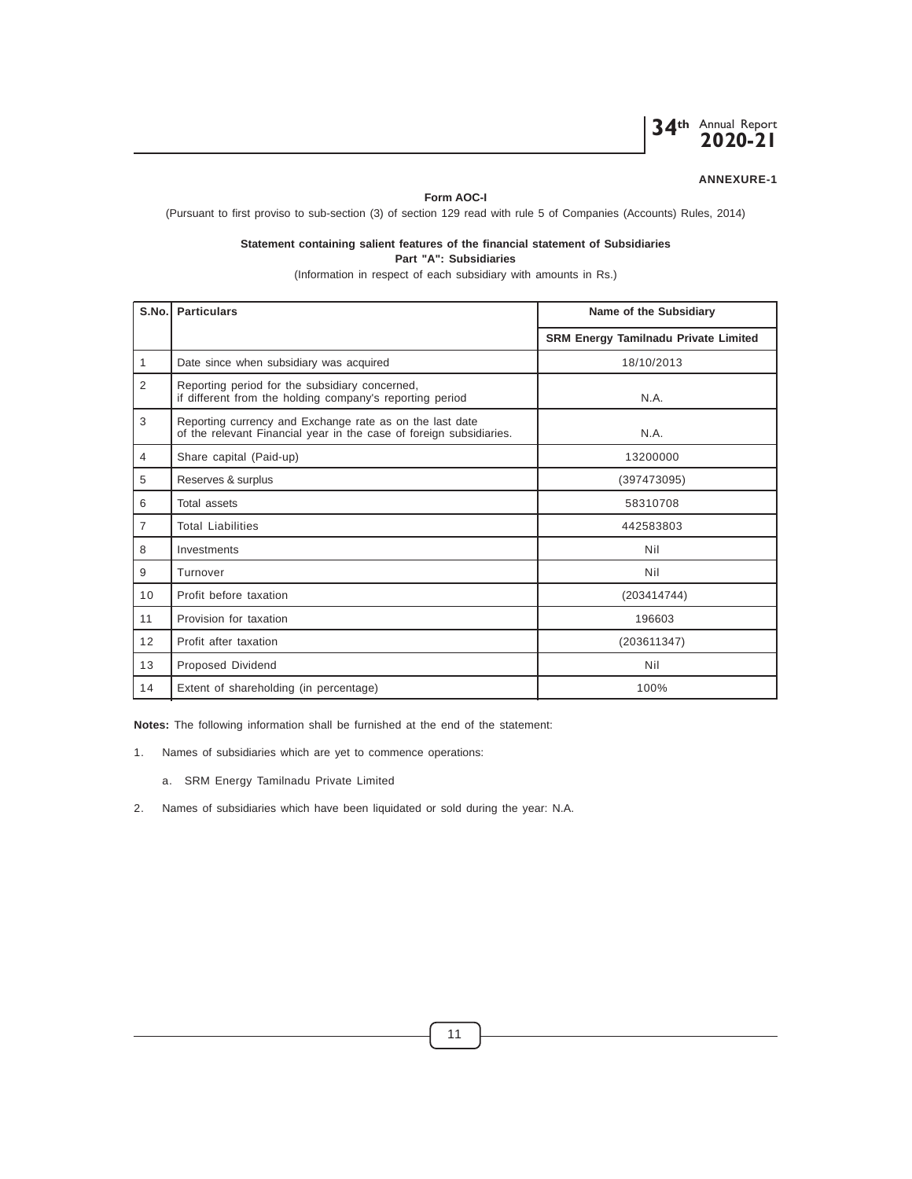**ANNEXURE-1**

**Form AOC-I**

(Pursuant to first proviso to sub-section (3) of section 129 read with rule 5 of Companies (Accounts) Rules, 2014)

**Statement containing salient features of the financial statement of Subsidiaries**
**Part "A": Subsidiaries**

(Information in respect of each subsidiary with amounts in Rs.)

| S.No. | Particulars | Name of the Subsidiary |
|---|---|---|
| | | **SRM Energy Tamilnadu Private Limited** |
| 1 | Date since when subsidiary was acquired | 18/10/2013 |
| 2 | Reporting period for the subsidiary concerned, if different from the holding company's reporting period | N.A. |
| 3 | Reporting currency and Exchange rate as on the last date of the relevant Financial year in the case of foreign subsidiaries. | N.A. |
| 4 | Share capital (Paid-up) | 13200000 |
| 5 | Reserves & surplus | (397473095) |
| 6 | Total assets | 58310708 |
| 7 | Total Liabilities | 442583803 |
| 8 | Investments | Nil |
| 9 | Turnover | Nil |
| 10 | Profit before taxation | (203414744) |
| 11 | Provision for taxation | 196603 |
| 12 | Profit after taxation | (203611347) |
| 13 | Proposed Dividend | Nil |
| 14 | Extent of shareholding (in percentage) | 100% |

**Notes:** The following information shall be furnished at the end of the statement:

1. Names of subsidiaries which are yet to commence operations:

   a. SRM Energy Tamilnadu Private Limited

2. Names of subsidiaries which have been liquidated or sold during the year: N.A.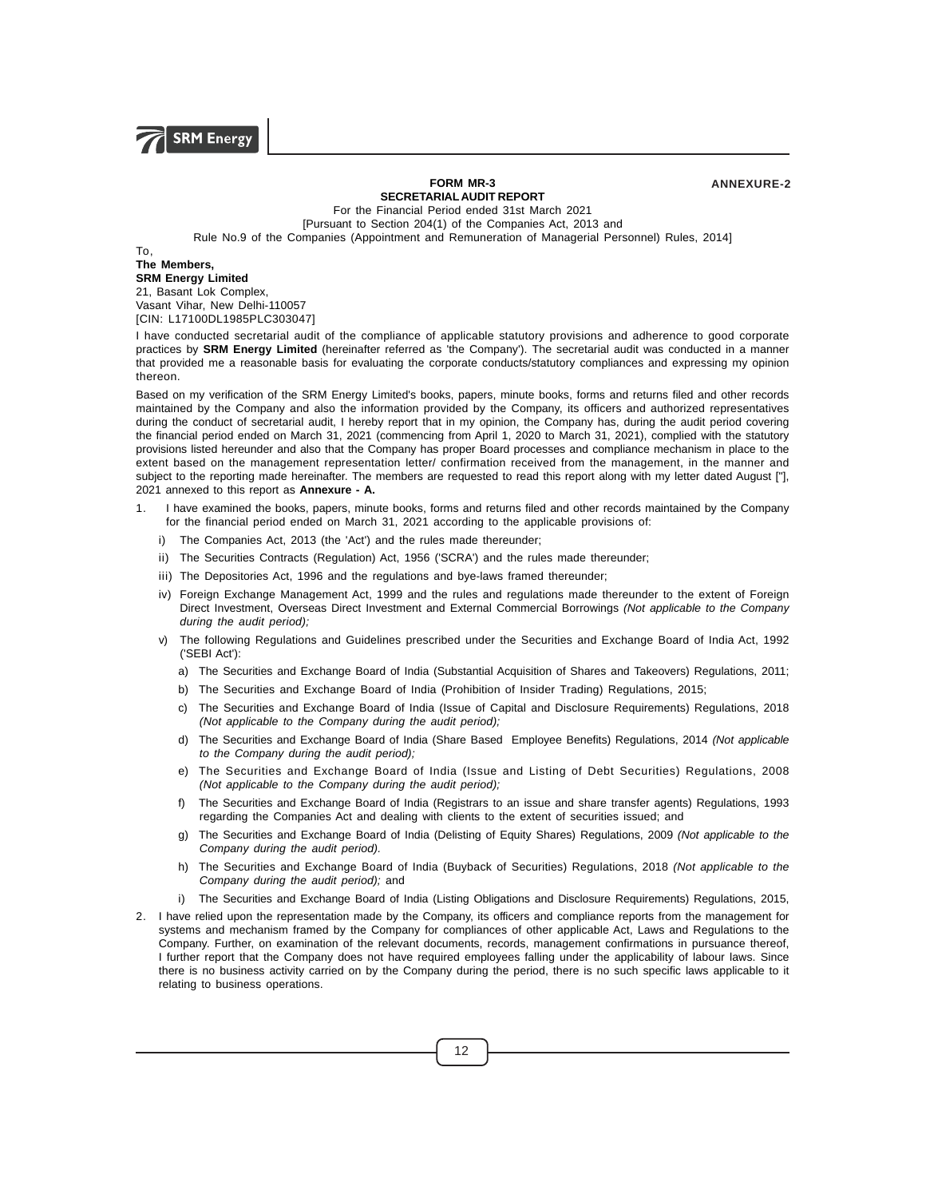**ANNEXURE-2**

**FORM MR-3**
**SECRETARIAL AUDIT REPORT**
For the Financial Period ended 31st March 2021
[Pursuant to Section 204(1) of the Companies Act, 2013 and
Rule No.9 of the Companies (Appointment and Remuneration of Managerial Personnel) Rules, 2014]

To,
**The Members,**
**SRM Energy Limited**
21, Basant Lok Complex,
Vasant Vihar, New Delhi-110057
[CIN: L17100DL1985PLC303047]

I have conducted secretarial audit of the compliance of applicable statutory provisions and adherence to good corporate practices by **SRM Energy Limited** (hereinafter referred as 'the Company'). The secretarial audit was conducted in a manner that provided me a reasonable basis for evaluating the corporate conducts/statutory compliances and expressing my opinion thereon.

Based on my verification of the SRM Energy Limited's books, papers, minute books, forms and returns filed and other records maintained by the Company and also the information provided by the Company, its officers and authorized representatives during the conduct of secretarial audit, I hereby report that in my opinion, the Company has, during the audit period covering the financial period ended on March 31, 2021 (commencing from April 1, 2020 to March 31, 2021), complied with the statutory provisions listed hereunder and also that the Company has proper Board processes and compliance mechanism in place to the extent based on the management representation letter/ confirmation received from the management, in the manner and subject to the reporting made hereinafter. The members are requested to read this report along with my letter dated August [''], 2021 annexed to this report as **Annexure - A.**

1. I have examined the books, papers, minute books, forms and returns filed and other records maintained by the Company for the financial period ended on March 31, 2021 according to the applicable provisions of:
   - i) The Companies Act, 2013 (the 'Act') and the rules made thereunder;
   - ii) The Securities Contracts (Regulation) Act, 1956 ('SCRA') and the rules made thereunder;
   - iii) The Depositories Act, 1996 and the regulations and bye-laws framed thereunder;
   - iv) Foreign Exchange Management Act, 1999 and the rules and regulations made thereunder to the extent of Foreign Direct Investment, Overseas Direct Investment and External Commercial Borrowings *(Not applicable to the Company during the audit period);*
   - v) The following Regulations and Guidelines prescribed under the Securities and Exchange Board of India Act, 1992 ('SEBI Act'):
     - a) The Securities and Exchange Board of India (Substantial Acquisition of Shares and Takeovers) Regulations, 2011;
     - b) The Securities and Exchange Board of India (Prohibition of Insider Trading) Regulations, 2015;
     - c) The Securities and Exchange Board of India (Issue of Capital and Disclosure Requirements) Regulations, 2018 *(Not applicable to the Company during the audit period);*
     - d) The Securities and Exchange Board of India (Share Based Employee Benefits) Regulations, 2014 *(Not applicable to the Company during the audit period);*
     - e) The Securities and Exchange Board of India (Issue and Listing of Debt Securities) Regulations, 2008 *(Not applicable to the Company during the audit period);*
     - f) The Securities and Exchange Board of India (Registrars to an issue and share transfer agents) Regulations, 1993 regarding the Companies Act and dealing with clients to the extent of securities issued; and
     - g) The Securities and Exchange Board of India (Delisting of Equity Shares) Regulations, 2009 *(Not applicable to the Company during the audit period).*
     - h) The Securities and Exchange Board of India (Buyback of Securities) Regulations, 2018 *(Not applicable to the Company during the audit period);* and
     - i) The Securities and Exchange Board of India (Listing Obligations and Disclosure Requirements) Regulations, 2015,
2. I have relied upon the representation made by the Company, its officers and compliance reports from the management for systems and mechanism framed by the Company for compliances of other applicable Act, Laws and Regulations to the Company. Further, on examination of the relevant documents, records, management confirmations in pursuance thereof, I further report that the Company does not have required employees falling under the applicability of labour laws. Since there is no business activity carried on by the Company during the period, there is no such specific laws applicable to it relating to business operations.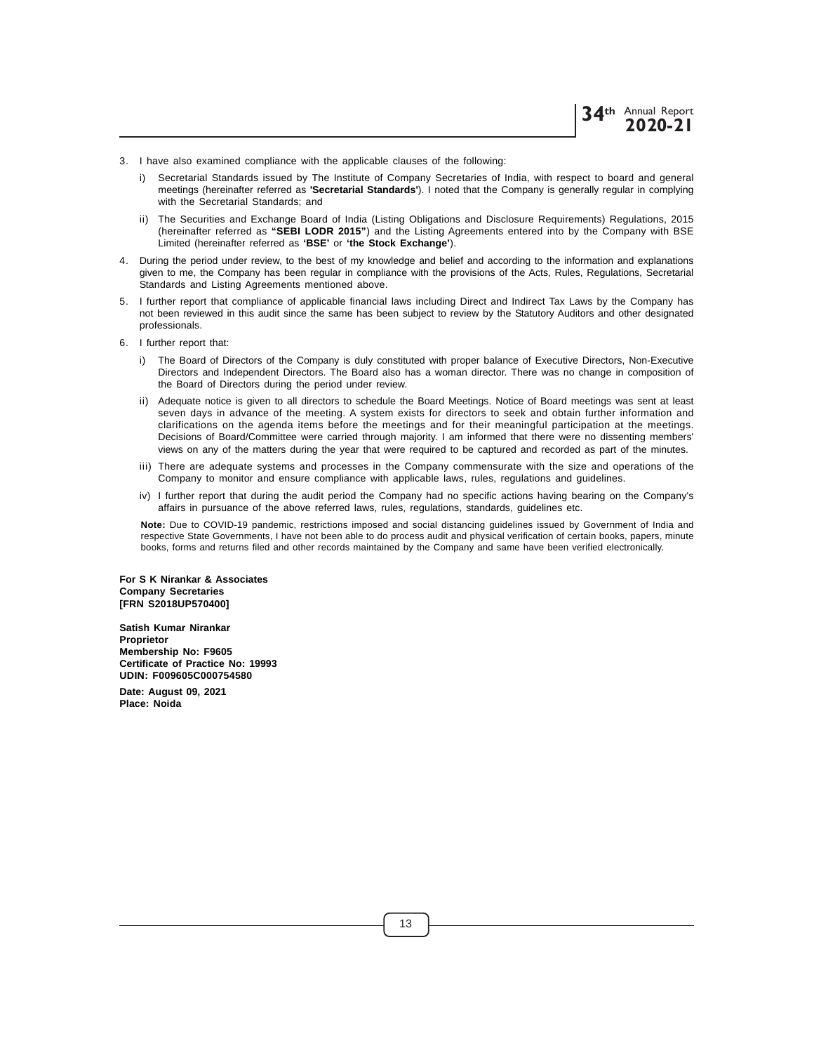3. I have also examined compliance with the applicable clauses of the following:

   i) Secretarial Standards issued by The Institute of Company Secretaries of India, with respect to board and general meetings (hereinafter referred as **'Secretarial Standards'**). I noted that the Company is generally regular in complying with the Secretarial Standards; and

   ii) The Securities and Exchange Board of India (Listing Obligations and Disclosure Requirements) Regulations, 2015 (hereinafter referred as **"SEBI LODR 2015"**) and the Listing Agreements entered into by the Company with BSE Limited (hereinafter referred as **'BSE'** or **'the Stock Exchange'**).

4. During the period under review, to the best of my knowledge and belief and according to the information and explanations given to me, the Company has been regular in compliance with the provisions of the Acts, Rules, Regulations, Secretarial Standards and Listing Agreements mentioned above.

5. I further report that compliance of applicable financial laws including Direct and Indirect Tax Laws by the Company has not been reviewed in this audit since the same has been subject to review by the Statutory Auditors and other designated professionals.

6. I further report that:

   i) The Board of Directors of the Company is duly constituted with proper balance of Executive Directors, Non-Executive Directors and Independent Directors. The Board also has a woman director. There was no change in composition of the Board of Directors during the period under review.

   ii) Adequate notice is given to all directors to schedule the Board Meetings. Notice of Board meetings was sent at least seven days in advance of the meeting. A system exists for directors to seek and obtain further information and clarifications on the agenda items before the meetings and for their meaningful participation at the meetings. Decisions of Board/Committee were carried through majority. I am informed that there were no dissenting members' views on any of the matters during the year that were required to be captured and recorded as part of the minutes.

   iii) There are adequate systems and processes in the Company commensurate with the size and operations of the Company to monitor and ensure compliance with applicable laws, rules, regulations and guidelines.

   iv) I further report that during the audit period the Company had no specific actions having bearing on the Company's affairs in pursuance of the above referred laws, rules, regulations, standards, guidelines etc.

   **Note:** Due to COVID-19 pandemic, restrictions imposed and social distancing guidelines issued by Government of India and respective State Governments, I have not been able to do process audit and physical verification of certain books, papers, minute books, forms and returns filed and other records maintained by the Company and same have been verified electronically.

**For S K Nirankar & Associates**
**Company Secretaries**
**[FRN S2018UP570400]**

**Satish Kumar Nirankar**
**Proprietor**
**Membership No: F9605**
**Certificate of Practice No: 19993**
**UDIN: F009605C000754580**

**Date: August 09, 2021**
**Place: Noida**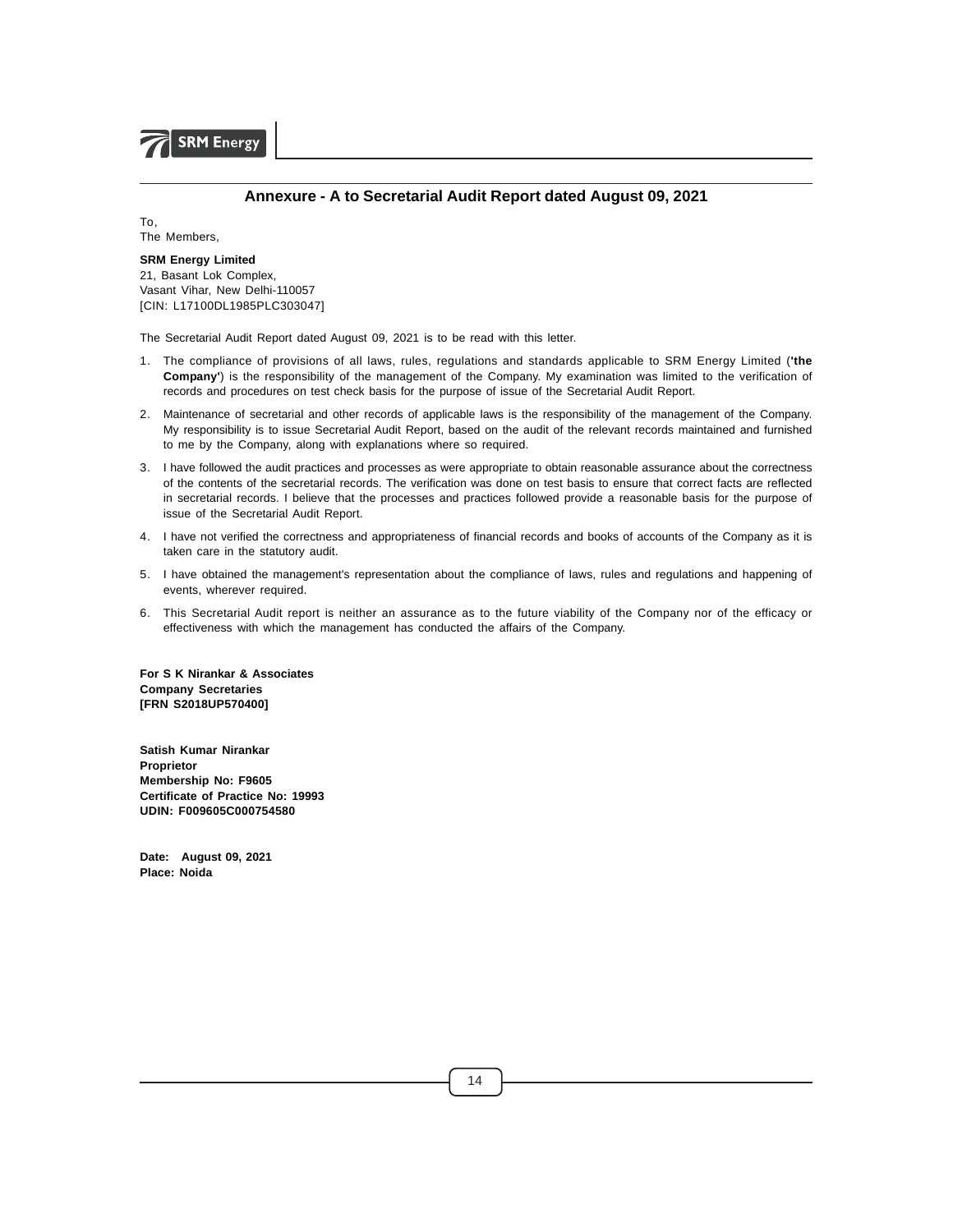## Annexure - A to Secretarial Audit Report dated August 09, 2021

To,
The Members,

**SRM Energy Limited**
21, Basant Lok Complex,
Vasant Vihar, New Delhi-110057
[CIN: L17100DL1985PLC303047]

The Secretarial Audit Report dated August 09, 2021 is to be read with this letter.

1. The compliance of provisions of all laws, rules, regulations and standards applicable to SRM Energy Limited (**'the Company'**) is the responsibility of the management of the Company. My examination was limited to the verification of records and procedures on test check basis for the purpose of issue of the Secretarial Audit Report.
2. Maintenance of secretarial and other records of applicable laws is the responsibility of the management of the Company. My responsibility is to issue Secretarial Audit Report, based on the audit of the relevant records maintained and furnished to me by the Company, along with explanations where so required.
3. I have followed the audit practices and processes as were appropriate to obtain reasonable assurance about the correctness of the contents of the secretarial records. The verification was done on test basis to ensure that correct facts are reflected in secretarial records. I believe that the processes and practices followed provide a reasonable basis for the purpose of issue of the Secretarial Audit Report.
4. I have not verified the correctness and appropriateness of financial records and books of accounts of the Company as it is taken care in the statutory audit.
5. I have obtained the management's representation about the compliance of laws, rules and regulations and happening of events, wherever required.
6. This Secretarial Audit report is neither an assurance as to the future viability of the Company nor of the efficacy or effectiveness with which the management has conducted the affairs of the Company.

**For S K Nirankar & Associates**
**Company Secretaries**
**[FRN S2018UP570400]**

**Satish Kumar Nirankar**
**Proprietor**
**Membership No: F9605**
**Certificate of Practice No: 19993**
**UDIN: F009605C000754580**

**Date: August 09, 2021**
**Place: Noida**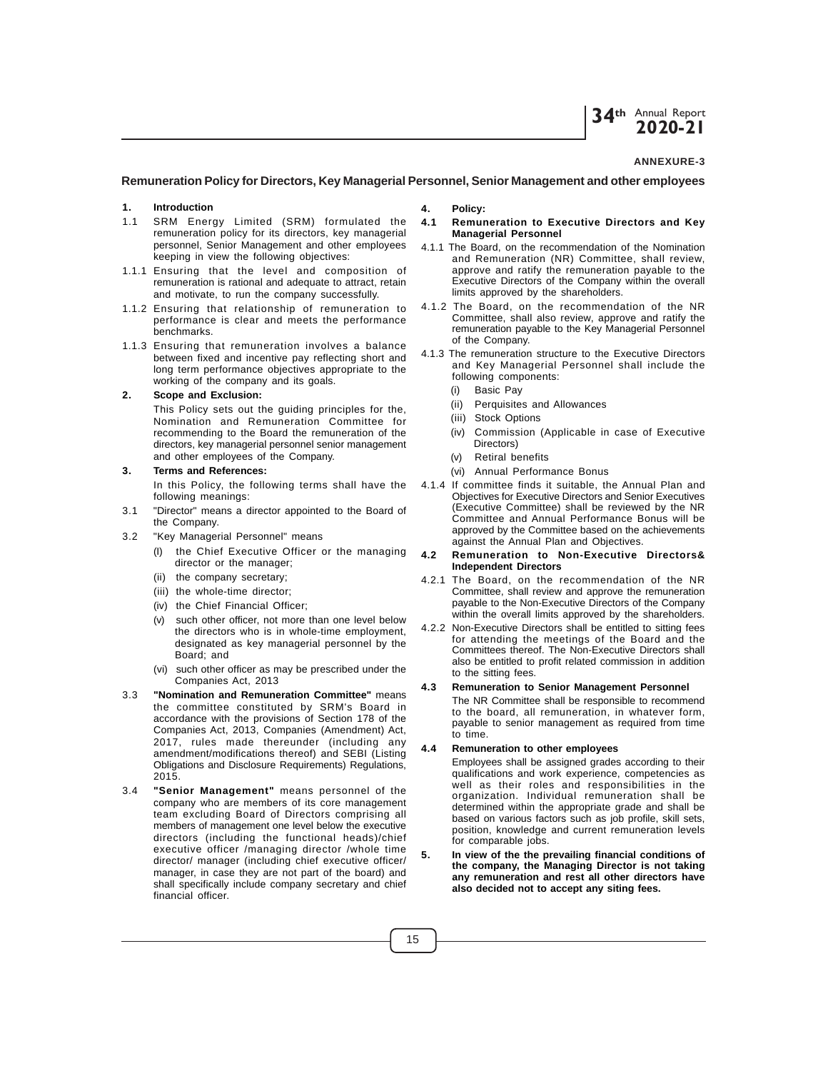ANNEXURE-3

## Remuneration Policy for Directors, Key Managerial Personnel, Senior Management and other employees

**1. Introduction**

1.1 SRM Energy Limited (SRM) formulated the remuneration policy for its directors, key managerial personnel, Senior Management and other employees keeping in view the following objectives:

1.1.1 Ensuring that the level and composition of remuneration is rational and adequate to attract, retain and motivate, to run the company successfully.

1.1.2 Ensuring that relationship of remuneration to performance is clear and meets the performance benchmarks.

1.1.3 Ensuring that remuneration involves a balance between fixed and incentive pay reflecting short and long term performance objectives appropriate to the working of the company and its goals.

**2. Scope and Exclusion:**

This Policy sets out the guiding principles for the, Nomination and Remuneration Committee for recommending to the Board the remuneration of the directors, key managerial personnel senior management and other employees of the Company.

**3. Terms and References:**

In this Policy, the following terms shall have the following meanings:

3.1 "Director" means a director appointed to the Board of the Company.

3.2 "Key Managerial Personnel" means

- (I) the Chief Executive Officer or the managing director or the manager;
- (ii) the company secretary;
- (iii) the whole-time director;
- (iv) the Chief Financial Officer;
- (v) such other officer, not more than one level below the directors who is in whole-time employment, designated as key managerial personnel by the Board; and
- (vi) such other officer as may be prescribed under the Companies Act, 2013

3.3 **"Nomination and Remuneration Committee"** means the committee constituted by SRM's Board in accordance with the provisions of Section 178 of the Companies Act, 2013, Companies (Amendment) Act, 2017, rules made thereunder (including any amendment/modifications thereof) and SEBI (Listing Obligations and Disclosure Requirements) Regulations, 2015.

3.4 **"Senior Management"** means personnel of the company who are members of its core management team excluding Board of Directors comprising all members of management one level below the executive directors (including the functional heads)/chief executive officer /managing director /whole time director/ manager (including chief executive officer/ manager, in case they are not part of the board) and shall specifically include company secretary and chief financial officer.

**4. Policy:**

**4.1 Remuneration to Executive Directors and Key Managerial Personnel**

4.1.1 The Board, on the recommendation of the Nomination and Remuneration (NR) Committee, shall review, approve and ratify the remuneration payable to the Executive Directors of the Company within the overall limits approved by the shareholders.

4.1.2 The Board, on the recommendation of the NR Committee, shall also review, approve and ratify the remuneration payable to the Key Managerial Personnel of the Company.

4.1.3 The remuneration structure to the Executive Directors and Key Managerial Personnel shall include the following components:

- (i) Basic Pay
- (ii) Perquisites and Allowances
- (iii) Stock Options
- (iv) Commission (Applicable in case of Executive Directors)
- (v) Retiral benefits
- (vi) Annual Performance Bonus

4.1.4 If committee finds it suitable, the Annual Plan and Objectives for Executive Directors and Senior Executives (Executive Committee) shall be reviewed by the NR Committee and Annual Performance Bonus will be approved by the Committee based on the achievements against the Annual Plan and Objectives.

**4.2 Remuneration to Non-Executive Directors& Independent Directors**

4.2.1 The Board, on the recommendation of the NR Committee, shall review and approve the remuneration payable to the Non-Executive Directors of the Company within the overall limits approved by the shareholders.

4.2.2 Non-Executive Directors shall be entitled to sitting fees for attending the meetings of the Board and the Committees thereof. The Non-Executive Directors shall also be entitled to profit related commission in addition to the sitting fees.

**4.3 Remuneration to Senior Management Personnel**

The NR Committee shall be responsible to recommend to the board, all remuneration, in whatever form, payable to senior management as required from time to time.

**4.4 Remuneration to other employees**

Employees shall be assigned grades according to their qualifications and work experience, competencies as well as their roles and responsibilities in the organization. Individual remuneration shall be determined within the appropriate grade and shall be based on various factors such as job profile, skill sets, position, knowledge and current remuneration levels for comparable jobs.

**5. In view of the the prevailing financial conditions of the company, the Managing Director is not taking any remuneration and rest all other directors have also decided not to accept any siting fees.**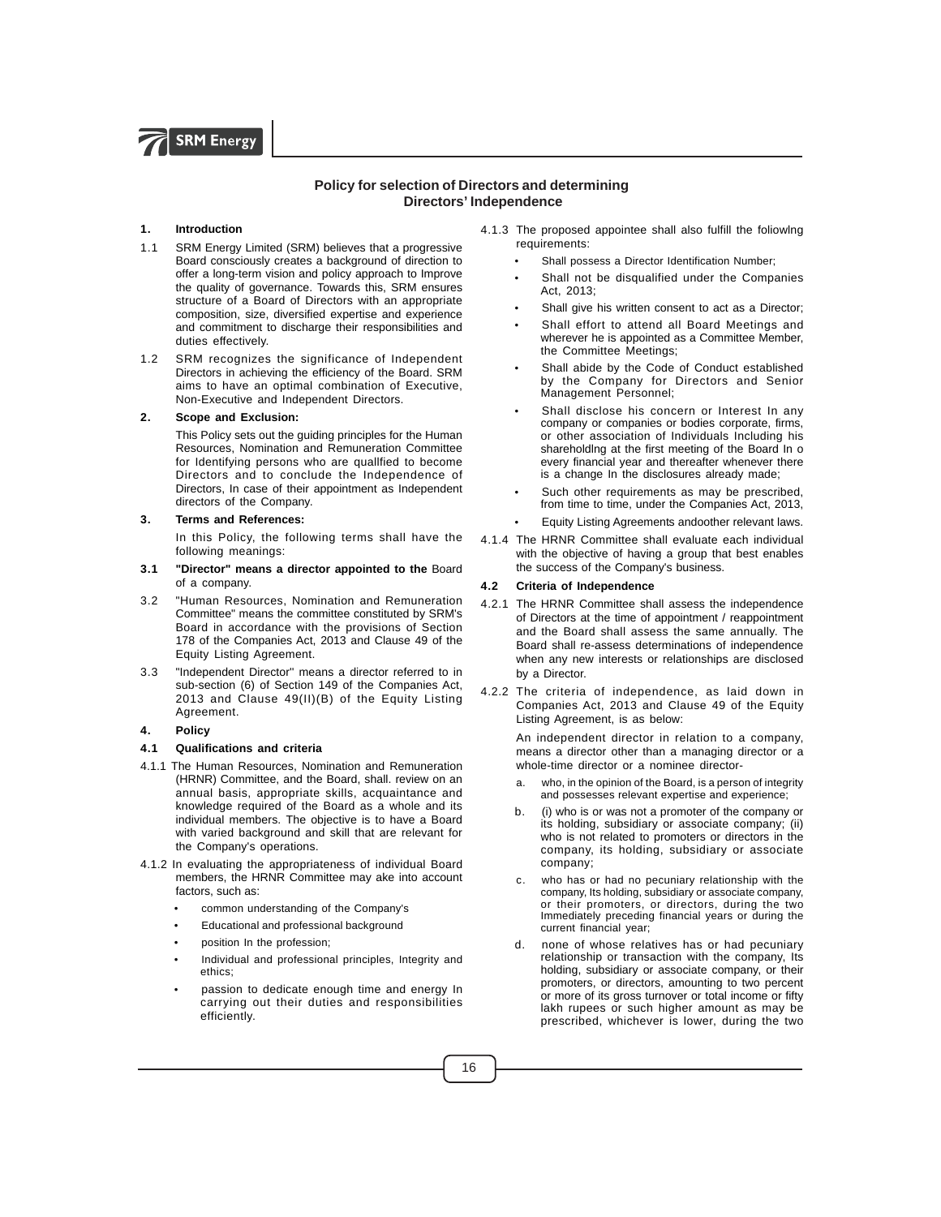## Policy for selection of Directors and determining Directors' Independence

**1. Introduction**

1.1 SRM Energy Limited (SRM) believes that a progressive Board consciously creates a background of direction to offer a long-term vision and policy approach to Improve the quality of governance. Towards this, SRM ensures structure of a Board of Directors with an appropriate composition, size, diversified expertise and experience and commitment to discharge their responsibilities and duties effectively.

1.2 SRM recognizes the significance of Independent Directors in achieving the efficiency of the Board. SRM aims to have an optimal combination of Executive, Non-Executive and Independent Directors.

**2. Scope and Exclusion:**

This Policy sets out the guiding principles for the Human Resources, Nomination and Remuneration Committee for Identifying persons who are quallfied to become Directors and to conclude the Independence of Directors, In case of their appointment as Independent directors of the Company.

**3. Terms and References:**

In this Policy, the following terms shall have the following meanings:

**3.1 "Director" means a director appointed to the** Board of a company.

3.2 "Human Resources, Nomination and Remuneration Committee" means the committee constituted by SRM's Board in accordance with the provisions of Section 178 of the Companies Act, 2013 and Clause 49 of the Equity Listing Agreement.

3.3 "Independent Director" means a director referred to in sub-section (6) of Section 149 of the Companies Act, 2013 and Clause 49(II)(B) of the Equity Listing Agreement.

**4. Policy**

**4.1 Qualifications and criteria**

4.1.1 The Human Resources, Nomination and Remuneration (HRNR) Committee, and the Board, shall. review on an annual basis, appropriate skills, acquaintance and knowledge required of the Board as a whole and its individual members. The objective is to have a Board with varied background and skill that are relevant for the Company's operations.

4.1.2 In evaluating the appropriateness of individual Board members, the HRNR Committee may ake into account factors, such as:

- common understanding of the Company's
- Educational and professional background
- position In the profession;
- Individual and professional principles, Integrity and ethics;
- passion to dedicate enough time and energy In carrying out their duties and responsibilities efficiently.

4.1.3 The proposed appointee shall also fulfill the foliowlng requirements:

- Shall possess a Director Identification Number;
- Shall not be disqualified under the Companies Act, 2013;
- Shall give his written consent to act as a Director;
- Shall effort to attend all Board Meetings and wherever he is appointed as a Committee Member, the Committee Meetings;
- Shall abide by the Code of Conduct established by the Company for Directors and Senior Management Personnel;
- Shall disclose his concern or Interest In any company or companies or bodies corporate, firms, or other association of Individuals Including his shareholdlng at the first meeting of the Board In o every financial year and thereafter whenever there is a change In the disclosures already made;
- Such other requirements as may be prescribed, from time to time, under the Companies Act, 2013,
- Equity Listing Agreements andoother relevant laws.

4.1.4 The HRNR Committee shall evaluate each individual with the objective of having a group that best enables the success of the Company's business.

**4.2 Criteria of Independence**

4.2.1 The HRNR Committee shall assess the independence of Directors at the time of appointment / reappointment and the Board shall assess the same annually. The Board shall re-assess determinations of independence when any new interests or relationships are disclosed by a Director.

4.2.2 The criteria of independence, as laid down in Companies Act, 2013 and Clause 49 of the Equity Listing Agreement, is as below:

An independent director in relation to a company, means a director other than a managing director or a whole-time director or a nominee director-

a. who, in the opinion of the Board, is a person of integrity and possesses relevant expertise and experience;

b. (i) who is or was not a promoter of the company or its holding, subsidiary or associate company; (ii) who is not related to promoters or directors in the company, its holding, subsidiary or associate company;

c. who has or had no pecuniary relationship with the company, Its holding, subsidiary or associate company, or their promoters, or directors, during the two Immediately preceding financial years or during the current financial year;

d. none of whose relatives has or had pecuniary relationship or transaction with the company, Its holding, subsidiary or associate company, or their promoters, or directors, amounting to two percent or more of its gross turnover or total income or fifty lakh rupees or such higher amount as may be prescribed, whichever is lower, during the two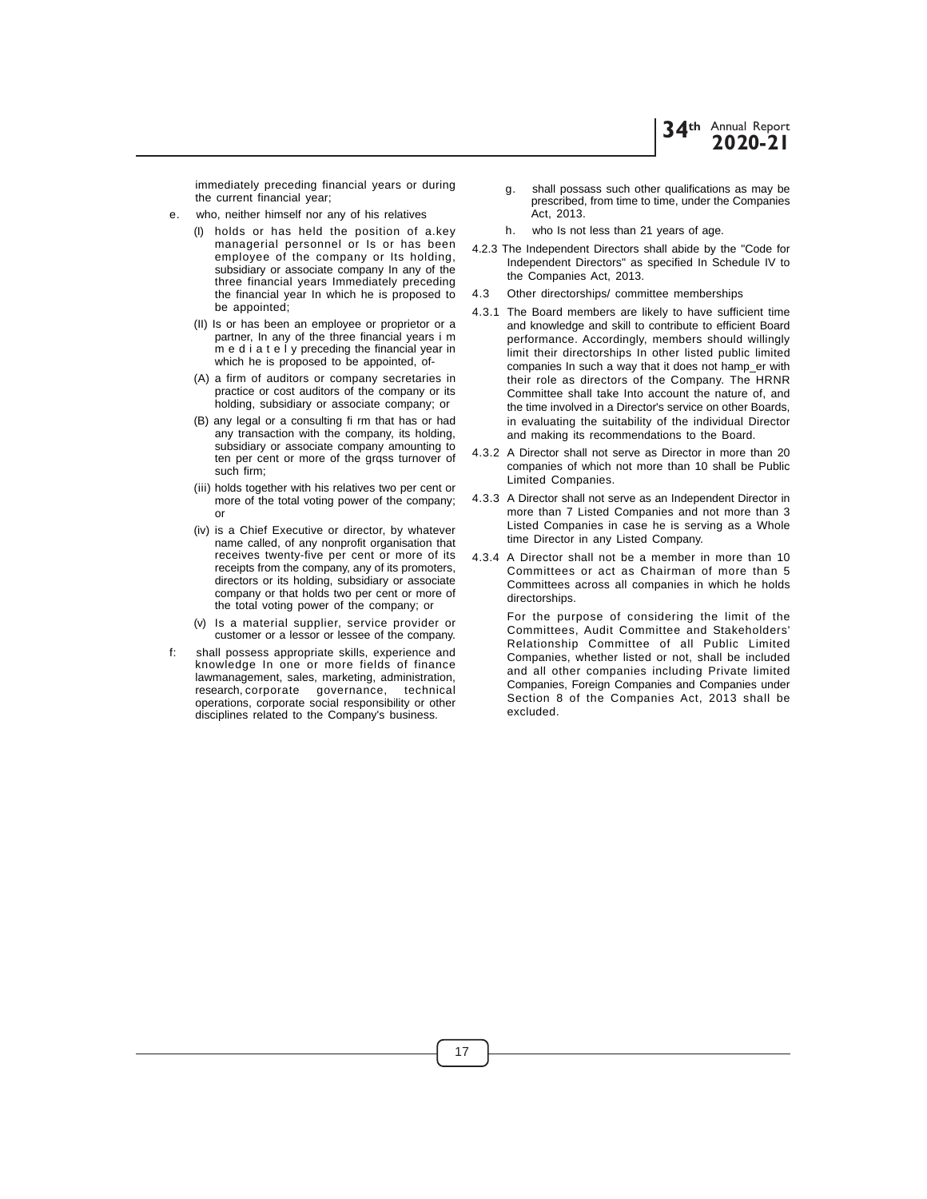immediately preceding financial years or during the current financial year;

e. who, neither himself nor any of his relatives

   (I) holds or has held the position of a.key managerial personnel or Is or has been employee of the company or Its holding, subsidiary or associate company In any of the three financial years Immediately preceding the financial year In which he is proposed to be appointed;

   (II) Is or has been an employee or proprietor or a partner, In any of the three financial years immediately preceding the financial year in which he is proposed to be appointed, of-

   (A) a firm of auditors or company secretaries in practice or cost auditors of the company or its holding, subsidiary or associate company; or

   (B) any legal or a consulting fi rm that has or had any transaction with the company, its holding, subsidiary or associate company amounting to ten per cent or more of the grqss turnover of such firm;

   (iii) holds together with his relatives two per cent or more of the total voting power of the company; or

   (iv) is a Chief Executive or director, by whatever name called, of any nonprofit organisation that receives twenty-five per cent or more of its receipts from the company, any of its promoters, directors or its holding, subsidiary or associate company or that holds two per cent or more of the total voting power of the company; or

   (v) Is a material supplier, service provider or customer or a lessor or lessee of the company.

f: shall possess appropriate skills, experience and knowledge In one or more fields of finance lawmanagement, sales, marketing, administration, research, corporate governance, technical operations, corporate social responsibility or other disciplines related to the Company's business.

g. shall possass such other qualifications as may be prescribed, from time to time, under the Companies Act, 2013.

h. who Is not less than 21 years of age.

4.2.3 The Independent Directors shall abide by the "Code for Independent Directors" as specified In Schedule IV to the Companies Act, 2013.

4.3 Other directorships/ committee memberships

4.3.1 The Board members are likely to have sufficient time and knowledge and skill to contribute to efficient Board performance. Accordingly, members should willingly limit their directorships In other listed public limited companies In such a way that it does not hamp_er with their role as directors of the Company. The HRNR Committee shall take Into account the nature of, and the time involved in a Director's service on other Boards, in evaluating the suitability of the individual Director and making its recommendations to the Board.

4.3.2 A Director shall not serve as Director in more than 20 companies of which not more than 10 shall be Public Limited Companies.

4.3.3 A Director shall not serve as an Independent Director in more than 7 Listed Companies and not more than 3 Listed Companies in case he is serving as a Whole time Director in any Listed Company.

4.3.4 A Director shall not be a member in more than 10 Committees or act as Chairman of more than 5 Committees across all companies in which he holds directorships.

For the purpose of considering the limit of the Committees, Audit Committee and Stakeholders' Relationship Committee of all Public Limited Companies, whether listed or not, shall be included and all other companies including Private limited Companies, Foreign Companies and Companies under Section 8 of the Companies Act, 2013 shall be excluded.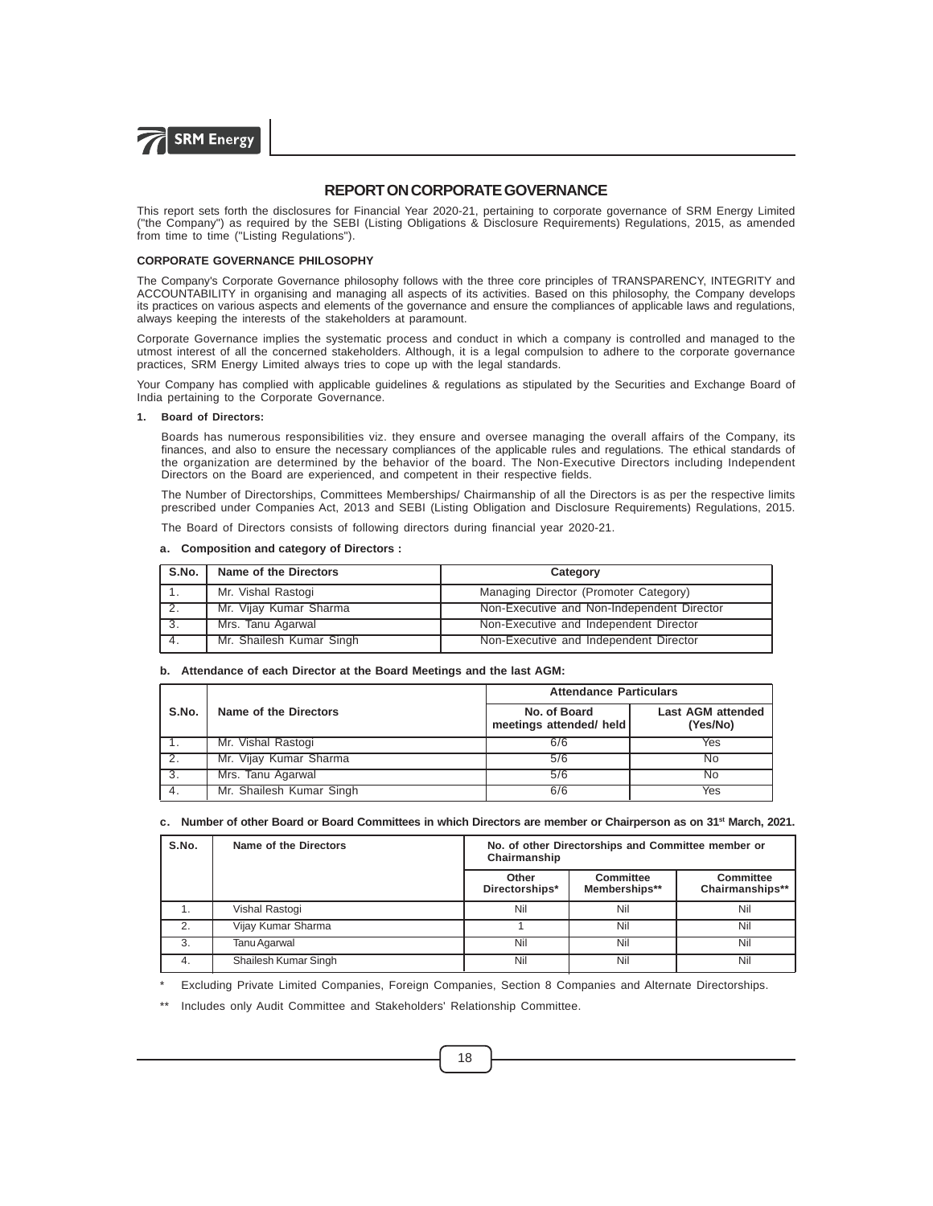# REPORT ON CORPORATE GOVERNANCE

This report sets forth the disclosures for Financial Year 2020-21, pertaining to corporate governance of SRM Energy Limited ("the Company") as required by the SEBI (Listing Obligations & Disclosure Requirements) Regulations, 2015, as amended from time to time ("Listing Regulations").

## CORPORATE GOVERNANCE PHILOSOPHY

The Company's Corporate Governance philosophy follows with the three core principles of TRANSPARENCY, INTEGRITY and ACCOUNTABILITY in organising and managing all aspects of its activities. Based on this philosophy, the Company develops its practices on various aspects and elements of the governance and ensure the compliances of applicable laws and regulations, always keeping the interests of the stakeholders at paramount.

Corporate Governance implies the systematic process and conduct in which a company is controlled and managed to the utmost interest of all the concerned stakeholders. Although, it is a legal compulsion to adhere to the corporate governance practices, SRM Energy Limited always tries to cope up with the legal standards.

Your Company has complied with applicable guidelines & regulations as stipulated by the Securities and Exchange Board of India pertaining to the Corporate Governance.

### 1. Board of Directors:

Boards has numerous responsibilities viz. they ensure and oversee managing the overall affairs of the Company, its finances, and also to ensure the necessary compliances of the applicable rules and regulations. The ethical standards of the organization are determined by the behavior of the board. The Non-Executive Directors including Independent Directors on the Board are experienced, and competent in their respective fields.

The Number of Directorships, Committees Memberships/ Chairmanship of all the Directors is as per the respective limits prescribed under Companies Act, 2013 and SEBI (Listing Obligation and Disclosure Requirements) Regulations, 2015.

The Board of Directors consists of following directors during financial year 2020-21.

**a. Composition and category of Directors :**

| S.No. | Name of the Directors | Category |
|---|---|---|
| 1. | Mr. Vishal Rastogi | Managing Director (Promoter Category) |
| 2. | Mr. Vijay Kumar Sharma | Non-Executive and Non-Independent Director |
| 3. | Mrs. Tanu Agarwal | Non-Executive and Independent Director |
| 4. | Mr. Shailesh Kumar Singh | Non-Executive and Independent Director |

**b. Attendance of each Director at the Board Meetings and the last AGM:**

| S.No. | Name of the Directors | Attendance Particulars | |
|---|---|---|---|
| | | No. of Board meetings attended/ held | Last AGM attended (Yes/No) |
| 1. | Mr. Vishal Rastogi | 6/6 | Yes |
| 2. | Mr. Vijay Kumar Sharma | 5/6 | No |
| 3. | Mrs. Tanu Agarwal | 5/6 | No |
| 4. | Mr. Shailesh Kumar Singh | 6/6 | Yes |

**c. Number of other Board or Board Committees in which Directors are member or Chairperson as on 31st March, 2021.**

| S.No. | Name of the Directors | No. of other Directorships and Committee member or Chairmanship | | |
|---|---|---|---|---|
| | | Other Directorships* | Committee Memberships** | Committee Chairmanships** |
| 1. | Vishal Rastogi | Nil | Nil | Nil |
| 2. | Vijay Kumar Sharma | 1 | Nil | Nil |
| 3. | Tanu Agarwal | Nil | Nil | Nil |
| 4. | Shailesh Kumar Singh | Nil | Nil | Nil |

\* Excluding Private Limited Companies, Foreign Companies, Section 8 Companies and Alternate Directorships.

** Includes only Audit Committee and Stakeholders' Relationship Committee.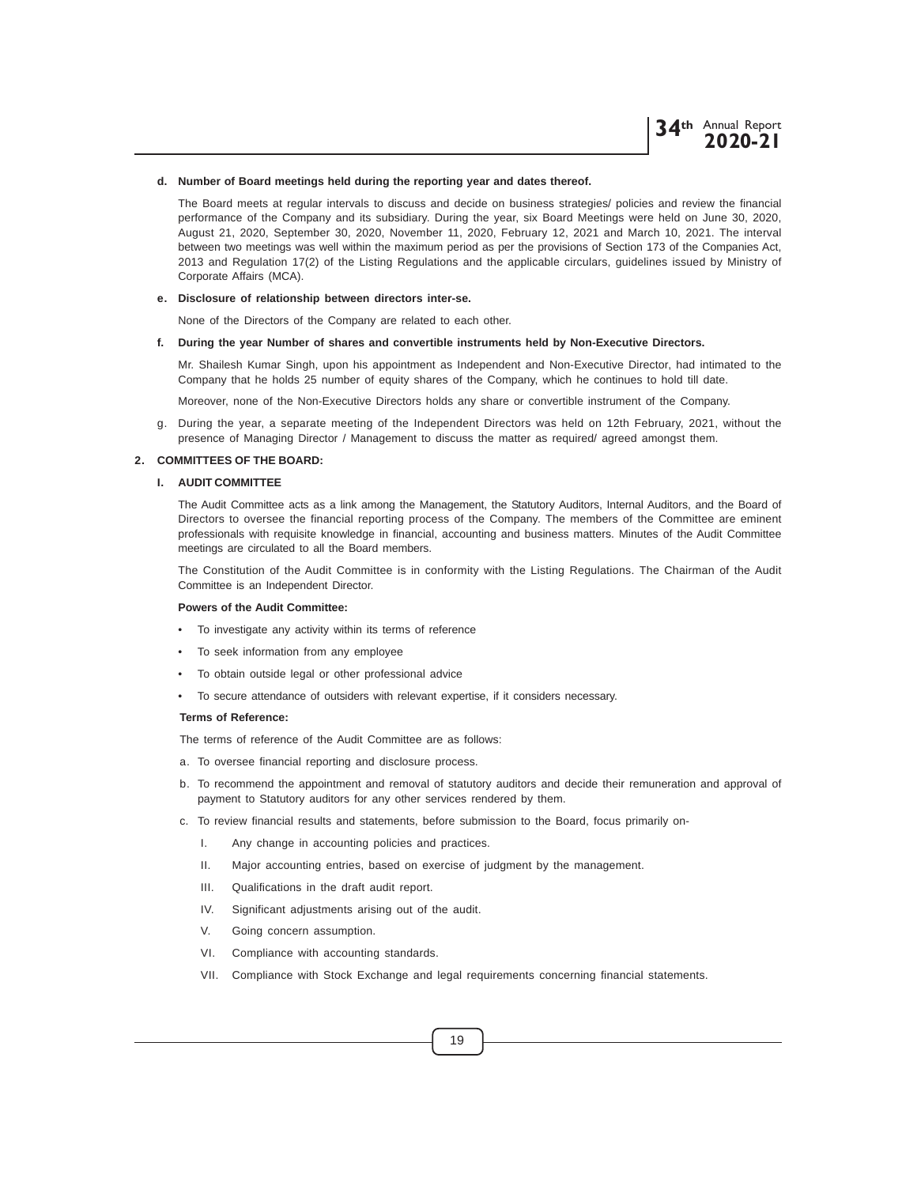**d. Number of Board meetings held during the reporting year and dates thereof.**

The Board meets at regular intervals to discuss and decide on business strategies/ policies and review the financial performance of the Company and its subsidiary. During the year, six Board Meetings were held on June 30, 2020, August 21, 2020, September 30, 2020, November 11, 2020, February 12, 2021 and March 10, 2021. The interval between two meetings was well within the maximum period as per the provisions of Section 173 of the Companies Act, 2013 and Regulation 17(2) of the Listing Regulations and the applicable circulars, guidelines issued by Ministry of Corporate Affairs (MCA).

**e. Disclosure of relationship between directors inter-se.**

None of the Directors of the Company are related to each other.

**f. During the year Number of shares and convertible instruments held by Non-Executive Directors.**

Mr. Shailesh Kumar Singh, upon his appointment as Independent and Non-Executive Director, had intimated to the Company that he holds 25 number of equity shares of the Company, which he continues to hold till date.

Moreover, none of the Non-Executive Directors holds any share or convertible instrument of the Company.

g. During the year, a separate meeting of the Independent Directors was held on 12th February, 2021, without the presence of Managing Director / Management to discuss the matter as required/ agreed amongst them.

## 2. COMMITTEES OF THE BOARD:

### I. AUDIT COMMITTEE

The Audit Committee acts as a link among the Management, the Statutory Auditors, Internal Auditors, and the Board of Directors to oversee the financial reporting process of the Company. The members of the Committee are eminent professionals with requisite knowledge in financial, accounting and business matters. Minutes of the Audit Committee meetings are circulated to all the Board members.

The Constitution of the Audit Committee is in conformity with the Listing Regulations. The Chairman of the Audit Committee is an Independent Director.

**Powers of the Audit Committee:**

- To investigate any activity within its terms of reference
- To seek information from any employee
- To obtain outside legal or other professional advice
- To secure attendance of outsiders with relevant expertise, if it considers necessary.

**Terms of Reference:**

The terms of reference of the Audit Committee are as follows:

a. To oversee financial reporting and disclosure process.

b. To recommend the appointment and removal of statutory auditors and decide their remuneration and approval of payment to Statutory auditors for any other services rendered by them.

c. To review financial results and statements, before submission to the Board, focus primarily on-

   I. Any change in accounting policies and practices.

   II. Major accounting entries, based on exercise of judgment by the management.

   III. Qualifications in the draft audit report.

   IV. Significant adjustments arising out of the audit.

   V. Going concern assumption.

   VI. Compliance with accounting standards.

   VII. Compliance with Stock Exchange and legal requirements concerning financial statements.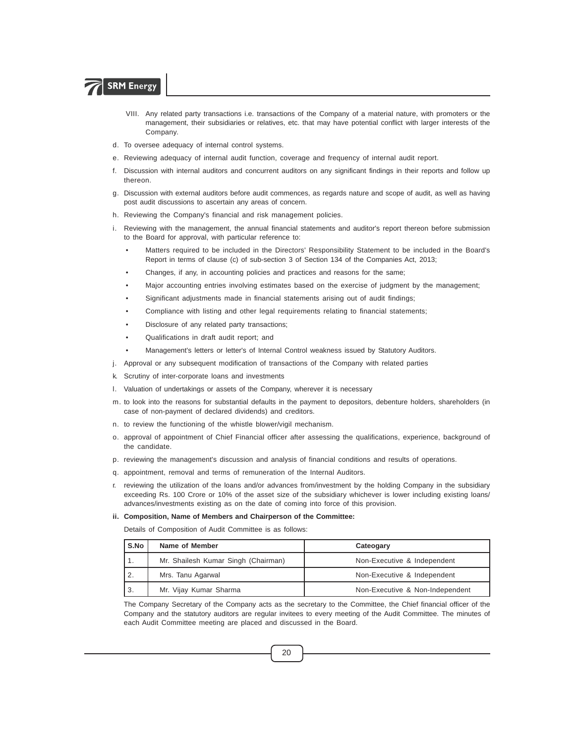VIII. Any related party transactions i.e. transactions of the Company of a material nature, with promoters or the management, their subsidiaries or relatives, etc. that may have potential conflict with larger interests of the Company.

d. To oversee adequacy of internal control systems.

e. Reviewing adequacy of internal audit function, coverage and frequency of internal audit report.

f. Discussion with internal auditors and concurrent auditors on any significant findings in their reports and follow up thereon.

g. Discussion with external auditors before audit commences, as regards nature and scope of audit, as well as having post audit discussions to ascertain any areas of concern.

h. Reviewing the Company's financial and risk management policies.

i. Reviewing with the management, the annual financial statements and auditor's report thereon before submission to the Board for approval, with particular reference to:

- Matters required to be included in the Directors' Responsibility Statement to be included in the Board's Report in terms of clause (c) of sub-section 3 of Section 134 of the Companies Act, 2013;
- Changes, if any, in accounting policies and practices and reasons for the same;
- Major accounting entries involving estimates based on the exercise of judgment by the management;
- Significant adjustments made in financial statements arising out of audit findings;
- Compliance with listing and other legal requirements relating to financial statements;
- Disclosure of any related party transactions;
- Qualifications in draft audit report; and
- Management's letters or letter's of Internal Control weakness issued by Statutory Auditors.

j. Approval or any subsequent modification of transactions of the Company with related parties

k. Scrutiny of inter-corporate loans and investments

l. Valuation of undertakings or assets of the Company, wherever it is necessary

m. to look into the reasons for substantial defaults in the payment to depositors, debenture holders, shareholders (in case of non-payment of declared dividends) and creditors.

n. to review the functioning of the whistle blower/vigil mechanism.

o. approval of appointment of Chief Financial officer after assessing the qualifications, experience, background of the candidate.

p. reviewing the management's discussion and analysis of financial conditions and results of operations.

q. appointment, removal and terms of remuneration of the Internal Auditors.

r. reviewing the utilization of the loans and/or advances from/investment by the holding Company in the subsidiary exceeding Rs. 100 Crore or 10% of the asset size of the subsidiary whichever is lower including existing loans/ advances/investments existing as on the date of coming into force of this provision.

**ii. Composition, Name of Members and Chairperson of the Committee:**

Details of Composition of Audit Committee is as follows:

| S.No | Name of Member | Cateogary |
|---|---|---|
| 1. | Mr. Shailesh Kumar Singh (Chairman) | Non-Executive & Independent |
| 2. | Mrs. Tanu Agarwal | Non-Executive & Independent |
| 3. | Mr. Vijay Kumar Sharma | Non-Executive & Non-Independent |

The Company Secretary of the Company acts as the secretary to the Committee, the Chief financial officer of the Company and the statutory auditors are regular invitees to every meeting of the Audit Committee. The minutes of each Audit Committee meeting are placed and discussed in the Board.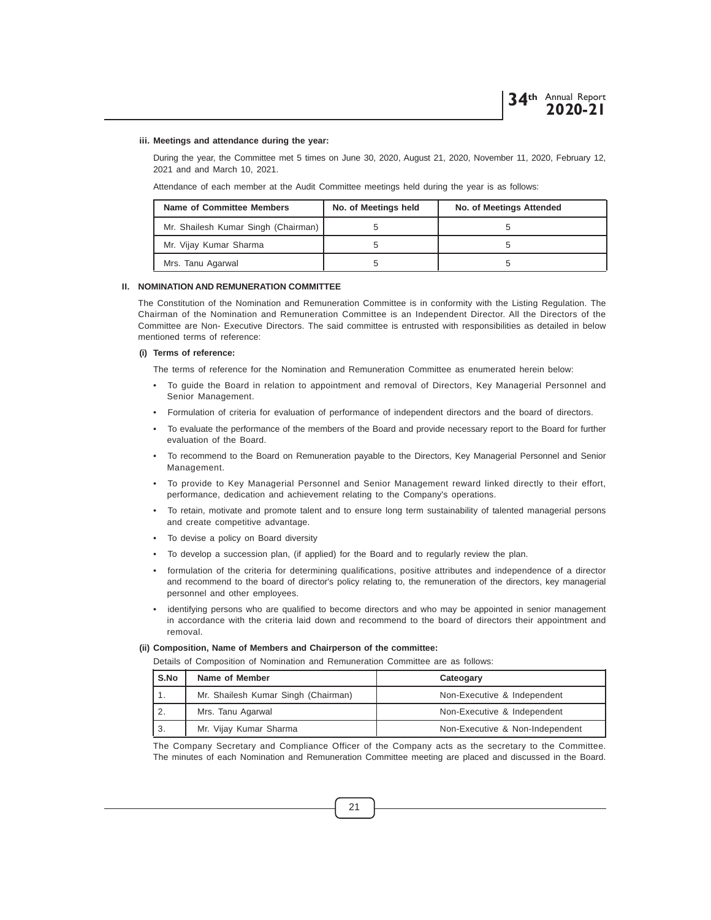**iii. Meetings and attendance during the year:**

During the year, the Committee met 5 times on June 30, 2020, August 21, 2020, November 11, 2020, February 12, 2021 and and March 10, 2021.

Attendance of each member at the Audit Committee meetings held during the year is as follows:

| Name of Committee Members | No. of Meetings held | No. of Meetings Attended |
|---|---|---|
| Mr. Shailesh Kumar Singh (Chairman) | 5 | 5 |
| Mr. Vijay Kumar Sharma | 5 | 5 |
| Mrs. Tanu Agarwal | 5 | 5 |

## II. NOMINATION AND REMUNERATION COMMITTEE

The Constitution of the Nomination and Remuneration Committee is in conformity with the Listing Regulation. The Chairman of the Nomination and Remuneration Committee is an Independent Director. All the Directors of the Committee are Non- Executive Directors. The said committee is entrusted with responsibilities as detailed in below mentioned terms of reference:

**(i) Terms of reference:**

The terms of reference for the Nomination and Remuneration Committee as enumerated herein below:

- To guide the Board in relation to appointment and removal of Directors, Key Managerial Personnel and Senior Management.
- Formulation of criteria for evaluation of performance of independent directors and the board of directors.
- To evaluate the performance of the members of the Board and provide necessary report to the Board for further evaluation of the Board.
- To recommend to the Board on Remuneration payable to the Directors, Key Managerial Personnel and Senior Management.
- To provide to Key Managerial Personnel and Senior Management reward linked directly to their effort, performance, dedication and achievement relating to the Company's operations.
- To retain, motivate and promote talent and to ensure long term sustainability of talented managerial persons and create competitive advantage.
- To devise a policy on Board diversity
- To develop a succession plan, (if applied) for the Board and to regularly review the plan.
- formulation of the criteria for determining qualifications, positive attributes and independence of a director and recommend to the board of director's policy relating to, the remuneration of the directors, key managerial personnel and other employees.
- identifying persons who are qualified to become directors and who may be appointed in senior management in accordance with the criteria laid down and recommend to the board of directors their appointment and removal.

**(ii) Composition, Name of Members and Chairperson of the committee:**

Details of Composition of Nomination and Remuneration Committee are as follows:

| S.No | Name of Member | Cateogary |
|---|---|---|
| 1. | Mr. Shailesh Kumar Singh (Chairman) | Non-Executive & Independent |
| 2. | Mrs. Tanu Agarwal | Non-Executive & Independent |
| 3. | Mr. Vijay Kumar Sharma | Non-Executive & Non-Independent |

The Company Secretary and Compliance Officer of the Company acts as the secretary to the Committee. The minutes of each Nomination and Remuneration Committee meeting are placed and discussed in the Board.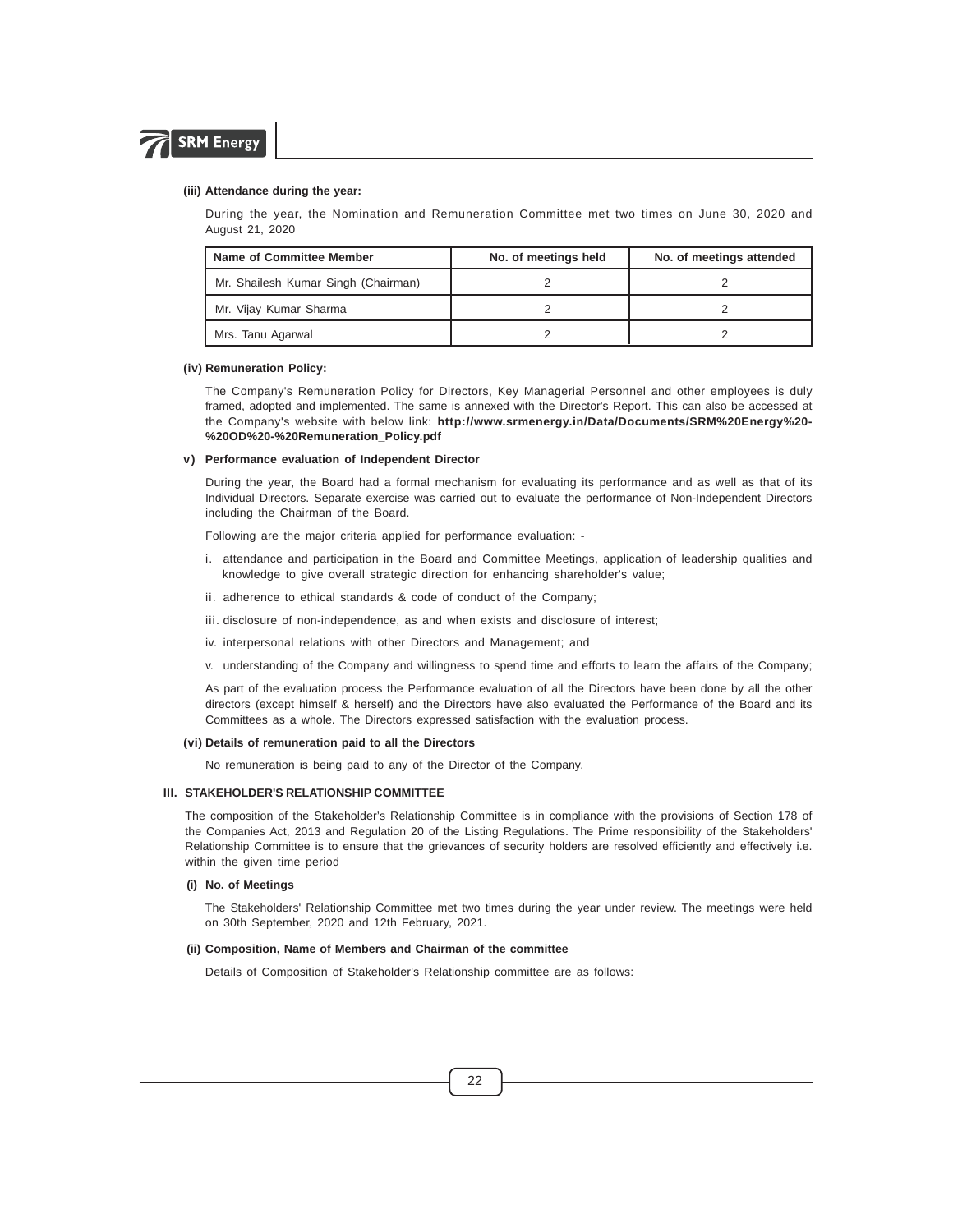**(iii) Attendance during the year:**

During the year, the Nomination and Remuneration Committee met two times on June 30, 2020 and August 21, 2020

| Name of Committee Member | No. of meetings held | No. of meetings attended |
|---|---|---|
| Mr. Shailesh Kumar Singh (Chairman) | 2 | 2 |
| Mr. Vijay Kumar Sharma | 2 | 2 |
| Mrs. Tanu Agarwal | 2 | 2 |

**(iv) Remuneration Policy:**

The Company's Remuneration Policy for Directors, Key Managerial Personnel and other employees is duly framed, adopted and implemented. The same is annexed with the Director's Report. This can also be accessed at the Company's website with below link: **http://www.srmenergy.in/Data/Documents/SRM%20Energy%20-%20OD%20-%20Remuneration_Policy.pdf**

**v) Performance evaluation of Independent Director**

During the year, the Board had a formal mechanism for evaluating its performance and as well as that of its Individual Directors. Separate exercise was carried out to evaluate the performance of Non-Independent Directors including the Chairman of the Board.

Following are the major criteria applied for performance evaluation: -

i. attendance and participation in the Board and Committee Meetings, application of leadership qualities and knowledge to give overall strategic direction for enhancing shareholder's value;

ii. adherence to ethical standards & code of conduct of the Company;

iii. disclosure of non-independence, as and when exists and disclosure of interest;

iv. interpersonal relations with other Directors and Management; and

v. understanding of the Company and willingness to spend time and efforts to learn the affairs of the Company;

As part of the evaluation process the Performance evaluation of all the Directors have been done by all the other directors (except himself & herself) and the Directors have also evaluated the Performance of the Board and its Committees as a whole. The Directors expressed satisfaction with the evaluation process.

**(vi) Details of remuneration paid to all the Directors**

No remuneration is being paid to any of the Director of the Company.

**III. STAKEHOLDER'S RELATIONSHIP COMMITTEE**

The composition of the Stakeholder's Relationship Committee is in compliance with the provisions of Section 178 of the Companies Act, 2013 and Regulation 20 of the Listing Regulations. The Prime responsibility of the Stakeholders' Relationship Committee is to ensure that the grievances of security holders are resolved efficiently and effectively i.e. within the given time period

**(i) No. of Meetings**

The Stakeholders' Relationship Committee met two times during the year under review. The meetings were held on 30th September, 2020 and 12th February, 2021.

**(ii) Composition, Name of Members and Chairman of the committee**

Details of Composition of Stakeholder's Relationship committee are as follows: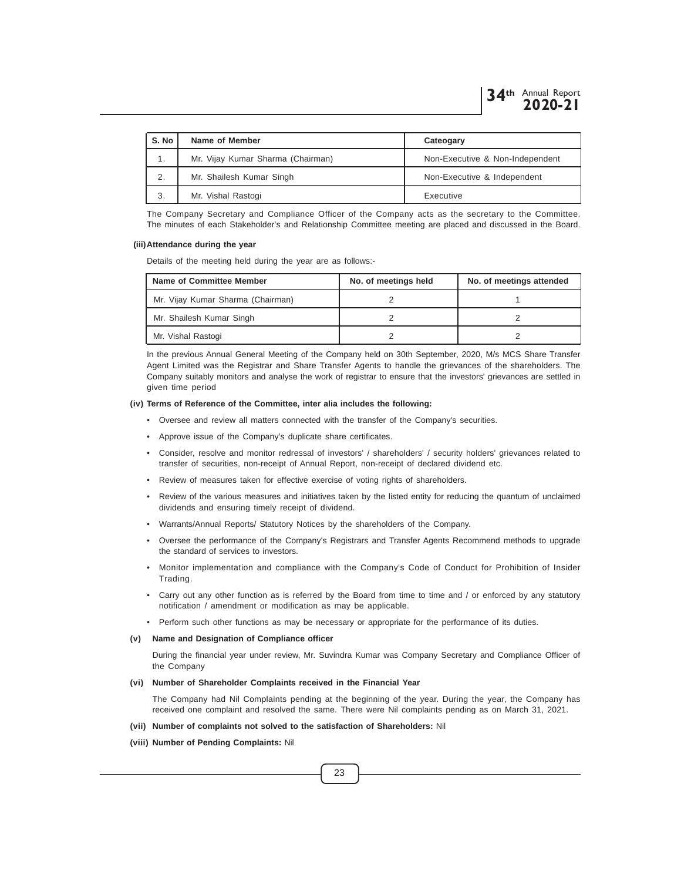| S. No | Name of Member | Cateogary |
|---|---|---|
| 1. | Mr. Vijay Kumar Sharma (Chairman) | Non-Executive & Non-Independent |
| 2. | Mr. Shailesh Kumar Singh | Non-Executive & Independent |
| 3. | Mr. Vishal Rastogi | Executive |

The Company Secretary and Compliance Officer of the Company acts as the secretary to the Committee. The minutes of each Stakeholder's and Relationship Committee meeting are placed and discussed in the Board.

**(iii) Attendance during the year**

Details of the meeting held during the year are as follows:-

| Name of Committee Member | No. of meetings held | No. of meetings attended |
|---|---|---|
| Mr. Vijay Kumar Sharma (Chairman) | 2 | 1 |
| Mr. Shailesh Kumar Singh | 2 | 2 |
| Mr. Vishal Rastogi | 2 | 2 |

In the previous Annual General Meeting of the Company held on 30th September, 2020, M/s MCS Share Transfer Agent Limited was the Registrar and Share Transfer Agents to handle the grievances of the shareholders. The Company suitably monitors and analyse the work of registrar to ensure that the investors' grievances are settled in given time period

**(iv) Terms of Reference of the Committee, inter alia includes the following:**

- Oversee and review all matters connected with the transfer of the Company's securities.
- Approve issue of the Company's duplicate share certificates.
- Consider, resolve and monitor redressal of investors' / shareholders' / security holders' grievances related to transfer of securities, non-receipt of Annual Report, non-receipt of declared dividend etc.
- Review of measures taken for effective exercise of voting rights of shareholders.
- Review of the various measures and initiatives taken by the listed entity for reducing the quantum of unclaimed dividends and ensuring timely receipt of dividend.
- Warrants/Annual Reports/ Statutory Notices by the shareholders of the Company.
- Oversee the performance of the Company's Registrars and Transfer Agents Recommend methods to upgrade the standard of services to investors.
- Monitor implementation and compliance with the Company's Code of Conduct for Prohibition of Insider Trading.
- Carry out any other function as is referred by the Board from time to time and / or enforced by any statutory notification / amendment or modification as may be applicable.
- Perform such other functions as may be necessary or appropriate for the performance of its duties.

**(v) Name and Designation of Compliance officer**

During the financial year under review, Mr. Suvindra Kumar was Company Secretary and Compliance Officer of the Company

**(vi) Number of Shareholder Complaints received in the Financial Year**

The Company had Nil Complaints pending at the beginning of the year. During the year, the Company has received one complaint and resolved the same. There were Nil complaints pending as on March 31, 2021.

**(vii) Number of complaints not solved to the satisfaction of Shareholders:** Nil

**(viii) Number of Pending Complaints:** Nil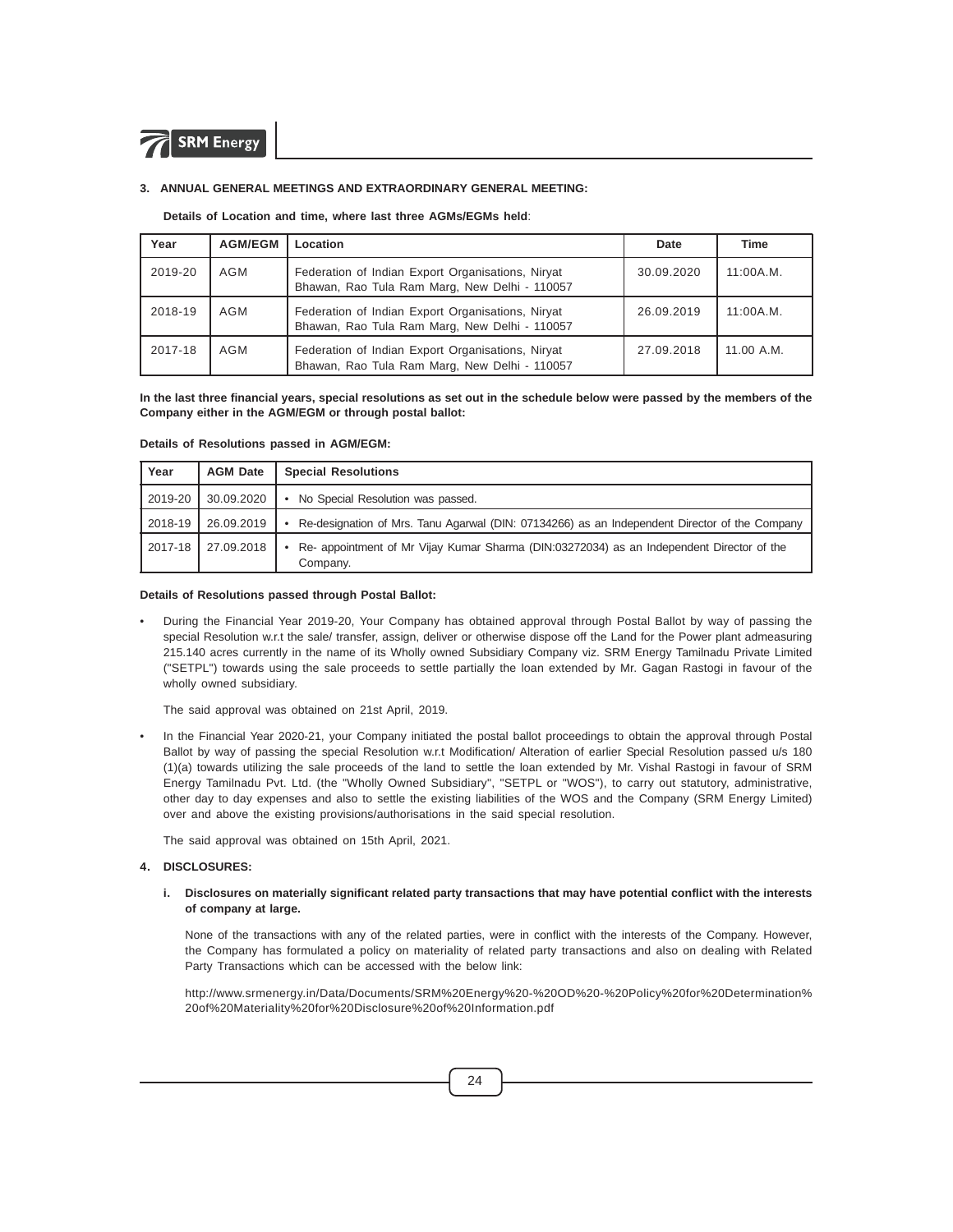### 3. ANNUAL GENERAL MEETINGS AND EXTRAORDINARY GENERAL MEETING:

**Details of Location and time, where last three AGMs/EGMs held**:

| Year | AGM/EGM | Location | Date | Time |
|---|---|---|---|---|
| 2019-20 | AGM | Federation of Indian Export Organisations, Niryat Bhawan, Rao Tula Ram Marg, New Delhi - 110057 | 30.09.2020 | 11:00A.M. |
| 2018-19 | AGM | Federation of Indian Export Organisations, Niryat Bhawan, Rao Tula Ram Marg, New Delhi - 110057 | 26.09.2019 | 11:00A.M. |
| 2017-18 | AGM | Federation of Indian Export Organisations, Niryat Bhawan, Rao Tula Ram Marg, New Delhi - 110057 | 27.09.2018 | 11.00 A.M. |

**In the last three financial years, special resolutions as set out in the schedule below were passed by the members of the Company either in the AGM/EGM or through postal ballot:**

**Details of Resolutions passed in AGM/EGM:**

| Year | AGM Date | Special Resolutions |
|---|---|---|
| 2019-20 | 30.09.2020 | • No Special Resolution was passed. |
| 2018-19 | 26.09.2019 | • Re-designation of Mrs. Tanu Agarwal (DIN: 07134266) as an Independent Director of the Company |
| 2017-18 | 27.09.2018 | • Re- appointment of Mr Vijay Kumar Sharma (DIN:03272034) as an Independent Director of the Company. |

**Details of Resolutions passed through Postal Ballot:**

- During the Financial Year 2019-20, Your Company has obtained approval through Postal Ballot by way of passing the special Resolution w.r.t the sale/ transfer, assign, deliver or otherwise dispose off the Land for the Power plant admeasuring 215.140 acres currently in the name of its Wholly owned Subsidiary Company viz. SRM Energy Tamilnadu Private Limited ("SETPL") towards using the sale proceeds to settle partially the loan extended by Mr. Gagan Rastogi in favour of the wholly owned subsidiary.

  The said approval was obtained on 21st April, 2019.

- In the Financial Year 2020-21, your Company initiated the postal ballot proceedings to obtain the approval through Postal Ballot by way of passing the special Resolution w.r.t Modification/ Alteration of earlier Special Resolution passed u/s 180 (1)(a) towards utilizing the sale proceeds of the land to settle the loan extended by Mr. Vishal Rastogi in favour of SRM Energy Tamilnadu Pvt. Ltd. (the "Wholly Owned Subsidiary", "SETPL or "WOS"), to carry out statutory, administrative, other day to day expenses and also to settle the existing liabilities of the WOS and the Company (SRM Energy Limited) over and above the existing provisions/authorisations in the said special resolution.

  The said approval was obtained on 15th April, 2021.

### 4. DISCLOSURES:

**i. Disclosures on materially significant related party transactions that may have potential conflict with the interests of company at large.**

None of the transactions with any of the related parties, were in conflict with the interests of the Company. However, the Company has formulated a policy on materiality of related party transactions and also on dealing with Related Party Transactions which can be accessed with the below link:

http://www.srmenergy.in/Data/Documents/SRM%20Energy%20-%20OD%20-%20Policy%20for%20Determination%20of%20Materiality%20for%20Disclosure%20of%20Information.pdf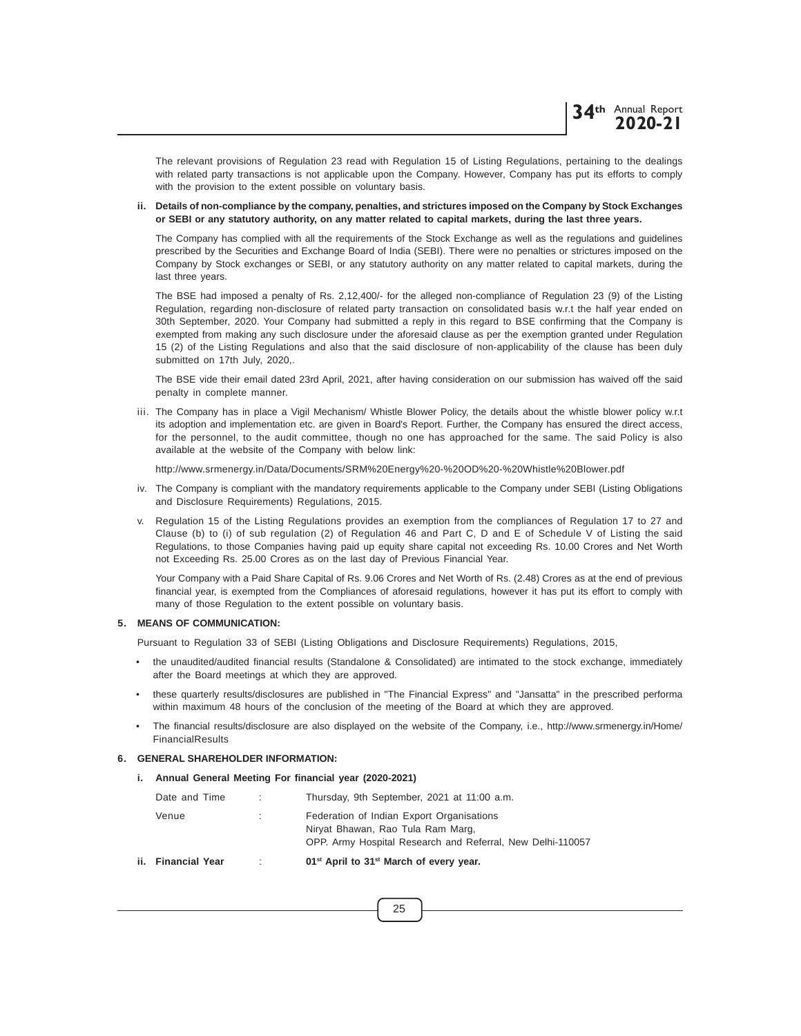The relevant provisions of Regulation 23 read with Regulation 15 of Listing Regulations, pertaining to the dealings with related party transactions is not applicable upon the Company. However, Company has put its efforts to comply with the provision to the extent possible on voluntary basis.

**ii. Details of non-compliance by the company, penalties, and strictures imposed on the Company by Stock Exchanges or SEBI or any statutory authority, on any matter related to capital markets, during the last three years.**

The Company has complied with all the requirements of the Stock Exchange as well as the regulations and guidelines prescribed by the Securities and Exchange Board of India (SEBI). There were no penalties or strictures imposed on the Company by Stock exchanges or SEBI, or any statutory authority on any matter related to capital markets, during the last three years.

The BSE had imposed a penalty of Rs. 2,12,400/- for the alleged non-compliance of Regulation 23 (9) of the Listing Regulation, regarding non-disclosure of related party transaction on consolidated basis w.r.t the half year ended on 30th September, 2020. Your Company had submitted a reply in this regard to BSE confirming that the Company is exempted from making any such disclosure under the aforesaid clause as per the exemption granted under Regulation 15 (2) of the Listing Regulations and also that the said disclosure of non-applicability of the clause has been duly submitted on 17th July, 2020,.

The BSE vide their email dated 23rd April, 2021, after having consideration on our submission has waived off the said penalty in complete manner.

iii. The Company has in place a Vigil Mechanism/ Whistle Blower Policy, the details about the whistle blower policy w.r.t its adoption and implementation etc. are given in Board's Report. Further, the Company has ensured the direct access, for the personnel, to the audit committee, though no one has approached for the same. The said Policy is also available at the website of the Company with below link:

http://www.srmenergy.in/Data/Documents/SRM%20Energy%20-%20OD%20-%20Whistle%20Blower.pdf

iv. The Company is compliant with the mandatory requirements applicable to the Company under SEBI (Listing Obligations and Disclosure Requirements) Regulations, 2015.

v. Regulation 15 of the Listing Regulations provides an exemption from the compliances of Regulation 17 to 27 and Clause (b) to (i) of sub regulation (2) of Regulation 46 and Part C, D and E of Schedule V of Listing the said Regulations, to those Companies having paid up equity share capital not exceeding Rs. 10.00 Crores and Net Worth not Exceeding Rs. 25.00 Crores as on the last day of Previous Financial Year.

Your Company with a Paid Share Capital of Rs. 9.06 Crores and Net Worth of Rs. (2.48) Crores as at the end of previous financial year, is exempted from the Compliances of aforesaid regulations, however it has put its effort to comply with many of those Regulation to the extent possible on voluntary basis.

## 5. MEANS OF COMMUNICATION:

Pursuant to Regulation 33 of SEBI (Listing Obligations and Disclosure Requirements) Regulations, 2015,

- the unaudited/audited financial results (Standalone & Consolidated) are intimated to the stock exchange, immediately after the Board meetings at which they are approved.
- these quarterly results/disclosures are published in "The Financial Express" and "Jansatta" in the prescribed performa within maximum 48 hours of the conclusion of the meeting of the Board at which they are approved.
- The financial results/disclosure are also displayed on the website of the Company, i.e., http://www.srmenergy.in/Home/FinancialResults

## 6. GENERAL SHAREHOLDER INFORMATION:

**i. Annual General Meeting For financial year (2020-2021)**

| | | |
|---|---|---|
| Date and Time | : | Thursday, 9th September, 2021 at 11:00 a.m. |
| Venue | : | Federation of Indian Export Organisations<br>Niryat Bhawan, Rao Tula Ram Marg,<br>OPP. Army Hospital Research and Referral, New Delhi-110057 |
| **ii. Financial Year** | : | **01st April to 31st March of every year.** |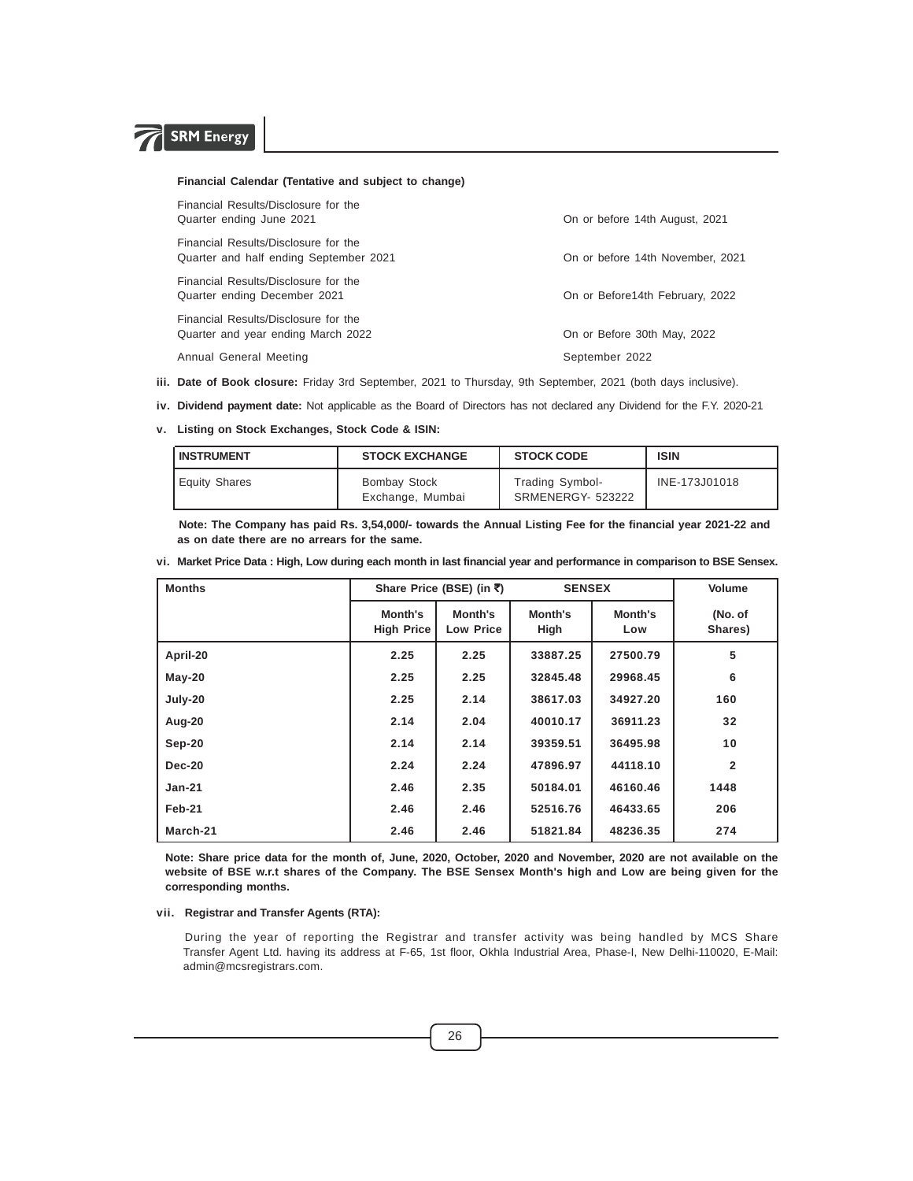**Financial Calendar (Tentative and subject to change)**

| | |
|---|---|
| Financial Results/Disclosure for the Quarter ending June 2021 | On or before 14th August, 2021 |
| Financial Results/Disclosure for the Quarter and half ending September 2021 | On or before 14th November, 2021 |
| Financial Results/Disclosure for the Quarter ending December 2021 | On or Before14th February, 2022 |
| Financial Results/Disclosure for the Quarter and year ending March 2022 | On or Before 30th May, 2022 |
| Annual General Meeting | September 2022 |

**iii. Date of Book closure:** Friday 3rd September, 2021 to Thursday, 9th September, 2021 (both days inclusive).

**iv. Dividend payment date:** Not applicable as the Board of Directors has not declared any Dividend for the F.Y. 2020-21

**v. Listing on Stock Exchanges, Stock Code & ISIN:**

| INSTRUMENT | STOCK EXCHANGE | STOCK CODE | ISIN |
|---|---|---|---|
| Equity Shares | Bombay Stock Exchange, Mumbai | Trading Symbol- SRMENERGY- 523222 | INE-173J01018 |

**Note: The Company has paid Rs. 3,54,000/- towards the Annual Listing Fee for the financial year 2021-22 and as on date there are no arrears for the same.**

**vi. Market Price Data : High, Low during each month in last financial year and performance in comparison to BSE Sensex.**

| Months | Share Price (BSE) (in ₹) | | SENSEX | | Volume |
|---|---|---|---|---|---|
| | Month's High Price | Month's Low Price | Month's High | Month's Low | (No. of Shares) |
| April-20 | 2.25 | 2.25 | 33887.25 | 27500.79 | 5 |
| May-20 | 2.25 | 2.25 | 32845.48 | 29968.45 | 6 |
| July-20 | 2.25 | 2.14 | 38617.03 | 34927.20 | 160 |
| Aug-20 | 2.14 | 2.04 | 40010.17 | 36911.23 | 32 |
| Sep-20 | 2.14 | 2.14 | 39359.51 | 36495.98 | 10 |
| Dec-20 | 2.24 | 2.24 | 47896.97 | 44118.10 | 2 |
| Jan-21 | 2.46 | 2.35 | 50184.01 | 46160.46 | 1448 |
| Feb-21 | 2.46 | 2.46 | 52516.76 | 46433.65 | 206 |
| March-21 | 2.46 | 2.46 | 51821.84 | 48236.35 | 274 |

**Note: Share price data for the month of, June, 2020, October, 2020 and November, 2020 are not available on the website of BSE w.r.t shares of the Company. The BSE Sensex Month's high and Low are being given for the corresponding months.**

**vii. Registrar and Transfer Agents (RTA):**

During the year of reporting the Registrar and transfer activity was being handled by MCS Share Transfer Agent Ltd. having its address at F-65, 1st floor, Okhla Industrial Area, Phase-I, New Delhi-110020, E-Mail: admin@mcsregistrars.com.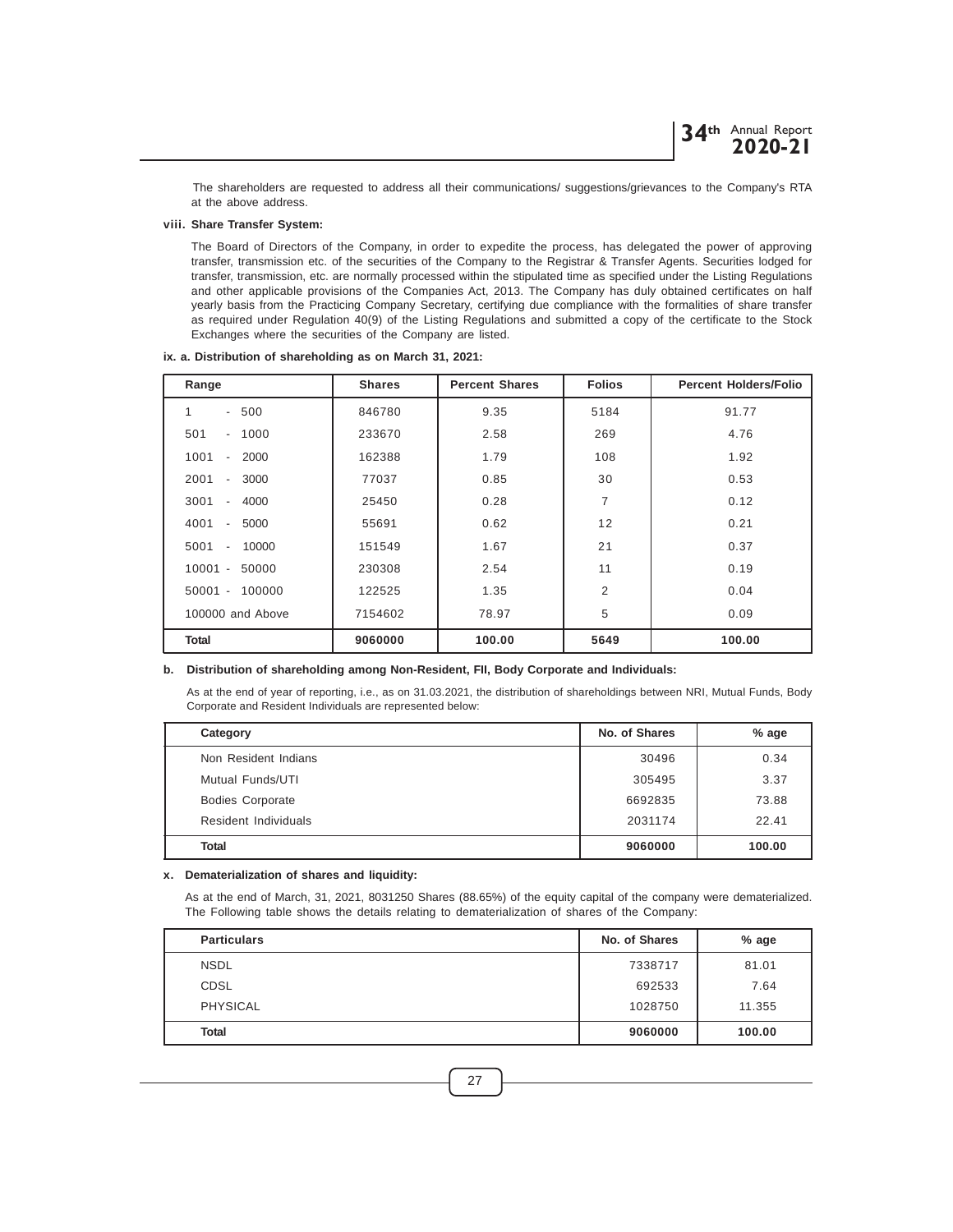The shareholders are requested to address all their communications/ suggestions/grievances to the Company's RTA at the above address.

**viii. Share Transfer System:**

The Board of Directors of the Company, in order to expedite the process, has delegated the power of approving transfer, transmission etc. of the securities of the Company to the Registrar & Transfer Agents. Securities lodged for transfer, transmission, etc. are normally processed within the stipulated time as specified under the Listing Regulations and other applicable provisions of the Companies Act, 2013. The Company has duly obtained certificates on half yearly basis from the Practicing Company Secretary, certifying due compliance with the formalities of share transfer as required under Regulation 40(9) of the Listing Regulations and submitted a copy of the certificate to the Stock Exchanges where the securities of the Company are listed.

**ix. a. Distribution of shareholding as on March 31, 2021:**

| Range | Shares | Percent Shares | Folios | Percent Holders/Folio |
|---|---|---|---|---|
| 1 - 500 | 846780 | 9.35 | 5184 | 91.77 |
| 501 - 1000 | 233670 | 2.58 | 269 | 4.76 |
| 1001 - 2000 | 162388 | 1.79 | 108 | 1.92 |
| 2001 - 3000 | 77037 | 0.85 | 30 | 0.53 |
| 3001 - 4000 | 25450 | 0.28 | 7 | 0.12 |
| 4001 - 5000 | 55691 | 0.62 | 12 | 0.21 |
| 5001 - 10000 | 151549 | 1.67 | 21 | 0.37 |
| 10001 - 50000 | 230308 | 2.54 | 11 | 0.19 |
| 50001 - 100000 | 122525 | 1.35 | 2 | 0.04 |
| 100000 and Above | 7154602 | 78.97 | 5 | 0.09 |
| **Total** | **9060000** | **100.00** | **5649** | **100.00** |

**b. Distribution of shareholding among Non-Resident, FII, Body Corporate and Individuals:**

As at the end of year of reporting, i.e., as on 31.03.2021, the distribution of shareholdings between NRI, Mutual Funds, Body Corporate and Resident Individuals are represented below:

| Category | No. of Shares | % age |
|---|---|---|
| Non Resident Indians | 30496 | 0.34 |
| Mutual Funds/UTI | 305495 | 3.37 |
| Bodies Corporate | 6692835 | 73.88 |
| Resident Individuals | 2031174 | 22.41 |
| **Total** | **9060000** | **100.00** |

**x. Dematerialization of shares and liquidity:**

As at the end of March, 31, 2021, 8031250 Shares (88.65%) of the equity capital of the company were dematerialized. The Following table shows the details relating to dematerialization of shares of the Company:

| Particulars | No. of Shares | % age |
|---|---|---|
| NSDL | 7338717 | 81.01 |
| CDSL | 692533 | 7.64 |
| PHYSICAL | 1028750 | 11.355 |
| **Total** | **9060000** | **100.00** |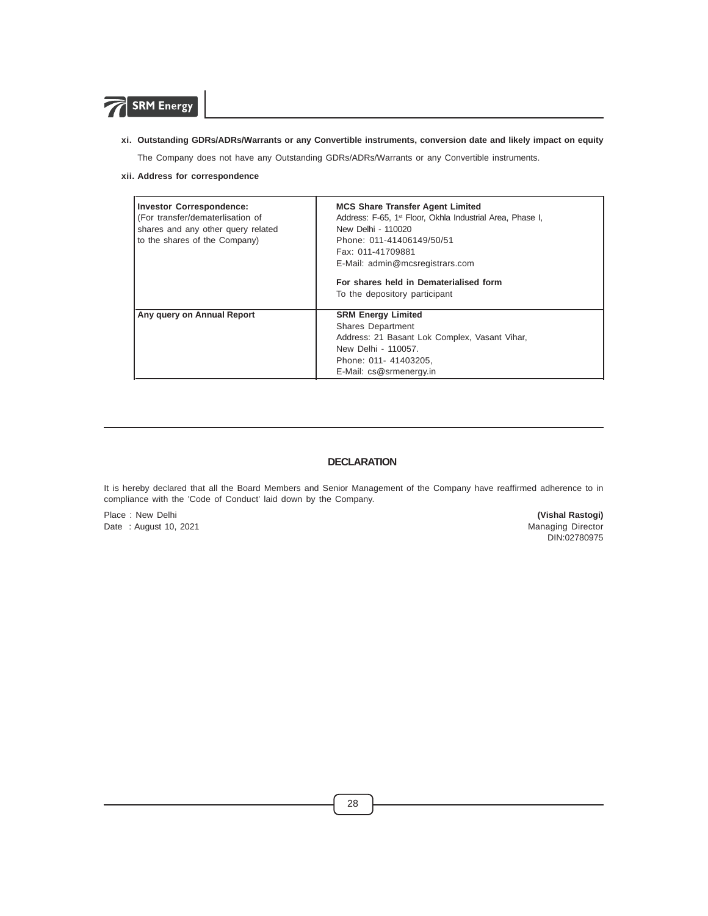**xi. Outstanding GDRs/ADRs/Warrants or any Convertible instruments, conversion date and likely impact on equity**

The Company does not have any Outstanding GDRs/ADRs/Warrants or any Convertible instruments.

**xii. Address for correspondence**

| | |
|---|---|
| **Investor Correspondence:**<br>(For transfer/dematerlisation of shares and any other query related to the shares of the Company) | **MCS Share Transfer Agent Limited**<br>Address: F-65, 1st Floor, Okhla Industrial Area, Phase I, New Delhi - 110020<br>Phone: 011-41406149/50/51<br>Fax: 011-41709881<br>E-Mail: admin@mcsregistrars.com<br><br>**For shares held in Dematerialised form**<br>To the depository participant |
| **Any query on Annual Report** | **SRM Energy Limited**<br>Shares Department<br>Address: 21 Basant Lok Complex, Vasant Vihar, New Delhi - 110057.<br>Phone: 011- 41403205,<br>E-Mail: cs@srmenergy.in |

## DECLARATION

It is hereby declared that all the Board Members and Senior Management of the Company have reaffirmed adherence to in compliance with the 'Code of Conduct' laid down by the Company.

Place : New Delhi
Date : August 10, 2021

**(Vishal Rastogi)**
Managing Director
DIN:02780975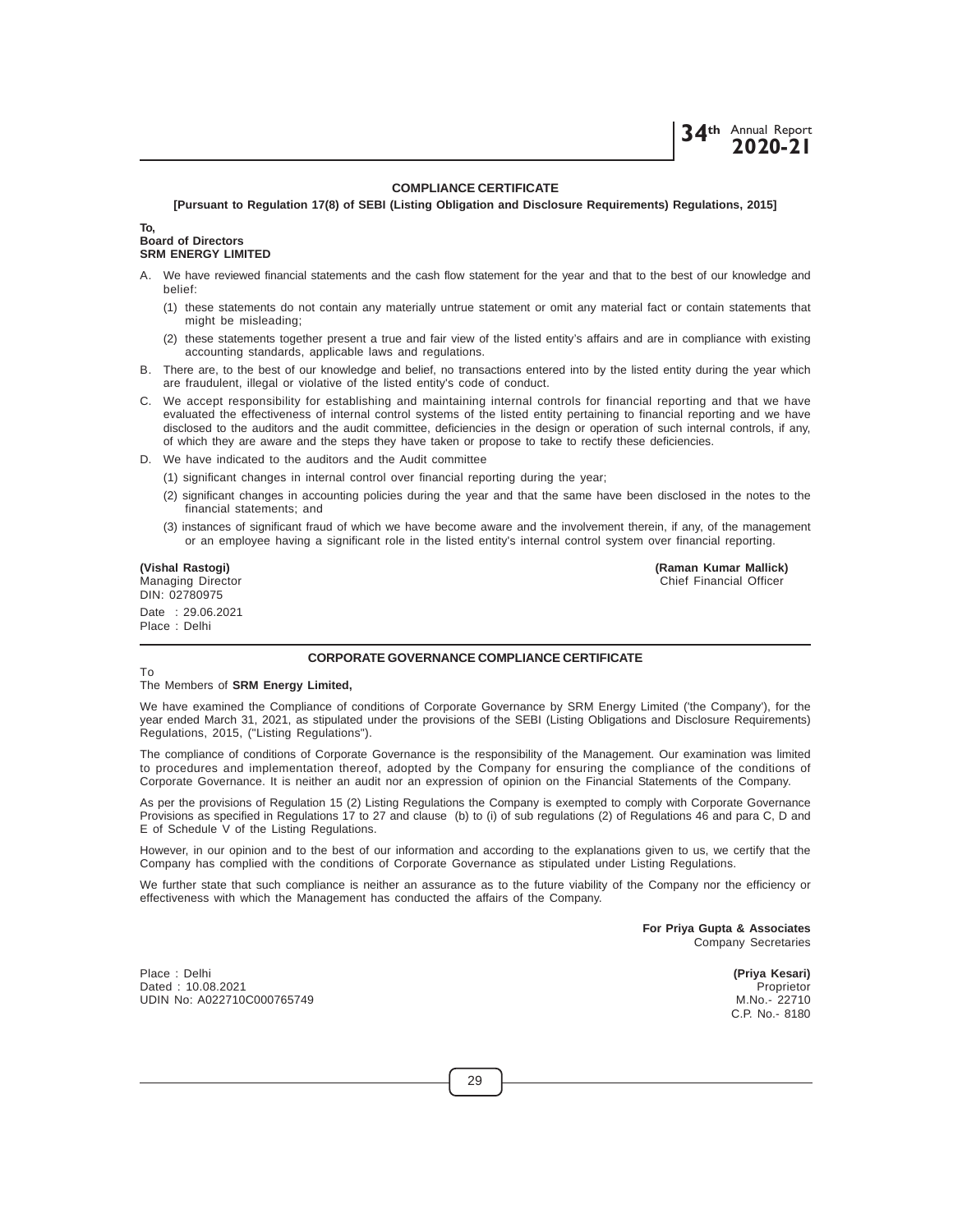## COMPLIANCE CERTIFICATE

**[Pursuant to Regulation 17(8) of SEBI (Listing Obligation and Disclosure Requirements) Regulations, 2015]**

**To,**
**Board of Directors**
**SRM ENERGY LIMITED**

A. We have reviewed financial statements and the cash flow statement for the year and that to the best of our knowledge and belief:

   (1) these statements do not contain any materially untrue statement or omit any material fact or contain statements that might be misleading;

   (2) these statements together present a true and fair view of the listed entity's affairs and are in compliance with existing accounting standards, applicable laws and regulations.

B. There are, to the best of our knowledge and belief, no transactions entered into by the listed entity during the year which are fraudulent, illegal or violative of the listed entity's code of conduct.

C. We accept responsibility for establishing and maintaining internal controls for financial reporting and that we have evaluated the effectiveness of internal control systems of the listed entity pertaining to financial reporting and we have disclosed to the auditors and the audit committee, deficiencies in the design or operation of such internal controls, if any, of which they are aware and the steps they have taken or propose to take to rectify these deficiencies.

D. We have indicated to the auditors and the Audit committee

   (1) significant changes in internal control over financial reporting during the year;

   (2) significant changes in accounting policies during the year and that the same have been disclosed in the notes to the financial statements; and

   (3) instances of significant fraud of which we have become aware and the involvement therein, if any, of the management or an employee having a significant role in the listed entity's internal control system over financial reporting.

**(Vishal Rastogi)**
Managing Director
DIN: 02780975

**(Raman Kumar Mallick)**
Chief Financial Officer

Date : 29.06.2021
Place : Delhi

## CORPORATE GOVERNANCE COMPLIANCE CERTIFICATE

To
The Members of **SRM Energy Limited,**

We have examined the Compliance of conditions of Corporate Governance by SRM Energy Limited ('the Company'), for the year ended March 31, 2021, as stipulated under the provisions of the SEBI (Listing Obligations and Disclosure Requirements) Regulations, 2015, ("Listing Regulations").

The compliance of conditions of Corporate Governance is the responsibility of the Management. Our examination was limited to procedures and implementation thereof, adopted by the Company for ensuring the compliance of the conditions of Corporate Governance. It is neither an audit nor an expression of opinion on the Financial Statements of the Company.

As per the provisions of Regulation 15 (2) Listing Regulations the Company is exempted to comply with Corporate Governance Provisions as specified in Regulations 17 to 27 and clause (b) to (i) of sub regulations (2) of Regulations 46 and para C, D and E of Schedule V of the Listing Regulations.

However, in our opinion and to the best of our information and according to the explanations given to us, we certify that the Company has complied with the conditions of Corporate Governance as stipulated under Listing Regulations.

We further state that such compliance is neither an assurance as to the future viability of the Company nor the efficiency or effectiveness with which the Management has conducted the affairs of the Company.

**For Priya Gupta & Associates**
Company Secretaries

Place : Delhi
Dated : 10.08.2021
UDIN No: A022710C000765749

**(Priya Kesari)**
Proprietor
M.No.- 22710
C.P. No.- 8180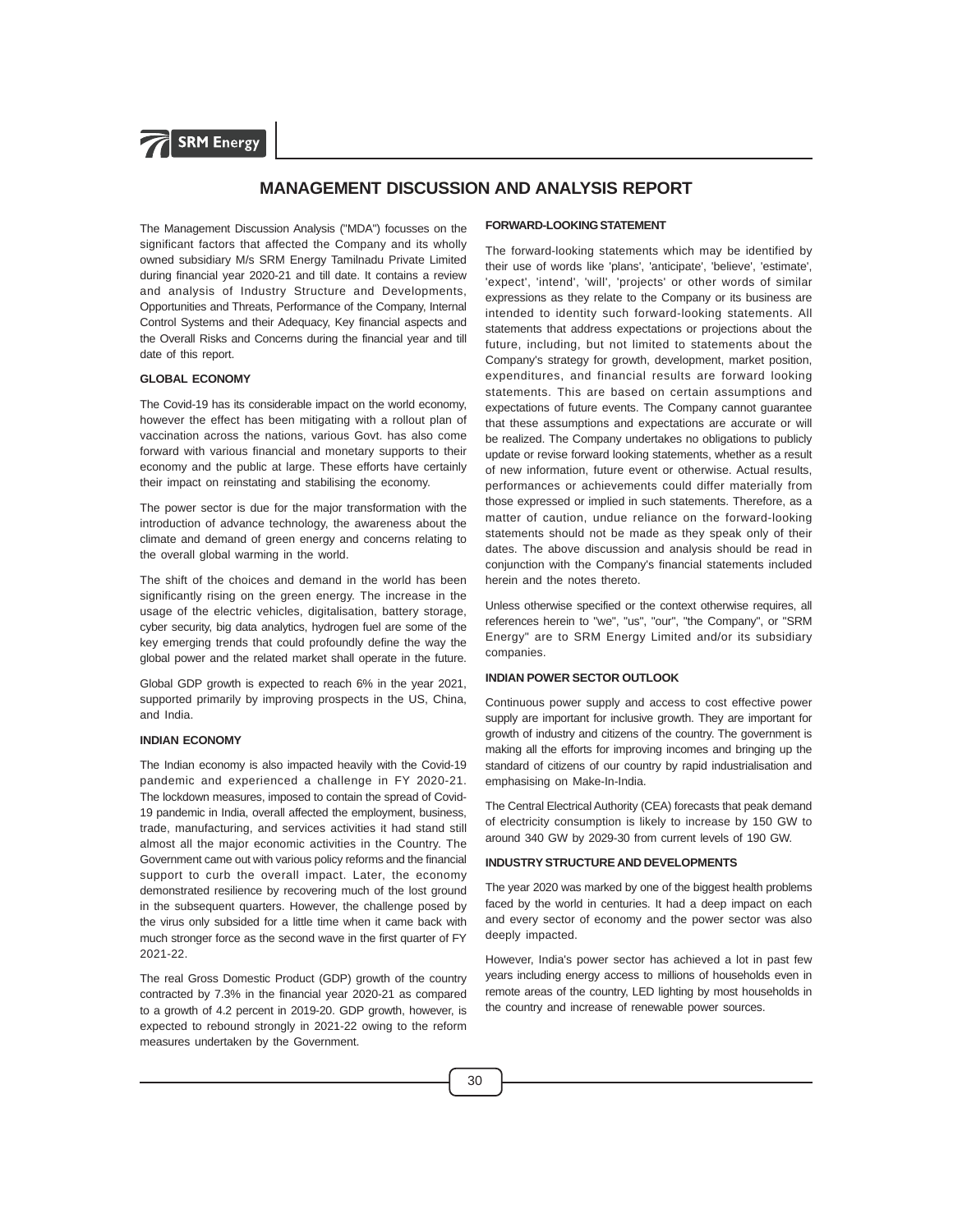# MANAGEMENT DISCUSSION AND ANALYSIS REPORT

The Management Discussion Analysis ("MDA") focusses on the significant factors that affected the Company and its wholly owned subsidiary M/s SRM Energy Tamilnadu Private Limited during financial year 2020-21 and till date. It contains a review and analysis of Industry Structure and Developments, Opportunities and Threats, Performance of the Company, Internal Control Systems and their Adequacy, Key financial aspects and the Overall Risks and Concerns during the financial year and till date of this report.

## GLOBAL ECONOMY

The Covid-19 has its considerable impact on the world economy, however the effect has been mitigating with a rollout plan of vaccination across the nations, various Govt. has also come forward with various financial and monetary supports to their economy and the public at large. These efforts have certainly their impact on reinstating and stabilising the economy.

The power sector is due for the major transformation with the introduction of advance technology, the awareness about the climate and demand of green energy and concerns relating to the overall global warming in the world.

The shift of the choices and demand in the world has been significantly rising on the green energy. The increase in the usage of the electric vehicles, digitalisation, battery storage, cyber security, big data analytics, hydrogen fuel are some of the key emerging trends that could profoundly define the way the global power and the related market shall operate in the future.

Global GDP growth is expected to reach 6% in the year 2021, supported primarily by improving prospects in the US, China, and India.

## INDIAN ECONOMY

The Indian economy is also impacted heavily with the Covid-19 pandemic and experienced a challenge in FY 2020-21. The lockdown measures, imposed to contain the spread of Covid-19 pandemic in India, overall affected the employment, business, trade, manufacturing, and services activities it had stand still almost all the major economic activities in the Country. The Government came out with various policy reforms and the financial support to curb the overall impact. Later, the economy demonstrated resilience by recovering much of the lost ground in the subsequent quarters. However, the challenge posed by the virus only subsided for a little time when it came back with much stronger force as the second wave in the first quarter of FY 2021-22.

The real Gross Domestic Product (GDP) growth of the country contracted by 7.3% in the financial year 2020-21 as compared to a growth of 4.2 percent in 2019-20. GDP growth, however, is expected to rebound strongly in 2021-22 owing to the reform measures undertaken by the Government.

## FORWARD-LOOKING STATEMENT

The forward-looking statements which may be identified by their use of words like 'plans', 'anticipate', 'believe', 'estimate', 'expect', 'intend', 'will', 'projects' or other words of similar expressions as they relate to the Company or its business are intended to identity such forward-looking statements. All statements that address expectations or projections about the future, including, but not limited to statements about the Company's strategy for growth, development, market position, expenditures, and financial results are forward looking statements. This are based on certain assumptions and expectations of future events. The Company cannot guarantee that these assumptions and expectations are accurate or will be realized. The Company undertakes no obligations to publicly update or revise forward looking statements, whether as a result of new information, future event or otherwise. Actual results, performances or achievements could differ materially from those expressed or implied in such statements. Therefore, as a matter of caution, undue reliance on the forward-looking statements should not be made as they speak only of their dates. The above discussion and analysis should be read in conjunction with the Company's financial statements included herein and the notes thereto.

Unless otherwise specified or the context otherwise requires, all references herein to "we", "us", "our", "the Company", or "SRM Energy" are to SRM Energy Limited and/or its subsidiary companies.

## INDIAN POWER SECTOR OUTLOOK

Continuous power supply and access to cost effective power supply are important for inclusive growth. They are important for growth of industry and citizens of the country. The government is making all the efforts for improving incomes and bringing up the standard of citizens of our country by rapid industrialisation and emphasising on Make-In-India.

The Central Electrical Authority (CEA) forecasts that peak demand of electricity consumption is likely to increase by 150 GW to around 340 GW by 2029-30 from current levels of 190 GW.

## INDUSTRY STRUCTURE AND DEVELOPMENTS

The year 2020 was marked by one of the biggest health problems faced by the world in centuries. It had a deep impact on each and every sector of economy and the power sector was also deeply impacted.

However, India's power sector has achieved a lot in past few years including energy access to millions of households even in remote areas of the country, LED lighting by most households in the country and increase of renewable power sources.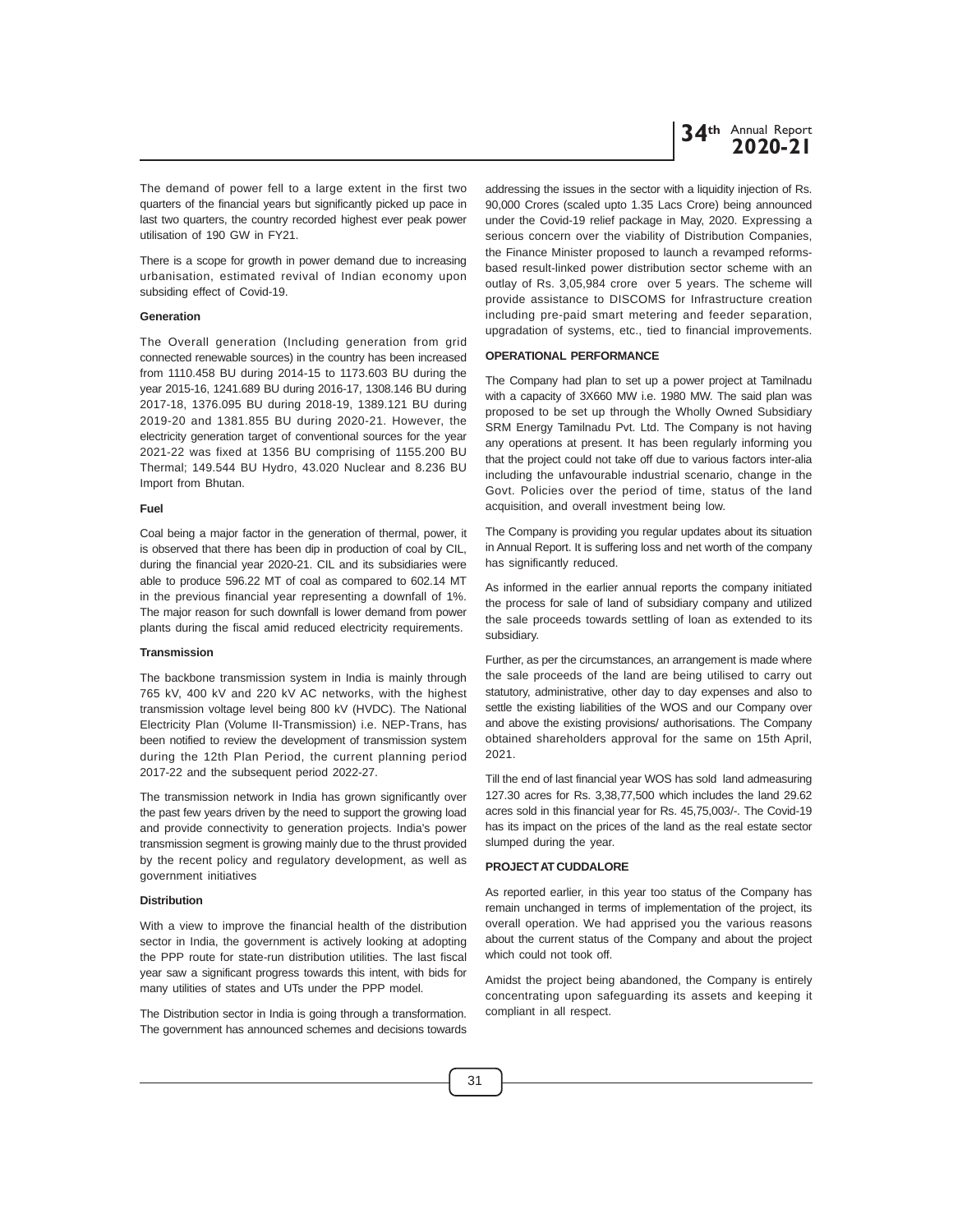The demand of power fell to a large extent in the first two quarters of the financial years but significantly picked up pace in last two quarters, the country recorded highest ever peak power utilisation of 190 GW in FY21.

There is a scope for growth in power demand due to increasing urbanisation, estimated revival of Indian economy upon subsiding effect of Covid-19.

**Generation**

The Overall generation (Including generation from grid connected renewable sources) in the country has been increased from 1110.458 BU during 2014-15 to 1173.603 BU during the year 2015-16, 1241.689 BU during 2016-17, 1308.146 BU during 2017-18, 1376.095 BU during 2018-19, 1389.121 BU during 2019-20 and 1381.855 BU during 2020-21. However, the electricity generation target of conventional sources for the year 2021-22 was fixed at 1356 BU comprising of 1155.200 BU Thermal; 149.544 BU Hydro, 43.020 Nuclear and 8.236 BU Import from Bhutan.

**Fuel**

Coal being a major factor in the generation of thermal, power, it is observed that there has been dip in production of coal by CIL, during the financial year 2020-21. CIL and its subsidiaries were able to produce 596.22 MT of coal as compared to 602.14 MT in the previous financial year representing a downfall of 1%. The major reason for such downfall is lower demand from power plants during the fiscal amid reduced electricity requirements.

**Transmission**

The backbone transmission system in India is mainly through 765 kV, 400 kV and 220 kV AC networks, with the highest transmission voltage level being 800 kV (HVDC). The National Electricity Plan (Volume II-Transmission) i.e. NEP-Trans, has been notified to review the development of transmission system during the 12th Plan Period, the current planning period 2017-22 and the subsequent period 2022-27.

The transmission network in India has grown significantly over the past few years driven by the need to support the growing load and provide connectivity to generation projects. India's power transmission segment is growing mainly due to the thrust provided by the recent policy and regulatory development, as well as government initiatives

**Distribution**

With a view to improve the financial health of the distribution sector in India, the government is actively looking at adopting the PPP route for state-run distribution utilities. The last fiscal year saw a significant progress towards this intent, with bids for many utilities of states and UTs under the PPP model.

The Distribution sector in India is going through a transformation. The government has announced schemes and decisions towards addressing the issues in the sector with a liquidity injection of Rs. 90,000 Crores (scaled upto 1.35 Lacs Crore) being announced under the Covid-19 relief package in May, 2020. Expressing a serious concern over the viability of Distribution Companies, the Finance Minister proposed to launch a revamped reforms-based result-linked power distribution sector scheme with an outlay of Rs. 3,05,984 crore over 5 years. The scheme will provide assistance to DISCOMS for Infrastructure creation including pre-paid smart metering and feeder separation, upgradation of systems, etc., tied to financial improvements.

**OPERATIONAL PERFORMANCE**

The Company had plan to set up a power project at Tamilnadu with a capacity of 3X660 MW i.e. 1980 MW. The said plan was proposed to be set up through the Wholly Owned Subsidiary SRM Energy Tamilnadu Pvt. Ltd. The Company is not having any operations at present. It has been regularly informing you that the project could not take off due to various factors inter-alia including the unfavourable industrial scenario, change in the Govt. Policies over the period of time, status of the land acquisition, and overall investment being low.

The Company is providing you regular updates about its situation in Annual Report. It is suffering loss and net worth of the company has significantly reduced.

As informed in the earlier annual reports the company initiated the process for sale of land of subsidiary company and utilized the sale proceeds towards settling of loan as extended to its subsidiary.

Further, as per the circumstances, an arrangement is made where the sale proceeds of the land are being utilised to carry out statutory, administrative, other day to day expenses and also to settle the existing liabilities of the WOS and our Company over and above the existing provisions/ authorisations. The Company obtained shareholders approval for the same on 15th April, 2021.

Till the end of last financial year WOS has sold land admeasuring 127.30 acres for Rs. 3,38,77,500 which includes the land 29.62 acres sold in this financial year for Rs. 45,75,003/-. The Covid-19 has its impact on the prices of the land as the real estate sector slumped during the year.

**PROJECT AT CUDDALORE**

As reported earlier, in this year too status of the Company has remain unchanged in terms of implementation of the project, its overall operation. We had apprised you the various reasons about the current status of the Company and about the project which could not took off.

Amidst the project being abandoned, the Company is entirely concentrating upon safeguarding its assets and keeping it compliant in all respect.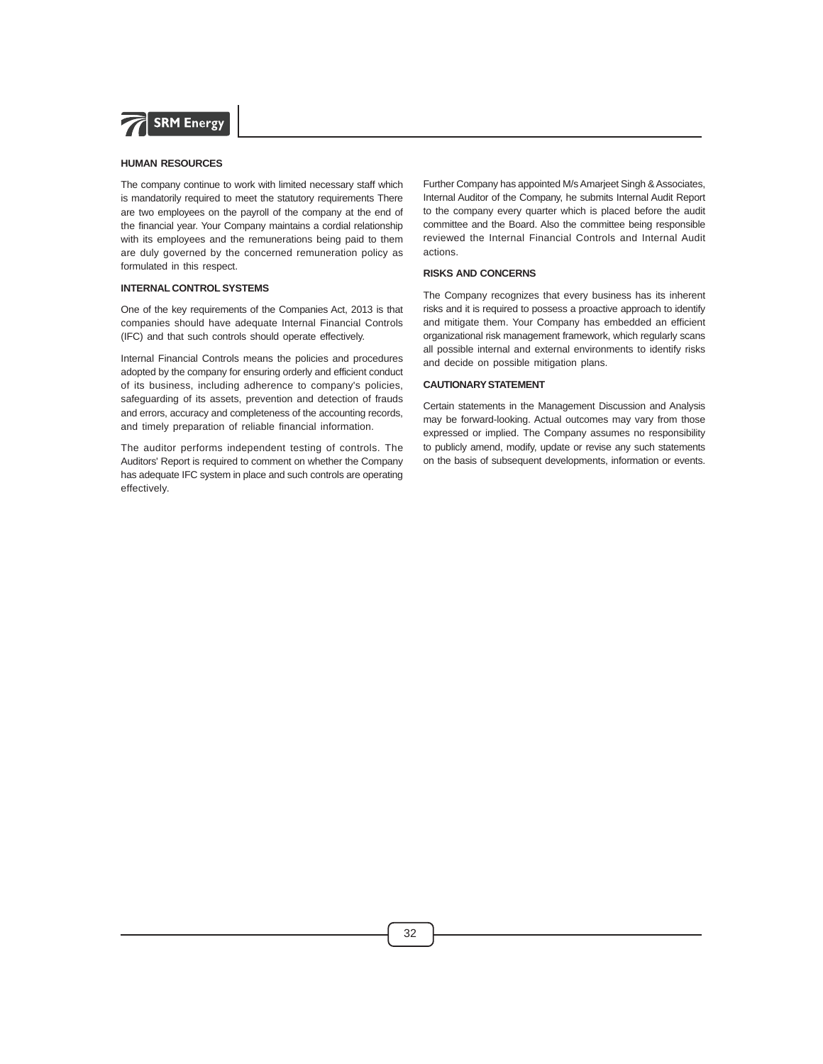## HUMAN RESOURCES

The company continue to work with limited necessary staff which is mandatorily required to meet the statutory requirements There are two employees on the payroll of the company at the end of the financial year. Your Company maintains a cordial relationship with its employees and the remunerations being paid to them are duly governed by the concerned remuneration policy as formulated in this respect.

## INTERNAL CONTROL SYSTEMS

One of the key requirements of the Companies Act, 2013 is that companies should have adequate Internal Financial Controls (IFC) and that such controls should operate effectively.

Internal Financial Controls means the policies and procedures adopted by the company for ensuring orderly and efficient conduct of its business, including adherence to company's policies, safeguarding of its assets, prevention and detection of frauds and errors, accuracy and completeness of the accounting records, and timely preparation of reliable financial information.

The auditor performs independent testing of controls. The Auditors' Report is required to comment on whether the Company has adequate IFC system in place and such controls are operating effectively.

Further Company has appointed M/s Amarjeet Singh & Associates, Internal Auditor of the Company, he submits Internal Audit Report to the company every quarter which is placed before the audit committee and the Board. Also the committee being responsible reviewed the Internal Financial Controls and Internal Audit actions.

## RISKS AND CONCERNS

The Company recognizes that every business has its inherent risks and it is required to possess a proactive approach to identify and mitigate them. Your Company has embedded an efficient organizational risk management framework, which regularly scans all possible internal and external environments to identify risks and decide on possible mitigation plans.

## CAUTIONARY STATEMENT

Certain statements in the Management Discussion and Analysis may be forward-looking. Actual outcomes may vary from those expressed or implied. The Company assumes no responsibility to publicly amend, modify, update or revise any such statements on the basis of subsequent developments, information or events.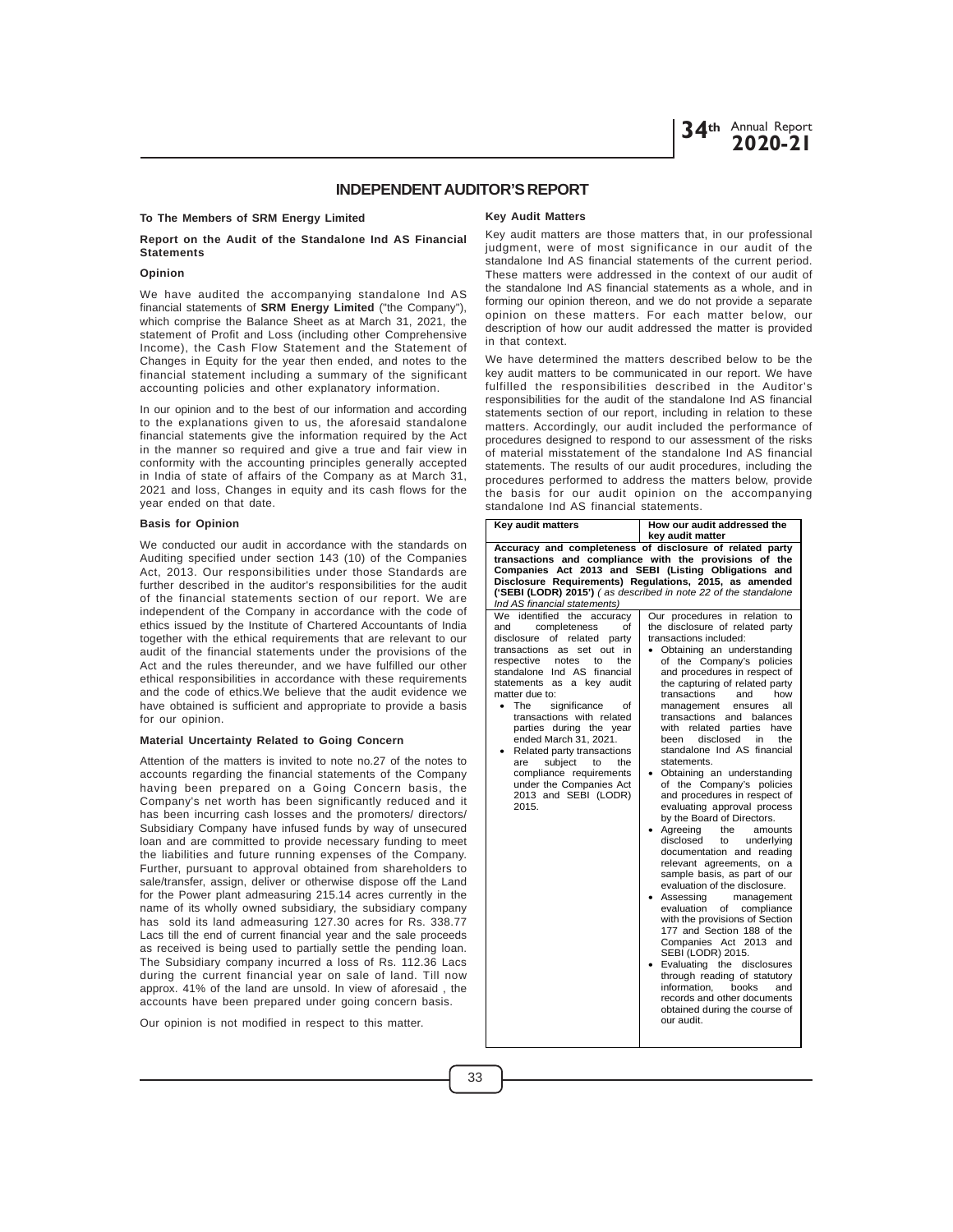# INDEPENDENT AUDITOR'S REPORT

**To The Members of SRM Energy Limited**

**Report on the Audit of the Standalone Ind AS Financial Statements**

**Opinion**

We have audited the accompanying standalone Ind AS financial statements of **SRM Energy Limited** ("the Company"), which comprise the Balance Sheet as at March 31, 2021, the statement of Profit and Loss (including other Comprehensive Income), the Cash Flow Statement and the Statement of Changes in Equity for the year then ended, and notes to the financial statement including a summary of the significant accounting policies and other explanatory information.

In our opinion and to the best of our information and according to the explanations given to us, the aforesaid standalone financial statements give the information required by the Act in the manner so required and give a true and fair view in conformity with the accounting principles generally accepted in India of state of affairs of the Company as at March 31, 2021 and loss, Changes in equity and its cash flows for the year ended on that date.

**Basis for Opinion**

We conducted our audit in accordance with the standards on Auditing specified under section 143 (10) of the Companies Act, 2013. Our responsibilities under those Standards are further described in the auditor's responsibilities for the audit of the financial statements section of our report. We are independent of the Company in accordance with the code of ethics issued by the Institute of Chartered Accountants of India together with the ethical requirements that are relevant to our audit of the financial statements under the provisions of the Act and the rules thereunder, and we have fulfilled our other ethical responsibilities in accordance with these requirements and the code of ethics.We believe that the audit evidence we have obtained is sufficient and appropriate to provide a basis for our opinion.

**Material Uncertainty Related to Going Concern**

Attention of the matters is invited to note no.27 of the notes to accounts regarding the financial statements of the Company having been prepared on a Going Concern basis, the Company's net worth has been significantly reduced and it has been incurring cash losses and the promoters/ directors/ Subsidiary Company have infused funds by way of unsecured loan and are committed to provide necessary funding to meet the liabilities and future running expenses of the Company. Further, pursuant to approval obtained from shareholders to sale/transfer, assign, deliver or otherwise dispose off the Land for the Power plant admeasuring 215.14 acres currently in the name of its wholly owned subsidiary, the subsidiary company has sold its land admeasuring 127.30 acres for Rs. 338.77 Lacs till the end of current financial year and the sale proceeds as received is being used to partially settle the pending loan. The Subsidiary company incurred a loss of Rs. 112.36 Lacs during the current financial year on sale of land. Till now approx. 41% of the land are unsold. In view of aforesaid , the accounts have been prepared under going concern basis.

Our opinion is not modified in respect to this matter.

**Key Audit Matters**

Key audit matters are those matters that, in our professional judgment, were of most significance in our audit of the standalone Ind AS financial statements of the current period. These matters were addressed in the context of our audit of the standalone Ind AS financial statements as a whole, and in forming our opinion thereon, and we do not provide a separate opinion on these matters. For each matter below, our description of how our audit addressed the matter is provided in that context.

We have determined the matters described below to be the key audit matters to be communicated in our report. We have fulfilled the responsibilities described in the Auditor's responsibilities for the audit of the standalone Ind AS financial statements section of our report, including in relation to these matters. Accordingly, our audit included the performance of procedures designed to respond to our assessment of the risks of material misstatement of the standalone Ind AS financial statements. The results of our audit procedures, including the procedures performed to address the matters below, provide the basis for our audit opinion on the accompanying standalone Ind AS financial statements.

| Key audit matters | How our audit addressed the key audit matter |
|---|---|
| **Accuracy and completeness of disclosure of related party transactions and compliance with the provisions of the Companies Act 2013 and SEBI (Listing Obligations and Disclosure Requirements) Regulations, 2015, as amended ('SEBI (LODR) 2015')** *( as described in note 22 of the standalone Ind AS financial statements)* | |
| We identified the accuracy and completeness of disclosure of related party transactions as set out in respective notes to the standalone Ind AS financial statements as a key audit matter due to:<br>• The significance of transactions with related parties during the year ended March 31, 2021.<br>• Related party transactions are subject to the compliance requirements under the Companies Act 2013 and SEBI (LODR) 2015. | Our procedures in relation to the disclosure of related party transactions included:<br>• Obtaining an understanding of the Company's policies and procedures in respect of the capturing of related party transactions and how management ensures all transactions and balances with related parties have been disclosed in the standalone Ind AS financial statements.<br>• Obtaining an understanding of the Company's policies and procedures in respect of evaluating approval process by the Board of Directors.<br>• Agreeing the amounts disclosed to underlying documentation and reading relevant agreements, on a sample basis, as part of our evaluation of the disclosure.<br>• Assessing management evaluation of compliance with the provisions of Section 177 and Section 188 of the Companies Act 2013 and SEBI (LODR) 2015.<br>• Evaluating the disclosures through reading of statutory information, books and records and other documents obtained during the course of our audit. |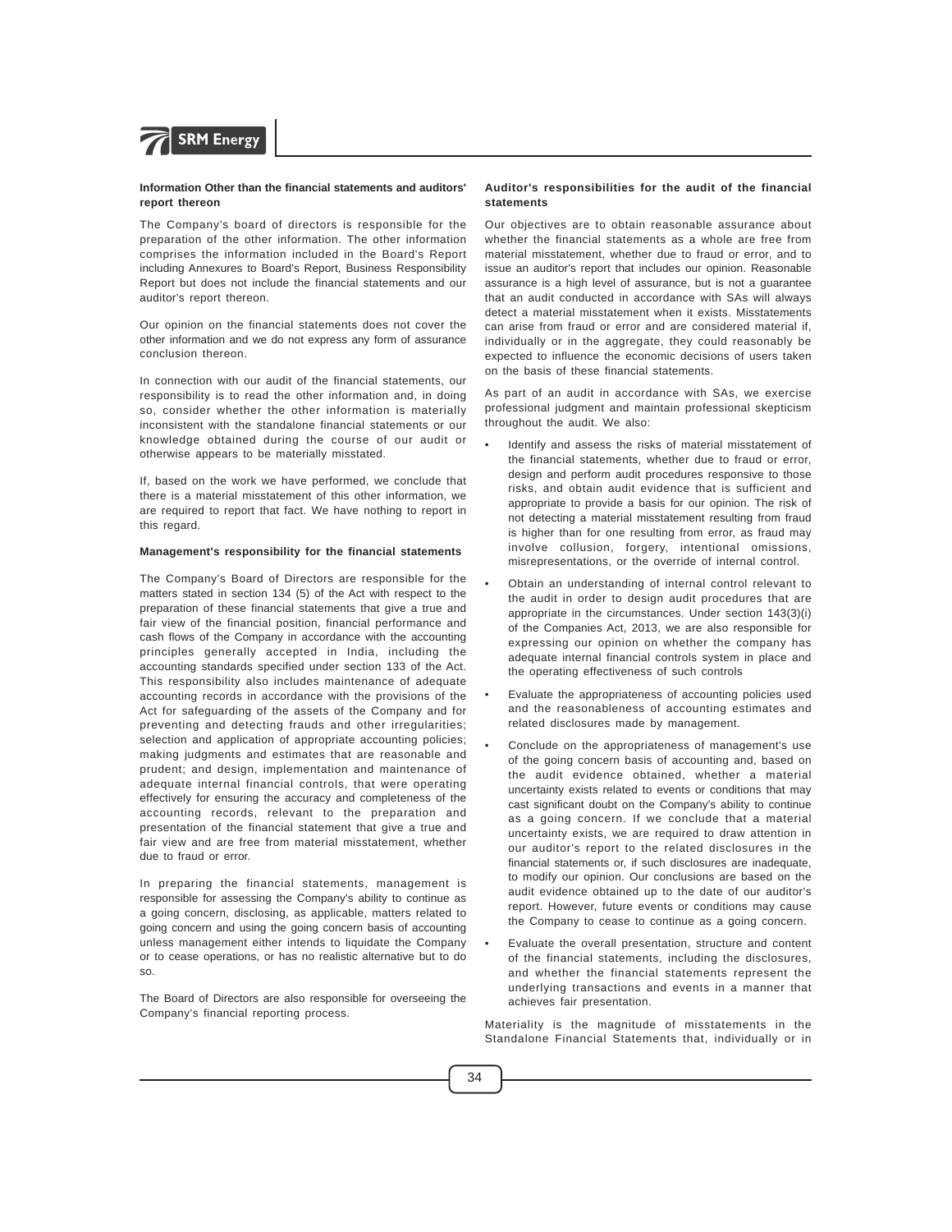**Information Other than the financial statements and auditors' report thereon**

The Company's board of directors is responsible for the preparation of the other information. The other information comprises the information included in the Board's Report including Annexures to Board's Report, Business Responsibility Report but does not include the financial statements and our auditor's report thereon.

Our opinion on the financial statements does not cover the other information and we do not express any form of assurance conclusion thereon.

In connection with our audit of the financial statements, our responsibility is to read the other information and, in doing so, consider whether the other information is materially inconsistent with the standalone financial statements or our knowledge obtained during the course of our audit or otherwise appears to be materially misstated.

If, based on the work we have performed, we conclude that there is a material misstatement of this other information, we are required to report that fact. We have nothing to report in this regard.

**Management's responsibility for the financial statements**

The Company's Board of Directors are responsible for the matters stated in section 134 (5) of the Act with respect to the preparation of these financial statements that give a true and fair view of the financial position, financial performance and cash flows of the Company in accordance with the accounting principles generally accepted in India, including the accounting standards specified under section 133 of the Act. This responsibility also includes maintenance of adequate accounting records in accordance with the provisions of the Act for safeguarding of the assets of the Company and for preventing and detecting frauds and other irregularities; selection and application of appropriate accounting policies; making judgments and estimates that are reasonable and prudent; and design, implementation and maintenance of adequate internal financial controls, that were operating effectively for ensuring the accuracy and completeness of the accounting records, relevant to the preparation and presentation of the financial statement that give a true and fair view and are free from material misstatement, whether due to fraud or error.

In preparing the financial statements, management is responsible for assessing the Company's ability to continue as a going concern, disclosing, as applicable, matters related to going concern and using the going concern basis of accounting unless management either intends to liquidate the Company or to cease operations, or has no realistic alternative but to do so.

The Board of Directors are also responsible for overseeing the Company's financial reporting process.

**Auditor's responsibilities for the audit of the financial statements**

Our objectives are to obtain reasonable assurance about whether the financial statements as a whole are free from material misstatement, whether due to fraud or error, and to issue an auditor's report that includes our opinion. Reasonable assurance is a high level of assurance, but is not a guarantee that an audit conducted in accordance with SAs will always detect a material misstatement when it exists. Misstatements can arise from fraud or error and are considered material if, individually or in the aggregate, they could reasonably be expected to influence the economic decisions of users taken on the basis of these financial statements.

As part of an audit in accordance with SAs, we exercise professional judgment and maintain professional skepticism throughout the audit. We also:

- Identify and assess the risks of material misstatement of the financial statements, whether due to fraud or error, design and perform audit procedures responsive to those risks, and obtain audit evidence that is sufficient and appropriate to provide a basis for our opinion. The risk of not detecting a material misstatement resulting from fraud is higher than for one resulting from error, as fraud may involve collusion, forgery, intentional omissions, misrepresentations, or the override of internal control.
- Obtain an understanding of internal control relevant to the audit in order to design audit procedures that are appropriate in the circumstances. Under section 143(3)(i) of the Companies Act, 2013, we are also responsible for expressing our opinion on whether the company has adequate internal financial controls system in place and the operating effectiveness of such controls
- Evaluate the appropriateness of accounting policies used and the reasonableness of accounting estimates and related disclosures made by management.
- Conclude on the appropriateness of management's use of the going concern basis of accounting and, based on the audit evidence obtained, whether a material uncertainty exists related to events or conditions that may cast significant doubt on the Company's ability to continue as a going concern. If we conclude that a material uncertainty exists, we are required to draw attention in our auditor's report to the related disclosures in the financial statements or, if such disclosures are inadequate, to modify our opinion. Our conclusions are based on the audit evidence obtained up to the date of our auditor's report. However, future events or conditions may cause the Company to cease to continue as a going concern.
- Evaluate the overall presentation, structure and content of the financial statements, including the disclosures, and whether the financial statements represent the underlying transactions and events in a manner that achieves fair presentation.

Materiality is the magnitude of misstatements in the Standalone Financial Statements that, individually or in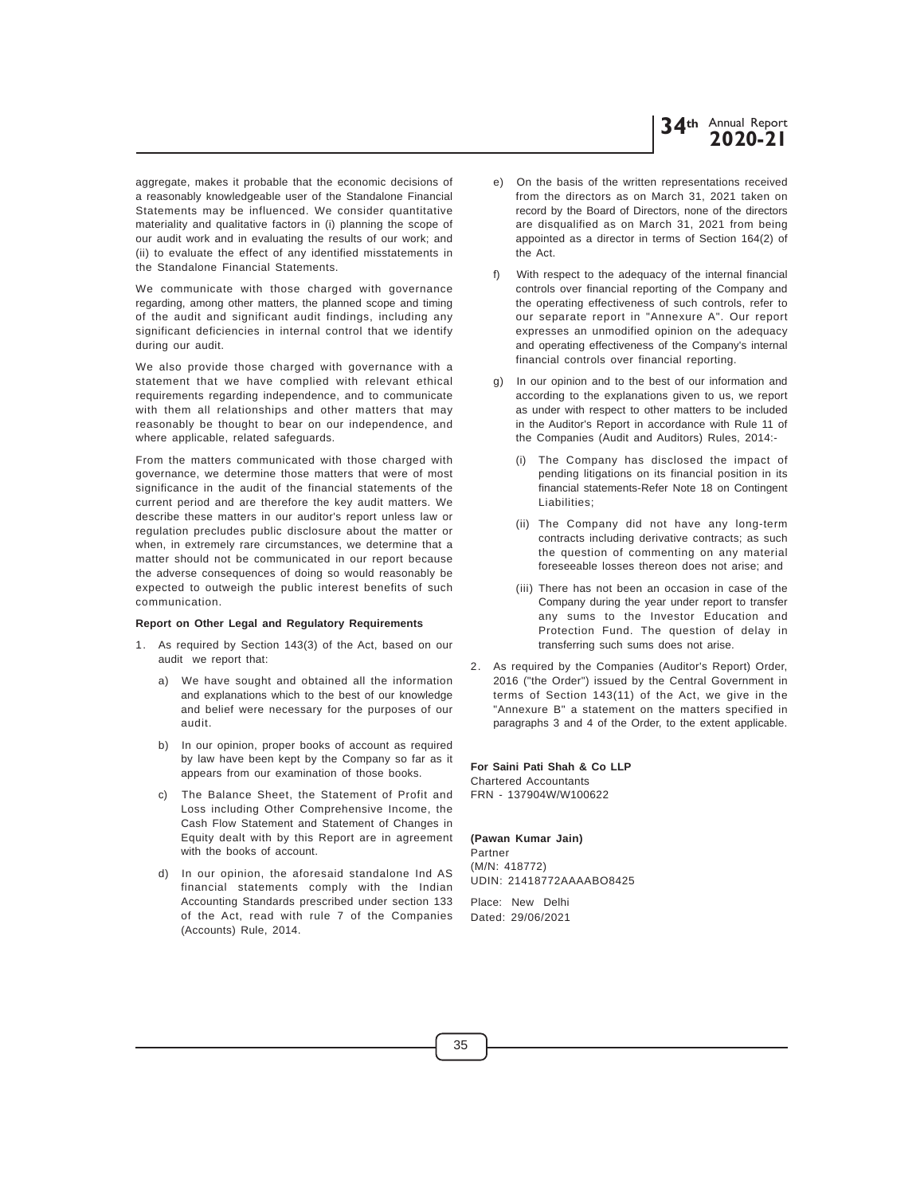aggregate, makes it probable that the economic decisions of a reasonably knowledgeable user of the Standalone Financial Statements may be influenced. We consider quantitative materiality and qualitative factors in (i) planning the scope of our audit work and in evaluating the results of our work; and (ii) to evaluate the effect of any identified misstatements in the Standalone Financial Statements.

We communicate with those charged with governance regarding, among other matters, the planned scope and timing of the audit and significant audit findings, including any significant deficiencies in internal control that we identify during our audit.

We also provide those charged with governance with a statement that we have complied with relevant ethical requirements regarding independence, and to communicate with them all relationships and other matters that may reasonably be thought to bear on our independence, and where applicable, related safeguards.

From the matters communicated with those charged with governance, we determine those matters that were of most significance in the audit of the financial statements of the current period and are therefore the key audit matters. We describe these matters in our auditor's report unless law or regulation precludes public disclosure about the matter or when, in extremely rare circumstances, we determine that a matter should not be communicated in our report because the adverse consequences of doing so would reasonably be expected to outweigh the public interest benefits of such communication.

**Report on Other Legal and Regulatory Requirements**

1. As required by Section 143(3) of the Act, based on our audit we report that:

   a) We have sought and obtained all the information and explanations which to the best of our knowledge and belief were necessary for the purposes of our audit.

   b) In our opinion, proper books of account as required by law have been kept by the Company so far as it appears from our examination of those books.

   c) The Balance Sheet, the Statement of Profit and Loss including Other Comprehensive Income, the Cash Flow Statement and Statement of Changes in Equity dealt with by this Report are in agreement with the books of account.

   d) In our opinion, the aforesaid standalone Ind AS financial statements comply with the Indian Accounting Standards prescribed under section 133 of the Act, read with rule 7 of the Companies (Accounts) Rule, 2014.

   e) On the basis of the written representations received from the directors as on March 31, 2021 taken on record by the Board of Directors, none of the directors are disqualified as on March 31, 2021 from being appointed as a director in terms of Section 164(2) of the Act.

   f) With respect to the adequacy of the internal financial controls over financial reporting of the Company and the operating effectiveness of such controls, refer to our separate report in "Annexure A". Our report expresses an unmodified opinion on the adequacy and operating effectiveness of the Company's internal financial controls over financial reporting.

   g) In our opinion and to the best of our information and according to the explanations given to us, we report as under with respect to other matters to be included in the Auditor's Report in accordance with Rule 11 of the Companies (Audit and Auditors) Rules, 2014:-

      (i) The Company has disclosed the impact of pending litigations on its financial position in its financial statements-Refer Note 18 on Contingent Liabilities;

      (ii) The Company did not have any long-term contracts including derivative contracts; as such the question of commenting on any material foreseeable losses thereon does not arise; and

      (iii) There has not been an occasion in case of the Company during the year under report to transfer any sums to the Investor Education and Protection Fund. The question of delay in transferring such sums does not arise.

2. As required by the Companies (Auditor's Report) Order, 2016 ("the Order") issued by the Central Government in terms of Section 143(11) of the Act, we give in the "Annexure B" a statement on the matters specified in paragraphs 3 and 4 of the Order, to the extent applicable.

**For Saini Pati Shah & Co LLP**
Chartered Accountants
FRN - 137904W/W100622

**(Pawan Kumar Jain)**
Partner
(M/N: 418772)
UDIN: 21418772AAAABO8425

Place: New Delhi
Dated: 29/06/2021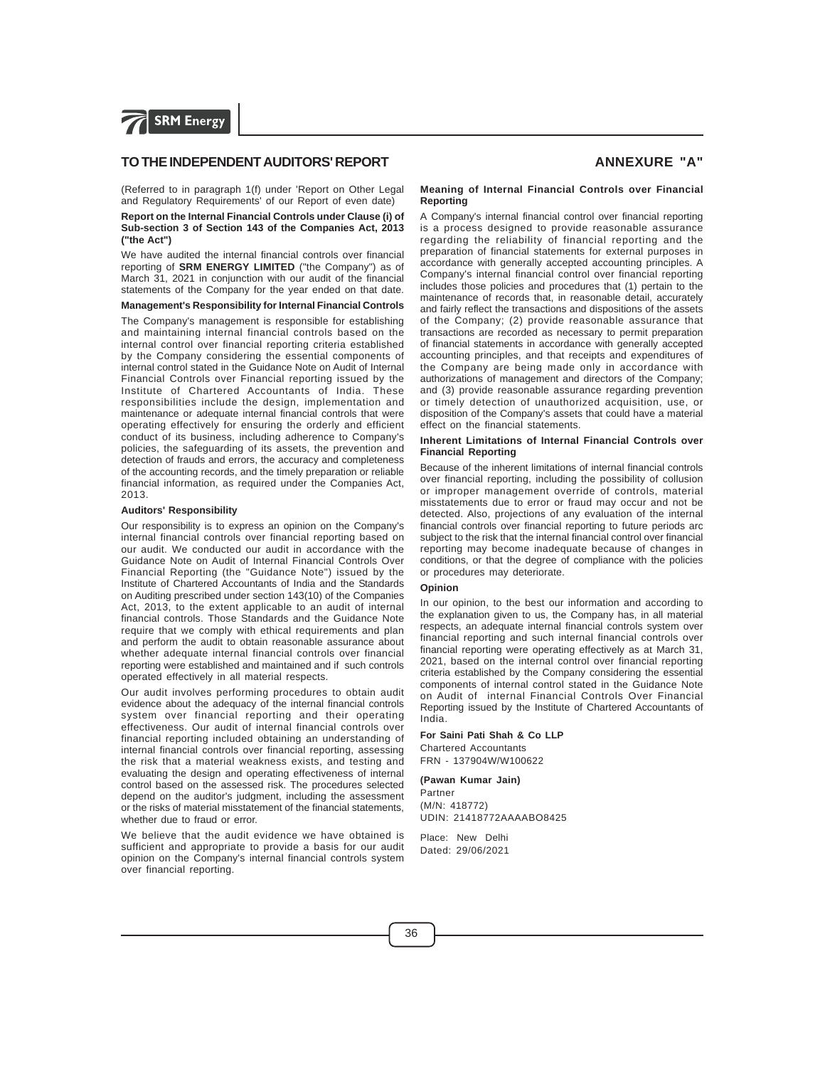## TO THE INDEPENDENT AUDITORS' REPORT

## ANNEXURE "A"

(Referred to in paragraph 1(f) under 'Report on Other Legal and Regulatory Requirements' of our Report of even date)

**Report on the Internal Financial Controls under Clause (i) of Sub-section 3 of Section 143 of the Companies Act, 2013 ("the Act")**

We have audited the internal financial controls over financial reporting of **SRM ENERGY LIMITED** ("the Company") as of March 31, 2021 in conjunction with our audit of the financial statements of the Company for the year ended on that date.

**Management's Responsibility for Internal Financial Controls**

The Company's management is responsible for establishing and maintaining internal financial controls based on the internal control over financial reporting criteria established by the Company considering the essential components of internal control stated in the Guidance Note on Audit of Internal Financial Controls over Financial reporting issued by the Institute of Chartered Accountants of India. These responsibilities include the design, implementation and maintenance or adequate internal financial controls that were operating effectively for ensuring the orderly and efficient conduct of its business, including adherence to Company's policies, the safeguarding of its assets, the prevention and detection of frauds and errors, the accuracy and completeness of the accounting records, and the timely preparation or reliable financial information, as required under the Companies Act, 2013.

**Auditors' Responsibility**

Our responsibility is to express an opinion on the Company's internal financial controls over financial reporting based on our audit. We conducted our audit in accordance with the Guidance Note on Audit of Internal Financial Controls Over Financial Reporting (the "Guidance Note") issued by the Institute of Chartered Accountants of India and the Standards on Auditing prescribed under section 143(10) of the Companies Act, 2013, to the extent applicable to an audit of internal financial controls. Those Standards and the Guidance Note require that we comply with ethical requirements and plan and perform the audit to obtain reasonable assurance about whether adequate internal financial controls over financial reporting were established and maintained and if such controls operated effectively in all material respects.

Our audit involves performing procedures to obtain audit evidence about the adequacy of the internal financial controls system over financial reporting and their operating effectiveness. Our audit of internal financial controls over financial reporting included obtaining an understanding of internal financial controls over financial reporting, assessing the risk that a material weakness exists, and testing and evaluating the design and operating effectiveness of internal control based on the assessed risk. The procedures selected depend on the auditor's judgment, including the assessment or the risks of material misstatement of the financial statements, whether due to fraud or error.

We believe that the audit evidence we have obtained is sufficient and appropriate to provide a basis for our audit opinion on the Company's internal financial controls system over financial reporting.

**Meaning of Internal Financial Controls over Financial Reporting**

A Company's internal financial control over financial reporting is a process designed to provide reasonable assurance regarding the reliability of financial reporting and the preparation of financial statements for external purposes in accordance with generally accepted accounting principles. A Company's internal financial control over financial reporting includes those policies and procedures that (1) pertain to the maintenance of records that, in reasonable detail, accurately and fairly reflect the transactions and dispositions of the assets of the Company; (2) provide reasonable assurance that transactions are recorded as necessary to permit preparation of financial statements in accordance with generally accepted accounting principles, and that receipts and expenditures of the Company are being made only in accordance with authorizations of management and directors of the Company; and (3) provide reasonable assurance regarding prevention or timely detection of unauthorized acquisition, use, or disposition of the Company's assets that could have a material effect on the financial statements.

**Inherent Limitations of Internal Financial Controls over Financial Reporting**

Because of the inherent limitations of internal financial controls over financial reporting, including the possibility of collusion or improper management override of controls, material misstatements due to error or fraud may occur and not be detected. Also, projections of any evaluation of the internal financial controls over financial reporting to future periods arc subject to the risk that the internal financial control over financial reporting may become inadequate because of changes in conditions, or that the degree of compliance with the policies or procedures may deteriorate.

**Opinion**

In our opinion, to the best our information and according to the explanation given to us, the Company has, in all material respects, an adequate internal financial controls system over financial reporting and such internal financial controls over financial reporting were operating effectively as at March 31, 2021, based on the internal control over financial reporting criteria established by the Company considering the essential components of internal control stated in the Guidance Note on Audit of internal Financial Controls Over Financial Reporting issued by the Institute of Chartered Accountants of India.

**For Saini Pati Shah & Co LLP**
Chartered Accountants
FRN - 137904W/W100622

**(Pawan Kumar Jain)**
Partner
(M/N: 418772)
UDIN: 21418772AAAABO8425

Place: New Delhi
Dated: 29/06/2021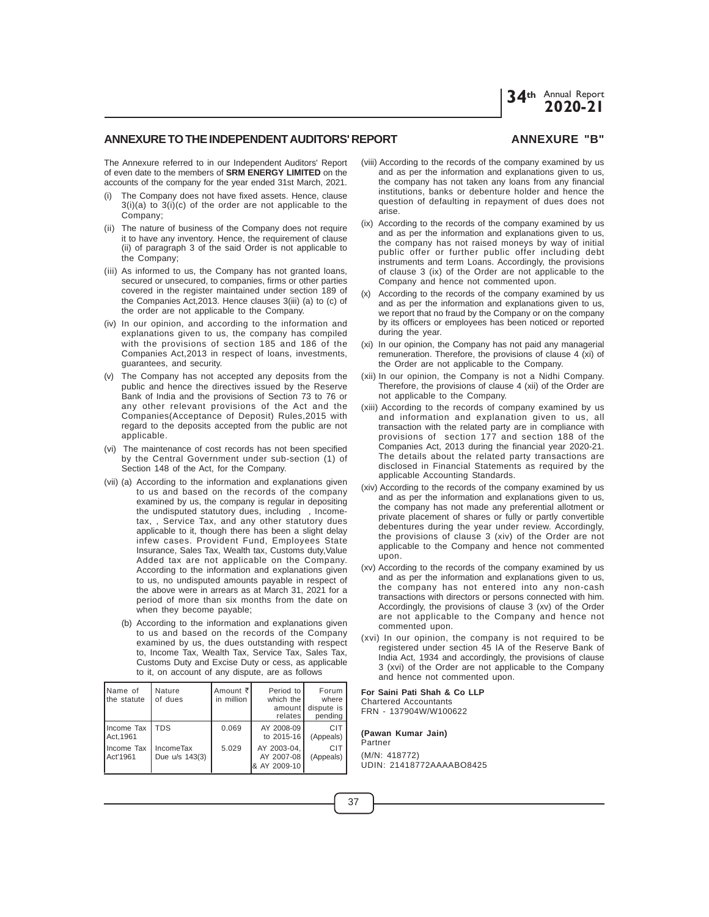## ANNEXURE TO THE INDEPENDENT AUDITORS' REPORT

## ANNEXURE "B"

The Annexure referred to in our Independent Auditors' Report of even date to the members of **SRM ENERGY LIMITED** on the accounts of the company for the year ended 31st March, 2021.

(i) The Company does not have fixed assets. Hence, clause 3(i)(a) to 3(i)(c) of the order are not applicable to the Company;

(ii) The nature of business of the Company does not require it to have any inventory. Hence, the requirement of clause (ii) of paragraph 3 of the said Order is not applicable to the Company;

(iii) As informed to us, the Company has not granted loans, secured or unsecured, to companies, firms or other parties covered in the register maintained under section 189 of the Companies Act,2013. Hence clauses 3(iii) (a) to (c) of the order are not applicable to the Company.

(iv) In our opinion, and according to the information and explanations given to us, the company has compiled with the provisions of section 185 and 186 of the Companies Act,2013 in respect of loans, investments, guarantees, and security.

(v) The Company has not accepted any deposits from the public and hence the directives issued by the Reserve Bank of India and the provisions of Section 73 to 76 or any other relevant provisions of the Act and the Companies(Acceptance of Deposit) Rules,2015 with regard to the deposits accepted from the public are not applicable.

(vi) The maintenance of cost records has not been specified by the Central Government under sub-section (1) of Section 148 of the Act, for the Company.

(vii) (a) According to the information and explanations given to us and based on the records of the company examined by us, the company is regular in depositing the undisputed statutory dues, including , Income-tax, , Service Tax, and any other statutory dues applicable to it, though there has been a slight delay infew cases. Provident Fund, Employees State Insurance, Sales Tax, Wealth tax, Customs duty,Value Added tax are not applicable on the Company. According to the information and explanations given to us, no undisputed amounts payable in respect of the above were in arrears as at March 31, 2021 for a period of more than six months from the date on when they become payable;

(b) According to the information and explanations given to us and based on the records of the Company examined by us, the dues outstanding with respect to, Income Tax, Wealth Tax, Service Tax, Sales Tax, Customs Duty and Excise Duty or cess, as applicable to it, on account of any dispute, are as follows

| Name of the statute | Nature of dues | Amount ₹ in million | Period to which the amount relates | Forum where dispute is pending |
|---|---|---|---|---|
| Income Tax Act,1961 | TDS | 0.069 | AY 2008-09 to 2015-16 | CIT (Appeals) |
| Income Tax Act'1961 | IncomeTax Due u/s 143(3) | 5.029 | AY 2003-04, AY 2007-08 & AY 2009-10 | CIT (Appeals) |

(viii) According to the records of the company examined by us and as per the information and explanations given to us, the company has not taken any loans from any financial institutions, banks or debenture holder and hence the question of defaulting in repayment of dues does not arise.

(ix) According to the records of the company examined by us and as per the information and explanations given to us, the company has not raised moneys by way of initial public offer or further public offer including debt instruments and term Loans. Accordingly, the provisions of clause 3 (ix) of the Order are not applicable to the Company and hence not commented upon.

(x) According to the records of the company examined by us and as per the information and explanations given to us, we report that no fraud by the Company or on the company by its officers or employees has been noticed or reported during the year.

(xi) In our opinion, the Company has not paid any managerial remuneration. Therefore, the provisions of clause 4 (xi) of the Order are not applicable to the Company.

(xii) In our opinion, the Company is not a Nidhi Company. Therefore, the provisions of clause 4 (xii) of the Order are not applicable to the Company.

(xiii) According to the records of company examined by us and information and explanation given to us, all transaction with the related party are in compliance with provisions of section 177 and section 188 of the Companies Act, 2013 during the financial year 2020-21. The details about the related party transactions are disclosed in Financial Statements as required by the applicable Accounting Standards.

(xiv) According to the records of the company examined by us and as per the information and explanations given to us, the company has not made any preferential allotment or private placement of shares or fully or partly convertible debentures during the year under review. Accordingly, the provisions of clause 3 (xiv) of the Order are not applicable to the Company and hence not commented upon.

(xv) According to the records of the company examined by us and as per the information and explanations given to us, the company has not entered into any non-cash transactions with directors or persons connected with him. Accordingly, the provisions of clause 3 (xv) of the Order are not applicable to the Company and hence not commented upon.

(xvi) In our opinion, the company is not required to be registered under section 45 IA of the Reserve Bank of India Act, 1934 and accordingly, the provisions of clause 3 (xvi) of the Order are not applicable to the Company and hence not commented upon.

**For Saini Pati Shah & Co LLP**
Chartered Accountants
FRN - 137904W/W100622

**(Pawan Kumar Jain)**
Partner

(M/N: 418772)
UDIN: 21418772AAAABO8425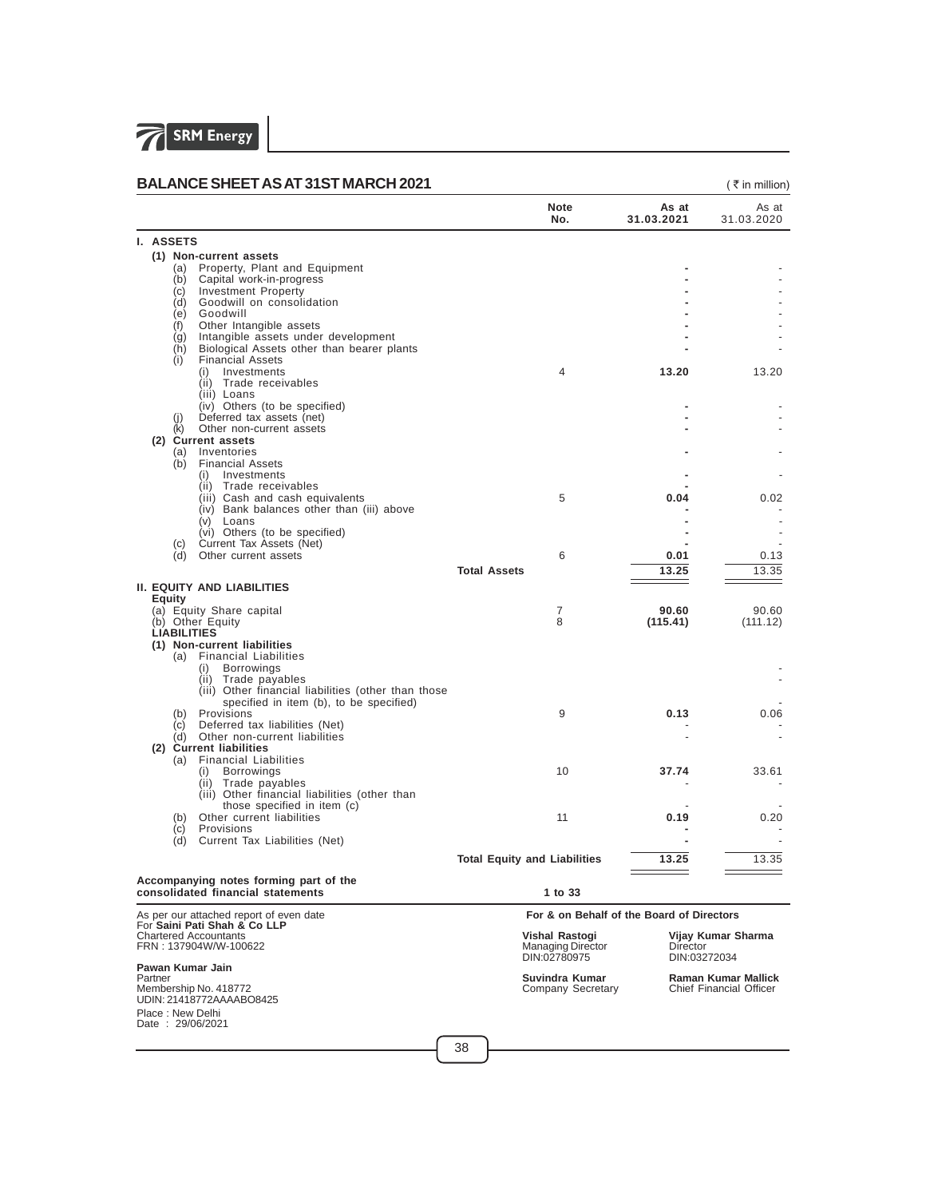## BALANCE SHEET AS AT 31ST MARCH 2021

( ₹ in million)

| | Note No. | As at 31.03.2021 | As at 31.03.2020 |
|---|---|---|---|
| **I. ASSETS** | | | |
| **(1) Non-current assets** | | | |
| (a) Property, Plant and Equipment | | - | - |
| (b) Capital work-in-progress | | - | - |
| (c) Investment Property | | - | - |
| (d) Goodwill on consolidation | | - | - |
| (e) Goodwill | | - | - |
| (f) Other Intangible assets | | - | - |
| (g) Intangible assets under development | | - | - |
| (h) Biological Assets other than bearer plants | | - | - |
| (i) Financial Assets | | | |
| (i) Investments | 4 | **13.20** | 13.20 |
| (ii) Trade receivables | | | |
| (iii) Loans | | | |
| (iv) Others (to be specified) | | - | - |
| (j) Deferred tax assets (net) | | - | - |
| (k) Other non-current assets | | - | - |
| **(2) Current assets** | | | |
| (a) Inventories | | - | - |
| (b) Financial Assets | | | |
| (i) Investments | | - | - |
| (ii) Trade receivables | | - | |
| (iii) Cash and cash equivalents | 5 | **0.04** | 0.02 |
| (iv) Bank balances other than (iii) above | | - | - |
| (v) Loans | | - | - |
| (vi) Others (to be specified) | | - | - |
| (c) Current Tax Assets (Net) | | - | - |
| (d) Other current assets | 6 | **0.01** | 0.13 |
| **Total Assets** | | **13.25** | 13.35 |
| **II. EQUITY AND LIABILITIES** | | | |
| **Equity** | | | |
| (a) Equity Share capital | 7 | **90.60** | 90.60 |
| (b) Other Equity | 8 | **(115.41)** | (111.12) |
| **LIABILITIES** | | | |
| **(1) Non-current liabilities** | | | |
| (a) Financial Liabilities | | | |
| (i) Borrowings | | | - |
| (ii) Trade payables | | | - |
| (iii) Other financial liabilities (other than those specified in item (b), to be specified) | | | - |
| (b) Provisions | 9 | **0.13** | 0.06 |
| (c) Deferred tax liabilities (Net) | | - | - |
| (d) Other non-current liabilities | | - | - |
| **(2) Current liabilities** | | | |
| (a) Financial Liabilities | | | |
| (i) Borrowings | 10 | **37.74** | 33.61 |
| (ii) Trade payables | | - | - |
| (iii) Other financial liabilities (other than those specified in item (c) | | - | - |
| (b) Other current liabilities | 11 | **0.19** | 0.20 |
| (c) Provisions | | - | - |
| (d) Current Tax Liabilities (Net) | | - | - |
| **Total Equity and Liabilities** | | **13.25** | 13.35 |
| **Accompanying notes forming part of the consolidated financial statements** | **1 to 33** | | |

As per our attached report of even date
For **Saini Pati Shah & Co LLP**
Chartered Accountants
FRN : 137904W/W-100622

**Pawan Kumar Jain**
Partner
Membership No. 418772
UDIN: 21418772AAAABO8425

Place : New Delhi
Date : 29/06/2021

**For & on Behalf of the Board of Directors**

**Vishal Rastogi**
Managing Director
DIN:02780975

**Vijay Kumar Sharma**
Director
DIN:03272034

**Suvindra Kumar**
Company Secretary

**Raman Kumar Mallick**
Chief Financial Officer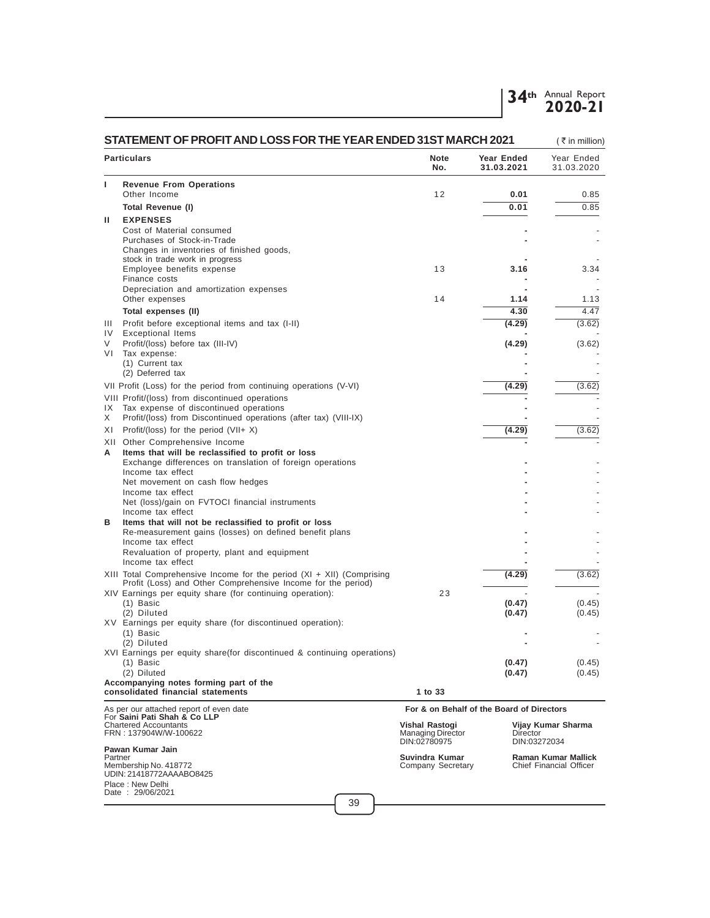## STATEMENT OF PROFIT AND LOSS FOR THE YEAR ENDED 31ST MARCH 2021

( ₹ in million)

| | Particulars | Note No. | Year Ended 31.03.2021 | Year Ended 31.03.2020 |
|---|---|---|---|---|
| I | **Revenue From Operations** | | | |
| | Other Income | 12 | **0.01** | 0.85 |
| | **Total Revenue (I)** | | **0.01** | 0.85 |
| II | **EXPENSES** | | | |
| | Cost of Material consumed | | **-** | - |
| | Purchases of Stock-in-Trade | | **-** | - |
| | Changes in inventories of finished goods, stock in trade work in progress | | **-** | - |
| | Employee benefits expense | 13 | **3.16** | 3.34 |
| | Finance costs | | **-** | - |
| | Depreciation and amortization expenses | | **-** | - |
| | Other expenses | 14 | **1.14** | 1.13 |
| | **Total expenses (II)** | | **4.30** | 4.47 |
| III | Profit before exceptional items and tax (I-II) | | **(4.29)** | (3.62) |
| IV | Exceptional Items | | **-** | - |
| V | Profit/(loss) before tax (III-IV) | | **(4.29)** | (3.62) |
| VI | Tax expense: | | **-** | - |
| | (1) Current tax | | **-** | - |
| | (2) Deferred tax | | **-** | - |
| VII | Profit (Loss) for the period from continuing operations (V-VI) | | **(4.29)** | (3.62) |
| VIII | Profit/(loss) from discontinued operations | | **-** | - |
| IX | Tax expense of discontinued operations | | **-** | - |
| X | Profit/(loss) from Discontinued operations (after tax) (VIII-IX) | | **-** | - |
| XI | Profit/(loss) for the period (VII+ X) | | **(4.29)** | (3.62) |
| XII | Other Comprehensive Income | | **-** | - |
| A | **Items that will be reclassified to profit or loss** | | | |
| | Exchange differences on translation of foreign operations | | **-** | - |
| | Income tax effect | | **-** | - |
| | Net movement on cash flow hedges | | **-** | - |
| | Income tax effect | | **-** | - |
| | Net (loss)/gain on FVTOCI financial instruments | | **-** | - |
| | Income tax effect | | **-** | - |
| B | **Items that will not be reclassified to profit or loss** | | | |
| | Re-measurement gains (losses) on defined benefit plans | | **-** | - |
| | Income tax effect | | **-** | - |
| | Revaluation of property, plant and equipment | | **-** | - |
| | Income tax effect | | **-** | - |
| XIII | Total Comprehensive Income for the period (XI + XII) (Comprising Profit (Loss) and Other Comprehensive Income for the period) | | **(4.29)** | (3.62) |
| XIV | Earnings per equity share (for continuing operation): | 23 | - | - |
| | (1) Basic | | **(0.47)** | (0.45) |
| | (2) Diluted | | **(0.47)** | (0.45) |
| XV | Earnings per equity share (for discontinued operation): | | | |
| | (1) Basic | | **-** | - |
| | (2) Diluted | | **-** | - |
| XVI | Earnings per equity share(for discontinued & continuing operations) | | | |
| | (1) Basic | | **(0.47)** | (0.45) |
| | (2) Diluted | | **(0.47)** | (0.45) |
| | **Accompanying notes forming part of the consolidated financial statements** | **1 to 33** | | |

As per our attached report of even date
For **Saini Pati Shah & Co LLP**
Chartered Accountants
FRN : 137904W/W-100622

**Pawan Kumar Jain**
Partner
Membership No. 418772
UDIN: 21418772AAAABO8425
Place : New Delhi
Date : 29/06/2021

**For & on Behalf of the Board of Directors**

**Vishal Rastogi**
Managing Director
DIN:02780975

**Vijay Kumar Sharma**
Director
DIN:03272034

**Suvindra Kumar**
Company Secretary

**Raman Kumar Mallick**
Chief Financial Officer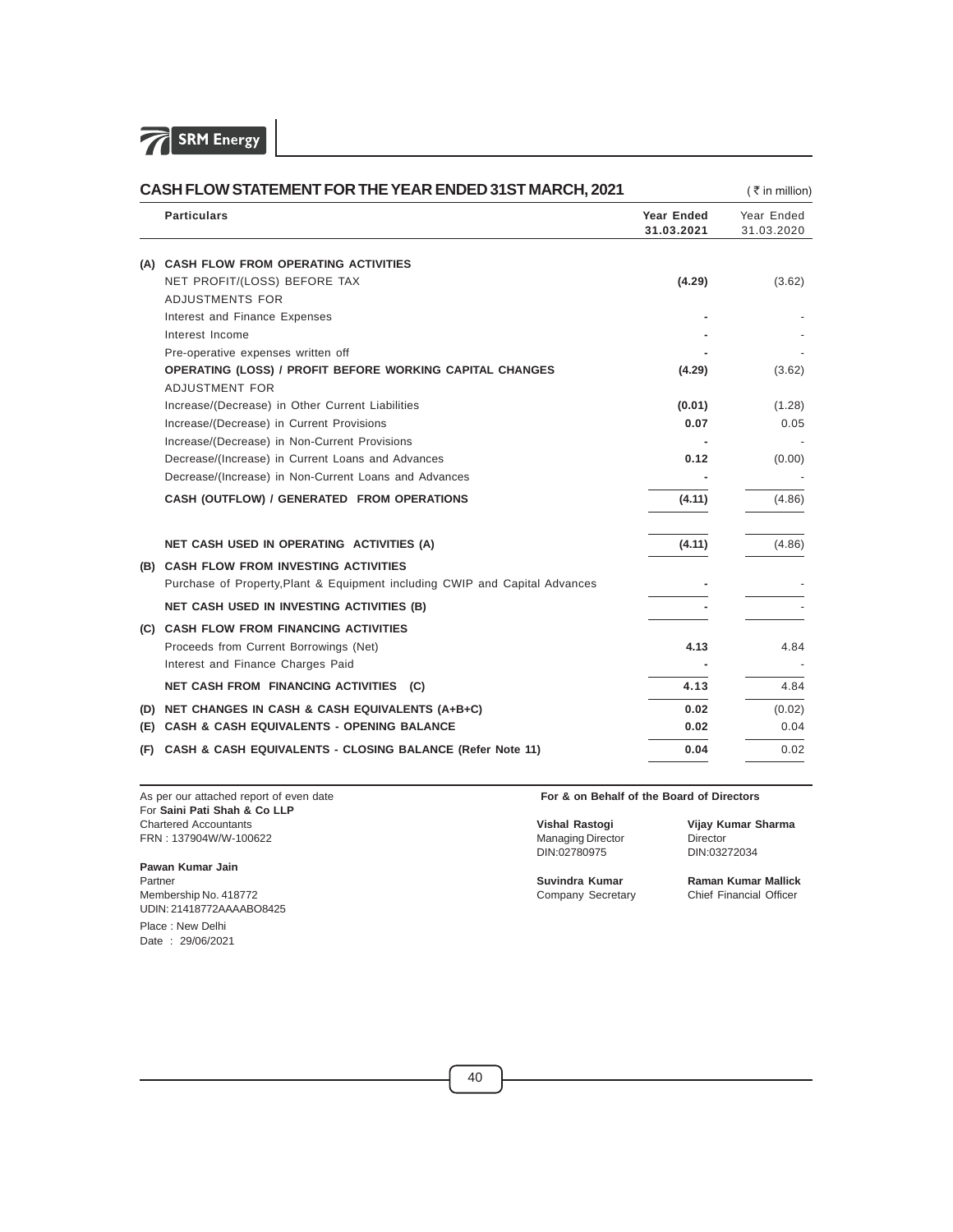## CASH FLOW STATEMENT FOR THE YEAR ENDED 31ST MARCH, 2021

(₹ in million)

| | Particulars | Year Ended 31.03.2021 | Year Ended 31.03.2020 |
|---|---|---|---|
| **(A)** | **CASH FLOW FROM OPERATING ACTIVITIES** | | |
| | NET PROFIT/(LOSS) BEFORE TAX | **(4.29)** | (3.62) |
| | ADJUSTMENTS FOR | | |
| | Interest and Finance Expenses | **-** | - |
| | Interest Income | **-** | - |
| | Pre-operative expenses written off | **-** | - |
| | **OPERATING (LOSS) / PROFIT BEFORE WORKING CAPITAL CHANGES** | **(4.29)** | (3.62) |
| | ADJUSTMENT FOR | | |
| | Increase/(Decrease) in Other Current Liabilities | **(0.01)** | (1.28) |
| | Increase/(Decrease) in Current Provisions | **0.07** | 0.05 |
| | Increase/(Decrease) in Non-Current Provisions | **-** | - |
| | Decrease/(Increase) in Current Loans and Advances | **0.12** | (0.00) |
| | Decrease/(Increase) in Non-Current Loans and Advances | **-** | - |
| | **CASH (OUTFLOW) / GENERATED FROM OPERATIONS** | **(4.11)** | (4.86) |
| | **NET CASH USED IN OPERATING ACTIVITIES (A)** | **(4.11)** | (4.86) |
| **(B)** | **CASH FLOW FROM INVESTING ACTIVITIES** | | |
| | Purchase of Property,Plant & Equipment including CWIP and Capital Advances | **-** | - |
| | **NET CASH USED IN INVESTING ACTIVITIES (B)** | **-** | - |
| **(C)** | **CASH FLOW FROM FINANCING ACTIVITIES** | | |
| | Proceeds from Current Borrowings (Net) | **4.13** | 4.84 |
| | Interest and Finance Charges Paid | **-** | - |
| | **NET CASH FROM FINANCING ACTIVITIES (C)** | **4.13** | 4.84 |
| **(D)** | **NET CHANGES IN CASH & CASH EQUIVALENTS (A+B+C)** | **0.02** | (0.02) |
| **(E)** | **CASH & CASH EQUIVALENTS - OPENING BALANCE** | **0.02** | 0.04 |
| **(F)** | **CASH & CASH EQUIVALENTS - CLOSING BALANCE (Refer Note 11)** | **0.04** | 0.02 |

As per our attached report of even date
For **Saini Pati Shah & Co LLP**
Chartered Accountants
FRN : 137904W/W-100622

**Pawan Kumar Jain**
Partner
Membership No. 418772
UDIN: 21418772AAAABO8425

Place : New Delhi
Date : 29/06/2021

**For & on Behalf of the Board of Directors**

**Vishal Rastogi**
Managing Director
DIN:02780975

**Vijay Kumar Sharma**
Director
DIN:03272034

**Suvindra Kumar**
Company Secretary

**Raman Kumar Mallick**
Chief Financial Officer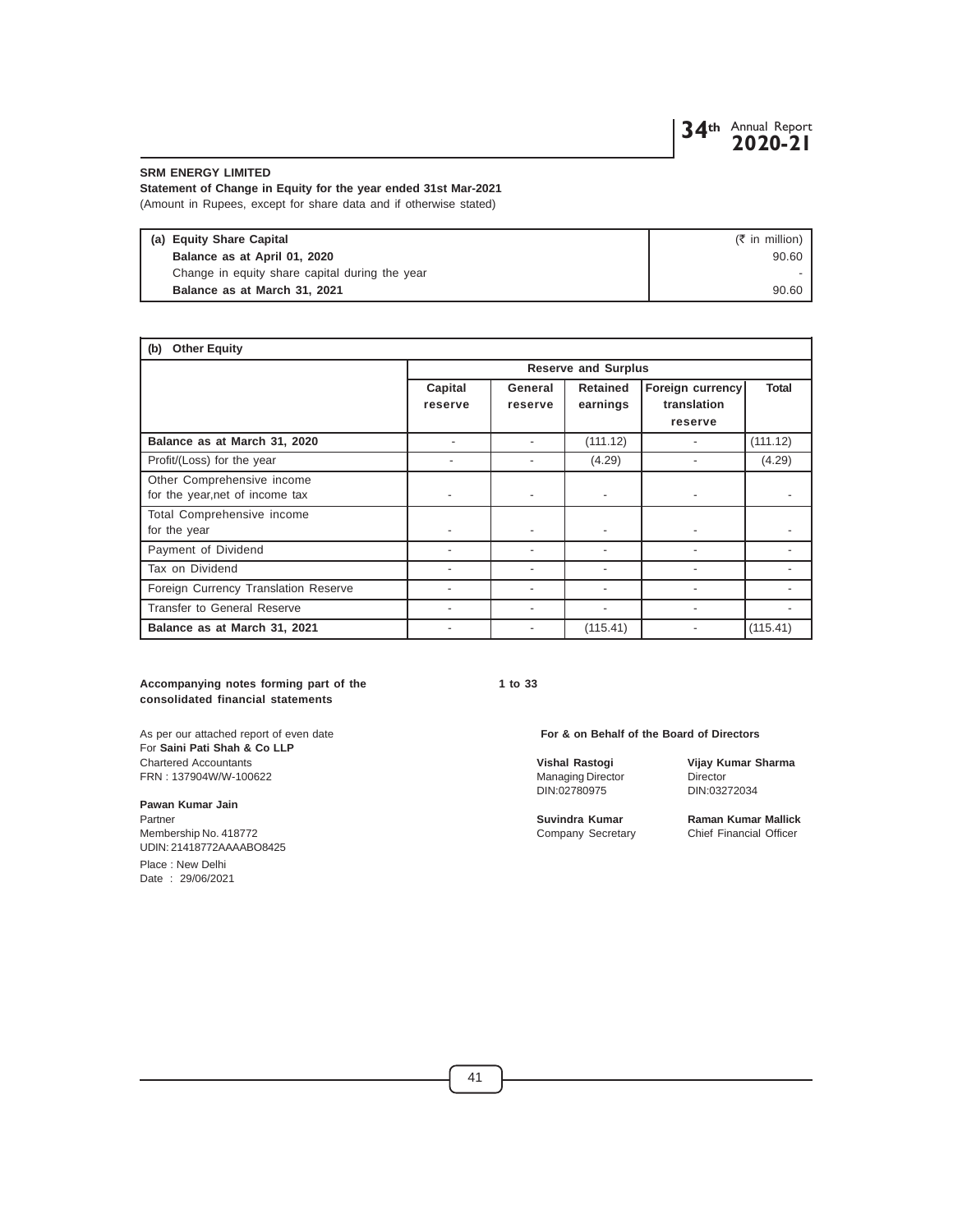**SRM ENERGY LIMITED**

**Statement of Change in Equity for the year ended 31st Mar-2021**

(Amount in Rupees, except for share data and if otherwise stated)

| (a) Equity Share Capital | (₹ in million) |
|---|---|
| **Balance as at April 01, 2020** | 90.60 |
| Change in equity share capital during the year | - |
| **Balance as at March 31, 2021** | 90.60 |

**(b) Other Equity**

| | Reserve and Surplus | | | | |
|---|---|---|---|---|---|
| | Capital reserve | General reserve | Retained earnings | Foreign currency translation reserve | Total |
| **Balance as at March 31, 2020** | - | - | (111.12) | - | (111.12) |
| Profit/(Loss) for the year | - | - | (4.29) | - | (4.29) |
| Other Comprehensive income for the year,net of income tax | - | - | - | - | - |
| Total Comprehensive income for the year | - | - | - | - | - |
| Payment of Dividend | - | - | - | - | - |
| Tax on Dividend | - | - | - | - | - |
| Foreign Currency Translation Reserve | - | - | - | - | - |
| Transfer to General Reserve | - | - | - | - | - |
| **Balance as at March 31, 2021** | - | - | (115.41) | - | (115.41) |

**Accompanying notes forming part of the consolidated financial statements** **1 to 33**

As per our attached report of even date
For **Saini Pati Shah & Co LLP**
Chartered Accountants
FRN : 137904W/W-100622

**Pawan Kumar Jain**
Partner
Membership No. 418772
UDIN: 21418772AAAABO8425

Place : New Delhi
Date : 29/06/2021

**For & on Behalf of the Board of Directors**

**Vishal Rastogi**
Managing Director
DIN:02780975

**Vijay Kumar Sharma**
Director
DIN:03272034

**Suvindra Kumar**
Company Secretary

**Raman Kumar Mallick**
Chief Financial Officer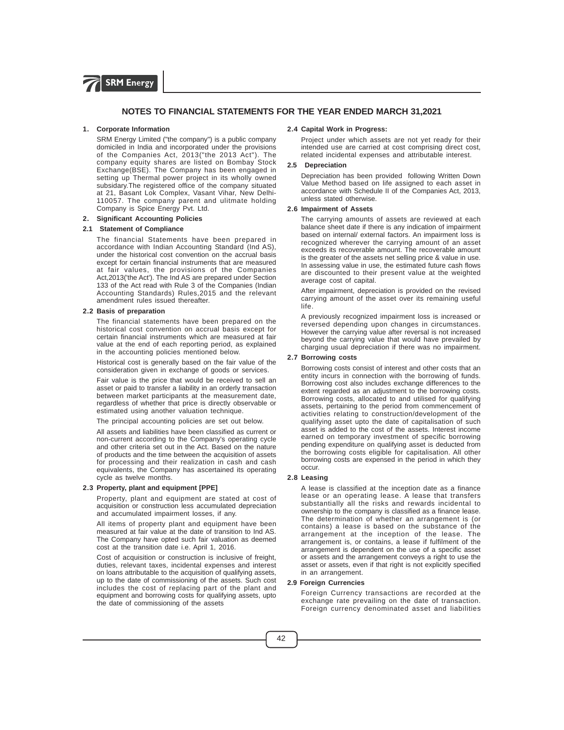# NOTES TO FINANCIAL STATEMENTS FOR THE YEAR ENDED MARCH 31,2021

## 1. Corporate Information

SRM Energy Limited ("the company") is a public company domiciled in India and incorporated under the provisions of the Companies Act, 2013("the 2013 Act"). The company equity shares are listed on Bombay Stock Exchange(BSE). The Company has been engaged in setting up Thermal power project in its wholly owned subsidary.The registered office of the company situated at 21, Basant Lok Complex, Vasant Vihar, New Delhi-110057. The company parent and ulitmate holding Company is Spice Energy Pvt. Ltd.

## 2. Significant Accounting Policies

### 2.1 Statement of Compliance

The financial Statements have been prepared in accordance with Indian Accounting Standard (Ind AS), under the historical cost convention on the accrual basis except for certain financial instruments that are measured at fair values, the provisions of the Companies Act,2013('the Act'). The Ind AS are prepared under Section 133 of the Act read with Rule 3 of the Companies (Indian Accounting Standards) Rules,2015 and the relevant amendment rules issued thereafter.

### 2.2 Basis of preparation

The financial statements have been prepared on the historical cost convention on accrual basis except for certain financial instruments which are measured at fair value at the end of each reporting period, as explained in the accounting policies mentioned below.

Historical cost is generally based on the fair value of the consideration given in exchange of goods or services.

Fair value is the price that would be received to sell an asset or paid to transfer a liability in an orderly transaction between market participants at the measurement date, regardless of whether that price is directly observable or estimated using another valuation technique.

The principal accounting policies are set out below.

All assets and liabilities have been classified as current or non-current according to the Company's operating cycle and other criteria set out in the Act. Based on the nature of products and the time between the acquisition of assets for processing and their realization in cash and cash equivalents, the Company has ascertained its operating cycle as twelve months.

### 2.3 Property, plant and equipment [PPE]

Property, plant and equipment are stated at cost of acquisition or construction less accumulated depreciation and accumulated impairment losses, if any.

All items of property plant and equipment have been measured at fair value at the date of transition to Ind AS. The Company have opted such fair valuation as deemed cost at the transition date i.e. April 1, 2016.

Cost of acquisition or construction is inclusive of freight, duties, relevant taxes, incidental expenses and interest on loans attributable to the acquisition of qualifying assets, up to the date of commissioning of the assets. Such cost includes the cost of replacing part of the plant and equipment and borrowing costs for qualifying assets, upto the date of commissioning of the assets

### 2.4 Capital Work in Progress:

Project under which assets are not yet ready for their intended use are carried at cost comprising direct cost, related incidental expenses and attributable interest.

### 2.5 Depreciation

Depreciation has been provided following Written Down Value Method based on life assigned to each asset in accordance with Schedule II of the Companies Act, 2013, unless stated otherwise.

### 2.6 Impairment of Assets

The carrying amounts of assets are reviewed at each balance sheet date if there is any indication of impairment based on internal/ external factors. An impairment loss is recognized wherever the carrying amount of an asset exceeds its recoverable amount. The recoverable amount is the greater of the assets net selling price & value in use. In assessing value in use, the estimated future cash flows are discounted to their present value at the weighted average cost of capital.

After impairment, depreciation is provided on the revised carrying amount of the asset over its remaining useful life.

A previously recognized impairment loss is increased or reversed depending upon changes in circumstances. However the carrying value after reversal is not increased beyond the carrying value that would have prevailed by charging usual depreciation if there was no impairment.

### 2.7 Borrowing costs

Borrowing costs consist of interest and other costs that an entity incurs in connection with the borrowing of funds. Borrowing cost also includes exchange differences to the extent regarded as an adjustment to the borrowing costs. Borrowing costs, allocated to and utilised for qualifying assets, pertaining to the period from commencement of activities relating to construction/development of the qualifying asset upto the date of capitalisation of such asset is added to the cost of the assets. Interest income earned on temporary investment of specific borrowing pending expenditure on qualifying asset is deducted from the borrowing costs eligible for capitalisation. All other borrowing costs are expensed in the period in which they occur.

### 2.8 Leasing

A lease is classified at the inception date as a finance lease or an operating lease. A lease that transfers substantially all the risks and rewards incidental to ownership to the company is classified as a finance lease. The determination of whether an arrangement is (or contains) a lease is based on the substance of the arrangement at the inception of the lease. The arrangement is, or contains, a lease if fulfilment of the arrangement is dependent on the use of a specific asset or assets and the arrangement conveys a right to use the asset or assets, even if that right is not explicitly specified in an arrangement.

### 2.9 Foreign Currencies

Foreign Currency transactions are recorded at the exchange rate prevailing on the date of transaction. Foreign currency denominated asset and liabilities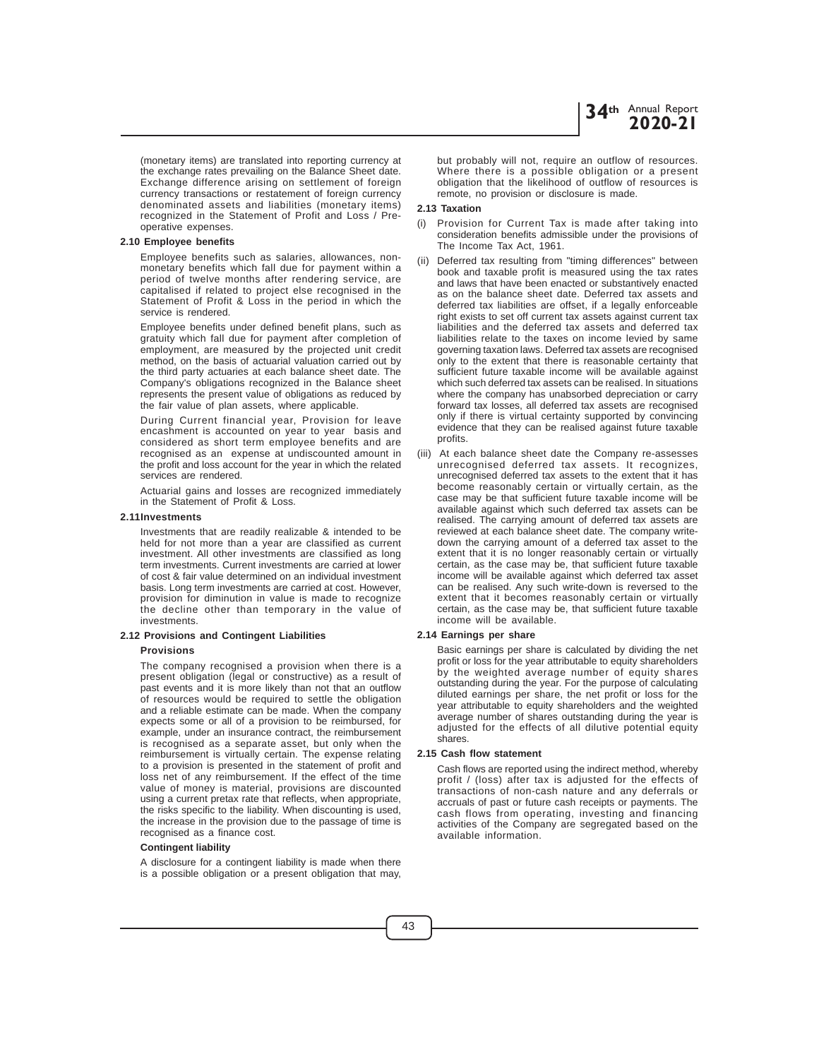(monetary items) are translated into reporting currency at the exchange rates prevailing on the Balance Sheet date. Exchange difference arising on settlement of foreign currency transactions or restatement of foreign currency denominated assets and liabilities (monetary items) recognized in the Statement of Profit and Loss / Pre-operative expenses.

**2.10 Employee benefits**

Employee benefits such as salaries, allowances, non-monetary benefits which fall due for payment within a period of twelve months after rendering service, are capitalised if related to project else recognised in the Statement of Profit & Loss in the period in which the service is rendered.

Employee benefits under defined benefit plans, such as gratuity which fall due for payment after completion of employment, are measured by the projected unit credit method, on the basis of actuarial valuation carried out by the third party actuaries at each balance sheet date. The Company's obligations recognized in the Balance sheet represents the present value of obligations as reduced by the fair value of plan assets, where applicable.

During Current financial year, Provision for leave encashment is accounted on year to year basis and considered as short term employee benefits and are recognised as an expense at undiscounted amount in the profit and loss account for the year in which the related services are rendered.

Actuarial gains and losses are recognized immediately in the Statement of Profit & Loss.

**2.11Investments**

Investments that are readily realizable & intended to be held for not more than a year are classified as current investment. All other investments are classified as long term investments. Current investments are carried at lower of cost & fair value determined on an individual investment basis. Long term investments are carried at cost. However, provision for diminution in value is made to recognize the decline other than temporary in the value of investments.

**2.12 Provisions and Contingent Liabilities**

**Provisions**

The company recognised a provision when there is a present obligation (legal or constructive) as a result of past events and it is more likely than not that an outflow of resources would be required to settle the obligation and a reliable estimate can be made. When the company expects some or all of a provision to be reimbursed, for example, under an insurance contract, the reimbursement is recognised as a separate asset, but only when the reimbursement is virtually certain. The expense relating to a provision is presented in the statement of profit and loss net of any reimbursement. If the effect of the time value of money is material, provisions are discounted using a current pretax rate that reflects, when appropriate, the risks specific to the liability. When discounting is used, the increase in the provision due to the passage of time is recognised as a finance cost.

**Contingent liability**

A disclosure for a contingent liability is made when there is a possible obligation or a present obligation that may, but probably will not, require an outflow of resources. Where there is a possible obligation or a present obligation that the likelihood of outflow of resources is remote, no provision or disclosure is made.

**2.13 Taxation**

(i) Provision for Current Tax is made after taking into consideration benefits admissible under the provisions of The Income Tax Act, 1961.

(ii) Deferred tax resulting from "timing differences" between book and taxable profit is measured using the tax rates and laws that have been enacted or substantively enacted as on the balance sheet date. Deferred tax assets and deferred tax liabilities are offset, if a legally enforceable right exists to set off current tax assets against current tax liabilities and the deferred tax assets and deferred tax liabilities relate to the taxes on income levied by same governing taxation laws. Deferred tax assets are recognised only to the extent that there is reasonable certainty that sufficient future taxable income will be available against which such deferred tax assets can be realised. In situations where the company has unabsorbed depreciation or carry forward tax losses, all deferred tax assets are recognised only if there is virtual certainty supported by convincing evidence that they can be realised against future taxable profits.

(iii) At each balance sheet date the Company re-assesses unrecognised deferred tax assets. It recognizes, unrecognised deferred tax assets to the extent that it has become reasonably certain or virtually certain, as the case may be that sufficient future taxable income will be available against which such deferred tax assets can be realised. The carrying amount of deferred tax assets are reviewed at each balance sheet date. The company write-down the carrying amount of a deferred tax asset to the extent that it is no longer reasonably certain or virtually certain, as the case may be, that sufficient future taxable income will be available against which deferred tax asset can be realised. Any such write-down is reversed to the extent that it becomes reasonably certain or virtually certain, as the case may be, that sufficient future taxable income will be available.

**2.14 Earnings per share**

Basic earnings per share is calculated by dividing the net profit or loss for the year attributable to equity shareholders by the weighted average number of equity shares outstanding during the year. For the purpose of calculating diluted earnings per share, the net profit or loss for the year attributable to equity shareholders and the weighted average number of shares outstanding during the year is adjusted for the effects of all dilutive potential equity shares.

**2.15 Cash flow statement**

Cash flows are reported using the indirect method, whereby profit / (loss) after tax is adjusted for the effects of transactions of non-cash nature and any deferrals or accruals of past or future cash receipts or payments. The cash flows from operating, investing and financing activities of the Company are segregated based on the available information.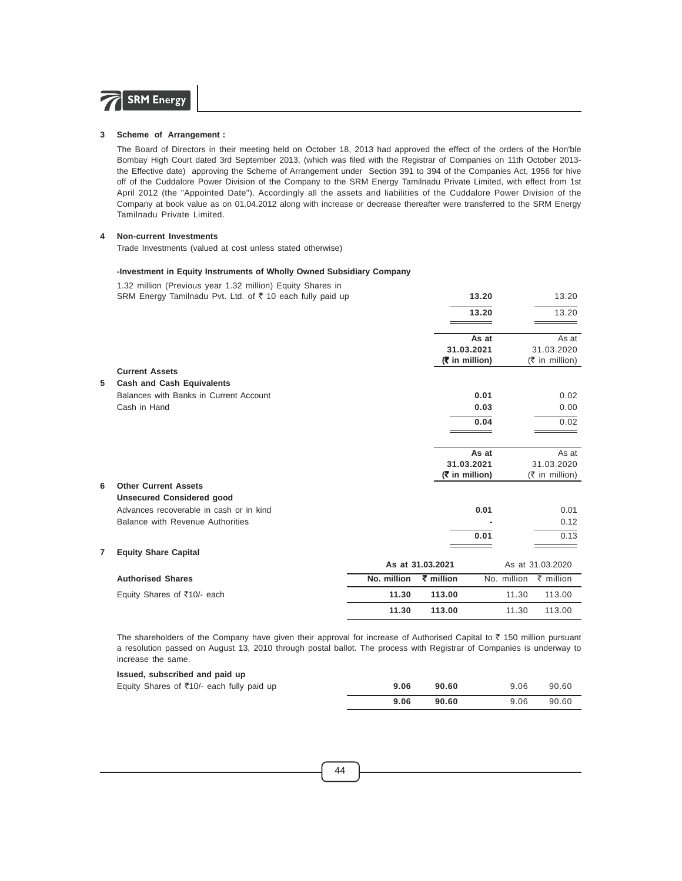### 3 Scheme of Arrangement :

The Board of Directors in their meeting held on October 18, 2013 had approved the effect of the orders of the Hon'ble Bombay High Court dated 3rd September 2013, (which was filed with the Registrar of Companies on 11th October 2013- the Effective date) approving the Scheme of Arrangement under Section 391 to 394 of the Companies Act, 1956 for hive off of the Cuddalore Power Division of the Company to the SRM Energy Tamilnadu Private Limited, with effect from 1st April 2012 (the "Appointed Date"). Accordingly all the assets and liabilities of the Cuddalore Power Division of the Company at book value as on 01.04.2012 along with increase or decrease thereafter were transferred to the SRM Energy Tamilnadu Private Limited.

### 4 Non-current Investments

Trade Investments (valued at cost unless stated otherwise)

**-Investment in Equity Instruments of Wholly Owned Subsidiary Company**

| | | |
|---|---|---|
| 1.32 million (Previous year 1.32 million) Equity Shares in SRM Energy Tamilnadu Pvt. Ltd. of ₹ 10 each fully paid up | **13.20** | 13.20 |
| | **13.20** | 13.20 |

| | As at 31.03.2021 (₹ in million) | As at 31.03.2020 (₹ in million) |
|---|---|---|
| **Current Assets** | | |
| **5 Cash and Cash Equivalents** | | |
| Balances with Banks in Current Account | **0.01** | 0.02 |
| Cash in Hand | **0.03** | 0.00 |
| | **0.04** | 0.02 |

| | As at 31.03.2021 (₹ in million) | As at 31.03.2020 (₹ in million) |
|---|---|---|
| **6 Other Current Assets** | | |
| **Unsecured Considered good** | | |
| Advances recoverable in cash or in kind | **0.01** | 0.01 |
| Balance with Revenue Authorities | **-** | 0.12 |
| | **0.01** | 0.13 |

### 7 Equity Share Capital

| | As at 31.03.2021 | | As at 31.03.2020 | |
|---|---|---|---|---|
| **Authorised Shares** | **No. million** | **₹ million** | No. million | ₹ million |
| Equity Shares of ₹10/- each | **11.30** | **113.00** | 11.30 | 113.00 |
| | **11.30** | **113.00** | 11.30 | 113.00 |

The shareholders of the Company have given their approval for increase of Authorised Capital to ₹ 150 million pursuant a resolution passed on August 13, 2010 through postal ballot. The process with Registrar of Companies is underway to increase the same.

| **Issued, subscribed and paid up** | | | | |
|---|---|---|---|---|
| Equity Shares of ₹10/- each fully paid up | **9.06** | **90.60** | 9.06 | 90.60 |
| | **9.06** | **90.60** | 9.06 | 90.60 |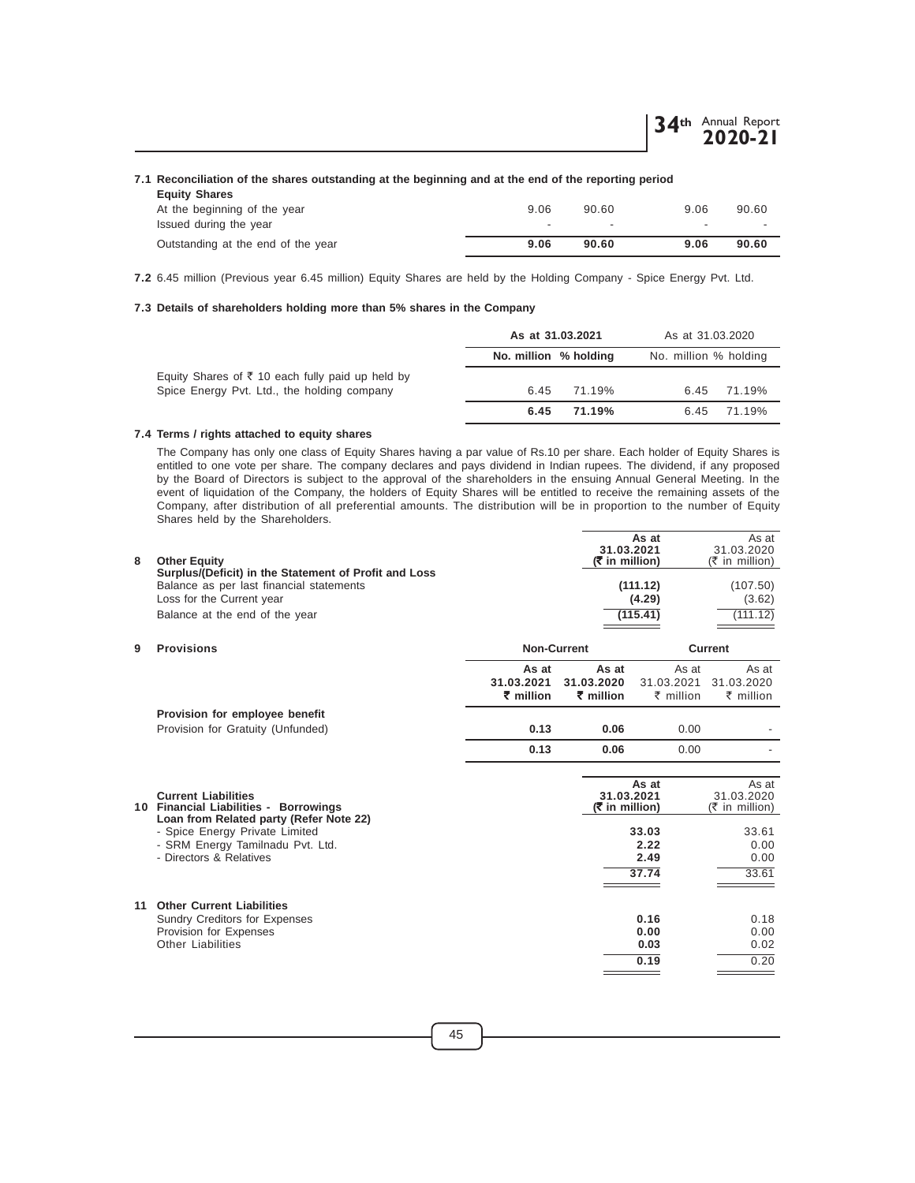**7.1 Reconciliation of the shares outstanding at the beginning and at the end of the reporting period**

| Equity Shares | | | | |
|---|---|---|---|---|
| At the beginning of the year | 9.06 | 90.60 | 9.06 | 90.60 |
| Issued during the year | - | - | - | - |
| Outstanding at the end of the year | **9.06** | **90.60** | **9.06** | **90.60** |

**7.2** 6.45 million (Previous year 6.45 million) Equity Shares are held by the Holding Company - Spice Energy Pvt. Ltd.

**7.3 Details of shareholders holding more than 5% shares in the Company**

| | **As at 31.03.2021** | | As at 31.03.2020 | |
|---|---|---|---|---|
| | **No. million** | **% holding** | No. million | % holding |
| Equity Shares of ₹ 10 each fully paid up held by Spice Energy Pvt. Ltd., the holding company | 6.45 | 71.19% | 6.45 | 71.19% |
| | **6.45** | **71.19%** | 6.45 | 71.19% |

**7.4 Terms / rights attached to equity shares**

The Company has only one class of Equity Shares having a par value of Rs.10 per share. Each holder of Equity Shares is entitled to one vote per share. The company declares and pays dividend in Indian rupees. The dividend, if any proposed by the Board of Directors is subject to the approval of the shareholders in the ensuing Annual General Meeting. In the event of liquidation of the Company, the holders of Equity Shares will be entitled to receive the remaining assets of the Company, after distribution of all preferential amounts. The distribution will be in proportion to the number of Equity Shares held by the Shareholders.

| **8 Other Equity** | **As at 31.03.2021 (₹ in million)** | As at 31.03.2020 (₹ in million) |
|---|---|---|
| **Surplus/(Deficit) in the Statement of Profit and Loss** | | |
| Balance as per last financial statements | **(111.12)** | (107.50) |
| Loss for the Current year | **(4.29)** | (3.62) |
| Balance at the end of the year | **(115.41)** | (111.12) |

| **9 Provisions** | **Non-Current** | | **Current** | |
|---|---|---|---|---|
| | **As at 31.03.2021 ₹ million** | **As at 31.03.2020 ₹ million** | As at 31.03.2021 ₹ million | As at 31.03.2020 ₹ million |
| **Provision for employee benefit** | | | | |
| Provision for Gratuity (Unfunded) | **0.13** | **0.06** | 0.00 | - |
| | **0.13** | **0.06** | 0.00 | - |

| **Current Liabilities** **10 Financial Liabilities - Borrowings** | **As at 31.03.2021 (₹ in million)** | As at 31.03.2020 (₹ in million) |
|---|---|---|
| **Loan from Related party (Refer Note 22)** | | |
| - Spice Energy Private Limited | **33.03** | 33.61 |
| - SRM Energy Tamilnadu Pvt. Ltd. | **2.22** | 0.00 |
| - Directors & Relatives | **2.49** | 0.00 |
| | **37.74** | 33.61 |

| **11 Other Current Liabilities** | | |
|---|---|---|
| Sundry Creditors for Expenses | **0.16** | 0.18 |
| Provision for Expenses | **0.00** | 0.00 |
| Other Liabilities | **0.03** | 0.02 |
| | **0.19** | 0.20 |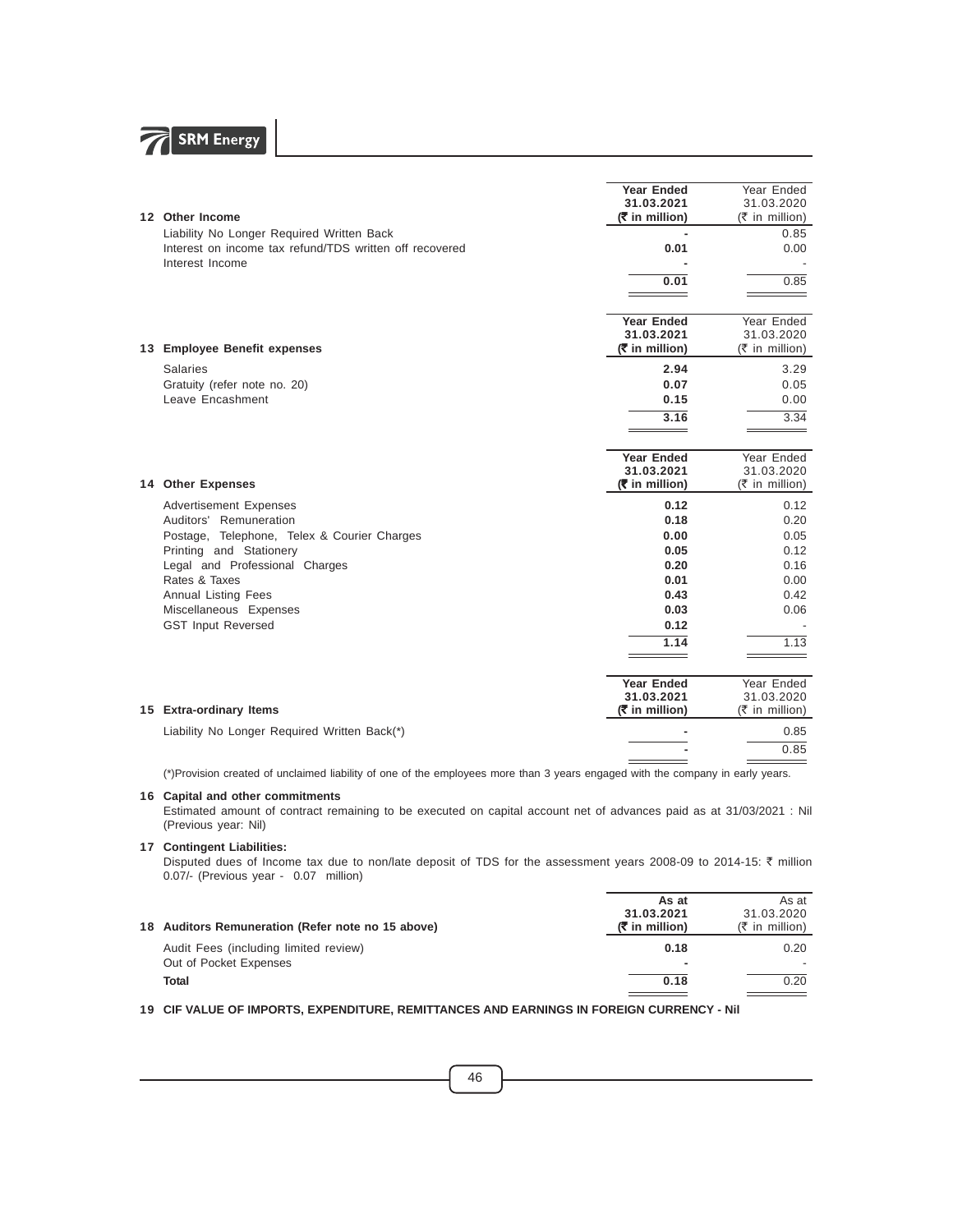| 12 Other Income | Year Ended 31.03.2021 (₹ in million) | Year Ended 31.03.2020 (₹ in million) |
|---|---|---|
| Liability No Longer Required Written Back | - | 0.85 |
| Interest on income tax refund/TDS written off recovered | 0.01 | 0.00 |
| Interest Income | - | - |
| | 0.01 | 0.85 |

| 13 Employee Benefit expenses | Year Ended 31.03.2021 (₹ in million) | Year Ended 31.03.2020 (₹ in million) |
|---|---|---|
| Salaries | 2.94 | 3.29 |
| Gratuity (refer note no. 20) | 0.07 | 0.05 |
| Leave Encashment | 0.15 | 0.00 |
| | 3.16 | 3.34 |

| 14 Other Expenses | Year Ended 31.03.2021 (₹ in million) | Year Ended 31.03.2020 (₹ in million) |
|---|---|---|
| Advertisement Expenses | 0.12 | 0.12 |
| Auditors' Remuneration | 0.18 | 0.20 |
| Postage, Telephone, Telex & Courier Charges | 0.00 | 0.05 |
| Printing and Stationery | 0.05 | 0.12 |
| Legal and Professional Charges | 0.20 | 0.16 |
| Rates & Taxes | 0.01 | 0.00 |
| Annual Listing Fees | 0.43 | 0.42 |
| Miscellaneous Expenses | 0.03 | 0.06 |
| GST Input Reversed | 0.12 | - |
| | 1.14 | 1.13 |

| 15 Extra-ordinary Items | Year Ended 31.03.2021 (₹ in million) | Year Ended 31.03.2020 (₹ in million) |
|---|---|---|
| Liability No Longer Required Written Back(*) | - | 0.85 |
| | - | 0.85 |

(*)Provision created of unclaimed liability of one of the employees more than 3 years engaged with the company in early years.

**16 Capital and other commitments**

Estimated amount of contract remaining to be executed on capital account net of advances paid as at 31/03/2021 : Nil (Previous year: Nil)

**17 Contingent Liabilities:**

Disputed dues of Income tax due to non/late deposit of TDS for the assessment years 2008-09 to 2014-15: ₹ million 0.07/- (Previous year - 0.07 million)

| 18 Auditors Remuneration (Refer note no 15 above) | As at 31.03.2021 (₹ in million) | As at 31.03.2020 (₹ in million) |
|---|---|---|
| Audit Fees (including limited review) | 0.18 | 0.20 |
| Out of Pocket Expenses | - | - |
| **Total** | 0.18 | 0.20 |

**19 CIF VALUE OF IMPORTS, EXPENDITURE, REMITTANCES AND EARNINGS IN FOREIGN CURRENCY - Nil**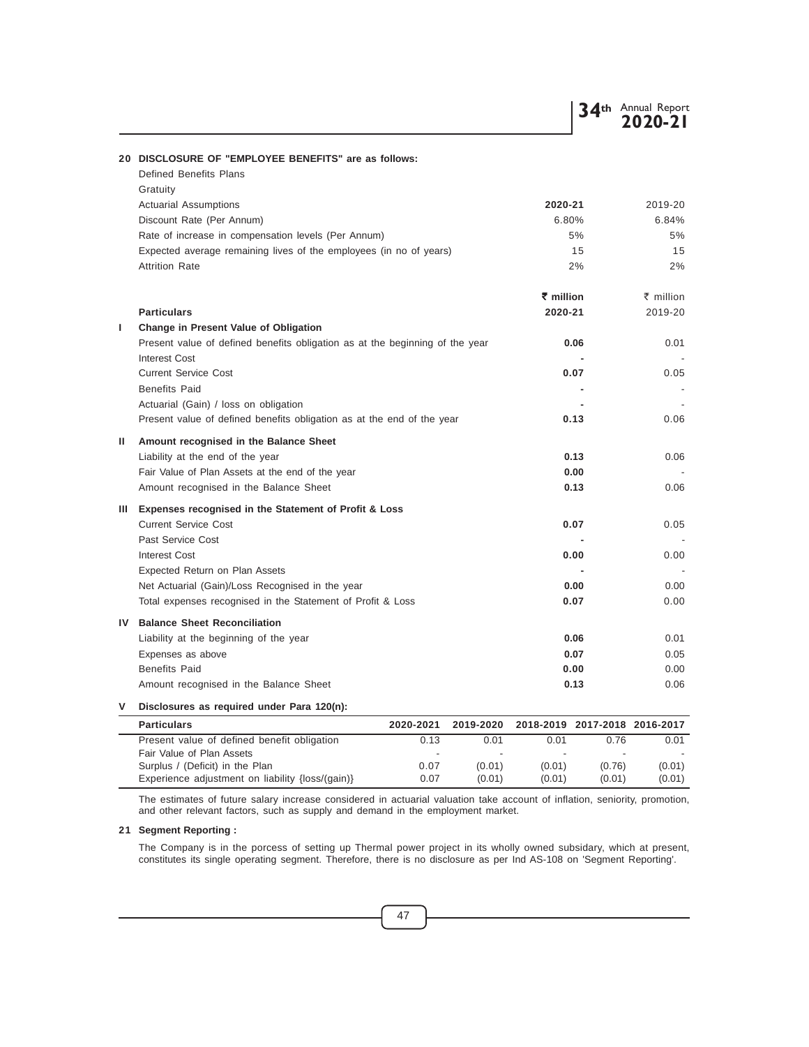## 20 DISCLOSURE OF "EMPLOYEE BENEFITS" are as follows:

Defined Benefits Plans

Gratuity

| Actuarial Assumptions | 2020-21 | 2019-20 |
|---|---|---|
| Discount Rate (Per Annum) | 6.80% | 6.84% |
| Rate of increase in compensation levels (Per Annum) | 5% | 5% |
| Expected average remaining lives of the employees (in no of years) | 15 | 15 |
| Attrition Rate | 2% | 2% |

| | Particulars | ₹ million 2020-21 | ₹ million 2019-20 |
|---|---|---|---|
| **I** | **Change in Present Value of Obligation** | | |
| | Present value of defined benefits obligation as at the beginning of the year | **0.06** | 0.01 |
| | Interest Cost | **-** | - |
| | Current Service Cost | **0.07** | 0.05 |
| | Benefits Paid | **-** | - |
| | Actuarial (Gain) / loss on obligation | **-** | - |
| | Present value of defined benefits obligation as at the end of the year | **0.13** | 0.06 |
| **II** | **Amount recognised in the Balance Sheet** | | |
| | Liability at the end of the year | **0.13** | 0.06 |
| | Fair Value of Plan Assets at the end of the year | **0.00** | - |
| | Amount recognised in the Balance Sheet | **0.13** | 0.06 |
| **III** | **Expenses recognised in the Statement of Profit & Loss** | | |
| | Current Service Cost | **0.07** | 0.05 |
| | Past Service Cost | **-** | - |
| | Interest Cost | **0.00** | 0.00 |
| | Expected Return on Plan Assets | **-** | - |
| | Net Actuarial (Gain)/Loss Recognised in the year | **0.00** | 0.00 |
| | Total expenses recognised in the Statement of Profit & Loss | **0.07** | 0.00 |
| **IV** | **Balance Sheet Reconciliation** | | |
| | Liability at the beginning of the year | **0.06** | 0.01 |
| | Expenses as above | **0.07** | 0.05 |
| | Benefits Paid | **0.00** | 0.00 |
| | Amount recognised in the Balance Sheet | **0.13** | 0.06 |

**V Disclosures as required under Para 120(n):**

| Particulars | 2020-2021 | 2019-2020 | 2018-2019 | 2017-2018 | 2016-2017 |
|---|---|---|---|---|---|
| Present value of defined benefit obligation | 0.13 | 0.01 | 0.01 | 0.76 | 0.01 |
| Fair Value of Plan Assets | - | - | - | - | - |
| Surplus / (Deficit) in the Plan | 0.07 | (0.01) | (0.01) | (0.76) | (0.01) |
| Experience adjustment on liability {loss/(gain)} | 0.07 | (0.01) | (0.01) | (0.01) | (0.01) |

The estimates of future salary increase considered in actuarial valuation take account of inflation, seniority, promotion, and other relevant factors, such as supply and demand in the employment market.

## 21 Segment Reporting :

The Company is in the porcess of setting up Thermal power project in its wholly owned subsidary, which at present, constitutes its single operating segment. Therefore, there is no disclosure as per Ind AS-108 on 'Segment Reporting'.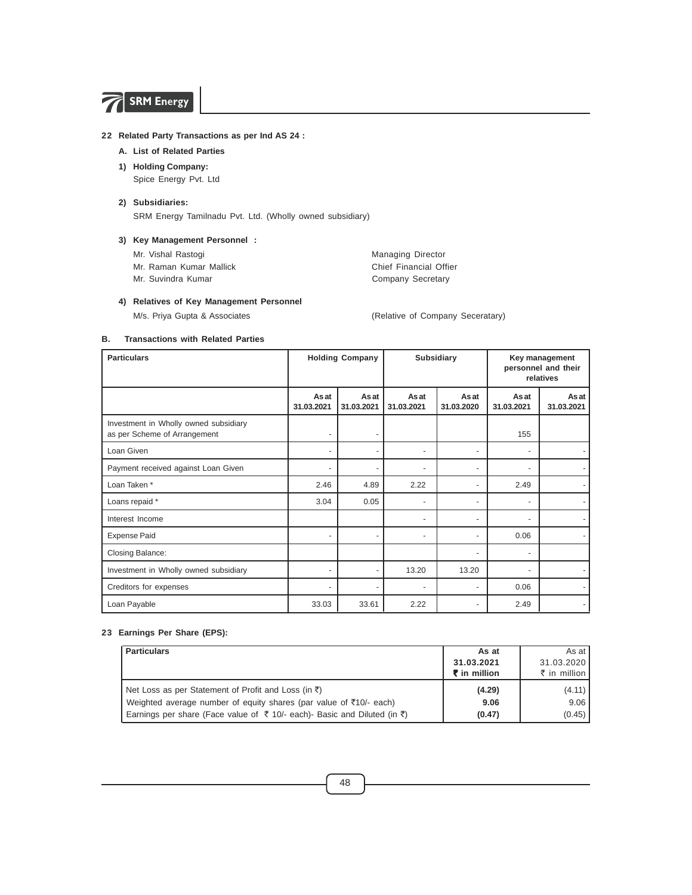**22 Related Party Transactions as per Ind AS 24 :**

**A. List of Related Parties**

**1) Holding Company:**

Spice Energy Pvt. Ltd

**2) Subsidiaries:**

SRM Energy Tamilnadu Pvt. Ltd. (Wholly owned subsidiary)

**3) Key Management Personnel :**

| | |
|---|---|
| Mr. Vishal Rastogi | Managing Director |
| Mr. Raman Kumar Mallick | Chief Financial Offier |
| Mr. Suvindra Kumar | Company Secretary |

**4) Relatives of Key Management Personnel**

M/s. Priya Gupta & Associates (Relative of Company Seceratary)

**B. Transactions with Related Parties**

| Particulars | Holding Company | | Subsidiary | | Key management personnel and their relatives | |
|---|---|---|---|---|---|---|
| | As at 31.03.2021 | As at 31.03.2021 | As at 31.03.2021 | As at 31.03.2020 | As at 31.03.2021 | As at 31.03.2021 |
| Investment in Wholly owned subsidiary as per Scheme of Arrangement | - | - | | | 155 | |
| Loan Given | - | - | - | - | - | - |
| Payment received against Loan Given | - | - | - | - | - | - |
| Loan Taken * | 2.46 | 4.89 | 2.22 | - | 2.49 | - |
| Loans repaid * | 3.04 | 0.05 | - | - | - | - |
| Interest Income | | | - | - | - | - |
| Expense Paid | - | - | - | - | 0.06 | - |
| Closing Balance: | | | | - | - | |
| Investment in Wholly owned subsidiary | - | - | 13.20 | 13.20 | - | - |
| Creditors for expenses | - | - | - | - | 0.06 | - |
| Loan Payable | 33.03 | 33.61 | 2.22 | - | 2.49 | - |

**23 Earnings Per Share (EPS):**

| Particulars | As at 31.03.2021 ₹ in million | As at 31.03.2020 ₹ in million |
|---|---|---|
| Net Loss as per Statement of Profit and Loss (in ₹) | **(4.29)** | (4.11) |
| Weighted average number of equity shares (par value of ₹10/- each) | **9.06** | 9.06 |
| Earnings per share (Face value of ₹ 10/- each)- Basic and Diluted (in ₹) | **(0.47)** | (0.45) |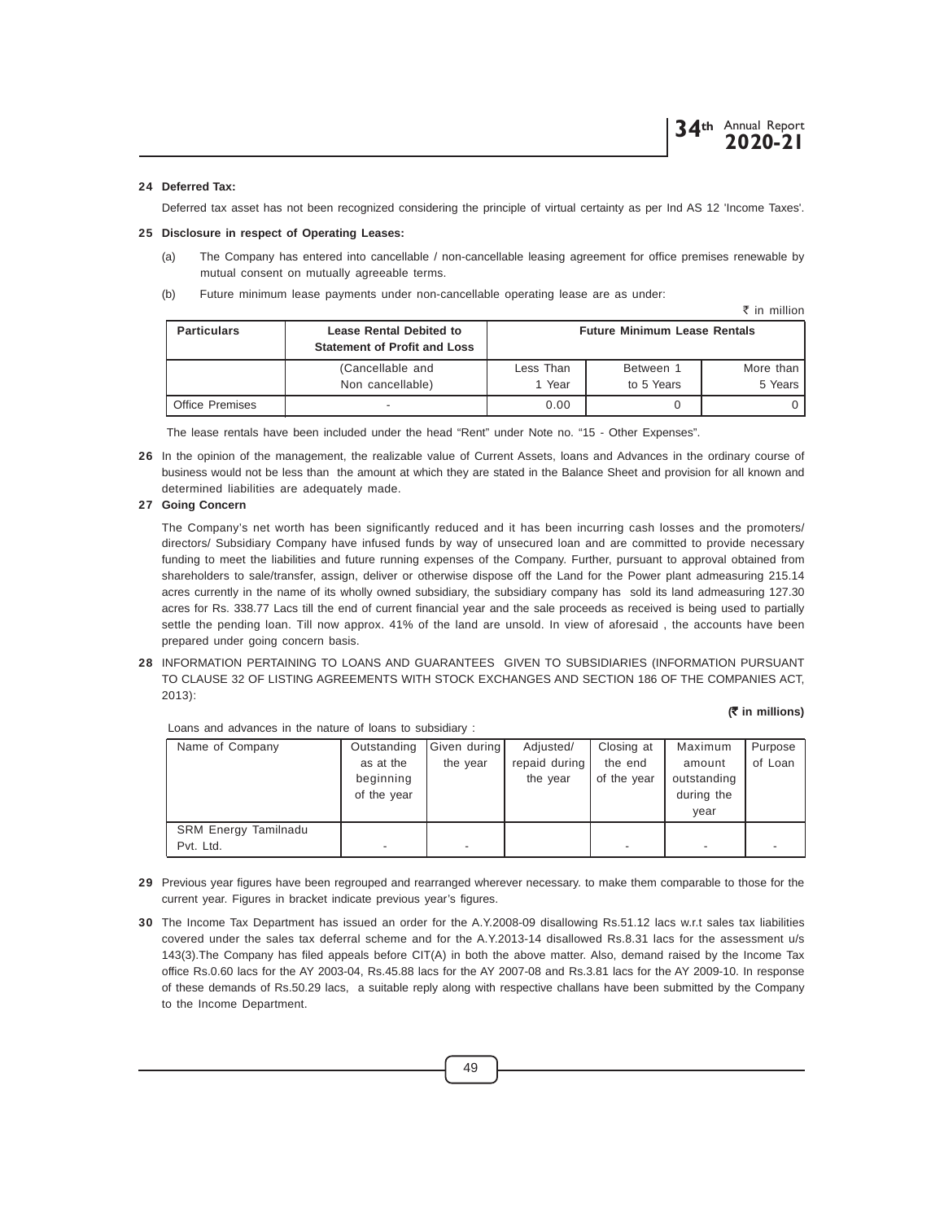**24 Deferred Tax:**

Deferred tax asset has not been recognized considering the principle of virtual certainty as per Ind AS 12 'Income Taxes'.

**25 Disclosure in respect of Operating Leases:**

(a) The Company has entered into cancellable / non-cancellable leasing agreement for office premises renewable by mutual consent on mutually agreeable terms.

(b) Future minimum lease payments under non-cancellable operating lease are as under:

₹ in million

| Particulars | Lease Rental Debited to Statement of Profit and Loss | Future Minimum Lease Rentals | | |
|---|---|---|---|---|
| | (Cancellable and Non cancellable) | Less Than 1 Year | Between 1 to 5 Years | More than 5 Years |
| Office Premises | - | 0.00 | 0 | 0 |

The lease rentals have been included under the head "Rent" under Note no. "15 - Other Expenses".

**26** In the opinion of the management, the realizable value of Current Assets, loans and Advances in the ordinary course of business would not be less than the amount at which they are stated in the Balance Sheet and provision for all known and determined liabilities are adequately made.

**27 Going Concern**

The Company's net worth has been significantly reduced and it has been incurring cash losses and the promoters/ directors/ Subsidiary Company have infused funds by way of unsecured loan and are committed to provide necessary funding to meet the liabilities and future running expenses of the Company. Further, pursuant to approval obtained from shareholders to sale/transfer, assign, deliver or otherwise dispose off the Land for the Power plant admeasuring 215.14 acres currently in the name of its wholly owned subsidiary, the subsidiary company has sold its land admeasuring 127.30 acres for Rs. 338.77 Lacs till the end of current financial year and the sale proceeds as received is being used to partially settle the pending loan. Till now approx. 41% of the land are unsold. In view of aforesaid , the accounts have been prepared under going concern basis.

**28** INFORMATION PERTAINING TO LOANS AND GUARANTEES GIVEN TO SUBSIDIARIES (INFORMATION PURSUANT TO CLAUSE 32 OF LISTING AGREEMENTS WITH STOCK EXCHANGES AND SECTION 186 OF THE COMPANIES ACT, 2013):

**(₹ in millions)**

Loans and advances in the nature of loans to subsidiary :

| Name of Company | Outstanding as at the beginning of the year | Given during the year | Adjusted/ repaid during the year | Closing at the end of the year | Maximum amount outstanding during the year | Purpose of Loan |
|---|---|---|---|---|---|---|
| SRM Energy Tamilnadu Pvt. Ltd. | - | - | | - | - | - |

**29** Previous year figures have been regrouped and rearranged wherever necessary. to make them comparable to those for the current year. Figures in bracket indicate previous year's figures.

**30** The Income Tax Department has issued an order for the A.Y.2008-09 disallowing Rs.51.12 lacs w.r.t sales tax liabilities covered under the sales tax deferral scheme and for the A.Y.2013-14 disallowed Rs.8.31 lacs for the assessment u/s 143(3).The Company has filed appeals before CIT(A) in both the above matter. Also, demand raised by the Income Tax office Rs.0.60 lacs for the AY 2003-04, Rs.45.88 lacs for the AY 2007-08 and Rs.3.81 lacs for the AY 2009-10. In response of these demands of Rs.50.29 lacs, a suitable reply along with respective challans have been submitted by the Company to the Income Department.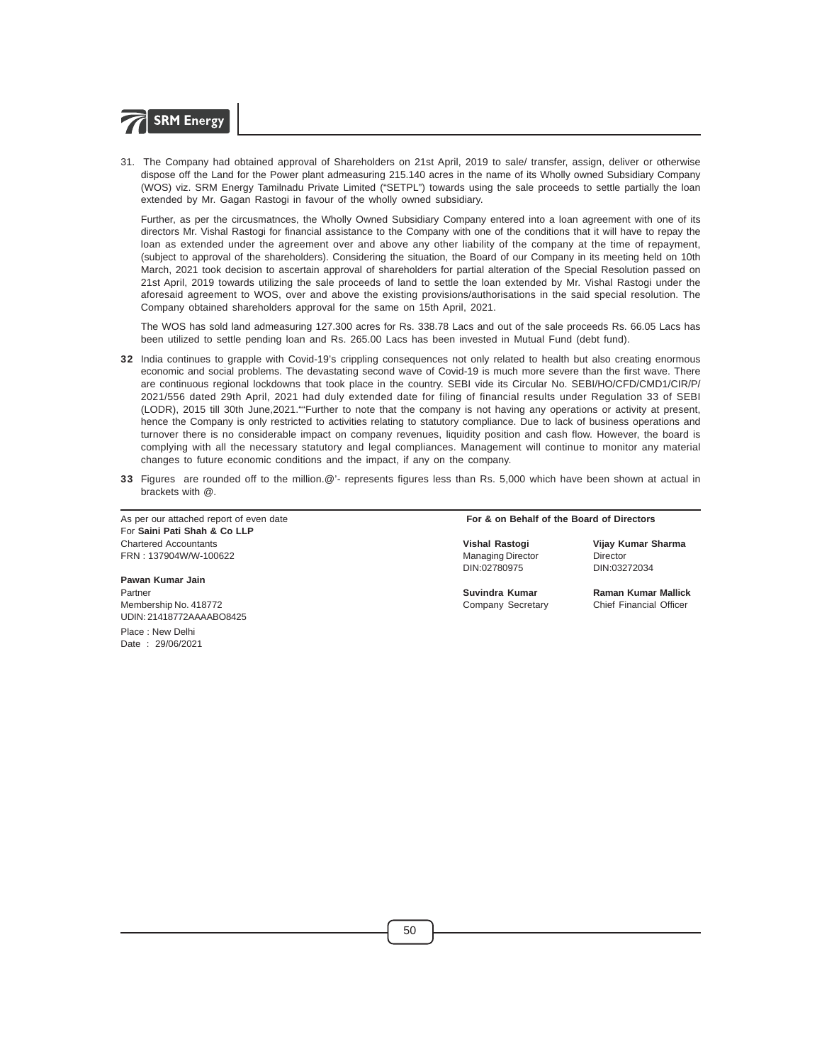31. The Company had obtained approval of Shareholders on 21st April, 2019 to sale/ transfer, assign, deliver or otherwise dispose off the Land for the Power plant admeasuring 215.140 acres in the name of its Wholly owned Subsidiary Company (WOS) viz. SRM Energy Tamilnadu Private Limited ("SETPL") towards using the sale proceeds to settle partially the loan extended by Mr. Gagan Rastogi in favour of the wholly owned subsidiary.

    Further, as per the circusmatnces, the Wholly Owned Subsidiary Company entered into a loan agreement with one of its directors Mr. Vishal Rastogi for financial assistance to the Company with one of the conditions that it will have to repay the loan as extended under the agreement over and above any other liability of the company at the time of repayment, (subject to approval of the shareholders). Considering the situation, the Board of our Company in its meeting held on 10th March, 2021 took decision to ascertain approval of shareholders for partial alteration of the Special Resolution passed on 21st April, 2019 towards utilizing the sale proceeds of land to settle the loan extended by Mr. Vishal Rastogi under the aforesaid agreement to WOS, over and above the existing provisions/authorisations in the said special resolution. The Company obtained shareholders approval for the same on 15th April, 2021.

    The WOS has sold land admeasuring 127.300 acres for Rs. 338.78 Lacs and out of the sale proceeds Rs. 66.05 Lacs has been utilized to settle pending loan and Rs. 265.00 Lacs has been invested in Mutual Fund (debt fund).

**32** India continues to grapple with Covid-19's crippling consequences not only related to health but also creating enormous economic and social problems. The devastating second wave of Covid-19 is much more severe than the first wave. There are continuous regional lockdowns that took place in the country. SEBI vide its Circular No. SEBI/HO/CFD/CMD1/CIR/P/ 2021/556 dated 29th April, 2021 had duly extended date for filing of financial results under Regulation 33 of SEBI (LODR), 2015 till 30th June,2021.""Further to note that the company is not having any operations or activity at present, hence the Company is only restricted to activities relating to statutory compliance. Due to lack of business operations and turnover there is no considerable impact on company revenues, liquidity position and cash flow. However, the board is complying with all the necessary statutory and legal compliances. Management will continue to monitor any material changes to future economic conditions and the impact, if any on the company.

**33** Figures are rounded off to the million.@'- represents figures less than Rs. 5,000 which have been shown at actual in brackets with @.

As per our attached report of even date
For **Saini Pati Shah & Co LLP**
Chartered Accountants
FRN : 137904W/W-100622

**Pawan Kumar Jain**
Partner
Membership No. 418772
UDIN: 21418772AAAABO8425

Place : New Delhi
Date : 29/06/2021

**For & on Behalf of the Board of Directors**

**Vishal Rastogi**
Managing Director
DIN:02780975

**Vijay Kumar Sharma**
Director
DIN:03272034

**Suvindra Kumar**
Company Secretary

**Raman Kumar Mallick**
Chief Financial Officer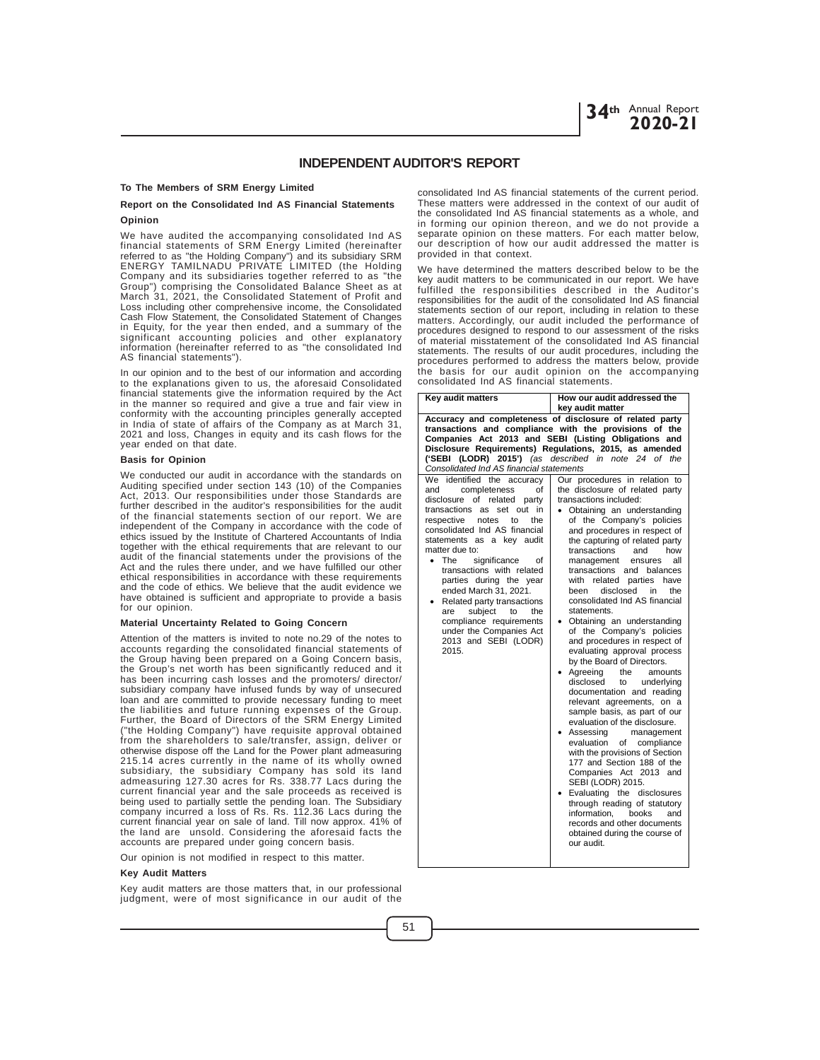# INDEPENDENT AUDITOR'S REPORT

**To The Members of SRM Energy Limited**

**Report on the Consolidated Ind AS Financial Statements**

**Opinion**

We have audited the accompanying consolidated Ind AS financial statements of SRM Energy Limited (hereinafter referred to as "the Holding Company") and its subsidiary SRM ENERGY TAMILNADU PRIVATE LIMITED (the Holding Company and its subsidiaries together referred to as "the Group") comprising the Consolidated Balance Sheet as at March 31, 2021, the Consolidated Statement of Profit and Loss including other comprehensive income, the Consolidated Cash Flow Statement, the Consolidated Statement of Changes in Equity, for the year then ended, and a summary of the significant accounting policies and other explanatory information (hereinafter referred to as "the consolidated Ind AS financial statements").

In our opinion and to the best of our information and according to the explanations given to us, the aforesaid Consolidated financial statements give the information required by the Act in the manner so required and give a true and fair view in conformity with the accounting principles generally accepted in India of state of affairs of the Company as at March 31, 2021 and loss, Changes in equity and its cash flows for the year ended on that date.

**Basis for Opinion**

We conducted our audit in accordance with the standards on Auditing specified under section 143 (10) of the Companies Act, 2013. Our responsibilities under those Standards are further described in the auditor's responsibilities for the audit of the financial statements section of our report. We are independent of the Company in accordance with the code of ethics issued by the Institute of Chartered Accountants of India together with the ethical requirements that are relevant to our audit of the financial statements under the provisions of the Act and the rules there under, and we have fulfilled our other ethical responsibilities in accordance with these requirements and the code of ethics. We believe that the audit evidence we have obtained is sufficient and appropriate to provide a basis for our opinion.

**Material Uncertainty Related to Going Concern**

Attention of the matters is invited to note no.29 of the notes to accounts regarding the consolidated financial statements of the Group having been prepared on a Going Concern basis, the Group's net worth has been significantly reduced and it has been incurring cash losses and the promoters/ director/ subsidiary company have infused funds by way of unsecured loan and are committed to provide necessary funding to meet the liabilities and future running expenses of the Group. Further, the Board of Directors of the SRM Energy Limited ("the Holding Company") have requisite approval obtained from the shareholders to sale/transfer, assign, deliver or otherwise dispose off the Land for the Power plant admeasuring 215.14 acres currently in the name of its wholly owned subsidiary, the subsidiary Company has sold its land admeasuring 127.30 acres for Rs. 338.77 Lacs during the current financial year and the sale proceeds as received is being used to partially settle the pending loan. The Subsidiary company incurred a loss of Rs. Rs. 112.36 Lacs during the current financial year on sale of land. Till now approx. 41% of the land are unsold. Considering the aforesaid facts the accounts are prepared under going concern basis.

Our opinion is not modified in respect to this matter.

**Key Audit Matters**

Key audit matters are those matters that, in our professional judgment, were of most significance in our audit of the consolidated Ind AS financial statements of the current period. These matters were addressed in the context of our audit of the consolidated Ind AS financial statements as a whole, and in forming our opinion thereon, and we do not provide a separate opinion on these matters. For each matter below, our description of how our audit addressed the matter is provided in that context.

We have determined the matters described below to be the key audit matters to be communicated in our report. We have fulfilled the responsibilities described in the Auditor's responsibilities for the audit of the consolidated Ind AS financial statements section of our report, including in relation to these matters. Accordingly, our audit included the performance of procedures designed to respond to our assessment of the risks of material misstatement of the consolidated Ind AS financial statements. The results of our audit procedures, including the procedures performed to address the matters below, provide the basis for our audit opinion on the accompanying consolidated Ind AS financial statements.

| Key audit matters | How our audit addressed the key audit matter |
|---|---|
| **Accuracy and completeness of disclosure of related party transactions and compliance with the provisions of the Companies Act 2013 and SEBI (Listing Obligations and Disclosure Requirements) Regulations, 2015, as amended ('SEBI (LODR) 2015')** *(as described in note 24 of the Consolidated Ind AS financial statements* | |
| We identified the accuracy and completeness of disclosure of related party transactions as set out in respective notes to the consolidated Ind AS financial statements as a key audit matter due to:<br>• The significance of transactions with related parties during the year ended March 31, 2021.<br>• Related party transactions are subject to the compliance requirements under the Companies Act 2013 and SEBI (LODR) 2015. | Our procedures in relation to the disclosure of related party transactions included:<br>• Obtaining an understanding of the Company's policies and procedures in respect of the capturing of related party transactions and how management ensures all transactions and balances with related parties have been disclosed in the consolidated Ind AS financial statements.<br>• Obtaining an understanding of the Company's policies and procedures in respect of evaluating approval process by the Board of Directors.<br>• Agreeing the amounts disclosed to underlying documentation and reading relevant agreements, on a sample basis, as part of our evaluation of the disclosure.<br>• Assessing management evaluation of compliance with the provisions of Section 177 and Section 188 of the Companies Act 2013 and SEBI (LODR) 2015.<br>• Evaluating the disclosures through reading of statutory information, books and records and other documents obtained during the course of our audit. |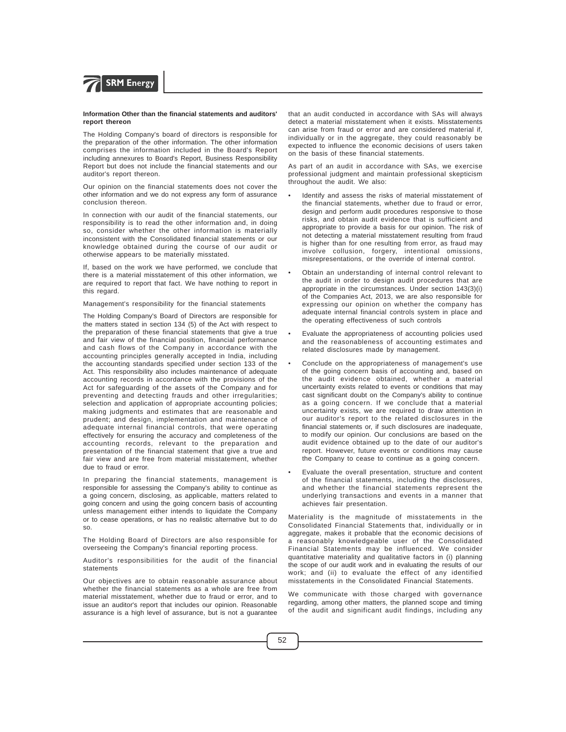**Information Other than the financial statements and auditors' report thereon**

The Holding Company's board of directors is responsible for the preparation of the other information. The other information comprises the information included in the Board's Report including annexures to Board's Report, Business Responsibility Report but does not include the financial statements and our auditor's report thereon.

Our opinion on the financial statements does not cover the other information and we do not express any form of assurance conclusion thereon.

In connection with our audit of the financial statements, our responsibility is to read the other information and, in doing so, consider whether the other information is materially inconsistent with the Consolidated financial statements or our knowledge obtained during the course of our audit or otherwise appears to be materially misstated.

If, based on the work we have performed, we conclude that there is a material misstatement of this other information, we are required to report that fact. We have nothing to report in this regard.

Management's responsibility for the financial statements

The Holding Company's Board of Directors are responsible for the matters stated in section 134 (5) of the Act with respect to the preparation of these financial statements that give a true and fair view of the financial position, financial performance and cash flows of the Company in accordance with the accounting principles generally accepted in India, including the accounting standards specified under section 133 of the Act. This responsibility also includes maintenance of adequate accounting records in accordance with the provisions of the Act for safeguarding of the assets of the Company and for preventing and detecting frauds and other irregularities; selection and application of appropriate accounting policies; making judgments and estimates that are reasonable and prudent; and design, implementation and maintenance of adequate internal financial controls, that were operating effectively for ensuring the accuracy and completeness of the accounting records, relevant to the preparation and presentation of the financial statement that give a true and fair view and are free from material misstatement, whether due to fraud or error.

In preparing the financial statements, management is responsible for assessing the Company's ability to continue as a going concern, disclosing, as applicable, matters related to going concern and using the going concern basis of accounting unless management either intends to liquidate the Company or to cease operations, or has no realistic alternative but to do so.

The Holding Board of Directors are also responsible for overseeing the Company's financial reporting process.

Auditor's responsibilities for the audit of the financial statements

Our objectives are to obtain reasonable assurance about whether the financial statements as a whole are free from material misstatement, whether due to fraud or error, and to issue an auditor's report that includes our opinion. Reasonable assurance is a high level of assurance, but is not a guarantee that an audit conducted in accordance with SAs will always detect a material misstatement when it exists. Misstatements can arise from fraud or error and are considered material if, individually or in the aggregate, they could reasonably be expected to influence the economic decisions of users taken on the basis of these financial statements.

As part of an audit in accordance with SAs, we exercise professional judgment and maintain professional skepticism throughout the audit. We also:

- Identify and assess the risks of material misstatement of the financial statements, whether due to fraud or error, design and perform audit procedures responsive to those risks, and obtain audit evidence that is sufficient and appropriate to provide a basis for our opinion. The risk of not detecting a material misstatement resulting from fraud is higher than for one resulting from error, as fraud may involve collusion, forgery, intentional omissions, misrepresentations, or the override of internal control.
- Obtain an understanding of internal control relevant to the audit in order to design audit procedures that are appropriate in the circumstances. Under section 143(3)(i) of the Companies Act, 2013, we are also responsible for expressing our opinion on whether the company has adequate internal financial controls system in place and the operating effectiveness of such controls
- Evaluate the appropriateness of accounting policies used and the reasonableness of accounting estimates and related disclosures made by management.
- Conclude on the appropriateness of management's use of the going concern basis of accounting and, based on the audit evidence obtained, whether a material uncertainty exists related to events or conditions that may cast significant doubt on the Company's ability to continue as a going concern. If we conclude that a material uncertainty exists, we are required to draw attention in our auditor's report to the related disclosures in the financial statements or, if such disclosures are inadequate, to modify our opinion. Our conclusions are based on the audit evidence obtained up to the date of our auditor's report. However, future events or conditions may cause the Company to cease to continue as a going concern.
- Evaluate the overall presentation, structure and content of the financial statements, including the disclosures, and whether the financial statements represent the underlying transactions and events in a manner that achieves fair presentation.

Materiality is the magnitude of misstatements in the Consolidated Financial Statements that, individually or in aggregate, makes it probable that the economic decisions of a reasonably knowledgeable user of the Consolidated Financial Statements may be influenced. We consider quantitative materiality and qualitative factors in (i) planning the scope of our audit work and in evaluating the results of our work; and (ii) to evaluate the effect of any identified misstatements in the Consolidated Financial Statements.

We communicate with those charged with governance regarding, among other matters, the planned scope and timing of the audit and significant audit findings, including any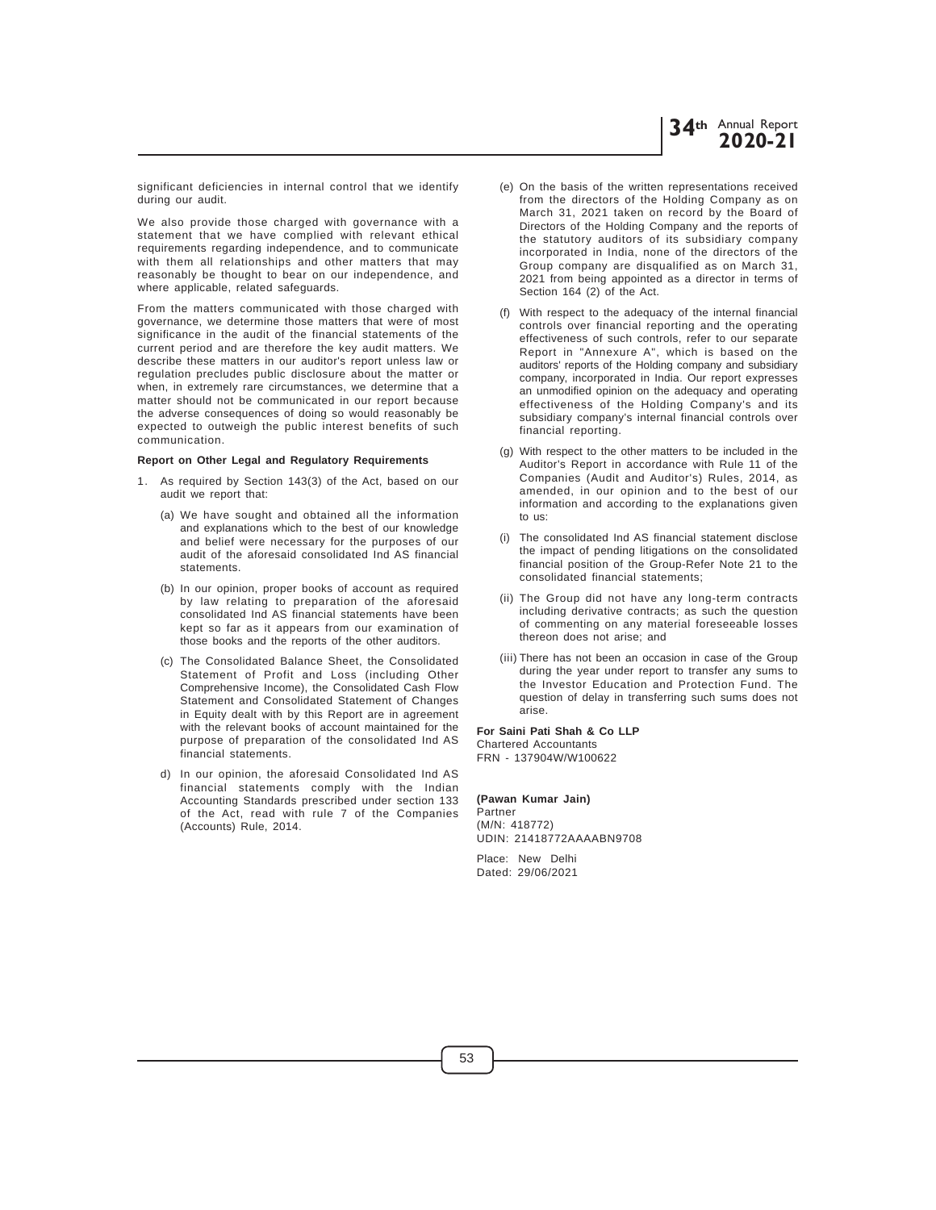significant deficiencies in internal control that we identify during our audit.

We also provide those charged with governance with a statement that we have complied with relevant ethical requirements regarding independence, and to communicate with them all relationships and other matters that may reasonably be thought to bear on our independence, and where applicable, related safeguards.

From the matters communicated with those charged with governance, we determine those matters that were of most significance in the audit of the financial statements of the current period and are therefore the key audit matters. We describe these matters in our auditor's report unless law or regulation precludes public disclosure about the matter or when, in extremely rare circumstances, we determine that a matter should not be communicated in our report because the adverse consequences of doing so would reasonably be expected to outweigh the public interest benefits of such communication.

**Report on Other Legal and Regulatory Requirements**

1. As required by Section 143(3) of the Act, based on our audit we report that:

   (a) We have sought and obtained all the information and explanations which to the best of our knowledge and belief were necessary for the purposes of our audit of the aforesaid consolidated Ind AS financial statements.

   (b) In our opinion, proper books of account as required by law relating to preparation of the aforesaid consolidated Ind AS financial statements have been kept so far as it appears from our examination of those books and the reports of the other auditors.

   (c) The Consolidated Balance Sheet, the Consolidated Statement of Profit and Loss (including Other Comprehensive Income), the Consolidated Cash Flow Statement and Consolidated Statement of Changes in Equity dealt with by this Report are in agreement with the relevant books of account maintained for the purpose of preparation of the consolidated Ind AS financial statements.

   d) In our opinion, the aforesaid Consolidated Ind AS financial statements comply with the Indian Accounting Standards prescribed under section 133 of the Act, read with rule 7 of the Companies (Accounts) Rule, 2014.

   (e) On the basis of the written representations received from the directors of the Holding Company as on March 31, 2021 taken on record by the Board of Directors of the Holding Company and the reports of the statutory auditors of its subsidiary company incorporated in India, none of the directors of the Group company are disqualified as on March 31, 2021 from being appointed as a director in terms of Section 164 (2) of the Act.

   (f) With respect to the adequacy of the internal financial controls over financial reporting and the operating effectiveness of such controls, refer to our separate Report in "Annexure A", which is based on the auditors' reports of the Holding company and subsidiary company, incorporated in India. Our report expresses an unmodified opinion on the adequacy and operating effectiveness of the Holding Company's and its subsidiary company's internal financial controls over financial reporting.

   (g) With respect to the other matters to be included in the Auditor's Report in accordance with Rule 11 of the Companies (Audit and Auditor's) Rules, 2014, as amended, in our opinion and to the best of our information and according to the explanations given to us:

   (i) The consolidated Ind AS financial statement disclose the impact of pending litigations on the consolidated financial position of the Group-Refer Note 21 to the consolidated financial statements;

   (ii) The Group did not have any long-term contracts including derivative contracts; as such the question of commenting on any material foreseeable losses thereon does not arise; and

   (iii) There has not been an occasion in case of the Group during the year under report to transfer any sums to the Investor Education and Protection Fund. The question of delay in transferring such sums does not arise.

**For Saini Pati Shah & Co LLP**
Chartered Accountants
FRN - 137904W/W100622

**(Pawan Kumar Jain)**
Partner
(M/N: 418772)
UDIN: 21418772AAAABN9708

Place: New Delhi
Dated: 29/06/2021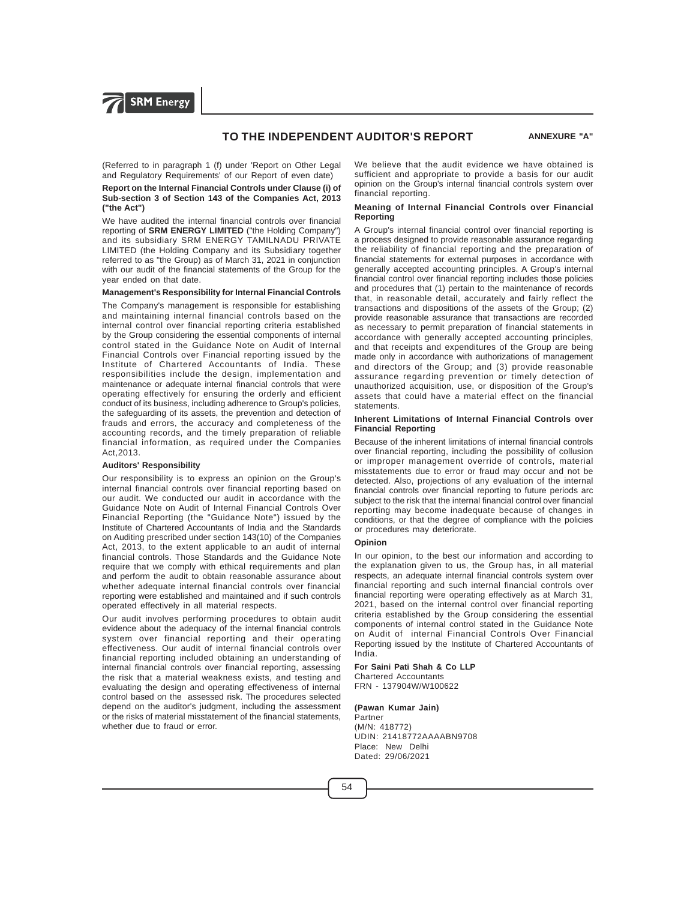## TO THE INDEPENDENT AUDITOR'S REPORT

**ANNEXURE "A"**

(Referred to in paragraph 1 (f) under 'Report on Other Legal and Regulatory Requirements' of our Report of even date)

**Report on the Internal Financial Controls under Clause (i) of Sub-section 3 of Section 143 of the Companies Act, 2013 ("the Act")**

We have audited the internal financial controls over financial reporting of **SRM ENERGY LIMITED** ("the Holding Company") and its subsidiary SRM ENERGY TAMILNADU PRIVATE LIMITED (the Holding Company and its Subsidiary together referred to as "the Group) as of March 31, 2021 in conjunction with our audit of the financial statements of the Group for the year ended on that date.

**Management's Responsibility for Internal Financial Controls**

The Company's management is responsible for establishing and maintaining internal financial controls based on the internal control over financial reporting criteria established by the Group considering the essential components of internal control stated in the Guidance Note on Audit of Internal Financial Controls over Financial reporting issued by the Institute of Chartered Accountants of India. These responsibilities include the design, implementation and maintenance or adequate internal financial controls that were operating effectively for ensuring the orderly and efficient conduct of its business, including adherence to Group's policies, the safeguarding of its assets, the prevention and detection of frauds and errors, the accuracy and completeness of the accounting records, and the timely preparation of reliable financial information, as required under the Companies Act,2013.

**Auditors' Responsibility**

Our responsibility is to express an opinion on the Group's internal financial controls over financial reporting based on our audit. We conducted our audit in accordance with the Guidance Note on Audit of Internal Financial Controls Over Financial Reporting (the "Guidance Note") issued by the Institute of Chartered Accountants of India and the Standards on Auditing prescribed under section 143(10) of the Companies Act, 2013, to the extent applicable to an audit of internal financial controls. Those Standards and the Guidance Note require that we comply with ethical requirements and plan and perform the audit to obtain reasonable assurance about whether adequate internal financial controls over financial reporting were established and maintained and if such controls operated effectively in all material respects.

Our audit involves performing procedures to obtain audit evidence about the adequacy of the internal financial controls system over financial reporting and their operating effectiveness. Our audit of internal financial controls over financial reporting included obtaining an understanding of internal financial controls over financial reporting, assessing the risk that a material weakness exists, and testing and evaluating the design and operating effectiveness of internal control based on the assessed risk. The procedures selected depend on the auditor's judgment, including the assessment or the risks of material misstatement of the financial statements, whether due to fraud or error.

We believe that the audit evidence we have obtained is sufficient and appropriate to provide a basis for our audit opinion on the Group's internal financial controls system over financial reporting.

**Meaning of Internal Financial Controls over Financial Reporting**

A Group's internal financial control over financial reporting is a process designed to provide reasonable assurance regarding the reliability of financial reporting and the preparation of financial statements for external purposes in accordance with generally accepted accounting principles. A Group's internal financial control over financial reporting includes those policies and procedures that (1) pertain to the maintenance of records that, in reasonable detail, accurately and fairly reflect the transactions and dispositions of the assets of the Group; (2) provide reasonable assurance that transactions are recorded as necessary to permit preparation of financial statements in accordance with generally accepted accounting principles, and that receipts and expenditures of the Group are being made only in accordance with authorizations of management and directors of the Group; and (3) provide reasonable assurance regarding prevention or timely detection of unauthorized acquisition, use, or disposition of the Group's assets that could have a material effect on the financial statements.

**Inherent Limitations of Internal Financial Controls over Financial Reporting**

Because of the inherent limitations of internal financial controls over financial reporting, including the possibility of collusion or improper management override of controls, material misstatements due to error or fraud may occur and not be detected. Also, projections of any evaluation of the internal financial controls over financial reporting to future periods arc subject to the risk that the internal financial control over financial reporting may become inadequate because of changes in conditions, or that the degree of compliance with the policies or procedures may deteriorate.

**Opinion**

In our opinion, to the best our information and according to the explanation given to us, the Group has, in all material respects, an adequate internal financial controls system over financial reporting and such internal financial controls over financial reporting were operating effectively as at March 31, 2021, based on the internal control over financial reporting criteria established by the Group considering the essential components of internal control stated in the Guidance Note on Audit of internal Financial Controls Over Financial Reporting issued by the Institute of Chartered Accountants of India.

**For Saini Pati Shah & Co LLP**
Chartered Accountants
FRN - 137904W/W100622

**(Pawan Kumar Jain)**
Partner
(M/N: 418772)
UDIN: 21418772AAAABN9708
Place: New Delhi
Dated: 29/06/2021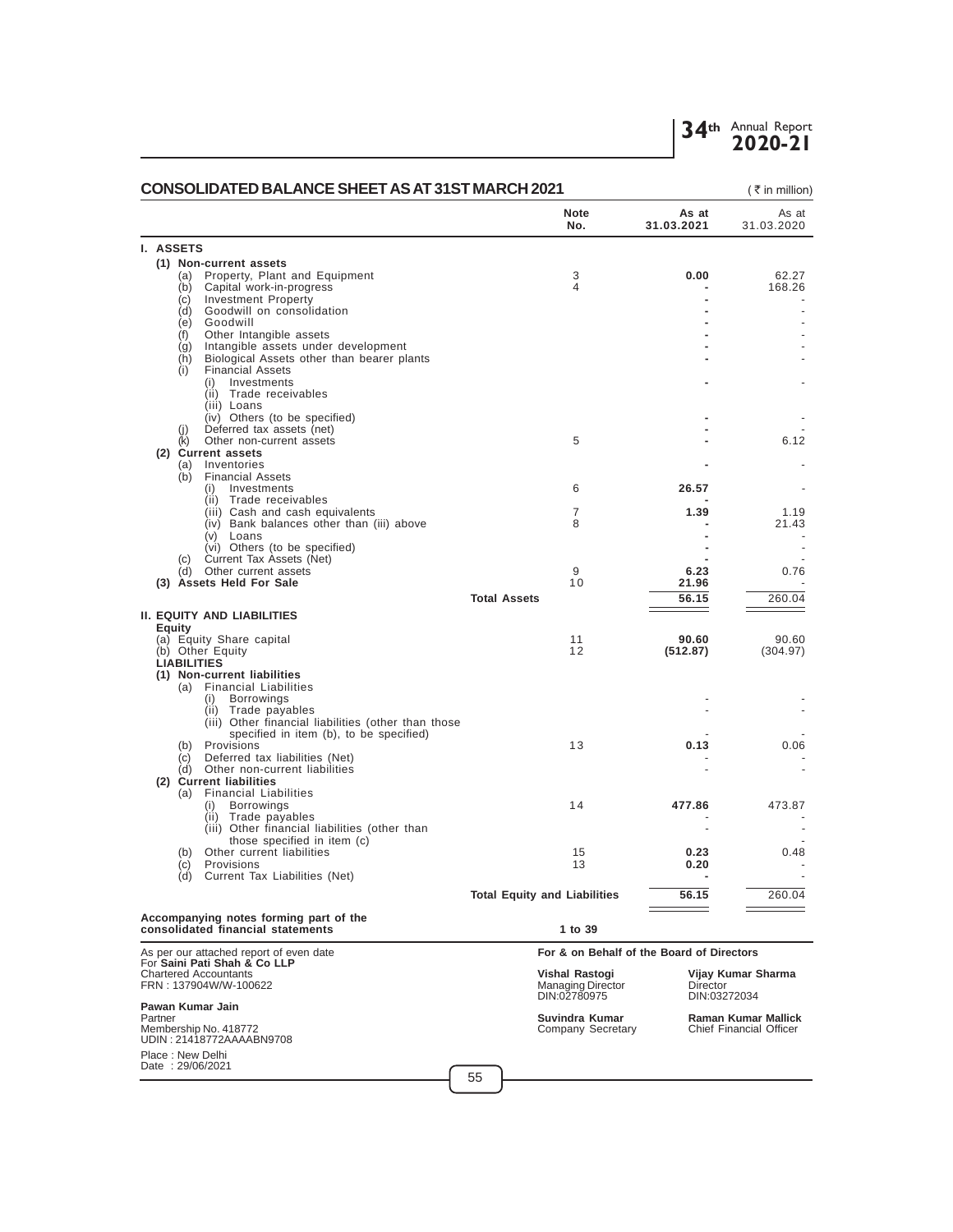## CONSOLIDATED BALANCE SHEET AS AT 31ST MARCH 2021

( ₹ in million)

| | Note No. | As at 31.03.2021 | As at 31.03.2020 |
|---|---|---|---|
| **I. ASSETS** | | | |
| **(1) Non-current assets** | | | |
| (a) Property, Plant and Equipment | 3 | **0.00** | 62.27 |
| (b) Capital work-in-progress | 4 | - | 168.26 |
| (c) Investment Property | | - | - |
| (d) Goodwill on consolidation | | - | - |
| (e) Goodwill | | - | - |
| (f) Other Intangible assets | | - | - |
| (g) Intangible assets under development | | - | - |
| (h) Biological Assets other than bearer plants | | - | - |
| (i) Financial Assets | | | |
| (i) Investments | | - | - |
| (ii) Trade receivables | | | |
| (iii) Loans | | | |
| (iv) Others (to be specified) | | - | - |
| (j) Deferred tax assets (net) | | - | - |
| (k) Other non-current assets | 5 | - | 6.12 |
| **(2) Current assets** | | | |
| (a) Inventories | | - | - |
| (b) Financial Assets | | | |
| (i) Investments | 6 | **26.57** | - |
| (ii) Trade receivables | | - | |
| (iii) Cash and cash equivalents | 7 | **1.39** | 1.19 |
| (iv) Bank balances other than (iii) above | 8 | - | 21.43 |
| (v) Loans | | - | - |
| (vi) Others (to be specified) | | - | - |
| (c) Current Tax Assets (Net) | | - | - |
| (d) Other current assets | 9 | **6.23** | 0.76 |
| **(3) Assets Held For Sale** | 10 | **21.96** | - |
| **Total Assets** | | **56.15** | 260.04 |
| **II. EQUITY AND LIABILITIES** | | | |
| **Equity** | | | |
| (a) Equity Share capital | 11 | **90.60** | 90.60 |
| (b) Other Equity | 12 | **(512.87)** | (304.97) |
| **LIABILITIES** | | | |
| **(1) Non-current liabilities** | | | |
| (a) Financial Liabilities | | | |
| (i) Borrowings | | - | - |
| (ii) Trade payables | | - | - |
| (iii) Other financial liabilities (other than those specified in item (b), to be specified) | | - | - |
| (b) Provisions | 13 | **0.13** | 0.06 |
| (c) Deferred tax liabilities (Net) | | - | - |
| (d) Other non-current liabilities | | - | - |
| **(2) Current liabilities** | | | |
| (a) Financial Liabilities | | | |
| (i) Borrowings | 14 | **477.86** | 473.87 |
| (ii) Trade payables | | - | - |
| (iii) Other financial liabilities (other than those specified in item (c) | | - | - |
| (b) Other current liabilities | 15 | **0.23** | 0.48 |
| (c) Provisions | 13 | **0.20** | - |
| (d) Current Tax Liabilities (Net) | | - | - |
| **Total Equity and Liabilities** | | **56.15** | 260.04 |
| **Accompanying notes forming part of the consolidated financial statements** | **1 to 39** | | |

As per our attached report of even date
For **Saini Pati Shah & Co LLP**
Chartered Accountants
FRN : 137904W/W-100622

**Pawan Kumar Jain**
Partner
Membership No. 418772
UDIN : 21418772AAAABN9708

Place : New Delhi
Date : 29/06/2021

**For & on Behalf of the Board of Directors**

**Vishal Rastogi**
Managing Director
DIN:02780975

**Vijay Kumar Sharma**
Director
DIN:03272034

**Suvindra Kumar**
Company Secretary

**Raman Kumar Mallick**
Chief Financial Officer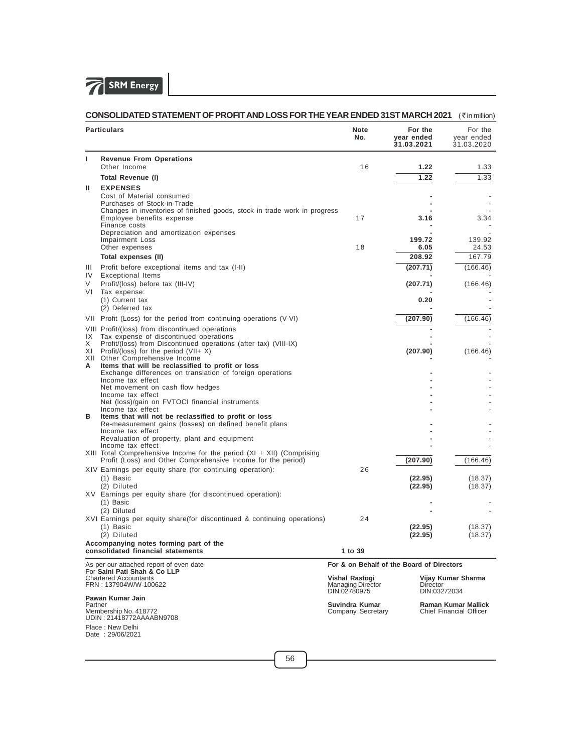## CONSOLIDATED STATEMENT OF PROFIT AND LOSS FOR THE YEAR ENDED 31ST MARCH 2021 (₹ in million)

| | Particulars | Note No. | For the year ended 31.03.2021 | For the year ended 31.03.2020 |
|---|---|---|---|---|
| **I** | **Revenue From Operations** | | | |
| | Other Income | 16 | **1.22** | 1.33 |
| | **Total Revenue (I)** | | **1.22** | 1.33 |
| **II** | **EXPENSES** | | | |
| | Cost of Material consumed | | **-** | - |
| | Purchases of Stock-in-Trade | | **-** | - |
| | Changes in inventories of finished goods, stock in trade work in progress | | **-** | - |
| | Employee benefits expense | 17 | **3.16** | 3.34 |
| | Finance costs | | **-** | - |
| | Depreciation and amortization expenses | | **-** | - |
| | Impairment Loss | | **199.72** | 139.92 |
| | Other expenses | 18 | **6.05** | 24.53 |
| | **Total expenses (II)** | | **208.92** | 167.79 |
| III | Profit before exceptional items and tax (I-II) | | **(207.71)** | (166.46) |
| IV | Exceptional Items | | **-** | - |
| V | Profit/(loss) before tax (III-IV) | | **(207.71)** | (166.46) |
| VI | Tax expense: | | - | - |
| | (1) Current tax | | **0.20** | - |
| | (2) Deferred tax | | **-** | - |
| VII | Profit (Loss) for the period from continuing operations (V-VI) | | **(207.90)** | (166.46) |
| VIII | Profit/(loss) from discontinued operations | | **-** | - |
| IX | Tax expense of discontinued operations | | **-** | - |
| X | Profit/(loss) from Discontinued operations (after tax) (VIII-IX) | | **-** | - |
| XI | Profit/(loss) for the period (VII+ X) | | **(207.90)** | (166.46) |
| XII | Other Comprehensive Income | | **-** | - |
| **A** | **Items that will be reclassified to profit or loss** | | | |
| | Exchange differences on translation of foreign operations | | **-** | - |
| | Income tax effect | | **-** | - |
| | Net movement on cash flow hedges | | **-** | - |
| | Income tax effect | | **-** | - |
| | Net (loss)/gain on FVTOCI financial instruments | | **-** | - |
| | Income tax effect | | **-** | - |
| **B** | **Items that will not be reclassified to profit or loss** | | | |
| | Re-measurement gains (losses) on defined benefit plans | | **-** | - |
| | Income tax effect | | **-** | - |
| | Revaluation of property, plant and equipment | | **-** | - |
| | Income tax effect | | **-** | - |
| XIII | Total Comprehensive Income for the period (XI + XII) (Comprising Profit (Loss) and Other Comprehensive Income for the period) | | **(207.90)** | (166.46) |
| XIV | Earnings per equity share (for continuing operation): | 26 | | |
| | (1) Basic | | **(22.95)** | (18.37) |
| | (2) Diluted | | **(22.95)** | (18.37) |
| XV | Earnings per equity share (for discontinued operation): | | | |
| | (1) Basic | | **-** | - |
| | (2) Diluted | | **-** | - |
| XVI | Earnings per equity share(for discontinued & continuing operations) | 24 | | |
| | (1) Basic | | **(22.95)** | (18.37) |
| | (2) Diluted | | **(22.95)** | (18.37) |
| | **Accompanying notes forming part of the consolidated financial statements** | **1 to 39** | | |

As per our attached report of even date
For **Saini Pati Shah & Co LLP**
Chartered Accountants
FRN : 137904W/W-100622

**Pawan Kumar Jain**
Partner
Membership No. 418772
UDIN : 21418772AAAABN9708

Place : New Delhi
Date : 29/06/2021

**For & on Behalf of the Board of Directors**

**Vishal Rastogi**
Managing Director
DIN:02780975

**Vijay Kumar Sharma**
Director
DIN:03272034

**Suvindra Kumar**
Company Secretary

**Raman Kumar Mallick**
Chief Financial Officer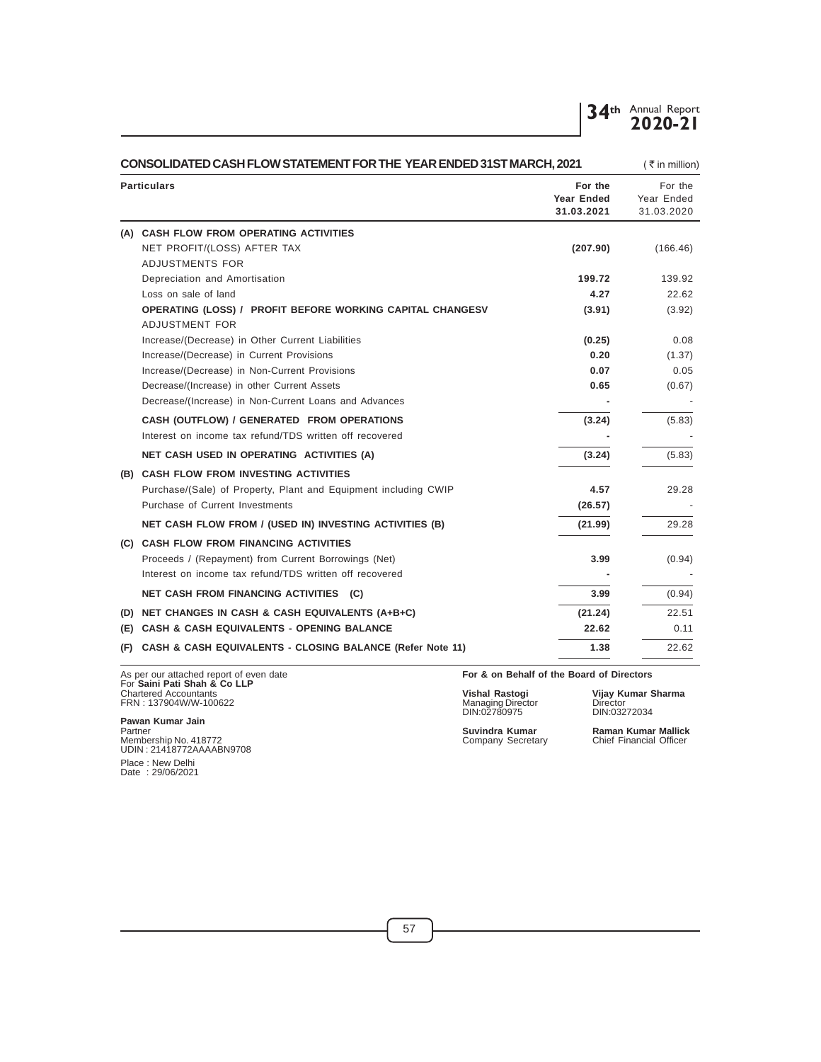## CONSOLIDATED CASH FLOW STATEMENT FOR THE YEAR ENDED 31ST MARCH, 2021

( ₹ in million)

| | Particulars | For the Year Ended 31.03.2021 | For the Year Ended 31.03.2020 |
|---|---|---|---|
| **(A)** | **CASH FLOW FROM OPERATING ACTIVITIES** | | |
| | NET PROFIT/(LOSS) AFTER TAX | **(207.90)** | (166.46) |
| | ADJUSTMENTS FOR | | |
| | Depreciation and Amortisation | **199.72** | 139.92 |
| | Loss on sale of land | **4.27** | 22.62 |
| | **OPERATING (LOSS) / PROFIT BEFORE WORKING CAPITAL CHANGESV** | **(3.91)** | (3.92) |
| | ADJUSTMENT FOR | | |
| | Increase/(Decrease) in Other Current Liabilities | **(0.25)** | 0.08 |
| | Increase/(Decrease) in Current Provisions | **0.20** | (1.37) |
| | Increase/(Decrease) in Non-Current Provisions | **0.07** | 0.05 |
| | Decrease/(Increase) in other Current Assets | **0.65** | (0.67) |
| | Decrease/(Increase) in Non-Current Loans and Advances | **-** | - |
| | **CASH (OUTFLOW) / GENERATED FROM OPERATIONS** | **(3.24)** | (5.83) |
| | Interest on income tax refund/TDS written off recovered | **-** | - |
| | **NET CASH USED IN OPERATING ACTIVITIES (A)** | **(3.24)** | (5.83) |
| **(B)** | **CASH FLOW FROM INVESTING ACTIVITIES** | | |
| | Purchase/(Sale) of Property, Plant and Equipment including CWIP | **4.57** | 29.28 |
| | Purchase of Current Investments | **(26.57)** | - |
| | **NET CASH FLOW FROM / (USED IN) INVESTING ACTIVITIES (B)** | **(21.99)** | 29.28 |
| **(C)** | **CASH FLOW FROM FINANCING ACTIVITIES** | | |
| | Proceeds / (Repayment) from Current Borrowings (Net) | **3.99** | (0.94) |
| | Interest on income tax refund/TDS written off recovered | **-** | - |
| | **NET CASH FROM FINANCING ACTIVITIES (C)** | **3.99** | (0.94) |
| **(D)** | **NET CHANGES IN CASH & CASH EQUIVALENTS (A+B+C)** | **(21.24)** | 22.51 |
| **(E)** | **CASH & CASH EQUIVALENTS - OPENING BALANCE** | **22.62** | 0.11 |
| **(F)** | **CASH & CASH EQUIVALENTS - CLOSING BALANCE (Refer Note 11)** | **1.38** | 22.62 |

As per our attached report of even date
For **Saini Pati Shah & Co LLP**
Chartered Accountants
FRN : 137904W/W-100622

**Pawan Kumar Jain**
Partner
Membership No. 418772
UDIN : 21418772AAAABN9708

Place : New Delhi
Date : 29/06/2021

**For & on Behalf of the Board of Directors**

**Vishal Rastogi**
Managing Director
DIN:02780975

**Vijay Kumar Sharma**
Director
DIN:03272034

**Suvindra Kumar**
Company Secretary

**Raman Kumar Mallick**
Chief Financial Officer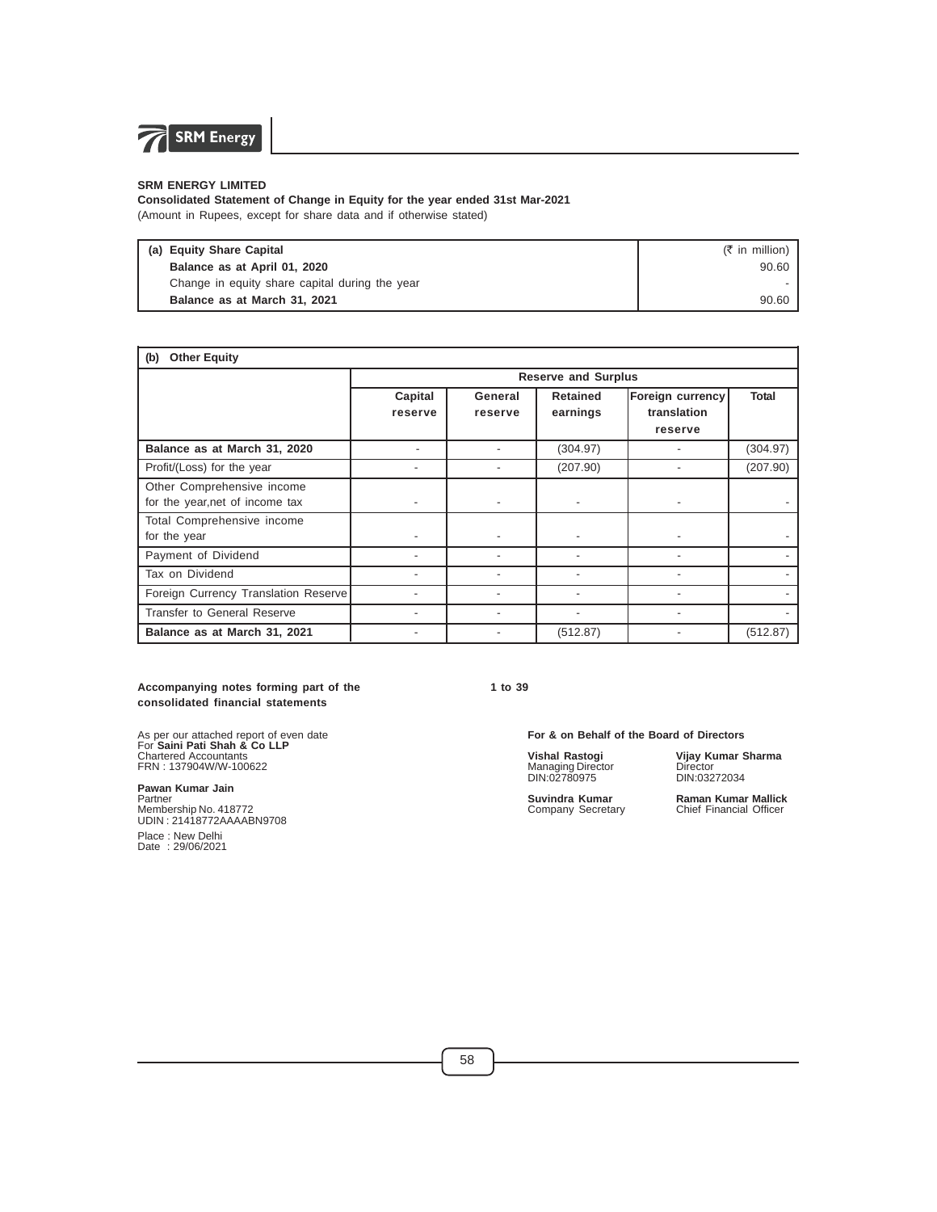**SRM ENERGY LIMITED**

**Consolidated Statement of Change in Equity for the year ended 31st Mar-2021**

(Amount in Rupees, except for share data and if otherwise stated)

| (a) Equity Share Capital | (₹ in million) |
|---|---|
| **Balance as at April 01, 2020** | 90.60 |
| Change in equity share capital during the year | - |
| **Balance as at March 31, 2021** | 90.60 |

| (b) Other Equity | | | | | |
|---|---|---|---|---|---|
| | Reserve and Surplus | | | | |
| | Capital reserve | General reserve | Retained earnings | Foreign currency translation reserve | Total |
| **Balance as at March 31, 2020** | - | - | (304.97) | - | (304.97) |
| Profit/(Loss) for the year | - | - | (207.90) | - | (207.90) |
| Other Comprehensive income for the year,net of income tax | - | - | - | - | - |
| Total Comprehensive income for the year | - | - | - | - | - |
| Payment of Dividend | - | - | - | - | - |
| Tax on Dividend | - | - | - | - | - |
| Foreign Currency Translation Reserve | - | - | - | - | - |
| Transfer to General Reserve | - | - | - | - | - |
| **Balance as at March 31, 2021** | - | - | (512.87) | - | (512.87) |

**Accompanying notes forming part of the consolidated financial statements** **1 to 39**

As per our attached report of even date
For **Saini Pati Shah & Co LLP**
Chartered Accountants
FRN : 137904W/W-100622

**Pawan Kumar Jain**
Partner
Membership No. 418772
UDIN : 21418772AAAABN9708

Place : New Delhi
Date : 29/06/2021

**For & on Behalf of the Board of Directors**

**Vishal Rastogi**
Managing Director
DIN:02780975

**Vijay Kumar Sharma**
Director
DIN:03272034

**Suvindra Kumar**
Company Secretary

**Raman Kumar Mallick**
Chief Financial Officer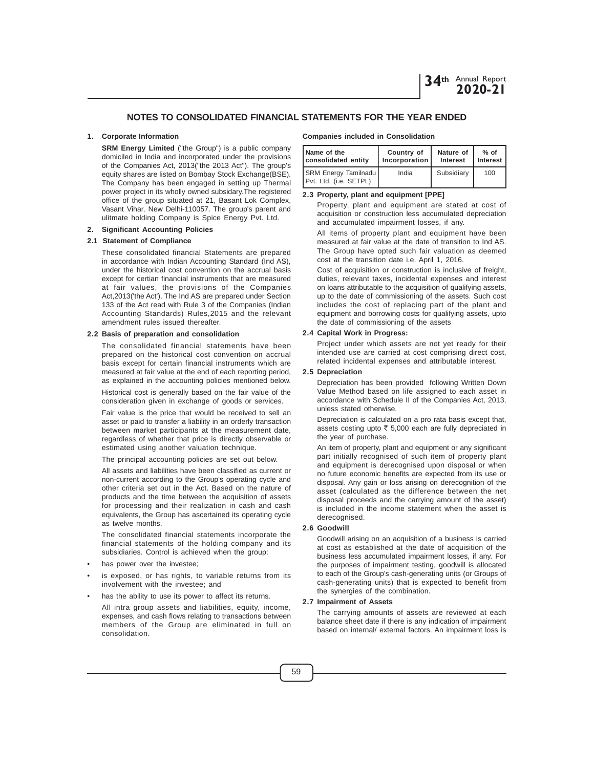## NOTES TO CONSOLIDATED FINANCIAL STATEMENTS FOR THE YEAR ENDED

### 1. Corporate Information

**SRM Energy Limited** ("the Group") is a public company domiciled in India and incorporated under the provisions of the Companies Act, 2013("the 2013 Act"). The group's equity shares are listed on Bombay Stock Exchange(BSE). The Company has been engaged in setting up Thermal power project in its wholly owned subsidary.The registered office of the group situated at 21, Basant Lok Complex, Vasant Vihar, New Delhi-110057. The group's parent and ulitmate holding Company is Spice Energy Pvt. Ltd.

### 2. Significant Accounting Policies

#### 2.1 Statement of Compliance

These consolidated financial Statements are prepared in accordance with Indian Accounting Standard (Ind AS), under the historical cost convention on the accrual basis except for certian financial instruments that are measured at fair values, the provisions of the Companies Act,2013('the Act'). The Ind AS are prepared under Section 133 of the Act read with Rule 3 of the Companies (Indian Accounting Standards) Rules,2015 and the relevant amendment rules issued thereafter.

#### 2.2 Basis of preparation and consolidation

The consolidated financial statements have been prepared on the historical cost convention on accrual basis except for certain financial instruments which are measured at fair value at the end of each reporting period, as explained in the accounting policies mentioned below.

Historical cost is generally based on the fair value of the consideration given in exchange of goods or services.

Fair value is the price that would be received to sell an asset or paid to transfer a liability in an orderly transaction between market participants at the measurement date, regardless of whether that price is directly observable or estimated using another valuation technique.

The principal accounting policies are set out below.

All assets and liabilities have been classified as current or non-current according to the Group's operating cycle and other criteria set out in the Act. Based on the nature of products and the time between the acquisition of assets for processing and their realization in cash and cash equivalents, the Group has ascertained its operating cycle as twelve months.

The consolidated financial statements incorporate the financial statements of the holding company and its subsidiaries. Control is achieved when the group:

- has power over the investee;
- is exposed, or has rights, to variable returns from its involvement with the investee; and
- has the ability to use its power to affect its returns.

All intra group assets and liabilities, equity, income, expenses, and cash flows relating to transactions between members of the Group are eliminated in full on consolidation.

**Companies included in Consolidation**

| Name of the consolidated entity | Country of Incorporation | Nature of Interest | % of Interest |
|---|---|---|---|
| SRM Energy Tamilnadu Pvt. Ltd. (i.e. SETPL) | India | Subsidiary | 100 |

#### 2.3 Property, plant and equipment [PPE]

Property, plant and equipment are stated at cost of acquisition or construction less accumulated depreciation and accumulated impairment losses, if any.

All items of property plant and equipment have been measured at fair value at the date of transition to Ind AS. The Group have opted such fair valuation as deemed cost at the transition date i.e. April 1, 2016.

Cost of acquisition or construction is inclusive of freight, duties, relevant taxes, incidental expenses and interest on loans attributable to the acquisition of qualifying assets, up to the date of commissioning of the assets. Such cost includes the cost of replacing part of the plant and equipment and borrowing costs for qualifying assets, upto the date of commissioning of the assets

#### 2.4 Capital Work in Progress:

Project under which assets are not yet ready for their intended use are carried at cost comprising direct cost, related incidental expenses and attributable interest.

#### 2.5 Depreciation

Depreciation has been provided following Written Down Value Method based on life assigned to each asset in accordance with Schedule II of the Companies Act, 2013, unless stated otherwise.

Depreciation is calculated on a pro rata basis except that, assets costing upto ₹ 5,000 each are fully depreciated in the year of purchase.

An item of property, plant and equipment or any significant part initially recognised of such item of property plant and equipment is derecognised upon disposal or when no future economic benefits are expected from its use or disposal. Any gain or loss arising on derecognition of the asset (calculated as the difference between the net disposal proceeds and the carrying amount of the asset) is included in the income statement when the asset is derecognised.

#### 2.6 Goodwill

Goodwill arising on an acquisition of a business is carried at cost as established at the date of acquisition of the business less accumulated impairment losses, if any. For the purposes of impairment testing, goodwill is allocated to each of the Group's cash-generating units (or Groups of cash-generating units) that is expected to benefit from the synergies of the combination.

#### 2.7 Impairment of Assets

The carrying amounts of assets are reviewed at each balance sheet date if there is any indication of impairment based on internal/ external factors. An impairment loss is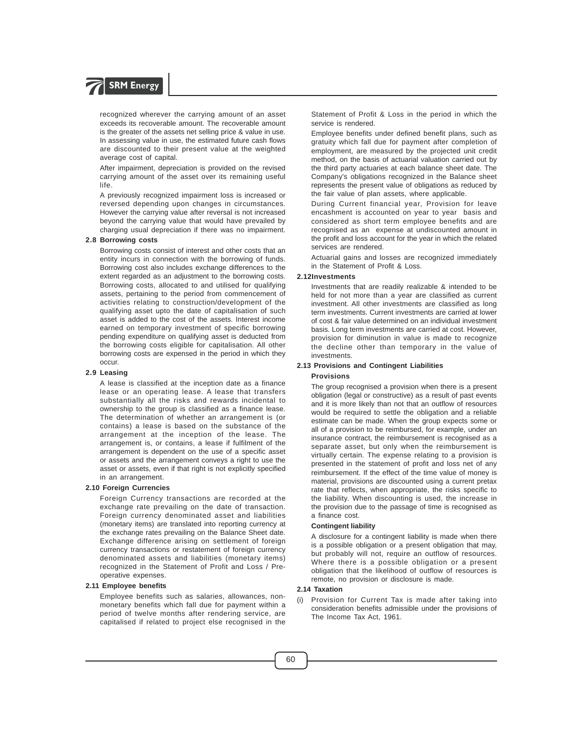recognized wherever the carrying amount of an asset exceeds its recoverable amount. The recoverable amount is the greater of the assets net selling price & value in use. In assessing value in use, the estimated future cash flows are discounted to their present value at the weighted average cost of capital.

After impairment, depreciation is provided on the revised carrying amount of the asset over its remaining useful life.

A previously recognized impairment loss is increased or reversed depending upon changes in circumstances. However the carrying value after reversal is not increased beyond the carrying value that would have prevailed by charging usual depreciation if there was no impairment.

### 2.8 Borrowing costs

Borrowing costs consist of interest and other costs that an entity incurs in connection with the borrowing of funds. Borrowing cost also includes exchange differences to the extent regarded as an adjustment to the borrowing costs. Borrowing costs, allocated to and utilised for qualifying assets, pertaining to the period from commencement of activities relating to construction/development of the qualifying asset upto the date of capitalisation of such asset is added to the cost of the assets. Interest income earned on temporary investment of specific borrowing pending expenditure on qualifying asset is deducted from the borrowing costs eligible for capitalisation. All other borrowing costs are expensed in the period in which they occur.

### 2.9 Leasing

A lease is classified at the inception date as a finance lease or an operating lease. A lease that transfers substantially all the risks and rewards incidental to ownership to the group is classified as a finance lease. The determination of whether an arrangement is (or contains) a lease is based on the substance of the arrangement at the inception of the lease. The arrangement is, or contains, a lease if fulfilment of the arrangement is dependent on the use of a specific asset or assets and the arrangement conveys a right to use the asset or assets, even if that right is not explicitly specified in an arrangement.

### 2.10 Foreign Currencies

Foreign Currency transactions are recorded at the exchange rate prevailing on the date of transaction. Foreign currency denominated asset and liabilities (monetary items) are translated into reporting currency at the exchange rates prevailing on the Balance Sheet date. Exchange difference arising on settlement of foreign currency transactions or restatement of foreign currency denominated assets and liabilities (monetary items) recognized in the Statement of Profit and Loss / Pre-operative expenses.

### 2.11 Employee benefits

Employee benefits such as salaries, allowances, non-monetary benefits which fall due for payment within a period of twelve months after rendering service, are capitalised if related to project else recognised in the Statement of Profit & Loss in the period in which the service is rendered.

Employee benefits under defined benefit plans, such as gratuity which fall due for payment after completion of employment, are measured by the projected unit credit method, on the basis of actuarial valuation carried out by the third party actuaries at each balance sheet date. The Company's obligations recognized in the Balance sheet represents the present value of obligations as reduced by the fair value of plan assets, where applicable.

During Current financial year, Provision for leave encashment is accounted on year to year basis and considered as short term employee benefits and are recognised as an expense at undiscounted amount in the profit and loss account for the year in which the related services are rendered.

Actuarial gains and losses are recognized immediately in the Statement of Profit & Loss.

### 2.12 Investments

Investments that are readily realizable & intended to be held for not more than a year are classified as current investment. All other investments are classified as long term investments. Current investments are carried at lower of cost & fair value determined on an individual investment basis. Long term investments are carried at cost. However, provision for diminution in value is made to recognize the decline other than temporary in the value of investments.

### 2.13 Provisions and Contingent Liabilities

**Provisions**

The group recognised a provision when there is a present obligation (legal or constructive) as a result of past events and it is more likely than not that an outflow of resources would be required to settle the obligation and a reliable estimate can be made. When the group expects some or all of a provision to be reimbursed, for example, under an insurance contract, the reimbursement is recognised as a separate asset, but only when the reimbursement is virtually certain. The expense relating to a provision is presented in the statement of profit and loss net of any reimbursement. If the effect of the time value of money is material, provisions are discounted using a current pretax rate that reflects, when appropriate, the risks specific to the liability. When discounting is used, the increase in the provision due to the passage of time is recognised as a finance cost.

**Contingent liability**

A disclosure for a contingent liability is made when there is a possible obligation or a present obligation that may, but probably will not, require an outflow of resources. Where there is a possible obligation or a present obligation that the likelihood of outflow of resources is remote, no provision or disclosure is made.

### 2.14 Taxation

(i) Provision for Current Tax is made after taking into consideration benefits admissible under the provisions of The Income Tax Act, 1961.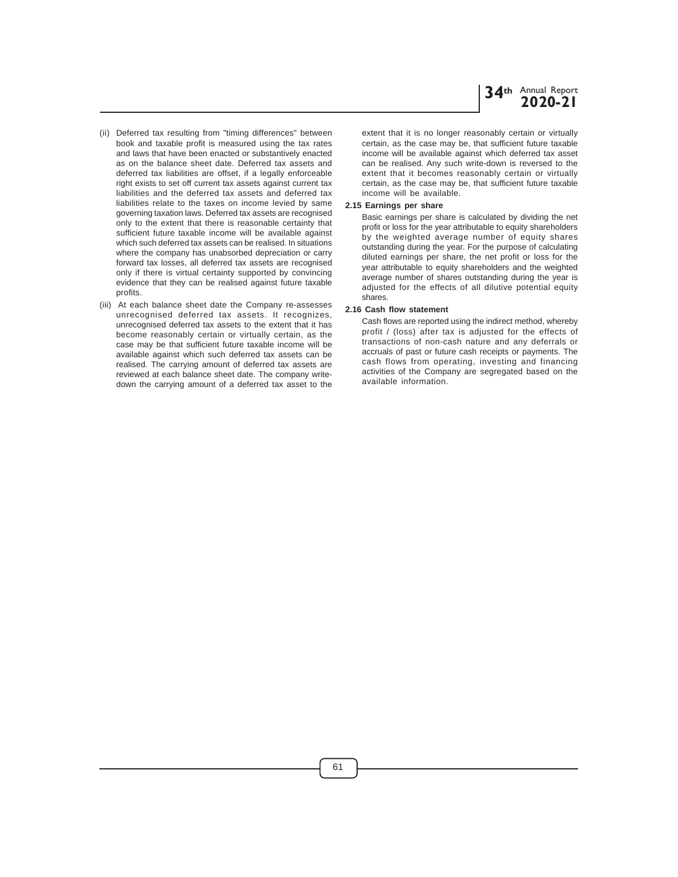(ii) Deferred tax resulting from "timing differences" between book and taxable profit is measured using the tax rates and laws that have been enacted or substantively enacted as on the balance sheet date. Deferred tax assets and deferred tax liabilities are offset, if a legally enforceable right exists to set off current tax assets against current tax liabilities and the deferred tax assets and deferred tax liabilities relate to the taxes on income levied by same governing taxation laws. Deferred tax assets are recognised only to the extent that there is reasonable certainty that sufficient future taxable income will be available against which such deferred tax assets can be realised. In situations where the company has unabsorbed depreciation or carry forward tax losses, all deferred tax assets are recognised only if there is virtual certainty supported by convincing evidence that they can be realised against future taxable profits.

(iii) At each balance sheet date the Company re-assesses unrecognised deferred tax assets. It recognizes, unrecognised deferred tax assets to the extent that it has become reasonably certain or virtually certain, as the case may be that sufficient future taxable income will be available against which such deferred tax assets can be realised. The carrying amount of deferred tax assets are reviewed at each balance sheet date. The company write-down the carrying amount of a deferred tax asset to the extent that it is no longer reasonably certain or virtually certain, as the case may be, that sufficient future taxable income will be available against which deferred tax asset can be realised. Any such write-down is reversed to the extent that it becomes reasonably certain or virtually certain, as the case may be, that sufficient future taxable income will be available.

**2.15 Earnings per share**

Basic earnings per share is calculated by dividing the net profit or loss for the year attributable to equity shareholders by the weighted average number of equity shares outstanding during the year. For the purpose of calculating diluted earnings per share, the net profit or loss for the year attributable to equity shareholders and the weighted average number of shares outstanding during the year is adjusted for the effects of all dilutive potential equity shares.

**2.16 Cash flow statement**

Cash flows are reported using the indirect method, whereby profit / (loss) after tax is adjusted for the effects of transactions of non-cash nature and any deferrals or accruals of past or future cash receipts or payments. The cash flows from operating, investing and financing activities of the Company are segregated based on the available information.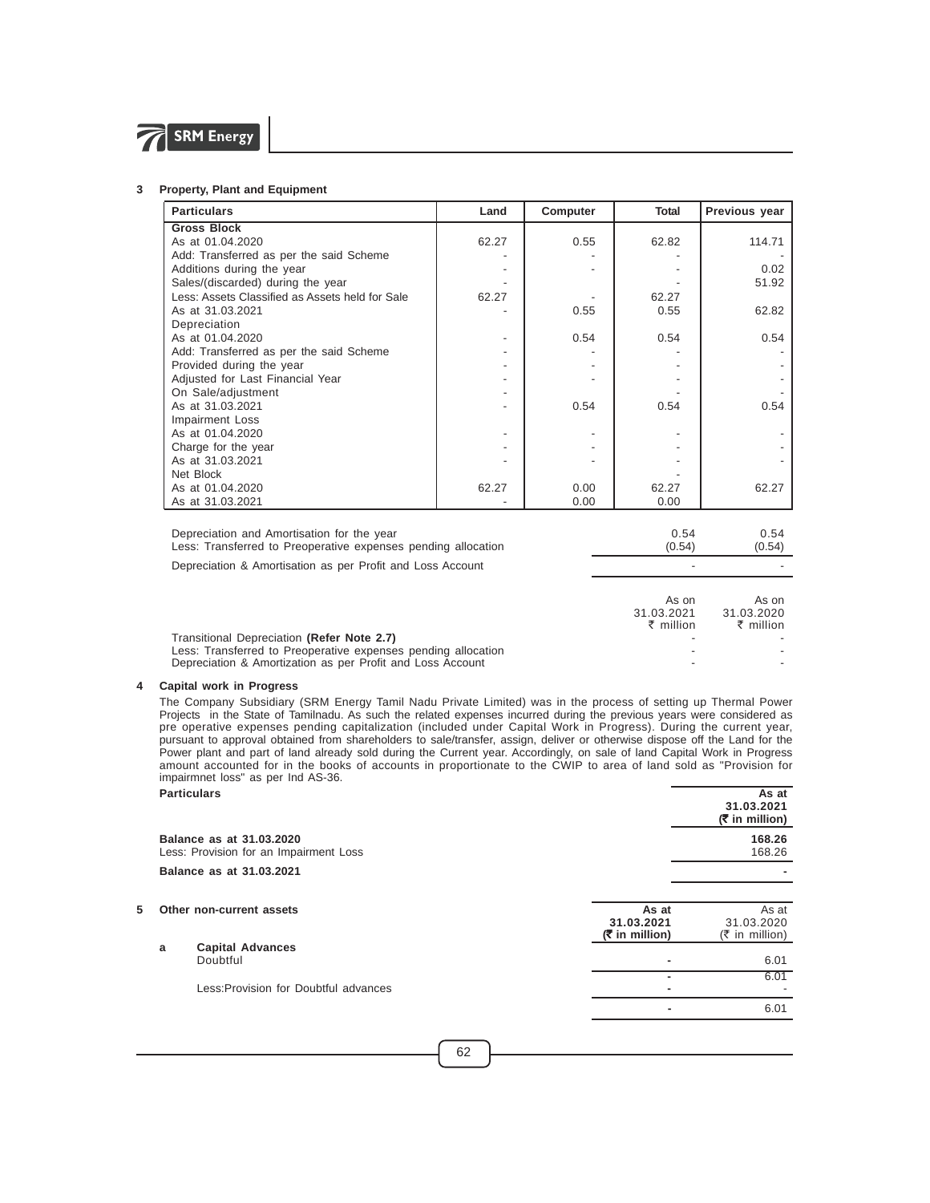## 3 Property, Plant and Equipment

| Particulars | Land | Computer | Total | Previous year |
|---|---|---|---|---|
| **Gross Block** | | | | |
| As at 01.04.2020 | 62.27 | 0.55 | 62.82 | 114.71 |
| Add: Transferred as per the said Scheme | - | - | - | - |
| Additions during the year | - | - | - | 0.02 |
| Sales/(discarded) during the year | - | | - | 51.92 |
| Less: Assets Classified as Assets held for Sale | 62.27 | - | 62.27 | |
| As at 31.03.2021 | - | 0.55 | 0.55 | 62.82 |
| Depreciation | | | | |
| As at 01.04.2020 | - | 0.54 | 0.54 | 0.54 |
| Add: Transferred as per the said Scheme | - | - | - | - |
| Provided during the year | - | - | - | - |
| Adjusted for Last Financial Year | - | - | - | - |
| On Sale/adjustment | - | | - | - |
| As at 31.03.2021 | - | 0.54 | 0.54 | 0.54 |
| Impairment Loss | | | | |
| As at 01.04.2020 | - | - | - | - |
| Charge for the year | - | - | - | - |
| As at 31.03.2021 | - | - | - | - |
| Net Block | | | - | |
| As at 01.04.2020 | 62.27 | 0.00 | 62.27 | 62.27 |
| As at 31.03.2021 | - | 0.00 | 0.00 | |

| | | |
|---|---|---|
| Depreciation and Amortisation for the year | 0.54 | 0.54 |
| Less: Transferred to Preoperative expenses pending allocation | (0.54) | (0.54) |
| Depreciation & Amortisation as per Profit and Loss Account | - | - |

| | As on 31.03.2021 ₹ million | As on 31.03.2020 ₹ million |
|---|---|---|
| Transitional Depreciation **(Refer Note 2.7)** | - | - |
| Less: Transferred to Preoperative expenses pending allocation | - | - |
| Depreciation & Amortization as per Profit and Loss Account | - | - |

## 4 Capital work in Progress

The Company Subsidiary (SRM Energy Tamil Nadu Private Limited) was in the process of setting up Thermal Power Projects in the State of Tamilnadu. As such the related expenses incurred during the previous years were considered as pre operative expenses pending capitalization (included under Capital Work in Progress). During the current year, pursuant to approval obtained from shareholders to sale/transfer, assign, deliver or otherwise dispose off the Land for the Power plant and part of land already sold during the Current year. Accordingly, on sale of land Capital Work in Progress amount accounted for in the books of accounts in proportionate to the CWIP to area of land sold as "Provision for impairmnet loss" as per Ind AS-36.

| **Particulars** | **As at 31.03.2021 (₹ in million)** |
|---|---|
| **Balance as at 31.03.2020** | **168.26** |
| Less: Provision for an Impairment Loss | 168.26 |
| **Balance as at 31.03.2021** | **-** |

## 5 Other non-current assets

| | **As at 31.03.2021 (₹ in million)** | As at 31.03.2020 (₹ in million) |
|---|---|---|
| **a Capital Advances** | | |
| Doubtful | - | 6.01 |
| | - | 6.01 |
| Less:Provision for Doubtful advances | - | - |
| | - | 6.01 |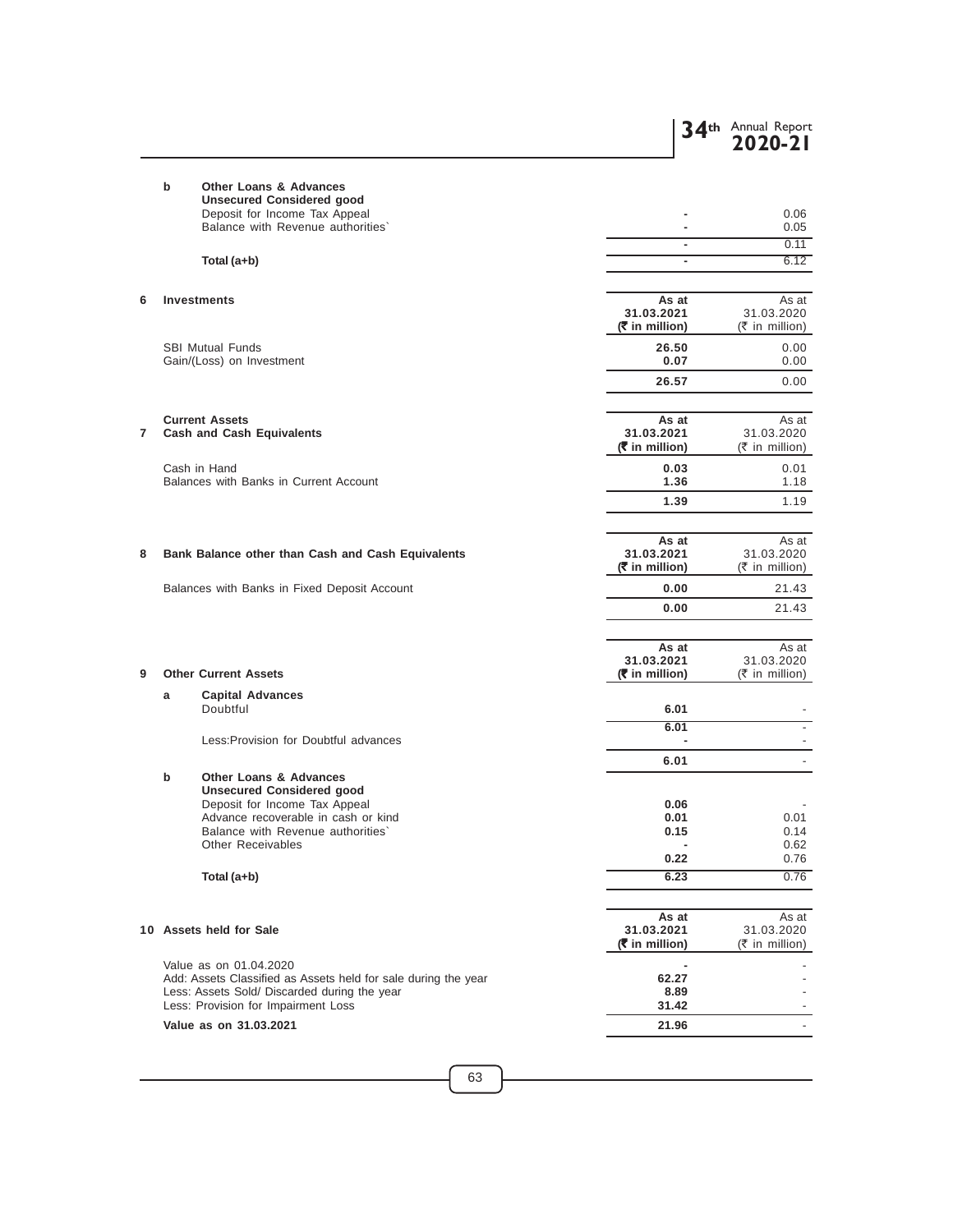| | | 31.03.2021 | 31.03.2020 |
|---|---|---|---|
| **b** | **Other Loans & Advances** | | |
| | **Unsecured Considered good** | | |
| | Deposit for Income Tax Appeal | - | 0.06 |
| | Balance with Revenue authorities` | - | 0.05 |
| | | - | 0.11 |
| | **Total (a+b)** | - | 6.12 |

| **6** | **Investments** | **As at 31.03.2021 (₹ in million)** | As at 31.03.2020 (₹ in million) |
|---|---|---|---|
| | SBI Mutual Funds | **26.50** | 0.00 |
| | Gain/(Loss) on Investment | **0.07** | 0.00 |
| | | **26.57** | 0.00 |

**Current Assets**

| **7** | **Cash and Cash Equivalents** | **As at 31.03.2021 (₹ in million)** | As at 31.03.2020 (₹ in million) |
|---|---|---|---|
| | Cash in Hand | **0.03** | 0.01 |
| | Balances with Banks in Current Account | **1.36** | 1.18 |
| | | **1.39** | 1.19 |

| **8** | **Bank Balance other than Cash and Cash Equivalents** | **As at 31.03.2021 (₹ in million)** | As at 31.03.2020 (₹ in million) |
|---|---|---|---|
| | Balances with Banks in Fixed Deposit Account | **0.00** | 21.43 |
| | | **0.00** | 21.43 |

| **9** | **Other Current Assets** | **As at 31.03.2021 (₹ in million)** | As at 31.03.2020 (₹ in million) |
|---|---|---|---|
| **a** | **Capital Advances** | | |
| | Doubtful | **6.01** | - |
| | | **6.01** | - |
| | Less:Provision for Doubtful advances | - | - |
| | | **6.01** | - |
| **b** | **Other Loans & Advances** | | |
| | **Unsecured Considered good** | | |
| | Deposit for Income Tax Appeal | **0.06** | - |
| | Advance recoverable in cash or kind | **0.01** | 0.01 |
| | Balance with Revenue authorities` | **0.15** | 0.14 |
| | Other Receivables | - | 0.62 |
| | | **0.22** | 0.76 |
| | **Total (a+b)** | **6.23** | 0.76 |

| **10** | **Assets held for Sale** | **As at 31.03.2021 (₹ in million)** | As at 31.03.2020 (₹ in million) |
|---|---|---|---|
| | Value as on 01.04.2020 | - | - |
| | Add: Assets Classified as Assets held for sale during the year | **62.27** | - |
| | Less: Assets Sold/ Discarded during the year | **8.89** | - |
| | Less: Provision for Impairment Loss | **31.42** | - |
| | **Value as on 31.03.2021** | **21.96** | - |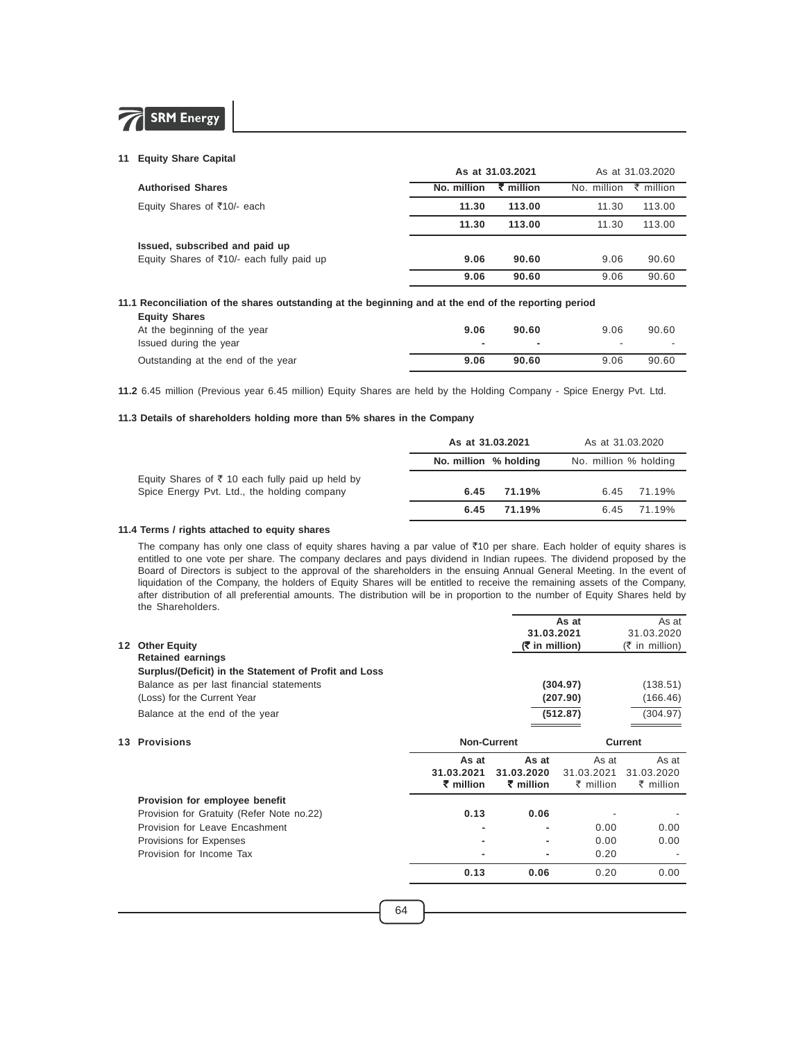## 11 Equity Share Capital

| | As at 31.03.2021 | | As at 31.03.2020 | |
|---|---|---|---|---|
| **Authorised Shares** | **No. million** | **₹ million** | No. million | ₹ million |
| Equity Shares of ₹10/- each | **11.30** | **113.00** | 11.30 | 113.00 |
| | **11.30** | **113.00** | 11.30 | 113.00 |
| **Issued, subscribed and paid up** | | | | |
| Equity Shares of ₹10/- each fully paid up | **9.06** | **90.60** | 9.06 | 90.60 |
| | **9.06** | **90.60** | 9.06 | 90.60 |

**11.1 Reconciliation of the shares outstanding at the beginning and at the end of the reporting period**

| **Equity Shares** | | | | |
|---|---|---|---|---|
| At the beginning of the year | **9.06** | **90.60** | 9.06 | 90.60 |
| Issued during the year | **-** | **-** | - | - |
| Outstanding at the end of the year | **9.06** | **90.60** | 9.06 | 90.60 |

**11.2** 6.45 million (Previous year 6.45 million) Equity Shares are held by the Holding Company - Spice Energy Pvt. Ltd.

**11.3 Details of shareholders holding more than 5% shares in the Company**

| | As at 31.03.2021 | | As at 31.03.2020 | |
|---|---|---|---|---|
| | **No. million** | **% holding** | No. million | % holding |
| Equity Shares of ₹ 10 each fully paid up held by Spice Energy Pvt. Ltd., the holding company | **6.45** | **71.19%** | 6.45 | 71.19% |
| | **6.45** | **71.19%** | 6.45 | 71.19% |

**11.4 Terms / rights attached to equity shares**

The company has only one class of equity shares having a par value of ₹10 per share. Each holder of equity shares is entitled to one vote per share. The company declares and pays dividend in Indian rupees. The dividend proposed by the Board of Directors is subject to the approval of the shareholders in the ensuing Annual General Meeting. In the event of liquidation of the Company, the holders of Equity Shares will be entitled to receive the remaining assets of the Company, after distribution of all preferential amounts. The distribution will be in proportion to the number of Equity Shares held by the Shareholders.

## 12 Other Equity

| | **As at 31.03.2021 (₹ in million)** | As at 31.03.2020 (₹ in million) |
|---|---|---|
| **Retained earnings** | | |
| **Surplus/(Deficit) in the Statement of Profit and Loss** | | |
| Balance as per last financial statements | **(304.97)** | (138.51) |
| (Loss) for the Current Year | **(207.90)** | (166.46) |
| Balance at the end of the year | **(512.87)** | (304.97) |

## 13 Provisions

| | Non-Current | | Current | |
|---|---|---|---|---|
| | **As at 31.03.2021 ₹ million** | **As at 31.03.2020 ₹ million** | As at 31.03.2021 ₹ million | As at 31.03.2020 ₹ million |
| **Provision for employee benefit** | | | | |
| Provision for Gratuity (Refer Note no.22) | **0.13** | **0.06** | - | - |
| Provision for Leave Encashment | **-** | **-** | 0.00 | 0.00 |
| Provisions for Expenses | **-** | **-** | 0.00 | 0.00 |
| Provision for Income Tax | **-** | **-** | 0.20 | - |
| | **0.13** | **0.06** | 0.20 | 0.00 |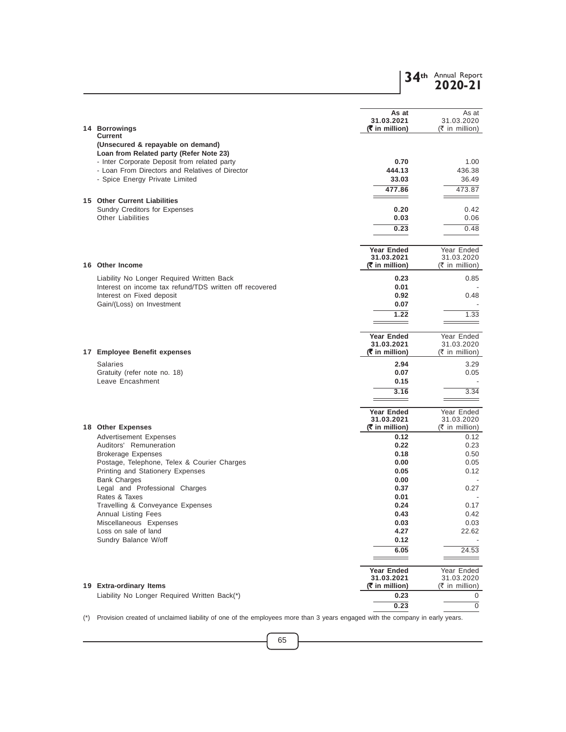| | As at 31.03.2021 (₹ in million) | As at 31.03.2020 (₹ in million) |
|---|---|---|
| **14 Borrowings** | | |
| **Current** | | |
| **(Unsecured & repayable on demand)** | | |
| **Loan from Related party (Refer Note 23)** | | |
| - Inter Corporate Deposit from related party | **0.70** | 1.00 |
| - Loan From Directors and Relatives of Director | **444.13** | 436.38 |
| - Spice Energy Private Limited | **33.03** | 36.49 |
| | **477.86** | 473.87 |
| **15 Other Current Liabilities** | | |
| Sundry Creditors for Expenses | **0.20** | 0.42 |
| Other Liabilities | **0.03** | 0.06 |
| | **0.23** | 0.48 |

| | Year Ended 31.03.2021 (₹ in million) | Year Ended 31.03.2020 (₹ in million) |
|---|---|---|
| **16 Other Income** | | |
| Liability No Longer Required Written Back | **0.23** | 0.85 |
| Interest on income tax refund/TDS written off recovered | **0.01** | - |
| Interest on Fixed deposit | **0.92** | 0.48 |
| Gain/(Loss) on Investment | **0.07** | - |
| | **1.22** | 1.33 |

| | Year Ended 31.03.2021 (₹ in million) | Year Ended 31.03.2020 (₹ in million) |
|---|---|---|
| **17 Employee Benefit expenses** | | |
| Salaries | **2.94** | 3.29 |
| Gratuity (refer note no. 18) | **0.07** | 0.05 |
| Leave Encashment | **0.15** | - |
| | **3.16** | 3.34 |

| | Year Ended 31.03.2021 (₹ in million) | Year Ended 31.03.2020 (₹ in million) |
|---|---|---|
| **18 Other Expenses** | | |
| Advertisement Expenses | **0.12** | 0.12 |
| Auditors' Remuneration | **0.22** | 0.23 |
| Brokerage Expenses | **0.18** | 0.50 |
| Postage, Telephone, Telex & Courier Charges | **0.00** | 0.05 |
| Printing and Stationery Expenses | **0.05** | 0.12 |
| Bank Charges | **0.00** | - |
| Legal and Professional Charges | **0.37** | 0.27 |
| Rates & Taxes | **0.01** | - |
| Travelling & Conveyance Expenses | **0.24** | 0.17 |
| Annual Listing Fees | **0.43** | 0.42 |
| Miscellaneous Expenses | **0.03** | 0.03 |
| Loss on sale of land | **4.27** | 22.62 |
| Sundry Balance W/off | **0.12** | - |
| | **6.05** | 24.53 |

| | Year Ended 31.03.2021 (₹ in million) | Year Ended 31.03.2020 (₹ in million) |
|---|---|---|
| **19 Extra-ordinary Items** | | |
| Liability No Longer Required Written Back(*) | **0.23** | 0 |
| | **0.23** | 0 |

(*) Provision created of unclaimed liability of one of the employees more than 3 years engaged with the company in early years.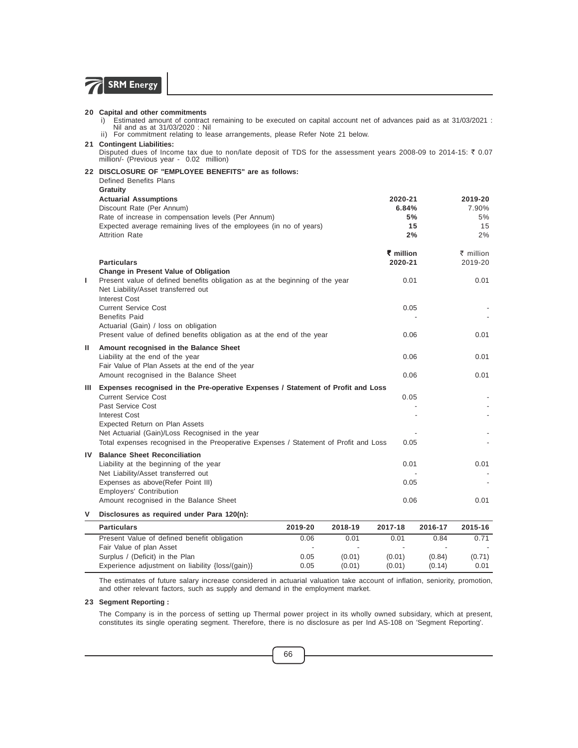**20 Capital and other commitments**

i) Estimated amount of contract remaining to be executed on capital account net of advances paid as at 31/03/2021 : Nil and as at 31/03/2020 : Nil

ii) For commitment relating to lease arrangements, please Refer Note 21 below.

**21 Contingent Liabilities:**

Disputed dues of Income tax due to non/late deposit of TDS for the assessment years 2008-09 to 2014-15: ₹ 0.07 million/- (Previous year - 0.02 million)

**22 DISCLOSURE OF "EMPLOYEE BENEFITS" are as follows:**

Defined Benefits Plans

**Gratuity**

| **Actuarial Assumptions** | **2020-21** | **2019-20** |
|---|---|---|
| Discount Rate (Per Annum) | **6.84%** | 7.90% |
| Rate of increase in compensation levels (Per Annum) | **5%** | 5% |
| Expected average remaining lives of the employees (in no of years) | **15** | 15 |
| Attrition Rate | **2%** | 2% |

| | | **₹ million** | ₹ million |
|---|---|---|---|
| | **Particulars** | **2020-21** | 2019-20 |
| | **Change in Present Value of Obligation** | | |
| I | Present value of defined benefits obligation as at the beginning of the year | 0.01 | 0.01 |
| | Net Liability/Asset transferred out | | |
| | Interest Cost | | |
| | Current Service Cost | 0.05 | - |
| | Benefits Paid | - | - |
| | Actuarial (Gain) / loss on obligation | | |
| | Present value of defined benefits obligation as at the end of the year | 0.06 | 0.01 |
| II | **Amount recognised in the Balance Sheet** | | |
| | Liability at the end of the year | 0.06 | 0.01 |
| | Fair Value of Plan Assets at the end of the year | | |
| | Amount recognised in the Balance Sheet | 0.06 | 0.01 |
| III | **Expenses recognised in the Pre-operative Expenses / Statement of Profit and Loss** | | |
| | Current Service Cost | 0.05 | - |
| | Past Service Cost | - | - |
| | Interest Cost | - | - |
| | Expected Return on Plan Assets | | |
| | Net Actuarial (Gain)/Loss Recognised in the year | - | - |
| | Total expenses recognised in the Preoperative Expenses / Statement of Profit and Loss | 0.05 | - |
| IV | **Balance Sheet Reconciliation** | | |
| | Liability at the beginning of the year | 0.01 | 0.01 |
| | Net Liability/Asset transferred out | - | - |
| | Expenses as above(Refer Point III) | 0.05 | - |
| | Employers' Contribution | | |
| | Amount recognised in the Balance Sheet | 0.06 | 0.01 |

**V Disclosures as required under Para 120(n):**

| **Particulars** | **2019-20** | **2018-19** | **2017-18** | **2016-17** | **2015-16** |
|---|---|---|---|---|---|
| Present Value of defined benefit obligation | 0.06 | 0.01 | 0.01 | 0.84 | 0.71 |
| Fair Value of plan Asset | - | - | - | - | - |
| Surplus / (Deficit) in the Plan | 0.05 | (0.01) | (0.01) | (0.84) | (0.71) |
| Experience adjustment on liability {loss/(gain)} | 0.05 | (0.01) | (0.01) | (0.14) | 0.01 |

The estimates of future salary increase considered in actuarial valuation take account of inflation, seniority, promotion, and other relevant factors, such as supply and demand in the employment market.

**23 Segment Reporting :**

The Company is in the porcess of setting up Thermal power project in its wholly owned subsidary, which at present, constitutes its single operating segment. Therefore, there is no disclosure as per Ind AS-108 on 'Segment Reporting'.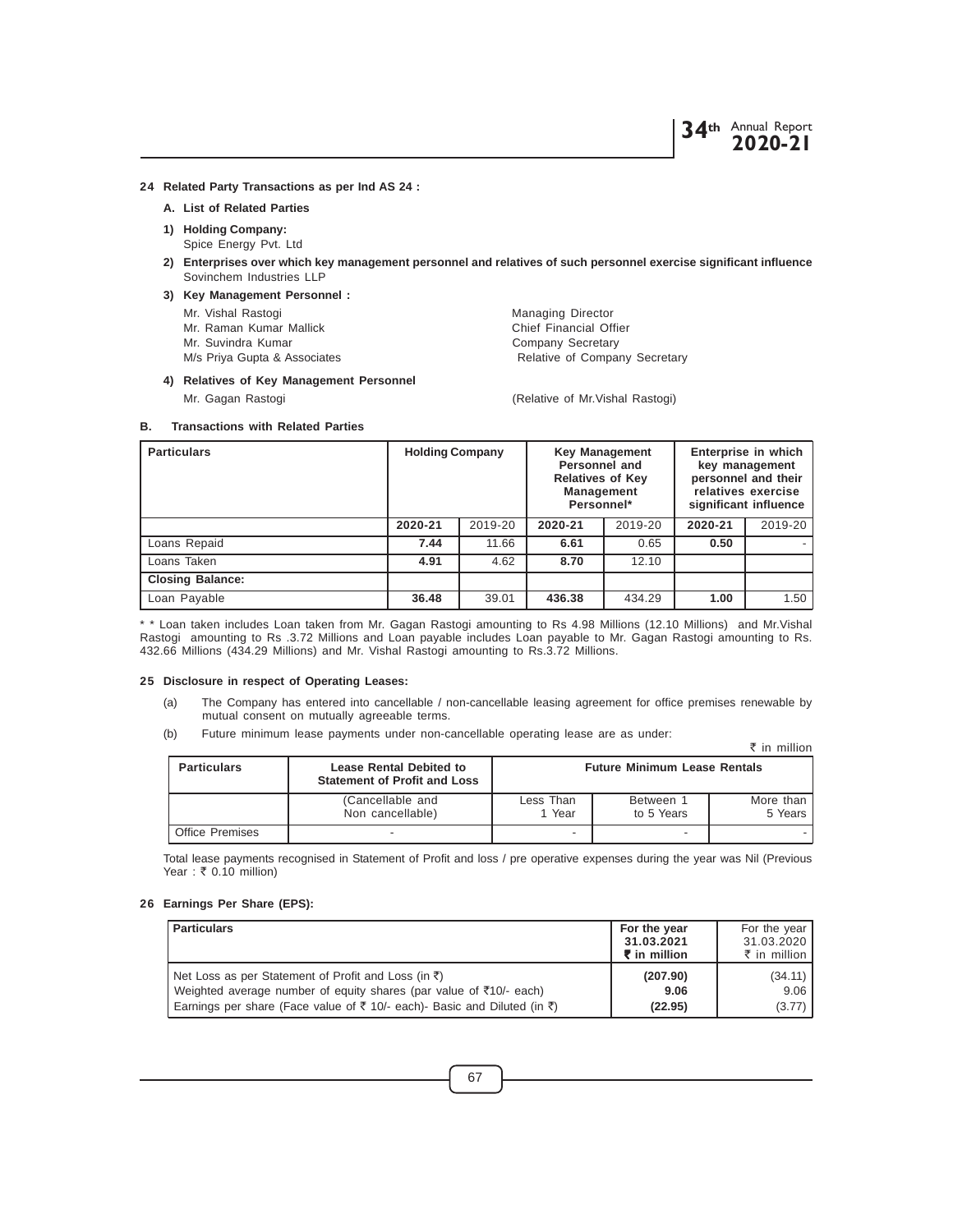## 24 Related Party Transactions as per Ind AS 24 :

### A. List of Related Parties

**1) Holding Company:**

Spice Energy Pvt. Ltd

**2) Enterprises over which key management personnel and relatives of such personnel exercise significant influence**

Sovinchem Industries LLP

**3) Key Management Personnel :**

| | |
|---|---|
| Mr. Vishal Rastogi | Managing Director |
| Mr. Raman Kumar Mallick | Chief Financial Offier |
| Mr. Suvindra Kumar | Company Secretary |
| M/s Priya Gupta & Associates | Relative of Company Secretary |

**4) Relatives of Key Management Personnel**

| | |
|---|---|
| Mr. Gagan Rastogi | (Relative of Mr.Vishal Rastogi) |

### B. Transactions with Related Parties

| Particulars | Holding Company | | Key Management Personnel and Relatives of Key Management Personnel* | | Enterprise in which key management personnel and their relatives exercise significant influence | |
|---|---|---|---|---|---|---|
| | **2020-21** | 2019-20 | **2020-21** | 2019-20 | **2020-21** | 2019-20 |
| Loans Repaid | **7.44** | 11.66 | **6.61** | 0.65 | **0.50** | - |
| Loans Taken | **4.91** | 4.62 | **8.70** | 12.10 | | |
| **Closing Balance:** | | | | | | |
| Loan Payable | **36.48** | 39.01 | **436.38** | 434.29 | **1.00** | 1.50 |

* * Loan taken includes Loan taken from Mr. Gagan Rastogi amounting to Rs 4.98 Millions (12.10 Millions) and Mr.Vishal Rastogi amounting to Rs .3.72 Millions and Loan payable includes Loan payable to Mr. Gagan Rastogi amounting to Rs. 432.66 Millions (434.29 Millions) and Mr. Vishal Rastogi amounting to Rs.3.72 Millions.

## 25 Disclosure in respect of Operating Leases:

(a) The Company has entered into cancellable / non-cancellable leasing agreement for office premises renewable by mutual consent on mutually agreeable terms.

(b) Future minimum lease payments under non-cancellable operating lease are as under:

₹ in million

| Particulars | Lease Rental Debited to Statement of Profit and Loss | Future Minimum Lease Rentals | | |
|---|---|---|---|---|
| | (Cancellable and Non cancellable) | Less Than 1 Year | Between 1 to 5 Years | More than 5 Years |
| Office Premises | - | - | - | - |

Total lease payments recognised in Statement of Profit and loss / pre operative expenses during the year was Nil (Previous Year : ₹ 0.10 million)

## 26 Earnings Per Share (EPS):

| Particulars | For the year 31.03.2021 ₹ in million | For the year 31.03.2020 ₹ in million |
|---|---|---|
| Net Loss as per Statement of Profit and Loss (in ₹) | **(207.90)** | (34.11) |
| Weighted average number of equity shares (par value of ₹10/- each) | **9.06** | 9.06 |
| Earnings per share (Face value of ₹ 10/- each)- Basic and Diluted (in ₹) | **(22.95)** | (3.77) |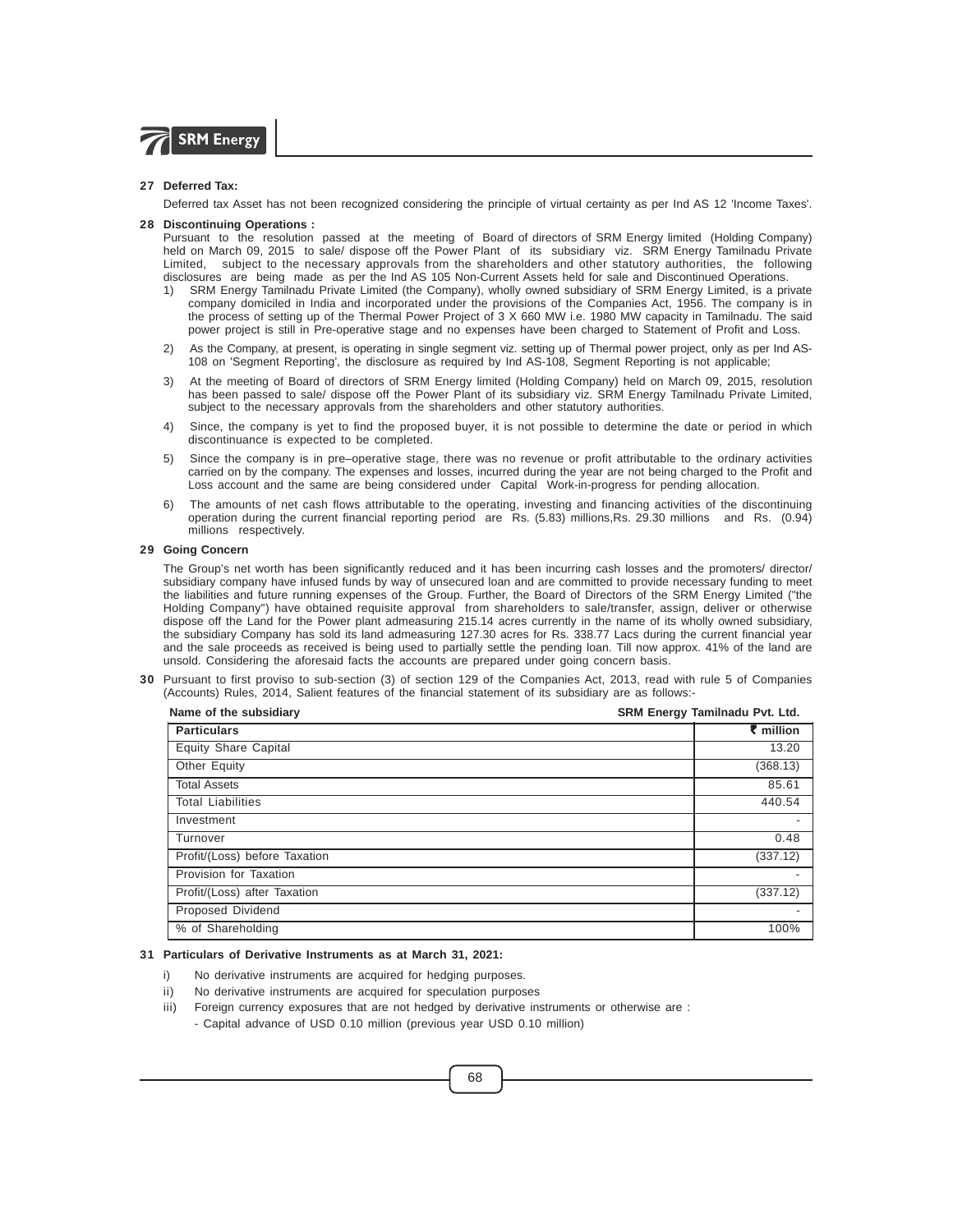**27 Deferred Tax:**

Deferred tax Asset has not been recognized considering the principle of virtual certainty as per Ind AS 12 'Income Taxes'.

**28 Discontinuing Operations :**

Pursuant to the resolution passed at the meeting of Board of directors of SRM Energy limited (Holding Company) held on March 09, 2015 to sale/ dispose off the Power Plant of its subsidiary viz. SRM Energy Tamilnadu Private Limited, subject to the necessary approvals from the shareholders and other statutory authorities, the following disclosures are being made as per the Ind AS 105 Non-Current Assets held for sale and Discontinued Operations.

1) SRM Energy Tamilnadu Private Limited (the Company), wholly owned subsidiary of SRM Energy Limited, is a private company domiciled in India and incorporated under the provisions of the Companies Act, 1956. The company is in the process of setting up of the Thermal Power Project of 3 X 660 MW i.e. 1980 MW capacity in Tamilnadu. The said power project is still in Pre-operative stage and no expenses have been charged to Statement of Profit and Loss.

2) As the Company, at present, is operating in single segment viz. setting up of Thermal power project, only as per Ind AS-108 on 'Segment Reporting', the disclosure as required by Ind AS-108, Segment Reporting is not applicable;

3) At the meeting of Board of directors of SRM Energy limited (Holding Company) held on March 09, 2015, resolution has been passed to sale/ dispose off the Power Plant of its subsidiary viz. SRM Energy Tamilnadu Private Limited, subject to the necessary approvals from the shareholders and other statutory authorities.

4) Since, the company is yet to find the proposed buyer, it is not possible to determine the date or period in which discontinuance is expected to be completed.

5) Since the company is in pre–operative stage, there was no revenue or profit attributable to the ordinary activities carried on by the company. The expenses and losses, incurred during the year are not being charged to the Profit and Loss account and the same are being considered under Capital Work-in-progress for pending allocation.

6) The amounts of net cash flows attributable to the operating, investing and financing activities of the discontinuing operation during the current financial reporting period are Rs. (5.83) millions,Rs. 29.30 millions and Rs. (0.94) millions respectively.

**29 Going Concern**

The Group's net worth has been significantly reduced and it has been incurring cash losses and the promoters/ director/ subsidiary company have infused funds by way of unsecured loan and are committed to provide necessary funding to meet the liabilities and future running expenses of the Group. Further, the Board of Directors of the SRM Energy Limited ("the Holding Company") have obtained requisite approval from shareholders to sale/transfer, assign, deliver or otherwise dispose off the Land for the Power plant admeasuring 215.14 acres currently in the name of its wholly owned subsidiary, the subsidiary Company has sold its land admeasuring 127.30 acres for Rs. 338.77 Lacs during the current financial year and the sale proceeds as received is being used to partially settle the pending loan. Till now approx. 41% of the land are unsold. Considering the aforesaid facts the accounts are prepared under going concern basis.

**30** Pursuant to first proviso to sub-section (3) of section 129 of the Companies Act, 2013, read with rule 5 of Companies (Accounts) Rules, 2014, Salient features of the financial statement of its subsidiary are as follows:-

**Name of the subsidiary** — **SRM Energy Tamilnadu Pvt. Ltd.**

| Particulars | ₹ million |
|---|---|
| Equity Share Capital | 13.20 |
| Other Equity | (368.13) |
| Total Assets | 85.61 |
| Total Liabilities | 440.54 |
| Investment | - |
| Turnover | 0.48 |
| Profit/(Loss) before Taxation | (337.12) |
| Provision for Taxation | - |
| Profit/(Loss) after Taxation | (337.12) |
| Proposed Dividend | - |
| % of Shareholding | 100% |

**31 Particulars of Derivative Instruments as at March 31, 2021:**

i) No derivative instruments are acquired for hedging purposes.

ii) No derivative instruments are acquired for speculation purposes

iii) Foreign currency exposures that are not hedged by derivative instruments or otherwise are :

- Capital advance of USD 0.10 million (previous year USD 0.10 million)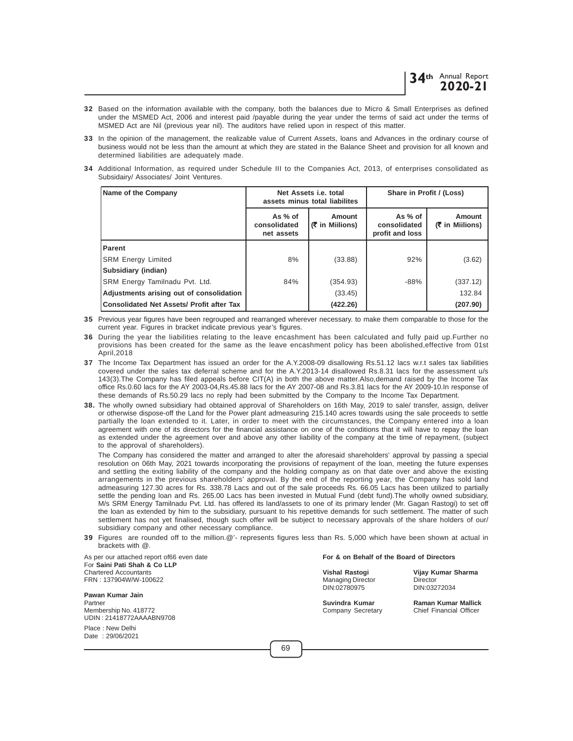**32** Based on the information available with the company, both the balances due to Micro & Small Enterprises as defined under the MSMED Act, 2006 and interest paid /payable during the year under the terms of said act under the terms of MSMED Act are Nil (previous year nil). The auditors have relied upon in respect of this matter.

**33** In the opinion of the management, the realizable value of Current Assets, loans and Advances in the ordinary course of business would not be less than the amount at which they are stated in the Balance Sheet and provision for all known and determined liabilities are adequately made.

**34** Additional Information, as required under Schedule III to the Companies Act, 2013, of enterprises consolidated as Subsidairy/ Associates/ Joint Ventures.

| Name of the Company | Net Assets i.e. total assets minus total liabilites | | Share in Profit / (Loss) | |
|---|---|---|---|---|
| | As % of consolidated net assets | Amount (₹ in Miilions) | As % of consolidated profit and loss | Amount (₹ in Miilions) |
| **Parent** | | | | |
| SRM Energy Limited | 8% | (33.88) | 92% | (3.62) |
| **Subsidiary (indian)** | | | | |
| SRM Energy Tamilnadu Pvt. Ltd. | 84% | (354.93) | -88% | (337.12) |
| **Adjustments arising out of consolidation** | | (33.45) | | 132.84 |
| **Consolidated Net Assets/ Profit after Tax** | | **(422.26)** | | **(207.90)** |

**35** Previous year figures have been regrouped and rearranged wherever necessary. to make them comparable to those for the current year. Figures in bracket indicate previous year's figures.

**36** During the year the liabilities relating to the leave encashment has been calculated and fully paid up.Further no provisions has been created for the same as the leave encashment policy has been abolished,effective from 01st April,2018

**37** The Income Tax Department has issued an order for the A.Y.2008-09 disallowing Rs.51.12 lacs w.r.t sales tax liabilities covered under the sales tax deferral scheme and for the A.Y.2013-14 disallowed Rs.8.31 lacs for the assessment u/s 143(3).The Company has filed appeals before CIT(A) in both the above matter.Also,demand raised by the Income Tax office Rs.0.60 lacs for the AY 2003-04,Rs.45.88 lacs for the AY 2007-08 and Rs.3.81 lacs for the AY 2009-10.In response of these demands of Rs.50.29 lacs no reply had been submitted by the Company to the Income Tax Department.

**38.** The wholly owned subsidiary had obtained approval of Shareholders on 16th May, 2019 to sale/ transfer, assign, deliver or otherwise dispose-off the Land for the Power plant admeasuring 215.140 acres towards using the sale proceeds to settle partially the loan extended to it. Later, in order to meet with the circumstances, the Company entered into a loan agreement with one of its directors for the financial assistance on one of the conditions that it will have to repay the loan as extended under the agreement over and above any other liability of the company at the time of repayment, (subject to the approval of shareholders).

The Company has considered the matter and arranged to alter the aforesaid shareholders' approval by passing a special resolution on 06th May, 2021 towards incorporating the provisions of repayment of the loan, meeting the future expenses and settling the exiting liability of the company and the holding company as on that date over and above the existing arrangements in the previous shareholders' approval. By the end of the reporting year, the Company has sold land admeasuring 127.30 acres for Rs. 338.78 Lacs and out of the sale proceeds Rs. 66.05 Lacs has been utilized to partially settle the pending loan and Rs. 265.00 Lacs has been invested in Mutual Fund (debt fund).The wholly owned subsidiary, M/s SRM Energy Tamilnadu Pvt. Ltd. has offered its land/assets to one of its primary lender (Mr. Gagan Rastogi) to set off the loan as extended by him to the subsidiary, pursuant to his repetitive demands for such settlement. The matter of such settlement has not yet finalised, though such offer will be subject to necessary approvals of the share holders of our/ subsidiary company and other necessary compliance.

**39** Figures are rounded off to the million.@'- represents figures less than Rs. 5,000 which have been shown at actual in brackets with @.

As per our attached report of66 even date
For **Saini Pati Shah & Co LLP**
Chartered Accountants
FRN : 137904W/W-100622

**Pawan Kumar Jain**
Partner
Membership No. 418772
UDIN : 21418772AAAABN9708

Place : New Delhi
Date : 29/06/2021

**For & on Behalf of the Board of Directors**

**Vishal Rastogi**
Managing Director
DIN:02780975

**Vijay Kumar Sharma**
Director
DIN:03272034

**Suvindra Kumar**
Company Secretary

**Raman Kumar Mallick**
Chief Financial Officer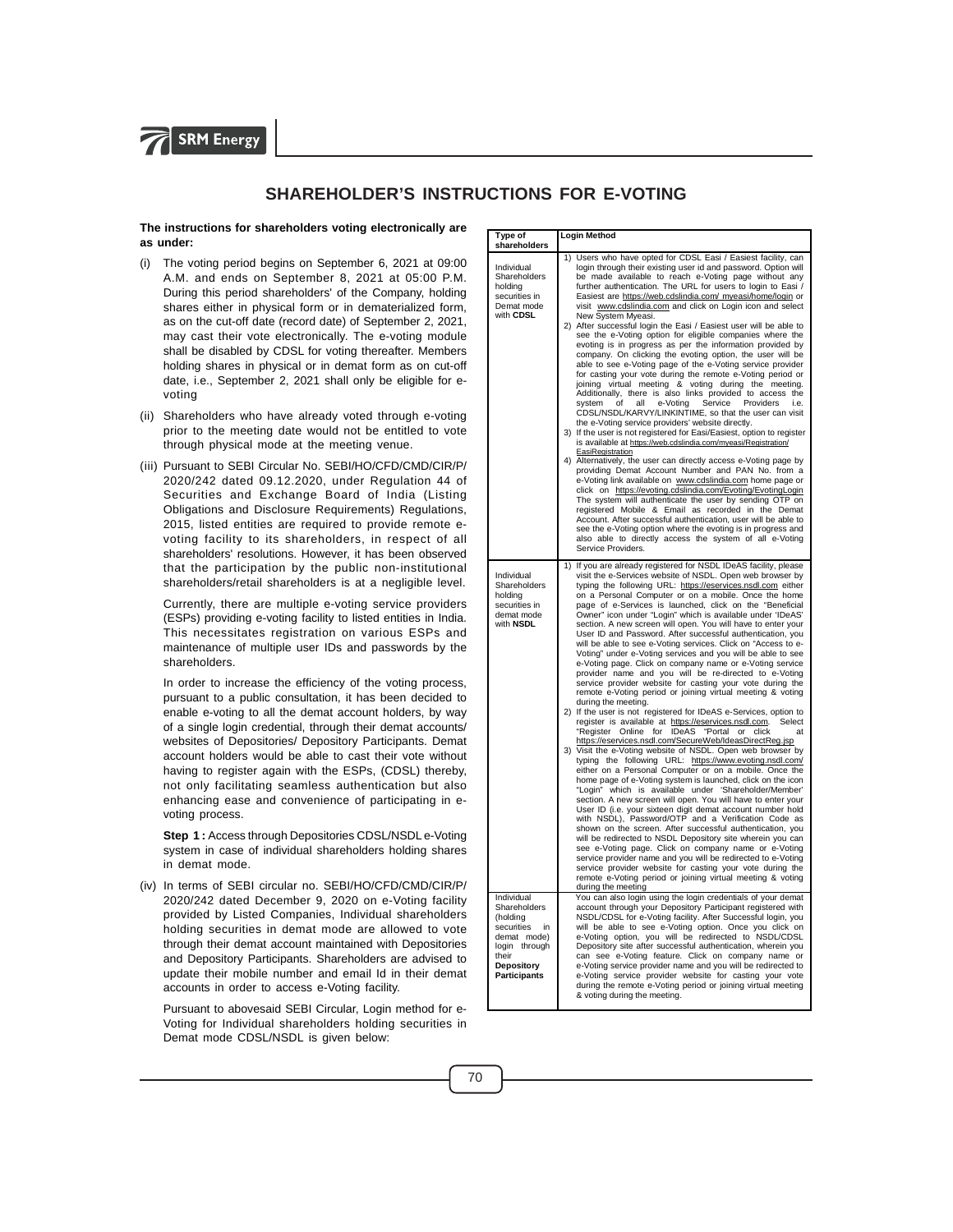# SHAREHOLDER'S INSTRUCTIONS FOR E-VOTING

**The instructions for shareholders voting electronically are as under:**

(i) The voting period begins on September 6, 2021 at 09:00 A.M. and ends on September 8, 2021 at 05:00 P.M. During this period shareholders' of the Company, holding shares either in physical form or in dematerialized form, as on the cut-off date (record date) of September 2, 2021, may cast their vote electronically. The e-voting module shall be disabled by CDSL for voting thereafter. Members holding shares in physical or in demat form as on cut-off date, i.e., September 2, 2021 shall only be eligible for e-voting

(ii) Shareholders who have already voted through e-voting prior to the meeting date would not be entitled to vote through physical mode at the meeting venue.

(iii) Pursuant to SEBI Circular No. SEBI/HO/CFD/CMD/CIR/P/2020/242 dated 09.12.2020, under Regulation 44 of Securities and Exchange Board of India (Listing Obligations and Disclosure Requirements) Regulations, 2015, listed entities are required to provide remote e-voting facility to its shareholders, in respect of all shareholders' resolutions. However, it has been observed that the participation by the public non-institutional shareholders/retail shareholders is at a negligible level.

Currently, there are multiple e-voting service providers (ESPs) providing e-voting facility to listed entities in India. This necessitates registration on various ESPs and maintenance of multiple user IDs and passwords by the shareholders.

In order to increase the efficiency of the voting process, pursuant to a public consultation, it has been decided to enable e-voting to all the demat account holders, by way of a single login credential, through their demat accounts/ websites of Depositories/ Depository Participants. Demat account holders would be able to cast their vote without having to register again with the ESPs, (CDSL) thereby, not only facilitating seamless authentication but also enhancing ease and convenience of participating in e-voting process.

**Step 1 :** Access through Depositories CDSL/NSDL e-Voting system in case of individual shareholders holding shares in demat mode.

(iv) In terms of SEBI circular no. SEBI/HO/CFD/CMD/CIR/P/2020/242 dated December 9, 2020 on e-Voting facility provided by Listed Companies, Individual shareholders holding securities in demat mode are allowed to vote through their demat account maintained with Depositories and Depository Participants. Shareholders are advised to update their mobile number and email Id in their demat accounts in order to access e-Voting facility.

Pursuant to abovesaid SEBI Circular, Login method for e-Voting for Individual shareholders holding securities in Demat mode CDSL/NSDL is given below:

| Type of shareholders | Login Method |
|---|---|
| Individual Shareholders holding securities in Demat mode with **CDSL** | 1) Users who have opted for CDSL Easi / Easiest facility, can login through their existing user id and password. Option will be made available to reach e-Voting page without any further authentication. The URL for users to login to Easi / Easiest are https://web.cdslindia.com/ myeasi/home/login or visit www.cdslindia.com and click on Login icon and select New System Myeasi.<br>2) After successful login the Easi / Easiest user will be able to see the e-Voting option for eligible companies where the evoting is in progress as per the information provided by company. On clicking the evoting option, the user will be able to see e-Voting page of the e-Voting service provider for casting your vote during the remote e-Voting period or joining virtual meeting & voting during the meeting. Additionally, there is also links provided to access the system of all e-Voting Service Providers i.e. CDSL/NSDL/KARVY/LINKINTIME, so that the user can visit the e-Voting service providers' website directly.<br>3) If the user is not registered for Easi/Easiest, option to register is available at https://web.cdslindia.com/myeasi/Registration/EasiRegistration<br>4) Alternatively, the user can directly access e-Voting page by providing Demat Account Number and PAN No. from a e-Voting link available on www.cdslindia.com home page or click on https://evoting.cdslindia.com/Evoting/EvotingLogin The system will authenticate the user by sending OTP on registered Mobile & Email as recorded in the Demat Account. After successful authentication, user will be able to see the e-Voting option where the evoting is in progress and also able to directly access the system of all e-Voting Service Providers. |
| Individual Shareholders holding securities in demat mode with **NSDL** | 1) If you are already registered for NSDL IDeAS facility, please visit the e-Services website of NSDL. Open web browser by typing the following URL: https://eservices.nsdl.com either on a Personal Computer or on a mobile. Once the home page of e-Services is launched, click on the "Beneficial Owner" icon under "Login" which is available under 'IDeAS' section. A new screen will open. You will have to enter your User ID and Password. After successful authentication, you will be able to see e-Voting services. Click on "Access to e-Voting" under e-Voting services and you will be able to see e-Voting page. Click on company name or e-Voting service provider name and you will be re-directed to e-Voting service provider website for casting your vote during the remote e-Voting period or joining virtual meeting & voting during the meeting.<br>2) If the user is not registered for IDeAS e-Services, option to register is available at https://eservices.nsdl.com. Select "Register Online for IDeAS "Portal or click at https://eservices.nsdl.com/SecureWeb/IdeasDirectReg.jsp<br>3) Visit the e-Voting website of NSDL. Open web browser by typing the following URL: https://www.evoting.nsdl.com/ either on a Personal Computer or on a mobile. Once the home page of e-Voting system is launched, click on the icon "Login" which is available under 'Shareholder/Member' section. A new screen will open. You will have to enter your User ID (i.e. your sixteen digit demat account number hold with NSDL), Password/OTP and a Verification Code as shown on the screen. After successful authentication, you will be redirected to NSDL Depository site wherein you can see e-Voting page. Click on company name or e-Voting service provider name and you will be redirected to e-Voting service provider website for casting your vote during the remote e-Voting period or joining virtual meeting & voting during the meeting |
| Individual Shareholders (holding securities in demat mode) login through their **Depository Participants** | You can also login using the login credentials of your demat account through your Depository Participant registered with NSDL/CDSL for e-Voting facility. After Successful login, you will be able to see e-Voting option. Once you click on e-Voting option, you will be redirected to NSDL/CDSL Depository site after successful authentication, wherein you can see e-Voting feature. Click on company name or e-Voting service provider name and you will be redirected to e-Voting service provider website for casting your vote during the remote e-Voting period or joining virtual meeting & voting during the meeting. |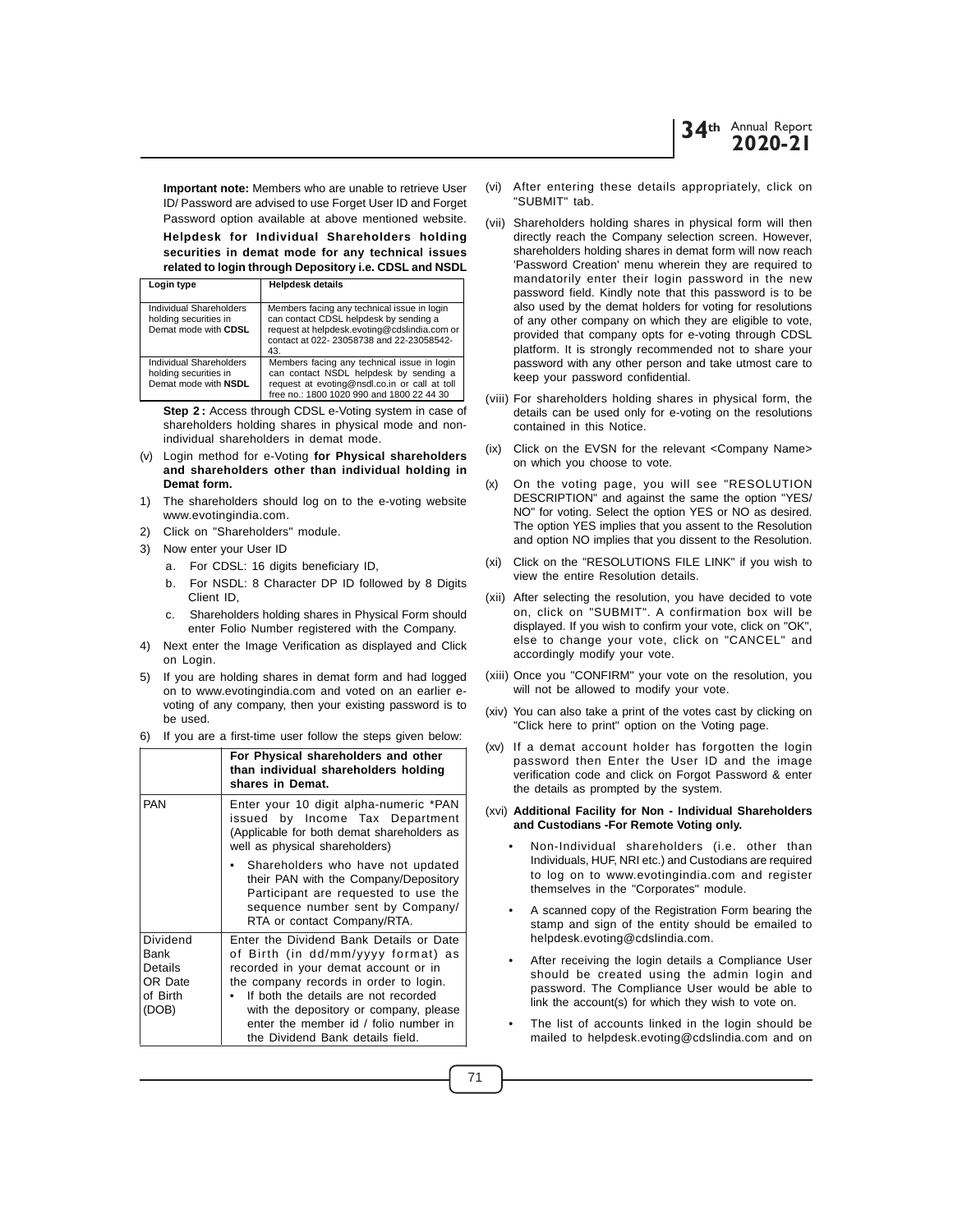**Important note:** Members who are unable to retrieve User ID/ Password are advised to use Forget User ID and Forget Password option available at above mentioned website.

**Helpdesk for Individual Shareholders holding securities in demat mode for any technical issues related to login through Depository i.e. CDSL and NSDL**

| Login type | Helpdesk details |
|---|---|
| Individual Shareholders holding securities in Demat mode with **CDSL** | Members facing any technical issue in login can contact CDSL helpdesk by sending a request at helpdesk.evoting@cdslindia.com or contact at 022- 23058738 and 22-23058542-43. |
| Individual Shareholders holding securities in Demat mode with **NSDL** | Members facing any technical issue in login can contact NSDL helpdesk by sending a request at evoting@nsdl.co.in or call at toll free no.: 1800 1020 990 and 1800 22 44 30 |

**Step 2 :** Access through CDSL e-Voting system in case of shareholders holding shares in physical mode and non-individual shareholders in demat mode.

(v) Login method for e-Voting **for Physical shareholders and shareholders other than individual holding in Demat form.**

1) The shareholders should log on to the e-voting website www.evotingindia.com.
2) Click on "Shareholders" module.
3) Now enter your User ID
   a. For CDSL: 16 digits beneficiary ID,
   b. For NSDL: 8 Character DP ID followed by 8 Digits Client ID,
   c. Shareholders holding shares in Physical Form should enter Folio Number registered with the Company.
4) Next enter the Image Verification as displayed and Click on Login.
5) If you are holding shares in demat form and had logged on to www.evotingindia.com and voted on an earlier e-voting of any company, then your existing password is to be used.
6) If you are a first-time user follow the steps given below:

| | **For Physical shareholders and other than individual shareholders holding shares in Demat.** |
|---|---|
| PAN | Enter your 10 digit alpha-numeric *PAN issued by Income Tax Department (Applicable for both demat shareholders as well as physical shareholders)<br>• Shareholders who have not updated their PAN with the Company/Depository Participant are requested to use the sequence number sent by Company/ RTA or contact Company/RTA. |
| Dividend Bank Details OR Date of Birth (DOB) | Enter the Dividend Bank Details or Date of Birth (in dd/mm/yyyy format) as recorded in your demat account or in the company records in order to login.<br>• If both the details are not recorded with the depository or company, please enter the member id / folio number in the Dividend Bank details field. |

(vi) After entering these details appropriately, click on "SUBMIT" tab.

(vii) Shareholders holding shares in physical form will then directly reach the Company selection screen. However, shareholders holding shares in demat form will now reach 'Password Creation' menu wherein they are required to mandatorily enter their login password in the new password field. Kindly note that this password is to be also used by the demat holders for voting for resolutions of any other company on which they are eligible to vote, provided that company opts for e-voting through CDSL platform. It is strongly recommended not to share your password with any other person and take utmost care to keep your password confidential.

(viii) For shareholders holding shares in physical form, the details can be used only for e-voting on the resolutions contained in this Notice.

(ix) Click on the EVSN for the relevant <Company Name> on which you choose to vote.

(x) On the voting page, you will see "RESOLUTION DESCRIPTION" and against the same the option "YES/ NO" for voting. Select the option YES or NO as desired. The option YES implies that you assent to the Resolution and option NO implies that you dissent to the Resolution.

(xi) Click on the "RESOLUTIONS FILE LINK" if you wish to view the entire Resolution details.

(xii) After selecting the resolution, you have decided to vote on, click on "SUBMIT". A confirmation box will be displayed. If you wish to confirm your vote, click on "OK", else to change your vote, click on "CANCEL" and accordingly modify your vote.

(xiii) Once you "CONFIRM" your vote on the resolution, you will not be allowed to modify your vote.

(xiv) You can also take a print of the votes cast by clicking on "Click here to print" option on the Voting page.

(xv) If a demat account holder has forgotten the login password then Enter the User ID and the image verification code and click on Forgot Password & enter the details as prompted by the system.

(xvi) **Additional Facility for Non - Individual Shareholders and Custodians -For Remote Voting only.**

- Non-Individual shareholders (i.e. other than Individuals, HUF, NRI etc.) and Custodians are required to log on to www.evotingindia.com and register themselves in the "Corporates" module.
- A scanned copy of the Registration Form bearing the stamp and sign of the entity should be emailed to helpdesk.evoting@cdslindia.com.
- After receiving the login details a Compliance User should be created using the admin login and password. The Compliance User would be able to link the account(s) for which they wish to vote on.
- The list of accounts linked in the login should be mailed to helpdesk.evoting@cdslindia.com and on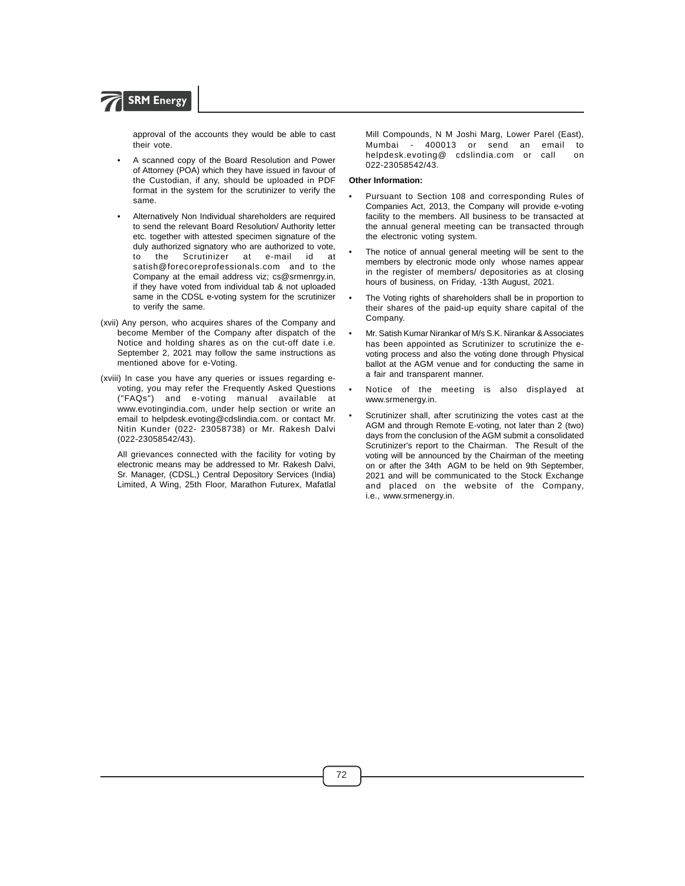approval of the accounts they would be able to cast their vote.

- A scanned copy of the Board Resolution and Power of Attorney (POA) which they have issued in favour of the Custodian, if any, should be uploaded in PDF format in the system for the scrutinizer to verify the same.

- Alternatively Non Individual shareholders are required to send the relevant Board Resolution/ Authority letter etc. together with attested specimen signature of the duly authorized signatory who are authorized to vote, to the Scrutinizer at e-mail id at satish@forecoreprofessionals.com and to the Company at the email address viz; cs@srmenrgy.in, if they have voted from individual tab & not uploaded same in the CDSL e-voting system for the scrutinizer to verify the same.

(xvii) Any person, who acquires shares of the Company and become Member of the Company after dispatch of the Notice and holding shares as on the cut-off date i.e. September 2, 2021 may follow the same instructions as mentioned above for e-Voting.

(xviii) In case you have any queries or issues regarding e-voting, you may refer the Frequently Asked Questions ("FAQs") and e-voting manual available at www.evotingindia.com, under help section or write an email to helpdesk.evoting@cdslindia.com. or contact Mr. Nitin Kunder (022- 23058738) or Mr. Rakesh Dalvi (022-23058542/43).

All grievances connected with the facility for voting by electronic means may be addressed to Mr. Rakesh Dalvi, Sr. Manager, (CDSL,) Central Depository Services (India) Limited, A Wing, 25th Floor, Marathon Futurex, Mafatlal Mill Compounds, N M Joshi Marg, Lower Parel (East), Mumbai - 400013 or send an email to helpdesk.evoting@ cdslindia.com or call on 022-23058542/43.

**Other Information:**

- Pursuant to Section 108 and corresponding Rules of Companies Act, 2013, the Company will provide e-voting facility to the members. All business to be transacted at the annual general meeting can be transacted through the electronic voting system.
- The notice of annual general meeting will be sent to the members by electronic mode only whose names appear in the register of members/ depositories as at closing hours of business, on Friday, -13th August, 2021.
- The Voting rights of shareholders shall be in proportion to their shares of the paid-up equity share capital of the Company.
- Mr. Satish Kumar Nirankar of M/s S.K. Nirankar & Associates has been appointed as Scrutinizer to scrutinize the e-voting process and also the voting done through Physical ballot at the AGM venue and for conducting the same in a fair and transparent manner.
- Notice of the meeting is also displayed at www.srmenergy.in.
- Scrutinizer shall, after scrutinizing the votes cast at the AGM and through Remote E-voting, not later than 2 (two) days from the conclusion of the AGM submit a consolidated Scrutinizer's report to the Chairman. The Result of the voting will be announced by the Chairman of the meeting on or after the 34th AGM to be held on 9th September, 2021 and will be communicated to the Stock Exchange and placed on the website of the Company, i.e., www.srmenergy.in.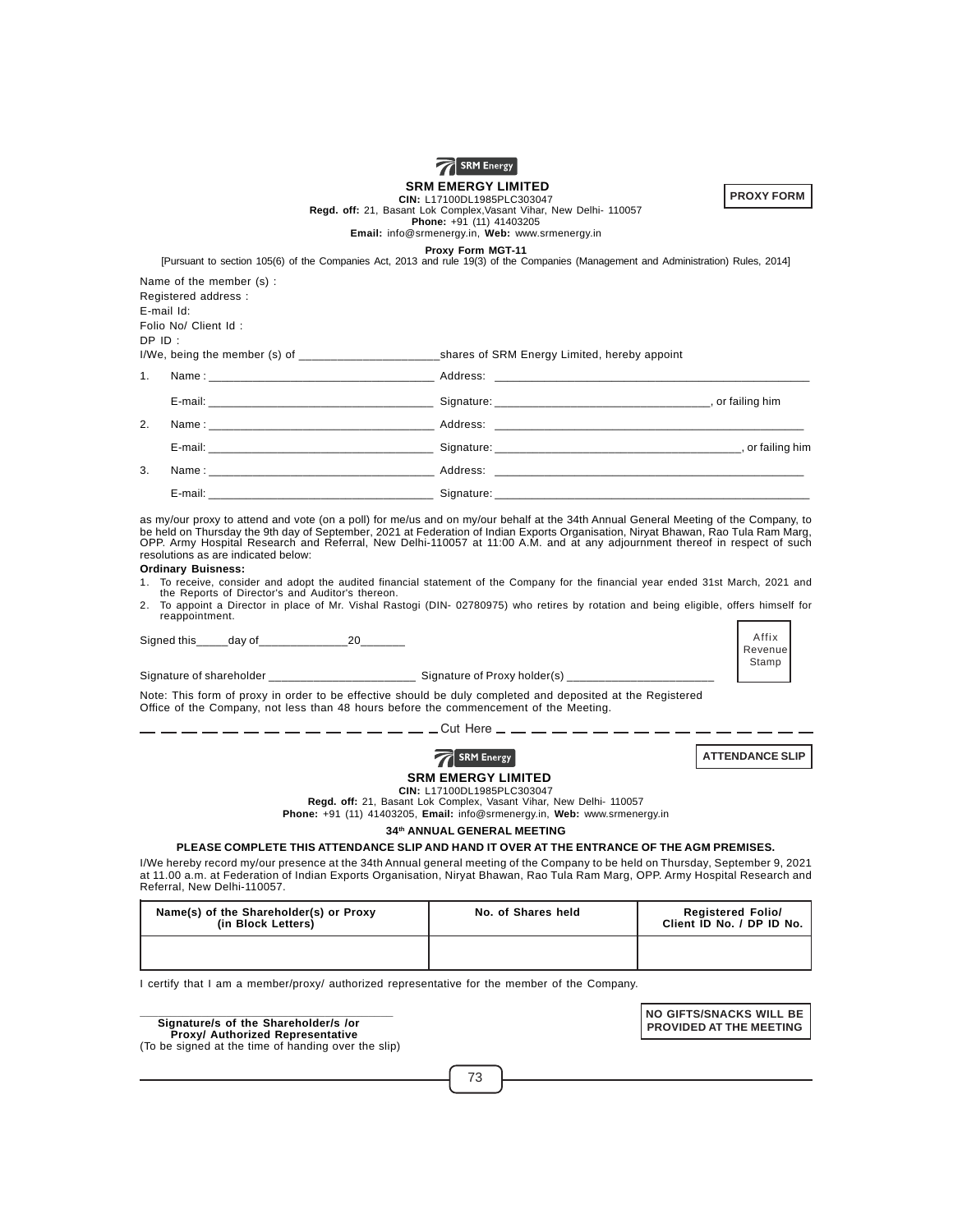SRM Energy

**SRM EMERGY LIMITED**

**CIN:** L17100DL1985PLC303047

**Regd. off:** 21, Basant Lok Complex,Vasant Vihar, New Delhi- 110057

**Phone:** +91 (11) 41403205

**Email:** info@srmenergy.in, **Web:** www.srmenergy.in

**PROXY FORM**

**Proxy Form MGT-11**

[Pursuant to section 105(6) of the Companies Act, 2013 and rule 19(3) of the Companies (Management and Administration) Rules, 2014]

Name of the member (s) :

Registered address :

E-mail Id:

Folio No/ Client Id :

DP ID :

I/We, being the member (s) of ______________________shares of SRM Energy Limited, hereby appoint

1. Name : ___________________________________ Address: ___________________________________

   E-mail: ___________________________________ Signature: _________________________________, or failing him

2. Name : ___________________________________ Address: ___________________________________

   E-mail: ___________________________________ Signature: _________________________________, or failing him

3. Name : ___________________________________ Address: ___________________________________

   E-mail: ___________________________________ Signature: _________________________________

as my/our proxy to attend and vote (on a poll) for me/us and on my/our behalf at the 34th Annual General Meeting of the Company, to be held on Thursday the 9th day of September, 2021 at Federation of Indian Exports Organisation, Niryat Bhawan, Rao Tula Ram Marg, OPP. Army Hospital Research and Referral, New Delhi-110057 at 11:00 A.M. and at any adjournment thereof in respect of such resolutions as are indicated below:

**Ordinary Buisness:**

1. To receive, consider and adopt the audited financial statement of the Company for the financial year ended 31st March, 2021 and the Reports of Director's and Auditor's thereon.
2. To appoint a Director in place of Mr. Vishal Rastogi (DIN- 02780975) who retires by rotation and being eligible, offers himself for reappointment.

Signed this_____day of______________20_______

Affix Revenue Stamp

Signature of shareholder _______________________ Signature of Proxy holder(s) _______________________

Note: This form of proxy in order to be effective should be duly completed and deposited at the Registered Office of the Company, not less than 48 hours before the commencement of the Meeting.

— — — — — — — — — — — — — — Cut Here — — — — — — — — — — — — — —

SRM Energy

**ATTENDANCE SLIP**

**SRM EMERGY LIMITED**

**CIN:** L17100DL1985PLC303047

**Regd. off:** 21, Basant Lok Complex, Vasant Vihar, New Delhi- 110057

**Phone:** +91 (11) 41403205, **Email:** info@srmenergy.in, **Web:** www.srmenergy.in

**34th ANNUAL GENERAL MEETING**

**PLEASE COMPLETE THIS ATTENDANCE SLIP AND HAND IT OVER AT THE ENTRANCE OF THE AGM PREMISES.**

I/We hereby record my/our presence at the 34th Annual general meeting of the Company to be held on Thursday, September 9, 2021 at 11.00 a.m. at Federation of Indian Exports Organisation, Niryat Bhawan, Rao Tula Ram Marg, OPP. Army Hospital Research and Referral, New Delhi-110057.

| Name(s) of the Shareholder(s) or Proxy (in Block Letters) | No. of Shares held | Registered Folio/ Client ID No. / DP ID No. |
|---|---|---|
| | | |

I certify that I am a member/proxy/ authorized representative for the member of the Company.

\_\_\_\_\_\_\_\_\_\_\_\_\_\_\_\_\_\_\_\_\_\_\_\_\_\_\_\_\_\_\_\_

**Signature/s of the Shareholder/s /or Proxy/ Authorized Representative**

(To be signed at the time of handing over the slip)

**NO GIFTS/SNACKS WILL BE PROVIDED AT THE MEETING**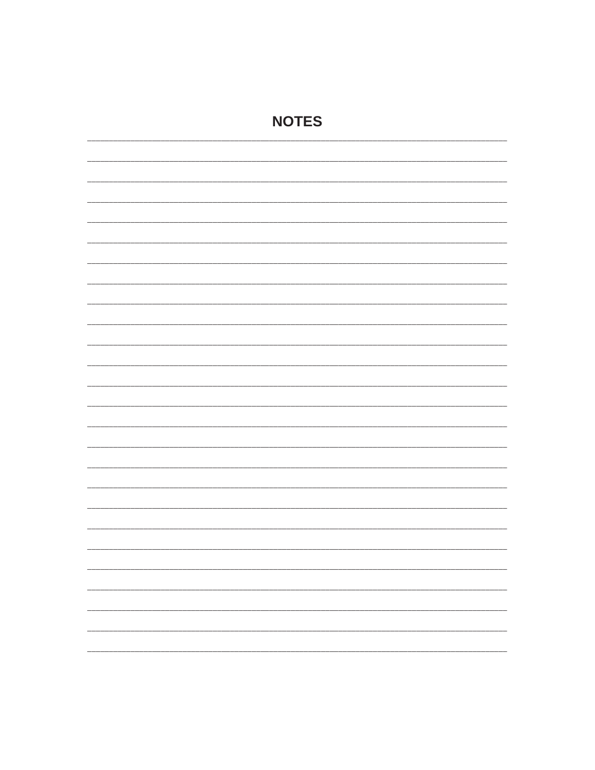# NOTES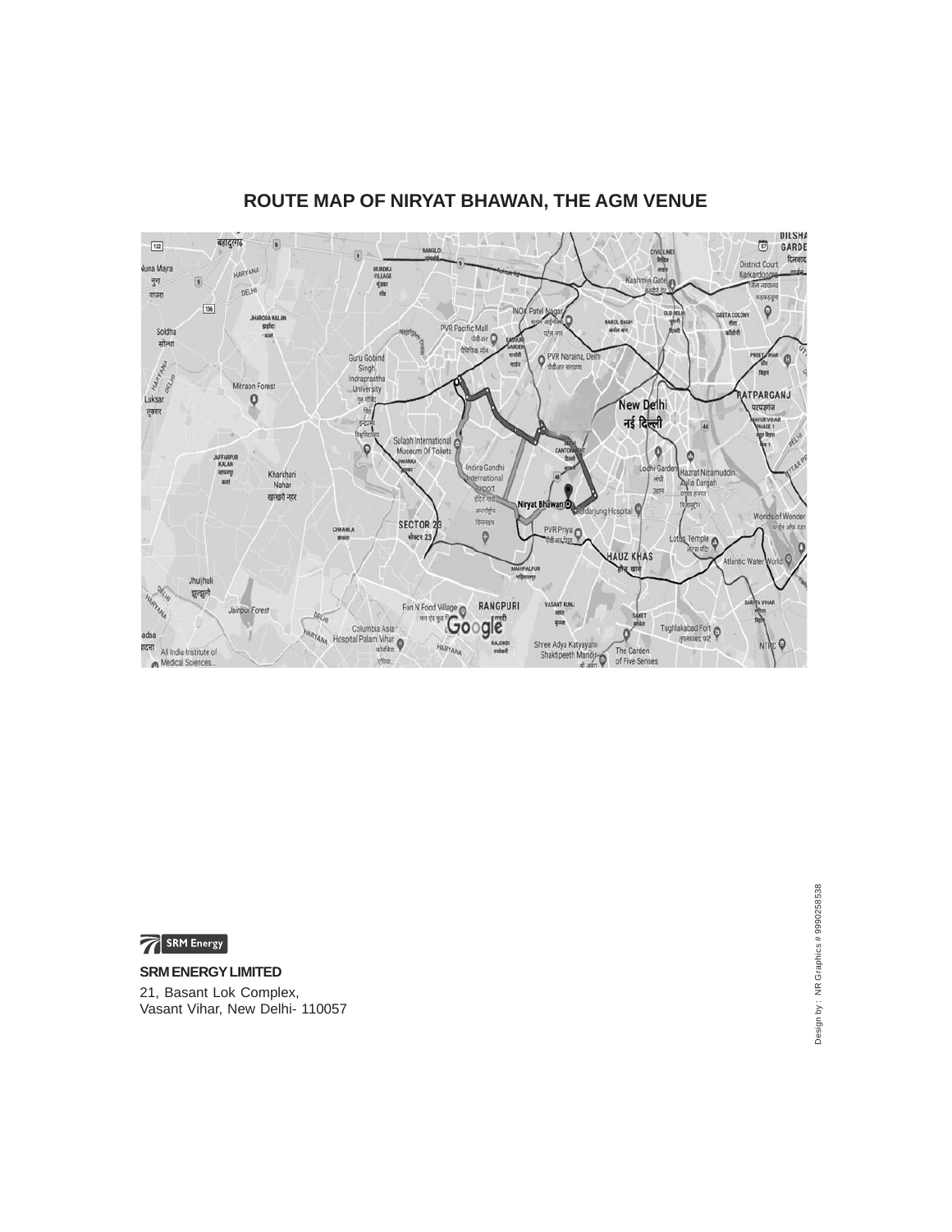## ROUTE MAP OF NIRYAT BHAWAN, THE AGM VENUE

SRM Energy

**SRM ENERGY LIMITED**

21, Basant Lok Complex,
Vasant Vihar, New Delhi- 110057

Design by : NR Graphics # 9990258538